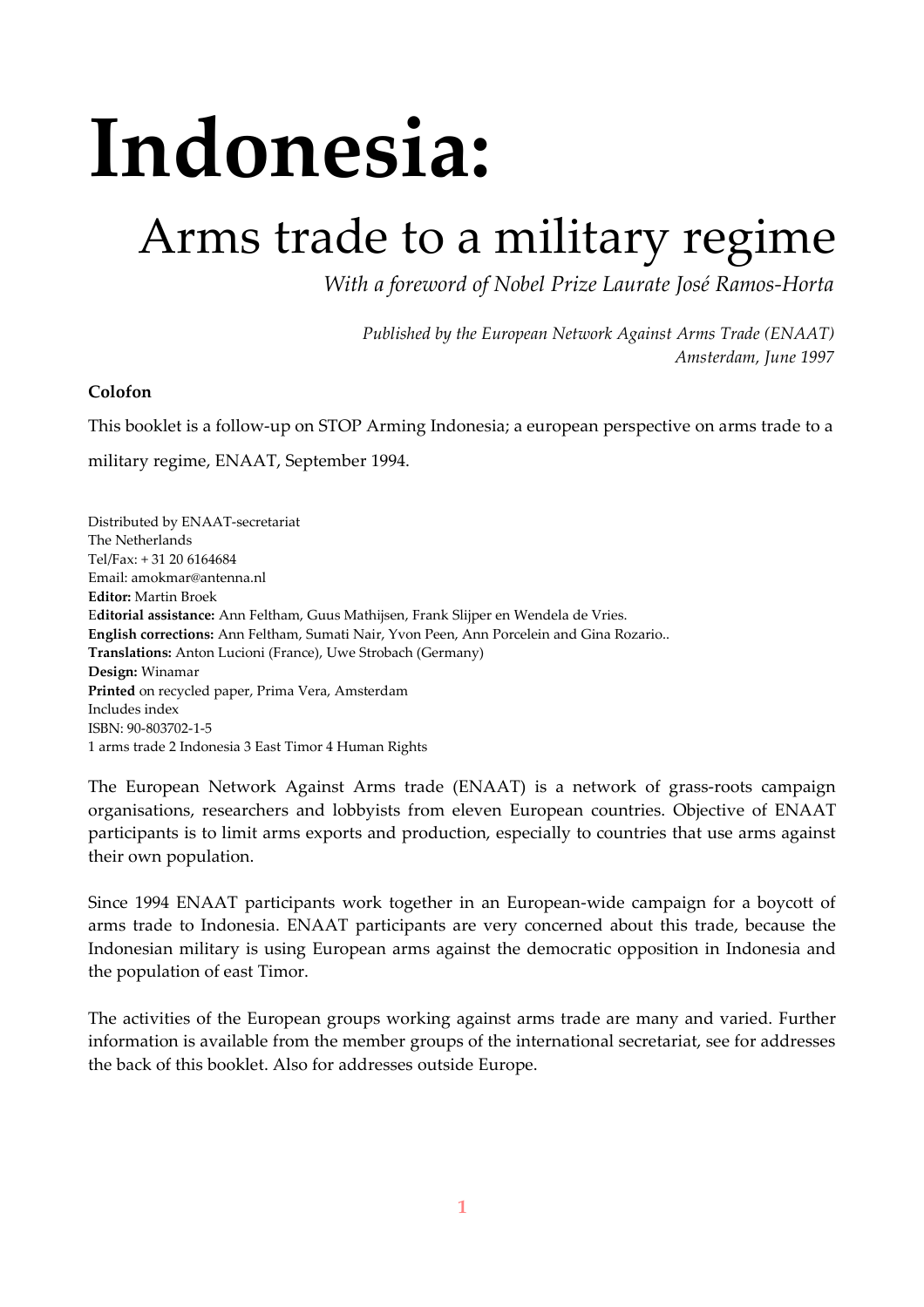# Indonesia:

## Arms trade to a military regime

*With a foreword of Nobel Prize Laurate José Ramos-Horta*

*Published by the European Network Against Arms Trade (ENAAT)*
*Amsterdam, June 1997*

**Colofon**

This booklet is a follow-up on STOP Arming Indonesia; a european perspective on arms trade to a military regime, ENAAT, September 1994.

Distributed by ENAAT-secretariat
The Netherlands
Tel/Fax: + 31 20 6164684
Email: amokmar@antenna.nl
**Editor:** Martin Broek
**Editorial assistance:** Ann Feltham, Guus Mathijsen, Frank Slijper en Wendela de Vries.
**English corrections:** Ann Feltham, Sumati Nair, Yvon Peen, Ann Porcelein and Gina Rozario..
**Translations:** Anton Lucioni (France), Uwe Strobach (Germany)
**Design:** Winamar
**Printed** on recycled paper, Prima Vera, Amsterdam
Includes index
ISBN: 90-803702-1-5
1 arms trade 2 Indonesia 3 East Timor 4 Human Rights

The European Network Against Arms trade (ENAAT) is a network of grass-roots campaign organisations, researchers and lobbyists from eleven European countries. Objective of ENAAT participants is to limit arms exports and production, especially to countries that use arms against their own population.

Since 1994 ENAAT participants work together in an European-wide campaign for a boycott of arms trade to Indonesia. ENAAT participants are very concerned about this trade, because the Indonesian military is using European arms against the democratic opposition in Indonesia and the population of east Timor.

The activities of the European groups working against arms trade are many and varied. Further information is available from the member groups of the international secretariat, see for addresses the back of this booklet. Also for addresses outside Europe.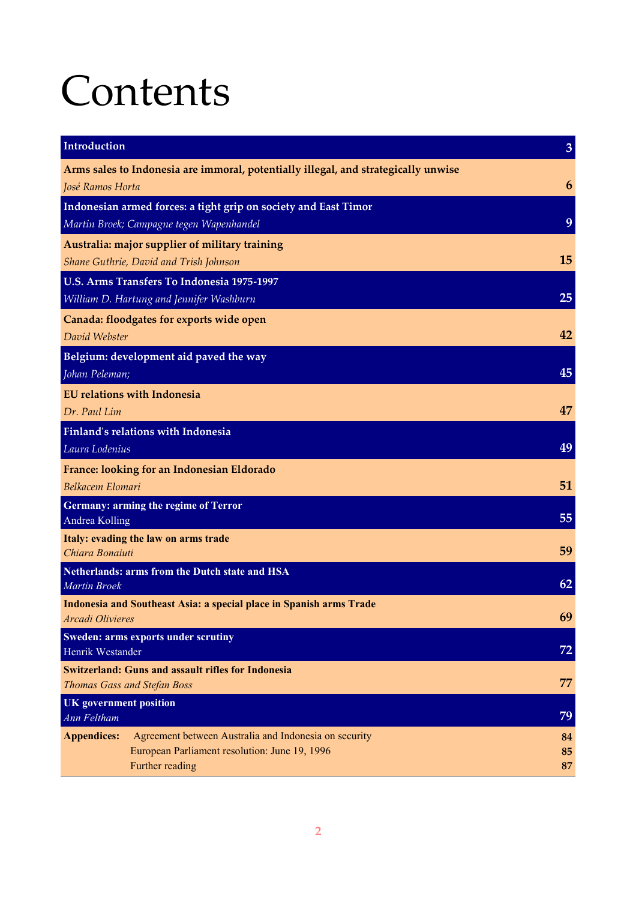# Contents

| | |
|---|---|
| **Introduction** | **3** |
| **Arms sales to Indonesia are immoral, potentially illegal, and strategically unwise**<br>*José Ramos Horta* | **6** |
| **Indonesian armed forces: a tight grip on society and East Timor**<br>*Martin Broek; Campagne tegen Wapenhandel* | **9** |
| **Australia: major supplier of military training**<br>*Shane Guthrie, David and Trish Johnson* | **15** |
| **U.S. Arms Transfers To Indonesia 1975-1997**<br>*William D. Hartung and Jennifer Washburn* | **25** |
| **Canada: floodgates for exports wide open**<br>*David Webster* | **42** |
| **Belgium: development aid paved the way**<br>*Johan Peleman;* | **45** |
| **EU relations with Indonesia**<br>*Dr. Paul Lim* | **47** |
| **Finland's relations with Indonesia**<br>*Laura Lodenius* | **49** |
| **France: looking for an Indonesian Eldorado**<br>*Belkacem Elomari* | **51** |
| **Germany: arming the regime of Terror**<br>Andrea Kolling | **55** |
| **Italy: evading the law on arms trade**<br>*Chiara Bonaiuti* | **59** |
| **Netherlands: arms from the Dutch state and HSA**<br>*Martin Broek* | **62** |
| **Indonesia and Southeast Asia: a special place in Spanish arms Trade**<br>*Arcadi Olivieres* | **69** |
| **Sweden: arms exports under scrutiny**<br>Henrik Westander | **72** |
| **Switzerland: Guns and assault rifles for Indonesia**<br>*Thomas Gass and Stefan Boss* | **77** |
| **UK government position**<br>*Ann Feltham* | **79** |
| **Appendices:** Agreement between Australia and Indonesia on security | **84** |
| European Parliament resolution: June 19, 1996 | **85** |
| Further reading | **87** |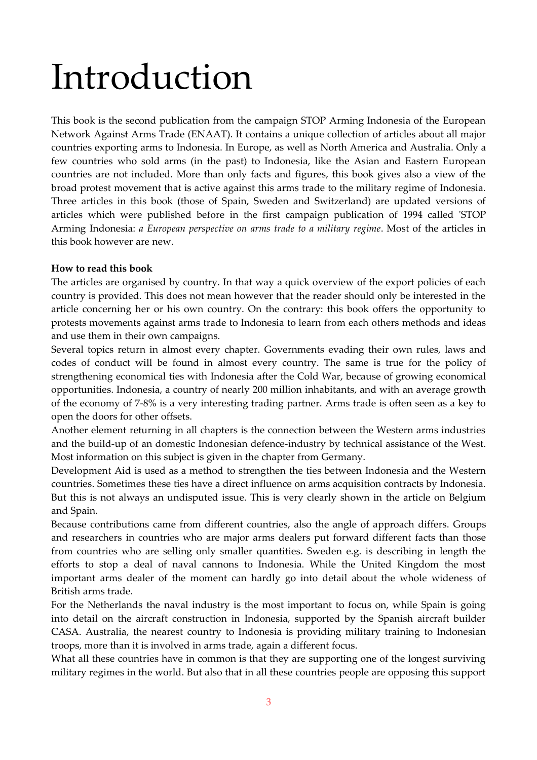# Introduction

This book is the second publication from the campaign STOP Arming Indonesia of the European Network Against Arms Trade (ENAAT). It contains a unique collection of articles about all major countries exporting arms to Indonesia. In Europe, as well as North America and Australia. Only a few countries who sold arms (in the past) to Indonesia, like the Asian and Eastern European countries are not included. More than only facts and figures, this book gives also a view of the broad protest movement that is active against this arms trade to the military regime of Indonesia. Three articles in this book (those of Spain, Sweden and Switzerland) are updated versions of articles which were published before in the first campaign publication of 1994 called 'STOP Arming Indonesia: *a European perspective on arms trade to a military regime*. Most of the articles in this book however are new.

**How to read this book**

The articles are organised by country. In that way a quick overview of the export policies of each country is provided. This does not mean however that the reader should only be interested in the article concerning her or his own country. On the contrary: this book offers the opportunity to protests movements against arms trade to Indonesia to learn from each others methods and ideas and use them in their own campaigns.

Several topics return in almost every chapter. Governments evading their own rules, laws and codes of conduct will be found in almost every country. The same is true for the policy of strengthening economical ties with Indonesia after the Cold War, because of growing economical opportunities. Indonesia, a country of nearly 200 million inhabitants, and with an average growth of the economy of 7-8% is a very interesting trading partner. Arms trade is often seen as a key to open the doors for other offsets.

Another element returning in all chapters is the connection between the Western arms industries and the build-up of an domestic Indonesian defence-industry by technical assistance of the West. Most information on this subject is given in the chapter from Germany.

Development Aid is used as a method to strengthen the ties between Indonesia and the Western countries. Sometimes these ties have a direct influence on arms acquisition contracts by Indonesia. But this is not always an undisputed issue. This is very clearly shown in the article on Belgium and Spain.

Because contributions came from different countries, also the angle of approach differs. Groups and researchers in countries who are major arms dealers put forward different facts than those from countries who are selling only smaller quantities. Sweden e.g. is describing in length the efforts to stop a deal of naval cannons to Indonesia. While the United Kingdom the most important arms dealer of the moment can hardly go into detail about the whole wideness of British arms trade.

For the Netherlands the naval industry is the most important to focus on, while Spain is going into detail on the aircraft construction in Indonesia, supported by the Spanish aircraft builder CASA. Australia, the nearest country to Indonesia is providing military training to Indonesian troops, more than it is involved in arms trade, again a different focus.

What all these countries have in common is that they are supporting one of the longest surviving military regimes in the world. But also that in all these countries people are opposing this support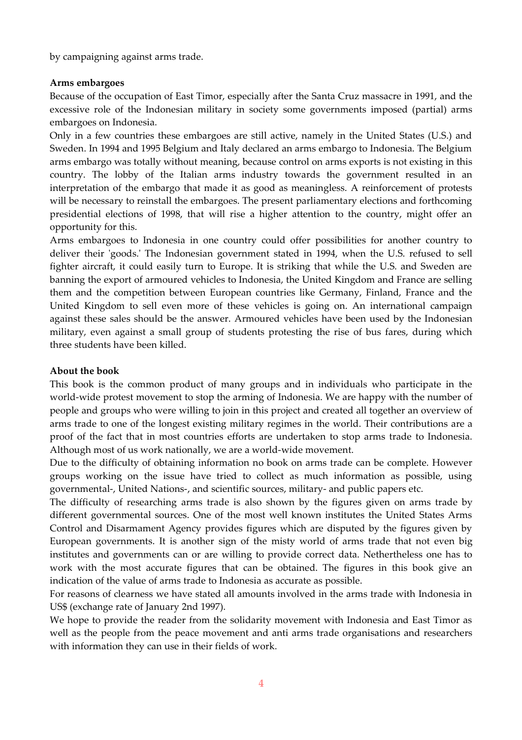by campaigning against arms trade.

**Arms embargoes**

Because of the occupation of East Timor, especially after the Santa Cruz massacre in 1991, and the excessive role of the Indonesian military in society some governments imposed (partial) arms embargoes on Indonesia.

Only in a few countries these embargoes are still active, namely in the United States (U.S.) and Sweden. In 1994 and 1995 Belgium and Italy declared an arms embargo to Indonesia. The Belgium arms embargo was totally without meaning, because control on arms exports is not existing in this country. The lobby of the Italian arms industry towards the government resulted in an interpretation of the embargo that made it as good as meaningless. A reinforcement of protests will be necessary to reinstall the embargoes. The present parliamentary elections and forthcoming presidential elections of 1998, that will rise a higher attention to the country, might offer an opportunity for this.

Arms embargoes to Indonesia in one country could offer possibilities for another country to deliver their 'goods.' The Indonesian government stated in 1994, when the U.S. refused to sell fighter aircraft, it could easily turn to Europe. It is striking that while the U.S. and Sweden are banning the export of armoured vehicles to Indonesia, the United Kingdom and France are selling them and the competition between European countries like Germany, Finland, France and the United Kingdom to sell even more of these vehicles is going on. An international campaign against these sales should be the answer. Armoured vehicles have been used by the Indonesian military, even against a small group of students protesting the rise of bus fares, during which three students have been killed.

**About the book**

This book is the common product of many groups and in individuals who participate in the world-wide protest movement to stop the arming of Indonesia. We are happy with the number of people and groups who were willing to join in this project and created all together an overview of arms trade to one of the longest existing military regimes in the world. Their contributions are a proof of the fact that in most countries efforts are undertaken to stop arms trade to Indonesia. Although most of us work nationally, we are a world-wide movement.

Due to the difficulty of obtaining information no book on arms trade can be complete. However groups working on the issue have tried to collect as much information as possible, using governmental-, United Nations-, and scientific sources, military- and public papers etc.

The difficulty of researching arms trade is also shown by the figures given on arms trade by different governmental sources. One of the most well known institutes the United States Arms Control and Disarmament Agency provides figures which are disputed by the figures given by European governments. It is another sign of the misty world of arms trade that not even big institutes and governments can or are willing to provide correct data. Nethertheless one has to work with the most accurate figures that can be obtained. The figures in this book give an indication of the value of arms trade to Indonesia as accurate as possible.

For reasons of clearness we have stated all amounts involved in the arms trade with Indonesia in US$ (exchange rate of January 2nd 1997).

We hope to provide the reader from the solidarity movement with Indonesia and East Timor as well as the people from the peace movement and anti arms trade organisations and researchers with information they can use in their fields of work.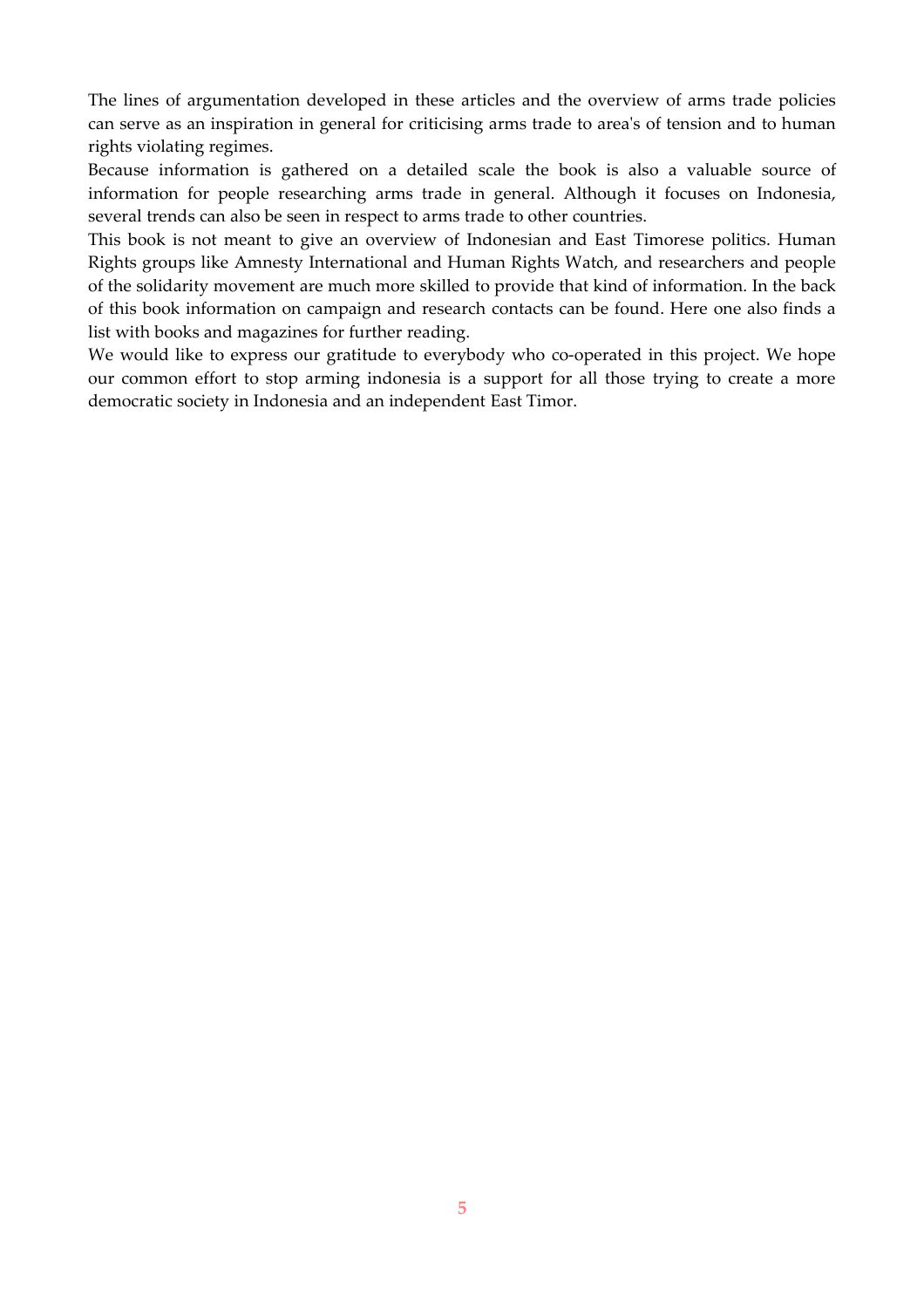The lines of argumentation developed in these articles and the overview of arms trade policies can serve as an inspiration in general for criticising arms trade to area's of tension and to human rights violating regimes.

Because information is gathered on a detailed scale the book is also a valuable source of information for people researching arms trade in general. Although it focuses on Indonesia, several trends can also be seen in respect to arms trade to other countries.

This book is not meant to give an overview of Indonesian and East Timorese politics. Human Rights groups like Amnesty International and Human Rights Watch, and researchers and people of the solidarity movement are much more skilled to provide that kind of information. In the back of this book information on campaign and research contacts can be found. Here one also finds a list with books and magazines for further reading.

We would like to express our gratitude to everybody who co-operated in this project. We hope our common effort to stop arming indonesia is a support for all those trying to create a more democratic society in Indonesia and an independent East Timor.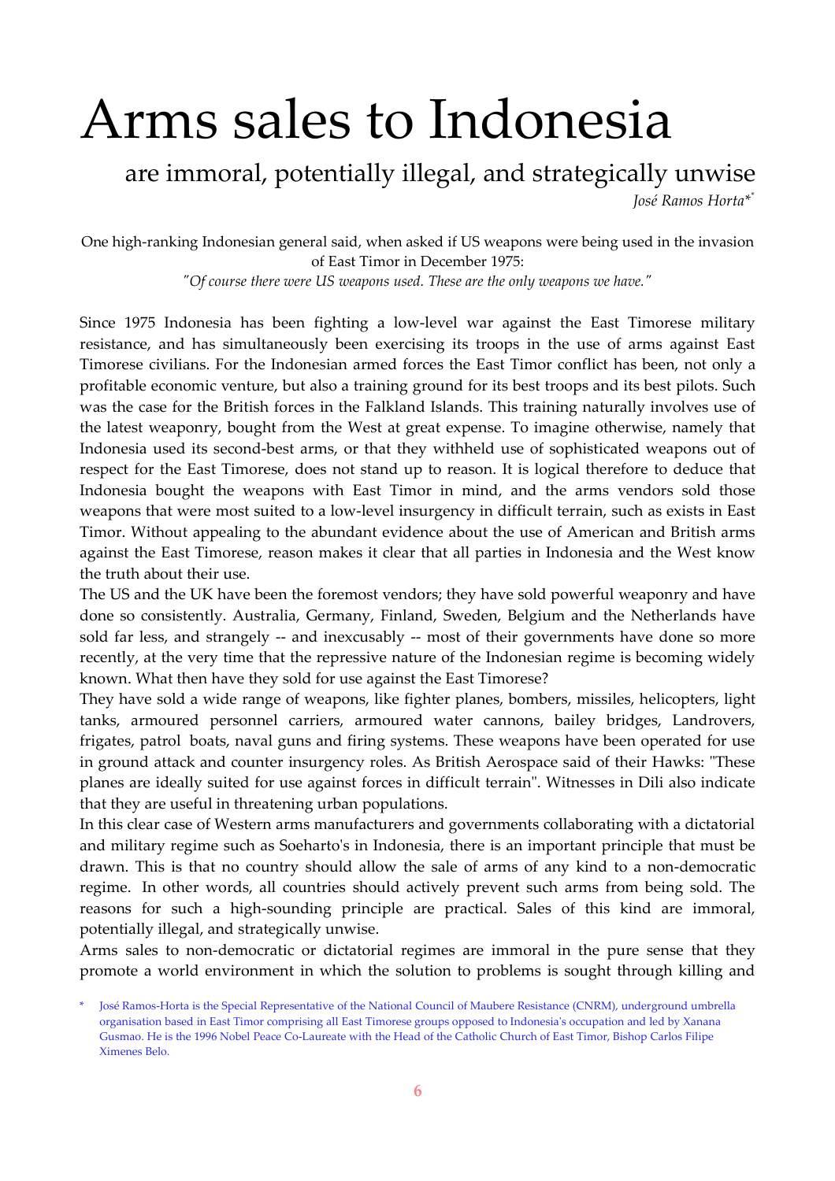# Arms sales to Indonesia

## are immoral, potentially illegal, and strategically unwise

*José Ramos Horta*[*]

One high-ranking Indonesian general said, when asked if US weapons were being used in the invasion of East Timor in December 1975:

*"Of course there were US weapons used. These are the only weapons we have."*

Since 1975 Indonesia has been fighting a low-level war against the East Timorese military resistance, and has simultaneously been exercising its troops in the use of arms against East Timorese civilians. For the Indonesian armed forces the East Timor conflict has been, not only a profitable economic venture, but also a training ground for its best troops and its best pilots. Such was the case for the British forces in the Falkland Islands. This training naturally involves use of the latest weaponry, bought from the West at great expense. To imagine otherwise, namely that Indonesia used its second-best arms, or that they withheld use of sophisticated weapons out of respect for the East Timorese, does not stand up to reason. It is logical therefore to deduce that Indonesia bought the weapons with East Timor in mind, and the arms vendors sold those weapons that were most suited to a low-level insurgency in difficult terrain, such as exists in East Timor. Without appealing to the abundant evidence about the use of American and British arms against the East Timorese, reason makes it clear that all parties in Indonesia and the West know the truth about their use.

The US and the UK have been the foremost vendors; they have sold powerful weaponry and have done so consistently. Australia, Germany, Finland, Sweden, Belgium and the Netherlands have sold far less, and strangely -- and inexcusably -- most of their governments have done so more recently, at the very time that the repressive nature of the Indonesian regime is becoming widely known. What then have they sold for use against the East Timorese?

They have sold a wide range of weapons, like fighter planes, bombers, missiles, helicopters, light tanks, armoured personnel carriers, armoured water cannons, bailey bridges, Landrovers, frigates, patrol boats, naval guns and firing systems. These weapons have been operated for use in ground attack and counter insurgency roles. As British Aerospace said of their Hawks: "These planes are ideally suited for use against forces in difficult terrain". Witnesses in Dili also indicate that they are useful in threatening urban populations.

In this clear case of Western arms manufacturers and governments collaborating with a dictatorial and military regime such as Soeharto's in Indonesia, there is an important principle that must be drawn. This is that no country should allow the sale of arms of any kind to a non-democratic regime. In other words, all countries should actively prevent such arms from being sold. The reasons for such a high-sounding principle are practical. Sales of this kind are immoral, potentially illegal, and strategically unwise.

Arms sales to non-democratic or dictatorial regimes are immoral in the pure sense that they promote a world environment in which the solution to problems is sought through killing and

* José Ramos-Horta is the Special Representative of the National Council of Maubere Resistance (CNRM), underground umbrella organisation based in East Timor comprising all East Timorese groups opposed to Indonesia's occupation and led by Xanana Gusmao. He is the 1996 Nobel Peace Co-Laureate with the Head of the Catholic Church of East Timor, Bishop Carlos Filipe Ximenes Belo.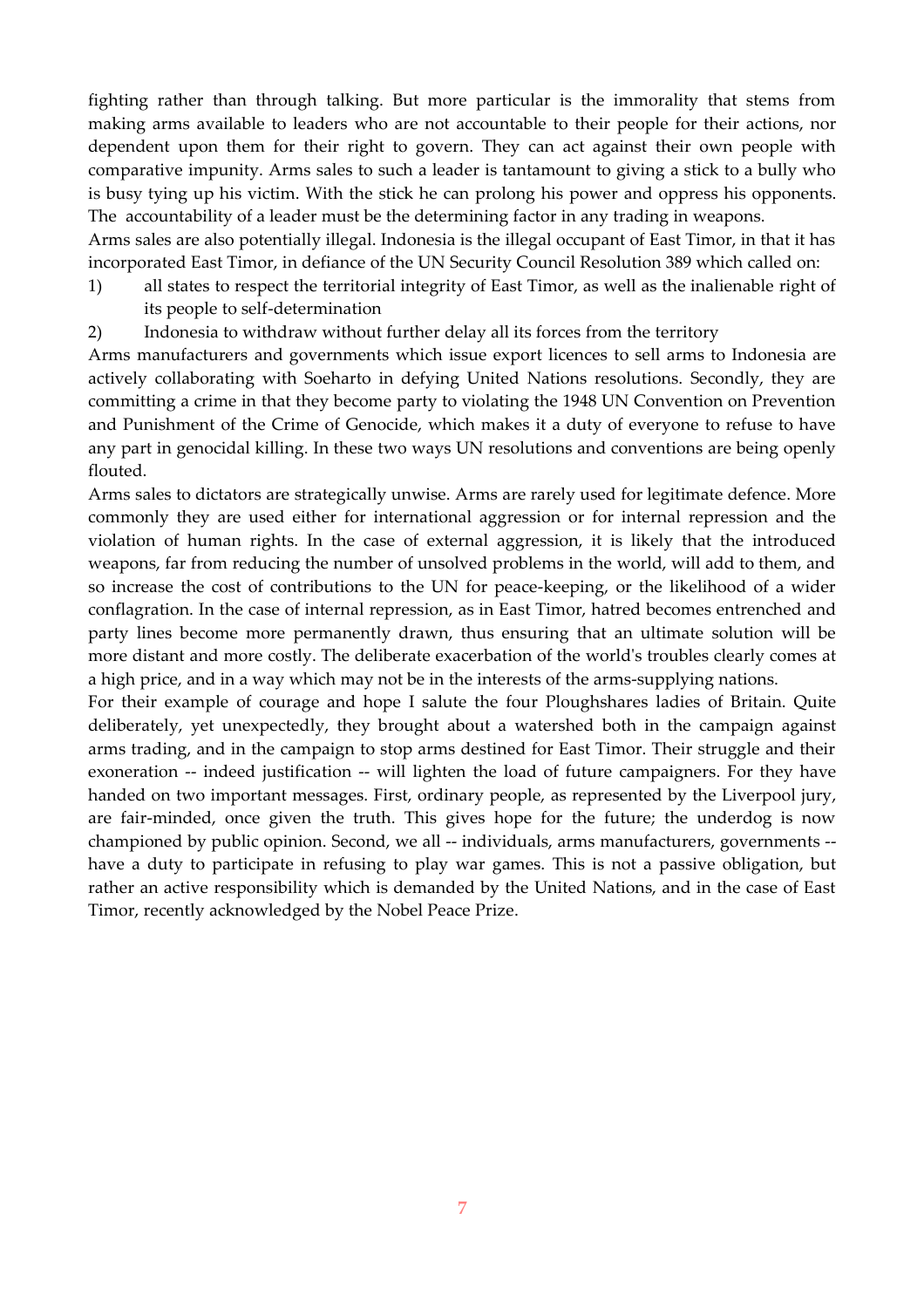fighting rather than through talking. But more particular is the immorality that stems from making arms available to leaders who are not accountable to their people for their actions, nor dependent upon them for their right to govern. They can act against their own people with comparative impunity. Arms sales to such a leader is tantamount to giving a stick to a bully who is busy tying up his victim. With the stick he can prolong his power and oppress his opponents. The accountability of a leader must be the determining factor in any trading in weapons.

Arms sales are also potentially illegal. Indonesia is the illegal occupant of East Timor, in that it has incorporated East Timor, in defiance of the UN Security Council Resolution 389 which called on:

1) all states to respect the territorial integrity of East Timor, as well as the inalienable right of its people to self-determination
2) Indonesia to withdraw without further delay all its forces from the territory

Arms manufacturers and governments which issue export licences to sell arms to Indonesia are actively collaborating with Soeharto in defying United Nations resolutions. Secondly, they are committing a crime in that they become party to violating the 1948 UN Convention on Prevention and Punishment of the Crime of Genocide, which makes it a duty of everyone to refuse to have any part in genocidal killing. In these two ways UN resolutions and conventions are being openly flouted.

Arms sales to dictators are strategically unwise. Arms are rarely used for legitimate defence. More commonly they are used either for international aggression or for internal repression and the violation of human rights. In the case of external aggression, it is likely that the introduced weapons, far from reducing the number of unsolved problems in the world, will add to them, and so increase the cost of contributions to the UN for peace-keeping, or the likelihood of a wider conflagration. In the case of internal repression, as in East Timor, hatred becomes entrenched and party lines become more permanently drawn, thus ensuring that an ultimate solution will be more distant and more costly. The deliberate exacerbation of the world's troubles clearly comes at a high price, and in a way which may not be in the interests of the arms-supplying nations.

For their example of courage and hope I salute the four Ploughshares ladies of Britain. Quite deliberately, yet unexpectedly, they brought about a watershed both in the campaign against arms trading, and in the campaign to stop arms destined for East Timor. Their struggle and their exoneration -- indeed justification -- will lighten the load of future campaigners. For they have handed on two important messages. First, ordinary people, as represented by the Liverpool jury, are fair-minded, once given the truth. This gives hope for the future; the underdog is now championed by public opinion. Second, we all -- individuals, arms manufacturers, governments -- have a duty to participate in refusing to play war games. This is not a passive obligation, but rather an active responsibility which is demanded by the United Nations, and in the case of East Timor, recently acknowledged by the Nobel Peace Prize.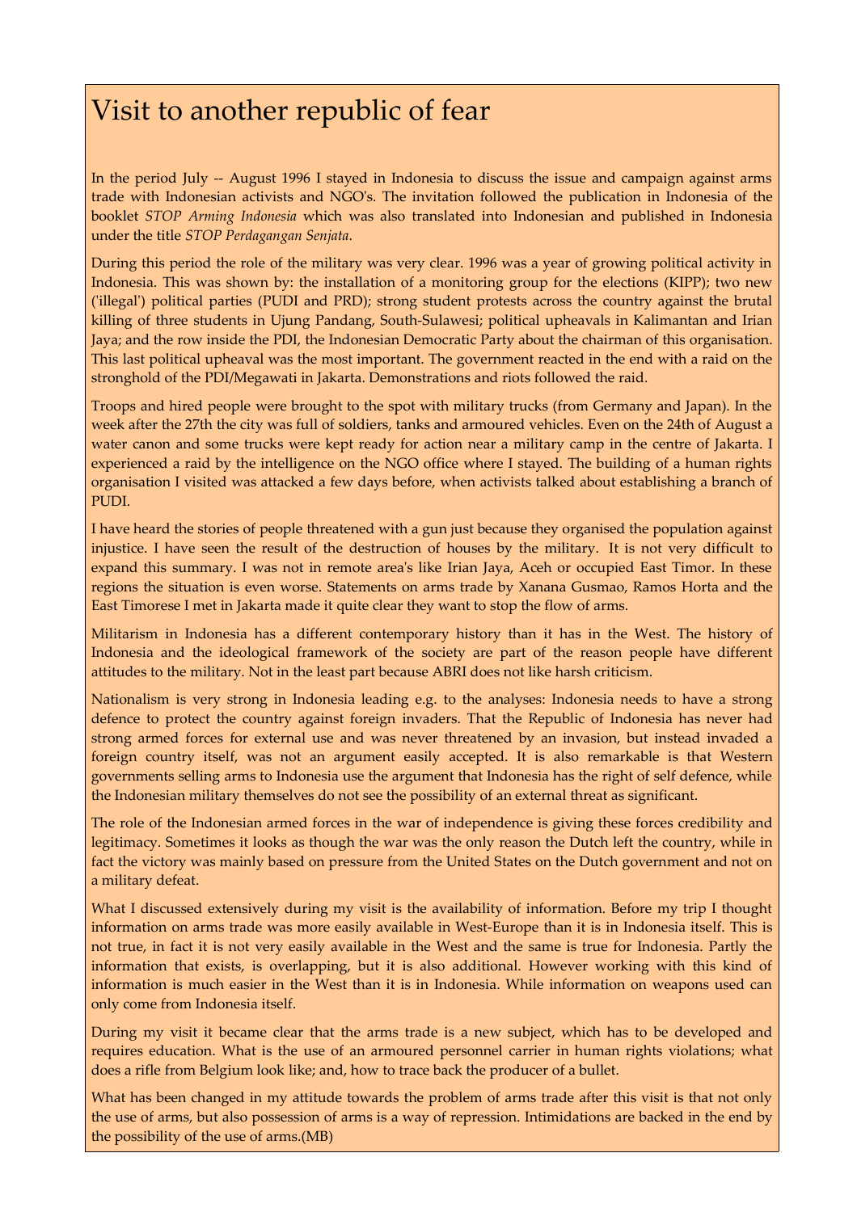# Visit to another republic of fear

In the period July -- August 1996 I stayed in Indonesia to discuss the issue and campaign against arms trade with Indonesian activists and NGO's. The invitation followed the publication in Indonesia of the booklet *STOP Arming Indonesia* which was also translated into Indonesian and published in Indonesia under the title *STOP Perdagangan Senjata*.

During this period the role of the military was very clear. 1996 was a year of growing political activity in Indonesia. This was shown by: the installation of a monitoring group for the elections (KIPP); two new ('illegal') political parties (PUDI and PRD); strong student protests across the country against the brutal killing of three students in Ujung Pandang, South-Sulawesi; political upheavals in Kalimantan and Irian Jaya; and the row inside the PDI, the Indonesian Democratic Party about the chairman of this organisation. This last political upheaval was the most important. The government reacted in the end with a raid on the stronghold of the PDI/Megawati in Jakarta. Demonstrations and riots followed the raid.

Troops and hired people were brought to the spot with military trucks (from Germany and Japan). In the week after the 27th the city was full of soldiers, tanks and armoured vehicles. Even on the 24th of August a water canon and some trucks were kept ready for action near a military camp in the centre of Jakarta. I experienced a raid by the intelligence on the NGO office where I stayed. The building of a human rights organisation I visited was attacked a few days before, when activists talked about establishing a branch of PUDI.

I have heard the stories of people threatened with a gun just because they organised the population against injustice. I have seen the result of the destruction of houses by the military. It is not very difficult to expand this summary. I was not in remote area's like Irian Jaya, Aceh or occupied East Timor. In these regions the situation is even worse. Statements on arms trade by Xanana Gusmao, Ramos Horta and the East Timorese I met in Jakarta made it quite clear they want to stop the flow of arms.

Militarism in Indonesia has a different contemporary history than it has in the West. The history of Indonesia and the ideological framework of the society are part of the reason people have different attitudes to the military. Not in the least part because ABRI does not like harsh criticism.

Nationalism is very strong in Indonesia leading e.g. to the analyses: Indonesia needs to have a strong defence to protect the country against foreign invaders. That the Republic of Indonesia has never had strong armed forces for external use and was never threatened by an invasion, but instead invaded a foreign country itself, was not an argument easily accepted. It is also remarkable is that Western governments selling arms to Indonesia use the argument that Indonesia has the right of self defence, while the Indonesian military themselves do not see the possibility of an external threat as significant.

The role of the Indonesian armed forces in the war of independence is giving these forces credibility and legitimacy. Sometimes it looks as though the war was the only reason the Dutch left the country, while in fact the victory was mainly based on pressure from the United States on the Dutch government and not on a military defeat.

What I discussed extensively during my visit is the availability of information. Before my trip I thought information on arms trade was more easily available in West-Europe than it is in Indonesia itself. This is not true, in fact it is not very easily available in the West and the same is true for Indonesia. Partly the information that exists, is overlapping, but it is also additional. However working with this kind of information is much easier in the West than it is in Indonesia. While information on weapons used can only come from Indonesia itself.

During my visit it became clear that the arms trade is a new subject, which has to be developed and requires education. What is the use of an armoured personnel carrier in human rights violations; what does a rifle from Belgium look like; and, how to trace back the producer of a bullet.

What has been changed in my attitude towards the problem of arms trade after this visit is that not only the use of arms, but also possession of arms is a way of repression. Intimidations are backed in the end by the possibility of the use of arms.(MB)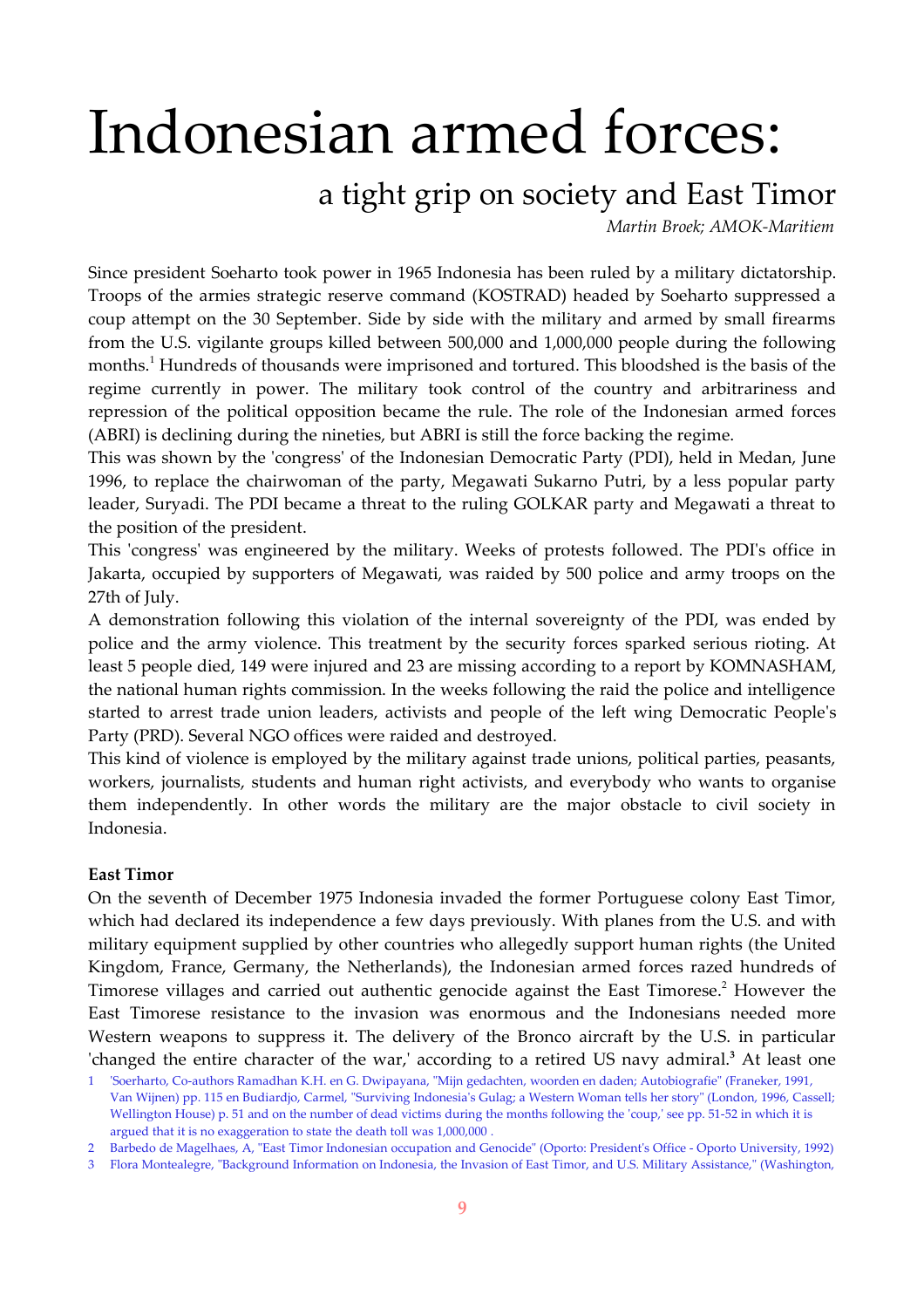# Indonesian armed forces:

## a tight grip on society and East Timor

*Martin Broek; AMOK-Maritiem*

Since president Soeharto took power in 1965 Indonesia has been ruled by a military dictatorship. Troops of the armies strategic reserve command (KOSTRAD) headed by Soeharto suppressed a coup attempt on the 30 September. Side by side with the military and armed by small firearms from the U.S. vigilante groups killed between 500,000 and 1,000,000 people during the following months.[1] Hundreds of thousands were imprisoned and tortured. This bloodshed is the basis of the regime currently in power. The military took control of the country and arbitrariness and repression of the political opposition became the rule. The role of the Indonesian armed forces (ABRI) is declining during the nineties, but ABRI is still the force backing the regime.

This was shown by the 'congress' of the Indonesian Democratic Party (PDI), held in Medan, June 1996, to replace the chairwoman of the party, Megawati Sukarno Putri, by a less popular party leader, Suryadi. The PDI became a threat to the ruling GOLKAR party and Megawati a threat to the position of the president.

This 'congress' was engineered by the military. Weeks of protests followed. The PDI's office in Jakarta, occupied by supporters of Megawati, was raided by 500 police and army troops on the 27th of July.

A demonstration following this violation of the internal sovereignty of the PDI, was ended by police and the army violence. This treatment by the security forces sparked serious rioting. At least 5 people died, 149 were injured and 23 are missing according to a report by KOMNASHAM, the national human rights commission. In the weeks following the raid the police and intelligence started to arrest trade union leaders, activists and people of the left wing Democratic People's Party (PRD). Several NGO offices were raided and destroyed.

This kind of violence is employed by the military against trade unions, political parties, peasants, workers, journalists, students and human right activists, and everybody who wants to organise them independently. In other words the military are the major obstacle to civil society in Indonesia.

**East Timor**

On the seventh of December 1975 Indonesia invaded the former Portuguese colony East Timor, which had declared its independence a few days previously. With planes from the U.S. and with military equipment supplied by other countries who allegedly support human rights (the United Kingdom, France, Germany, the Netherlands), the Indonesian armed forces razed hundreds of Timorese villages and carried out authentic genocide against the East Timorese.[2] However the East Timorese resistance to the invasion was enormous and the Indonesians needed more Western weapons to suppress it. The delivery of the Bronco aircraft by the U.S. in particular 'changed the entire character of the war,' according to a retired US navy admiral.[3] At least one

1 'Soerharto, Co-authors Ramadhan K.H. en G. Dwipayana, "Mijn gedachten, woorden en daden; Autobiografie" (Franeker, 1991, Van Wijnen) pp. 115 en Budiardjo, Carmel, "Surviving Indonesia's Gulag; a Western Woman tells her story" (London, 1996, Cassell; Wellington House) p. 51 and on the number of dead victims during the months following the 'coup,' see pp. 51-52 in which it is argued that it is no exaggeration to state the death toll was 1,000,000 .

2 Barbedo de Magelhaes, A, "East Timor Indonesian occupation and Genocide" (Oporto: President's Office - Oporto University, 1992)

3 Flora Montealegre, "Background Information on Indonesia, the Invasion of East Timor, and U.S. Military Assistance," (Washington,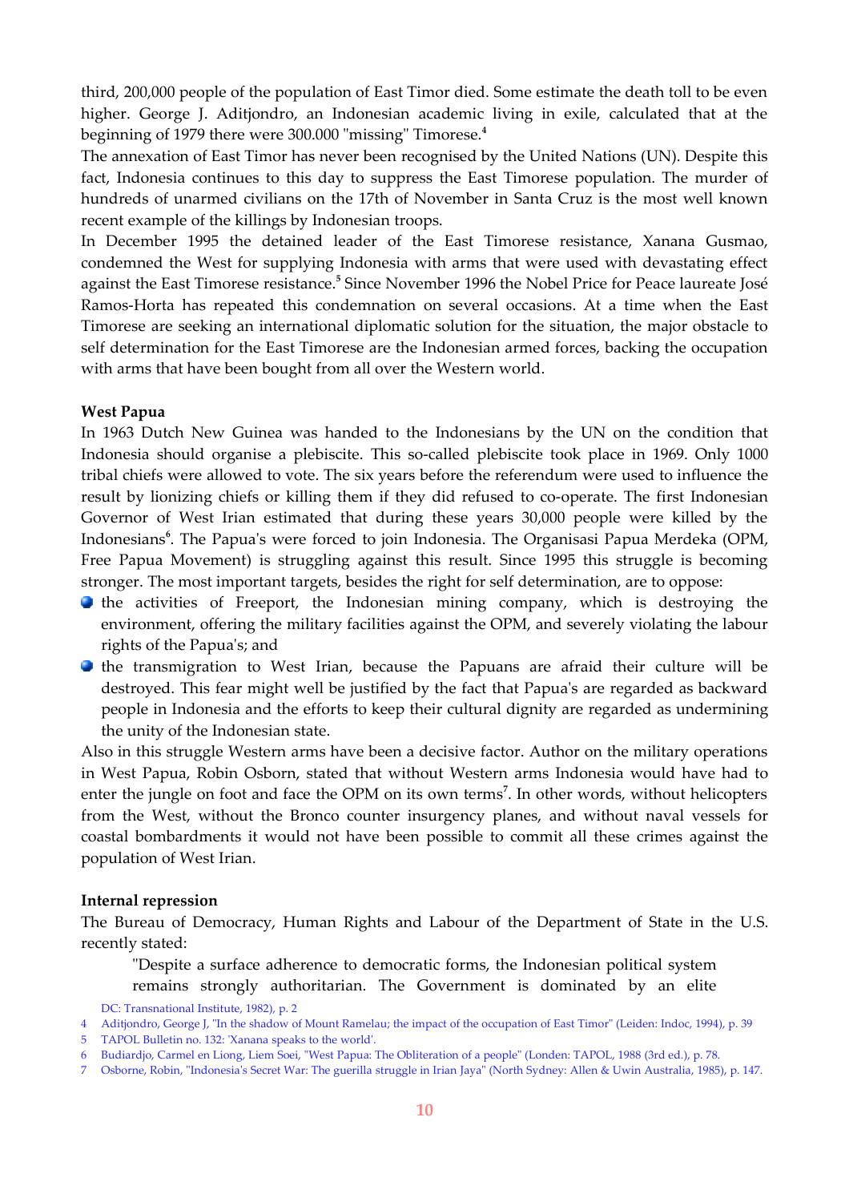third, 200,000 people of the population of East Timor died. Some estimate the death toll to be even higher. George J. Aditjondro, an Indonesian academic living in exile, calculated that at the beginning of 1979 there were 300.000 "missing" Timorese.[4]

The annexation of East Timor has never been recognised by the United Nations (UN). Despite this fact, Indonesia continues to this day to suppress the East Timorese population. The murder of hundreds of unarmed civilians on the 17th of November in Santa Cruz is the most well known recent example of the killings by Indonesian troops.

In December 1995 the detained leader of the East Timorese resistance, Xanana Gusmao, condemned the West for supplying Indonesia with arms that were used with devastating effect against the East Timorese resistance.[5] Since November 1996 the Nobel Price for Peace laureate José Ramos-Horta has repeated this condemnation on several occasions. At a time when the East Timorese are seeking an international diplomatic solution for the situation, the major obstacle to self determination for the East Timorese are the Indonesian armed forces, backing the occupation with arms that have been bought from all over the Western world.

**West Papua**

In 1963 Dutch New Guinea was handed to the Indonesians by the UN on the condition that Indonesia should organise a plebiscite. This so-called plebiscite took place in 1969. Only 1000 tribal chiefs were allowed to vote. The six years before the referendum were used to influence the result by lionizing chiefs or killing them if they did refused to co-operate. The first Indonesian Governor of West Irian estimated that during these years 30,000 people were killed by the Indonesians[6]. The Papua's were forced to join Indonesia. The Organisasi Papua Merdeka (OPM, Free Papua Movement) is struggling against this result. Since 1995 this struggle is becoming stronger. The most important targets, besides the right for self determination, are to oppose:

- the activities of Freeport, the Indonesian mining company, which is destroying the environment, offering the military facilities against the OPM, and severely violating the labour rights of the Papua's; and
- the transmigration to West Irian, because the Papuans are afraid their culture will be destroyed. This fear might well be justified by the fact that Papua's are regarded as backward people in Indonesia and the efforts to keep their cultural dignity are regarded as undermining the unity of the Indonesian state.

Also in this struggle Western arms have been a decisive factor. Author on the military operations in West Papua, Robin Osborn, stated that without Western arms Indonesia would have had to enter the jungle on foot and face the OPM on its own terms[7]. In other words, without helicopters from the West, without the Bronco counter insurgency planes, and without naval vessels for coastal bombardments it would not have been possible to commit all these crimes against the population of West Irian.

**Internal repression**

The Bureau of Democracy, Human Rights and Labour of the Department of State in the U.S. recently stated:

> "Despite a surface adherence to democratic forms, the Indonesian political system remains strongly authoritarian. The Government is dominated by an elite

DC: Transnational Institute, 1982), p. 2

4 Aditjondro, George J, "In the shadow of Mount Ramelau; the impact of the occupation of East Timor" (Leiden: Indoc, 1994), p. 39

5 TAPOL Bulletin no. 132: 'Xanana speaks to the world'.

6 Budiardjo, Carmel en Liong, Liem Soei, "West Papua: The Obliteration of a people" (Londen: TAPOL, 1988 (3rd ed.), p. 78.

7 Osborne, Robin, "Indonesia's Secret War: The guerilla struggle in Irian Jaya" (North Sydney: Allen & Uwin Australia, 1985), p. 147.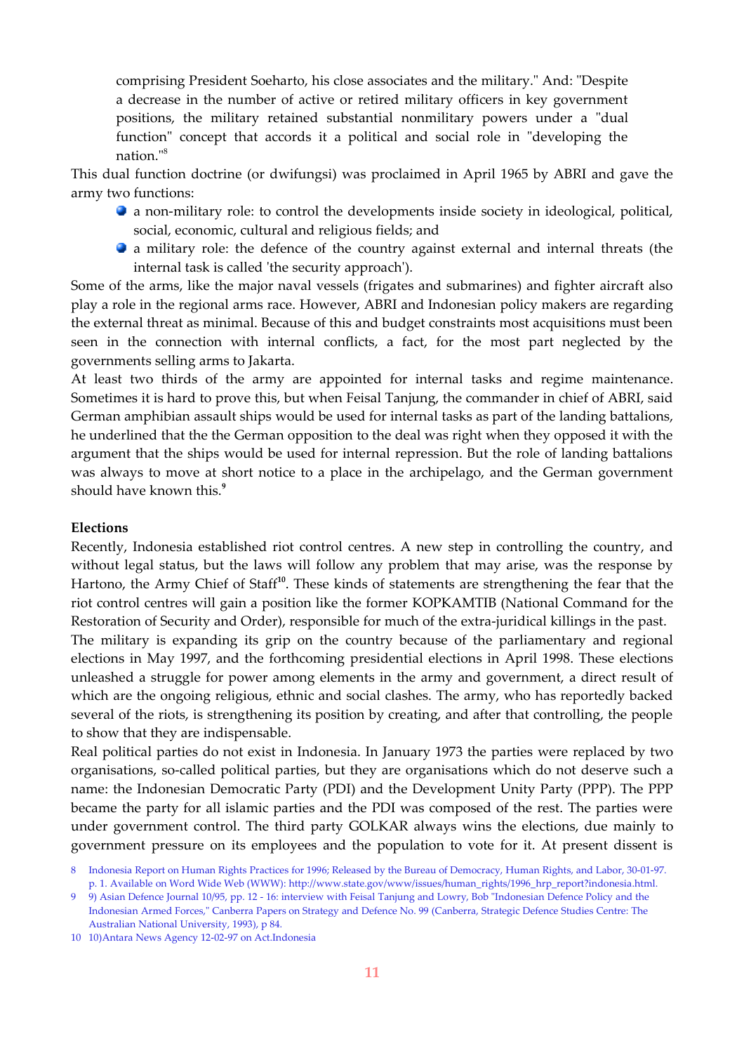comprising President Soeharto, his close associates and the military." And: "Despite a decrease in the number of active or retired military officers in key government positions, the military retained substantial nonmilitary powers under a "dual function" concept that accords it a political and social role in "developing the nation."[8]

This dual function doctrine (or dwifungsi) was proclaimed in April 1965 by ABRI and gave the army two functions:

- a non-military role: to control the developments inside society in ideological, political, social, economic, cultural and religious fields; and
- a military role: the defence of the country against external and internal threats (the internal task is called 'the security approach').

Some of the arms, like the major naval vessels (frigates and submarines) and fighter aircraft also play a role in the regional arms race. However, ABRI and Indonesian policy makers are regarding the external threat as minimal. Because of this and budget constraints most acquisitions must been seen in the connection with internal conflicts, a fact, for the most part neglected by the governments selling arms to Jakarta.

At least two thirds of the army are appointed for internal tasks and regime maintenance. Sometimes it is hard to prove this, but when Feisal Tanjung, the commander in chief of ABRI, said German amphibian assault ships would be used for internal tasks as part of the landing battalions, he underlined that the the German opposition to the deal was right when they opposed it with the argument that the ships would be used for internal repression. But the role of landing battalions was always to move at short notice to a place in the archipelago, and the German government should have known this.[9]

**Elections**

Recently, Indonesia established riot control centres. A new step in controlling the country, and without legal status, but the laws will follow any problem that may arise, was the response by Hartono, the Army Chief of Staff[10]. These kinds of statements are strengthening the fear that the riot control centres will gain a position like the former KOPKAMTIB (National Command for the Restoration of Security and Order), responsible for much of the extra-juridical killings in the past.

The military is expanding its grip on the country because of the parliamentary and regional elections in May 1997, and the forthcoming presidential elections in April 1998. These elections unleashed a struggle for power among elements in the army and government, a direct result of which are the ongoing religious, ethnic and social clashes. The army, who has reportedly backed several of the riots, is strengthening its position by creating, and after that controlling, the people to show that they are indispensable.

Real political parties do not exist in Indonesia. In January 1973 the parties were replaced by two organisations, so-called political parties, but they are organisations which do not deserve such a name: the Indonesian Democratic Party (PDI) and the Development Unity Party (PPP). The PPP became the party for all islamic parties and the PDI was composed of the rest. The parties were under government control. The third party GOLKAR always wins the elections, due mainly to government pressure on its employees and the population to vote for it. At present dissent is

---

8 Indonesia Report on Human Rights Practices for 1996; Released by the Bureau of Democracy, Human Rights, and Labor, 30-01-97. p. 1. Available on Word Wide Web (WWW): http://www.state.gov/www/issues/human_rights/1996_hrp_report?indonesia.html.

9 9) Asian Defence Journal 10/95, pp. 12 - 16: interview with Feisal Tanjung and Lowry, Bob "Indonesian Defence Policy and the Indonesian Armed Forces," Canberra Papers on Strategy and Defence No. 99 (Canberra, Strategic Defence Studies Centre: The Australian National University, 1993), p 84.

10 10)Antara News Agency 12-02-97 on Act.Indonesia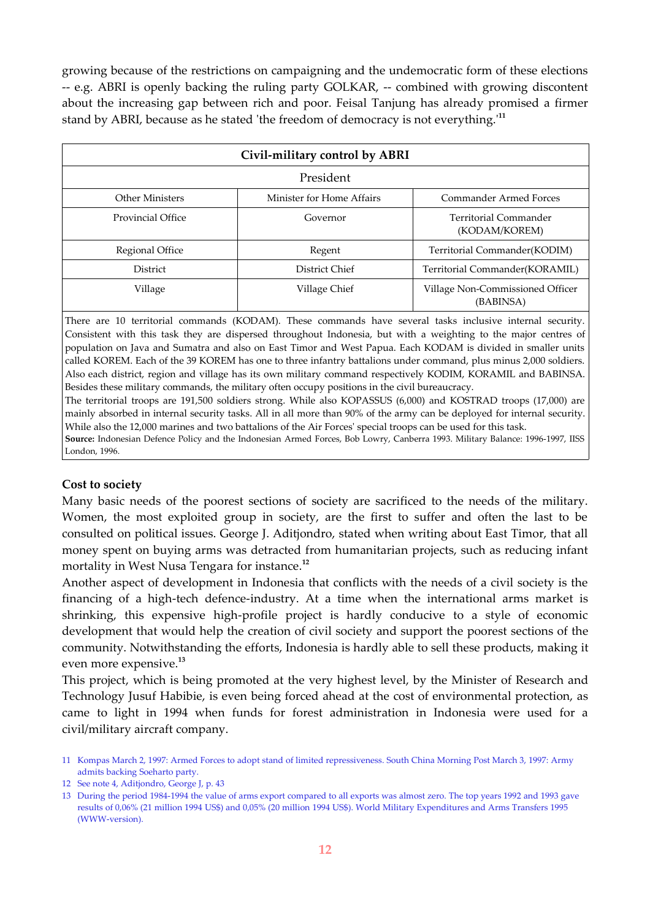growing because of the restrictions on campaigning and the undemocratic form of these elections -- e.g. ABRI is openly backing the ruling party GOLKAR, -- combined with growing discontent about the increasing gap between rich and poor. Feisal Tanjung has already promised a firmer stand by ABRI, because as he stated 'the freedom of democracy is not everything.'[11]

| Civil-military control by ABRI | | |
|---|---|---|
| President | | |
| Other Ministers | Minister for Home Affairs | Commander Armed Forces |
| Provincial Office | Governor | Territorial Commander (KODAM/KOREM) |
| Regional Office | Regent | Territorial Commander(KODIM) |
| District | District Chief | Territorial Commander(KORAMIL) |
| Village | Village Chief | Village Non-Commissioned Officer (BABINSA) |

There are 10 territorial commands (KODAM). These commands have several tasks inclusive internal security. Consistent with this task they are dispersed throughout Indonesia, but with a weighting to the major centres of population on Java and Sumatra and also on East Timor and West Papua. Each KODAM is divided in smaller units called KOREM. Each of the 39 KOREM has one to three infantry battalions under command, plus minus 2,000 soldiers. Also each district, region and village has its own military command respectively KODIM, KORAMIL and BABINSA. Besides these military commands, the military often occupy positions in the civil bureaucracy.
The territorial troops are 191,500 soldiers strong. While also KOPASSUS (6,000) and KOSTRAD troops (17,000) are mainly absorbed in internal security tasks. All in all more than 90% of the army can be deployed for internal security. While also the 12,000 marines and two battalions of the Air Forces' special troops can be used for this task.
**Source:** Indonesian Defence Policy and the Indonesian Armed Forces, Bob Lowry, Canberra 1993. Military Balance: 1996-1997, IISS London, 1996.

### Cost to society

Many basic needs of the poorest sections of society are sacrificed to the needs of the military. Women, the most exploited group in society, are the first to suffer and often the last to be consulted on political issues. George J. Aditjondro, stated when writing about East Timor, that all money spent on buying arms was detracted from humanitarian projects, such as reducing infant mortality in West Nusa Tengara for instance.[12]

Another aspect of development in Indonesia that conflicts with the needs of a civil society is the financing of a high-tech defence-industry. At a time when the international arms market is shrinking, this expensive high-profile project is hardly conducive to a style of economic development that would help the creation of civil society and support the poorest sections of the community. Notwithstanding the efforts, Indonesia is hardly able to sell these products, making it even more expensive.[13]

This project, which is being promoted at the very highest level, by the Minister of Research and Technology Jusuf Habibie, is even being forced ahead at the cost of environmental protection, as came to light in 1994 when funds for forest administration in Indonesia were used for a civil/military aircraft company.

11 Kompas March 2, 1997: Armed Forces to adopt stand of limited repressiveness. South China Morning Post March 3, 1997: Army admits backing Soeharto party.

12 See note 4, Aditjondro, George J, p. 43

13 During the period 1984-1994 the value of arms export compared to all exports was almost zero. The top years 1992 and 1993 gave results of 0,06% (21 million 1994 US$) and 0,05% (20 million 1994 US$). World Military Expenditures and Arms Transfers 1995 (WWW-version).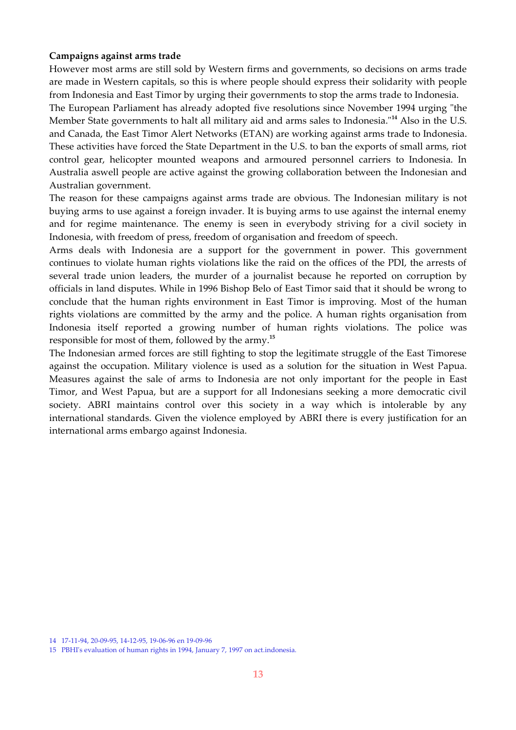**Campaigns against arms trade**

However most arms are still sold by Western firms and governments, so decisions on arms trade are made in Western capitals, so this is where people should express their solidarity with people from Indonesia and East Timor by urging their governments to stop the arms trade to Indonesia.

The European Parliament has already adopted five resolutions since November 1994 urging "the Member State governments to halt all military aid and arms sales to Indonesia."[14] Also in the U.S. and Canada, the East Timor Alert Networks (ETAN) are working against arms trade to Indonesia. These activities have forced the State Department in the U.S. to ban the exports of small arms, riot control gear, helicopter mounted weapons and armoured personnel carriers to Indonesia. In Australia aswell people are active against the growing collaboration between the Indonesian and Australian government.

The reason for these campaigns against arms trade are obvious. The Indonesian military is not buying arms to use against a foreign invader. It is buying arms to use against the internal enemy and for regime maintenance. The enemy is seen in everybody striving for a civil society in Indonesia, with freedom of press, freedom of organisation and freedom of speech.

Arms deals with Indonesia are a support for the government in power. This government continues to violate human rights violations like the raid on the offices of the PDI, the arrests of several trade union leaders, the murder of a journalist because he reported on corruption by officials in land disputes. While in 1996 Bishop Belo of East Timor said that it should be wrong to conclude that the human rights environment in East Timor is improving. Most of the human rights violations are committed by the army and the police. A human rights organisation from Indonesia itself reported a growing number of human rights violations. The police was responsible for most of them, followed by the army.[15]

The Indonesian armed forces are still fighting to stop the legitimate struggle of the East Timorese against the occupation. Military violence is used as a solution for the situation in West Papua. Measures against the sale of arms to Indonesia are not only important for the people in East Timor, and West Papua, but are a support for all Indonesians seeking a more democratic civil society. ABRI maintains control over this society in a way which is intolerable by any international standards. Given the violence employed by ABRI there is every justification for an international arms embargo against Indonesia.

14 17-11-94, 20-09-95, 14-12-95, 19-06-96 en 19-09-96

15 PBHI's evaluation of human rights in 1994, January 7, 1997 on act.indonesia.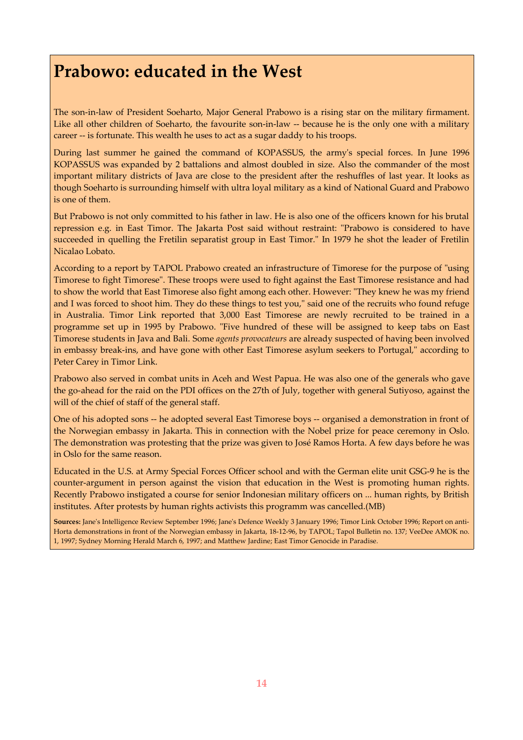# Prabowo: educated in the West

The son-in-law of President Soeharto, Major General Prabowo is a rising star on the military firmament. Like all other children of Soeharto, the favourite son-in-law -- because he is the only one with a military career -- is fortunate. This wealth he uses to act as a sugar daddy to his troops.

During last summer he gained the command of KOPASSUS, the army's special forces. In June 1996 KOPASSUS was expanded by 2 battalions and almost doubled in size. Also the commander of the most important military districts of Java are close to the president after the reshuffles of last year. It looks as though Soeharto is surrounding himself with ultra loyal military as a kind of National Guard and Prabowo is one of them.

But Prabowo is not only committed to his father in law. He is also one of the officers known for his brutal repression e.g. in East Timor. The Jakarta Post said without restraint: "Prabowo is considered to have succeeded in quelling the Fretilin separatist group in East Timor." In 1979 he shot the leader of Fretilin Nicalao Lobato.

According to a report by TAPOL Prabowo created an infrastructure of Timorese for the purpose of "using Timorese to fight Timorese". These troops were used to fight against the East Timorese resistance and had to show the world that East Timorese also fight among each other. However: "They knew he was my friend and I was forced to shoot him. They do these things to test you," said one of the recruits who found refuge in Australia. Timor Link reported that 3,000 East Timorese are newly recruited to be trained in a programme set up in 1995 by Prabowo. "Five hundred of these will be assigned to keep tabs on East Timorese students in Java and Bali. Some *agents provocateurs* are already suspected of having been involved in embassy break-ins, and have gone with other East Timorese asylum seekers to Portugal," according to Peter Carey in Timor Link.

Prabowo also served in combat units in Aceh and West Papua. He was also one of the generals who gave the go-ahead for the raid on the PDI offices on the 27th of July, together with general Sutiyoso, against the will of the chief of staff of the general staff.

One of his adopted sons -- he adopted several East Timorese boys -- organised a demonstration in front of the Norwegian embassy in Jakarta. This in connection with the Nobel prize for peace ceremony in Oslo. The demonstration was protesting that the prize was given to José Ramos Horta. A few days before he was in Oslo for the same reason.

Educated in the U.S. at Army Special Forces Officer school and with the German elite unit GSG-9 he is the counter-argument in person against the vision that education in the West is promoting human rights. Recently Prabowo instigated a course for senior Indonesian military officers on ... human rights, by British institutes. After protests by human rights activists this programm was cancelled.(MB)

**Sources:** Jane's Intelligence Review September 1996; Jane's Defence Weekly 3 January 1996; Timor Link October 1996; Report on anti-Horta demonstrations in front of the Norwegian embassy in Jakarta, 18-12-96, by TAPOL; Tapol Bulletin no. 137; VeeDee AMOK no. 1, 1997; Sydney Morning Herald March 6, 1997; and Matthew Jardine; East Timor Genocide in Paradise.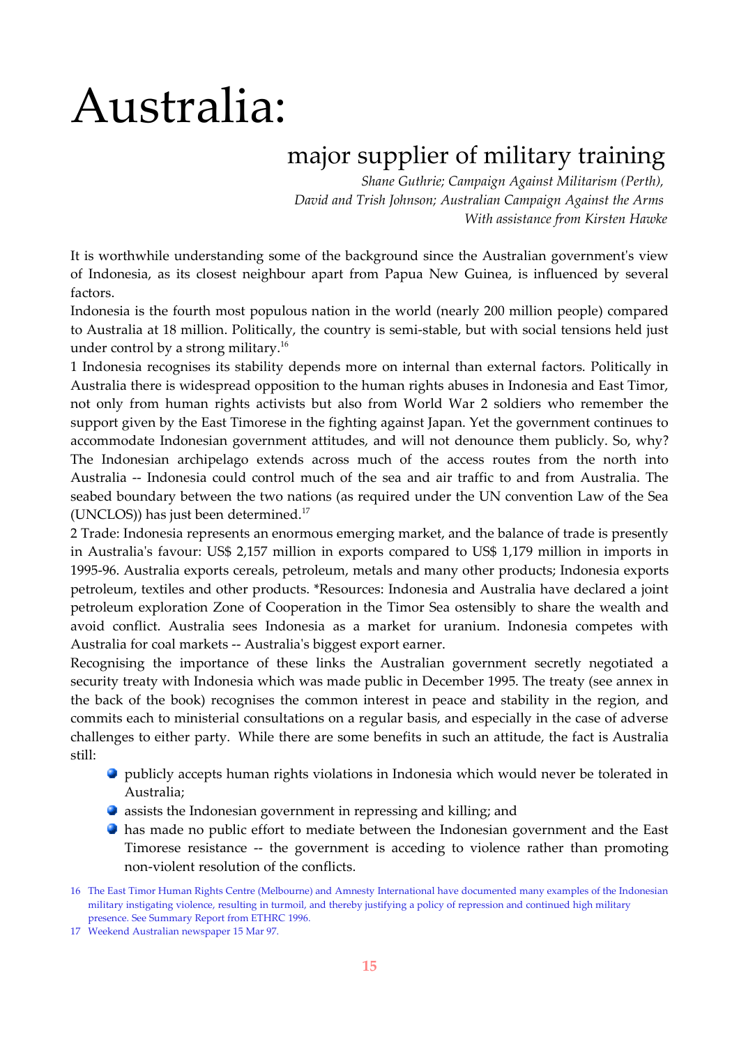# Australia:

## major supplier of military training

*Shane Guthrie; Campaign Against Militarism (Perth),*
*David and Trish Johnson; Australian Campaign Against the Arms*
*With assistance from Kirsten Hawke*

It is worthwhile understanding some of the background since the Australian government's view of Indonesia, as its closest neighbour apart from Papua New Guinea, is influenced by several factors.

Indonesia is the fourth most populous nation in the world (nearly 200 million people) compared to Australia at 18 million. Politically, the country is semi-stable, but with social tensions held just under control by a strong military.[16]

1 Indonesia recognises its stability depends more on internal than external factors. Politically in Australia there is widespread opposition to the human rights abuses in Indonesia and East Timor, not only from human rights activists but also from World War 2 soldiers who remember the support given by the East Timorese in the fighting against Japan. Yet the government continues to accommodate Indonesian government attitudes, and will not denounce them publicly. So, why? The Indonesian archipelago extends across much of the access routes from the north into Australia -- Indonesia could control much of the sea and air traffic to and from Australia. The seabed boundary between the two nations (as required under the UN convention Law of the Sea (UNCLOS)) has just been determined.[17]

2 Trade: Indonesia represents an enormous emerging market, and the balance of trade is presently in Australia's favour: US$ 2,157 million in exports compared to US$ 1,179 million in imports in 1995-96. Australia exports cereals, petroleum, metals and many other products; Indonesia exports petroleum, textiles and other products. *Resources: Indonesia and Australia have declared a joint petroleum exploration Zone of Cooperation in the Timor Sea ostensibly to share the wealth and avoid conflict. Australia sees Indonesia as a market for uranium. Indonesia competes with Australia for coal markets -- Australia's biggest export earner.

Recognising the importance of these links the Australian government secretly negotiated a security treaty with Indonesia which was made public in December 1995. The treaty (see annex in the back of the book) recognises the common interest in peace and stability in the region, and commits each to ministerial consultations on a regular basis, and especially in the case of adverse challenges to either party. While there are some benefits in such an attitude, the fact is Australia still:

- publicly accepts human rights violations in Indonesia which would never be tolerated in Australia;
- assists the Indonesian government in repressing and killing; and
- has made no public effort to mediate between the Indonesian government and the East Timorese resistance -- the government is acceding to violence rather than promoting non-violent resolution of the conflicts.

16 The East Timor Human Rights Centre (Melbourne) and Amnesty International have documented many examples of the Indonesian military instigating violence, resulting in turmoil, and thereby justifying a policy of repression and continued high military presence. See Summary Report from ETHRC 1996.

17 Weekend Australian newspaper 15 Mar 97.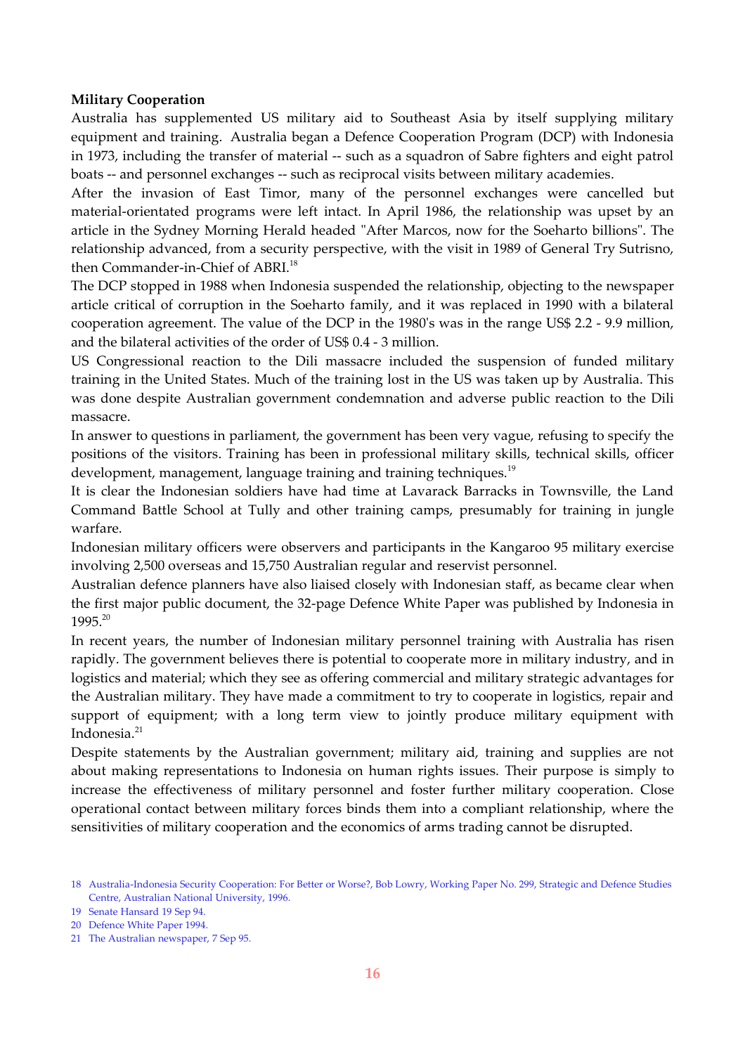**Military Cooperation**

Australia has supplemented US military aid to Southeast Asia by itself supplying military equipment and training. Australia began a Defence Cooperation Program (DCP) with Indonesia in 1973, including the transfer of material -- such as a squadron of Sabre fighters and eight patrol boats -- and personnel exchanges -- such as reciprocal visits between military academies.

After the invasion of East Timor, many of the personnel exchanges were cancelled but material-orientated programs were left intact. In April 1986, the relationship was upset by an article in the Sydney Morning Herald headed "After Marcos, now for the Soeharto billions". The relationship advanced, from a security perspective, with the visit in 1989 of General Try Sutrisno, then Commander-in-Chief of ABRI.[18]

The DCP stopped in 1988 when Indonesia suspended the relationship, objecting to the newspaper article critical of corruption in the Soeharto family, and it was replaced in 1990 with a bilateral cooperation agreement. The value of the DCP in the 1980's was in the range US$ 2.2 - 9.9 million, and the bilateral activities of the order of US$ 0.4 - 3 million.

US Congressional reaction to the Dili massacre included the suspension of funded military training in the United States. Much of the training lost in the US was taken up by Australia. This was done despite Australian government condemnation and adverse public reaction to the Dili massacre.

In answer to questions in parliament, the government has been very vague, refusing to specify the positions of the visitors. Training has been in professional military skills, technical skills, officer development, management, language training and training techniques.[19]

It is clear the Indonesian soldiers have had time at Lavarack Barracks in Townsville, the Land Command Battle School at Tully and other training camps, presumably for training in jungle warfare.

Indonesian military officers were observers and participants in the Kangaroo 95 military exercise involving 2,500 overseas and 15,750 Australian regular and reservist personnel.

Australian defence planners have also liaised closely with Indonesian staff, as became clear when the first major public document, the 32-page Defence White Paper was published by Indonesia in 1995.[20]

In recent years, the number of Indonesian military personnel training with Australia has risen rapidly. The government believes there is potential to cooperate more in military industry, and in logistics and material; which they see as offering commercial and military strategic advantages for the Australian military. They have made a commitment to try to cooperate in logistics, repair and support of equipment; with a long term view to jointly produce military equipment with Indonesia.[21]

Despite statements by the Australian government; military aid, training and supplies are not about making representations to Indonesia on human rights issues. Their purpose is simply to increase the effectiveness of military personnel and foster further military cooperation. Close operational contact between military forces binds them into a compliant relationship, where the sensitivities of military cooperation and the economics of arms trading cannot be disrupted.

18 Australia-Indonesia Security Cooperation: For Better or Worse?, Bob Lowry, Working Paper No. 299, Strategic and Defence Studies Centre, Australian National University, 1996.

19 Senate Hansard 19 Sep 94.

20 Defence White Paper 1994.

21 The Australian newspaper, 7 Sep 95.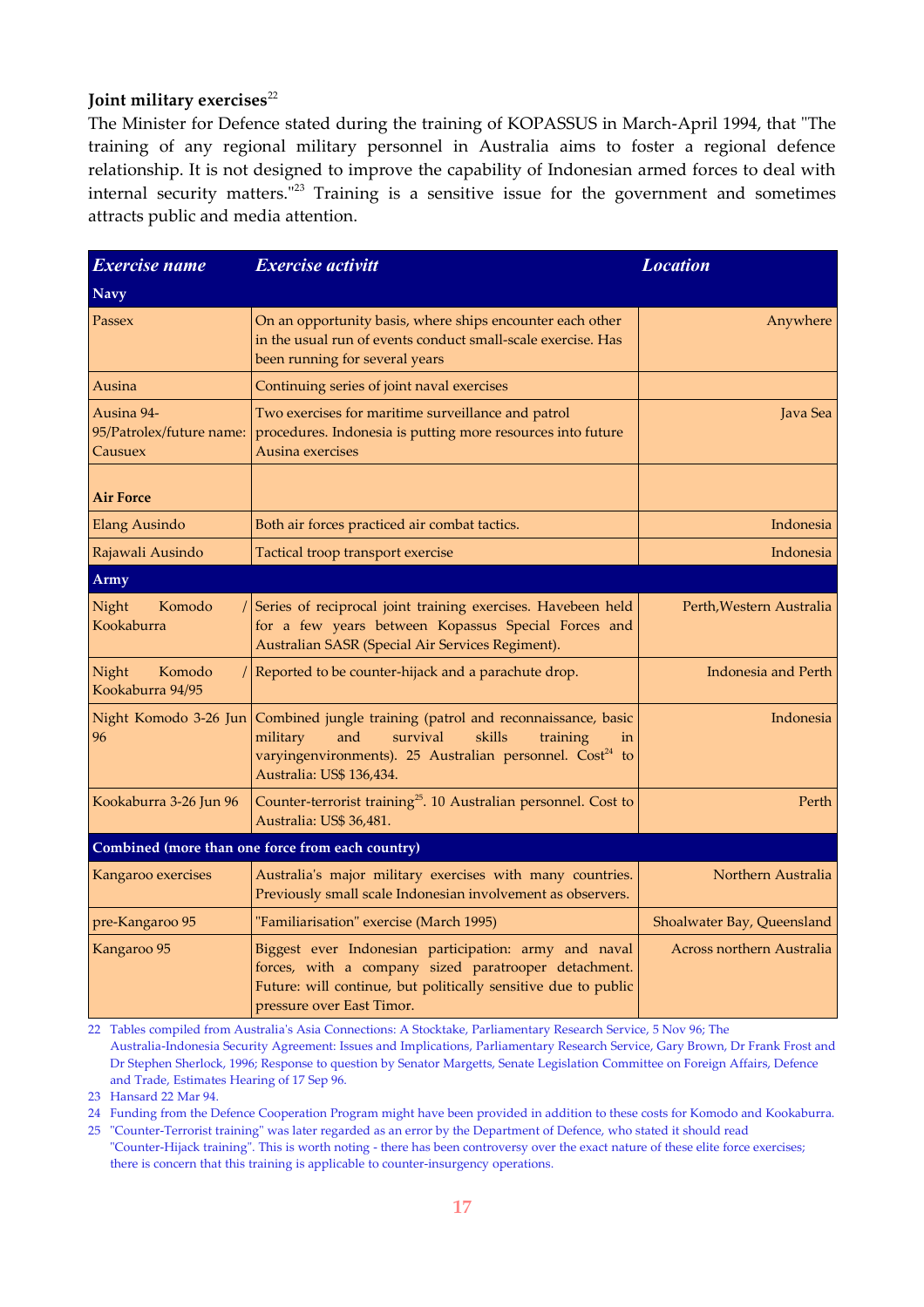**Joint military exercises**[22]

The Minister for Defence stated during the training of KOPASSUS in March-April 1994, that "The training of any regional military personnel in Australia aims to foster a regional defence relationship. It is not designed to improve the capability of Indonesian armed forces to deal with internal security matters."[23] Training is a sensitive issue for the government and sometimes attracts public and media attention.

| *Exercise name* | *Exercise activitt* | *Location* |
|---|---|---|
| **Navy** | | |
| Passex | On an opportunity basis, where ships encounter each other in the usual run of events conduct small-scale exercise. Has been running for several years | Anywhere |
| Ausina | Continuing series of joint naval exercises | |
| Ausina 94-95/Patrolex/future name: Causuex | Two exercises for maritime surveillance and patrol procedures. Indonesia is putting more resources into future Ausina exercises | Java Sea |
| **Air Force** | | |
| Elang Ausindo | Both air forces practiced air combat tactics. | Indonesia |
| Rajawali Ausindo | Tactical troop transport exercise | Indonesia |
| **Army** | | |
| Night Komodo / Kookaburra | Series of reciprocal joint training exercises. Havebeen held for a few years between Kopassus Special Forces and Australian SASR (Special Air Services Regiment). | Perth,Western Australia |
| Night Komodo / Kookaburra 94/95 | Reported to be counter-hijack and a parachute drop. | Indonesia and Perth |
| Night Komodo 3-26 Jun 96 | Combined jungle training (patrol and reconnaissance, basic military and survival skills training in varyingenvironments). 25 Australian personnel. Cost[24] to Australia: US$ 136,434. | Indonesia |
| Kookaburra 3-26 Jun 96 | Counter-terrorist training[25]. 10 Australian personnel. Cost to Australia: US$ 36,481. | Perth |
| **Combined (more than one force from each country)** | | |
| Kangaroo exercises | Australia's major military exercises with many countries. Previously small scale Indonesian involvement as observers. | Northern Australia |
| pre-Kangaroo 95 | "Familiarisation" exercise (March 1995) | Shoalwater Bay, Queensland |
| Kangaroo 95 | Biggest ever Indonesian participation: army and naval forces, with a company sized paratrooper detachment. Future: will continue, but politically sensitive due to public pressure over East Timor. | Across northern Australia |

22 Tables compiled from Australia's Asia Connections: A Stocktake, Parliamentary Research Service, 5 Nov 96; The Australia-Indonesia Security Agreement: Issues and Implications, Parliamentary Research Service, Gary Brown, Dr Frank Frost and Dr Stephen Sherlock, 1996; Response to question by Senator Margetts, Senate Legislation Committee on Foreign Affairs, Defence and Trade, Estimates Hearing of 17 Sep 96.

23 Hansard 22 Mar 94.

24 Funding from the Defence Cooperation Program might have been provided in addition to these costs for Komodo and Kookaburra.

25 "Counter-Terrorist training" was later regarded as an error by the Department of Defence, who stated it should read "Counter-Hijack training". This is worth noting - there has been controversy over the exact nature of these elite force exercises; there is concern that this training is applicable to counter-insurgency operations.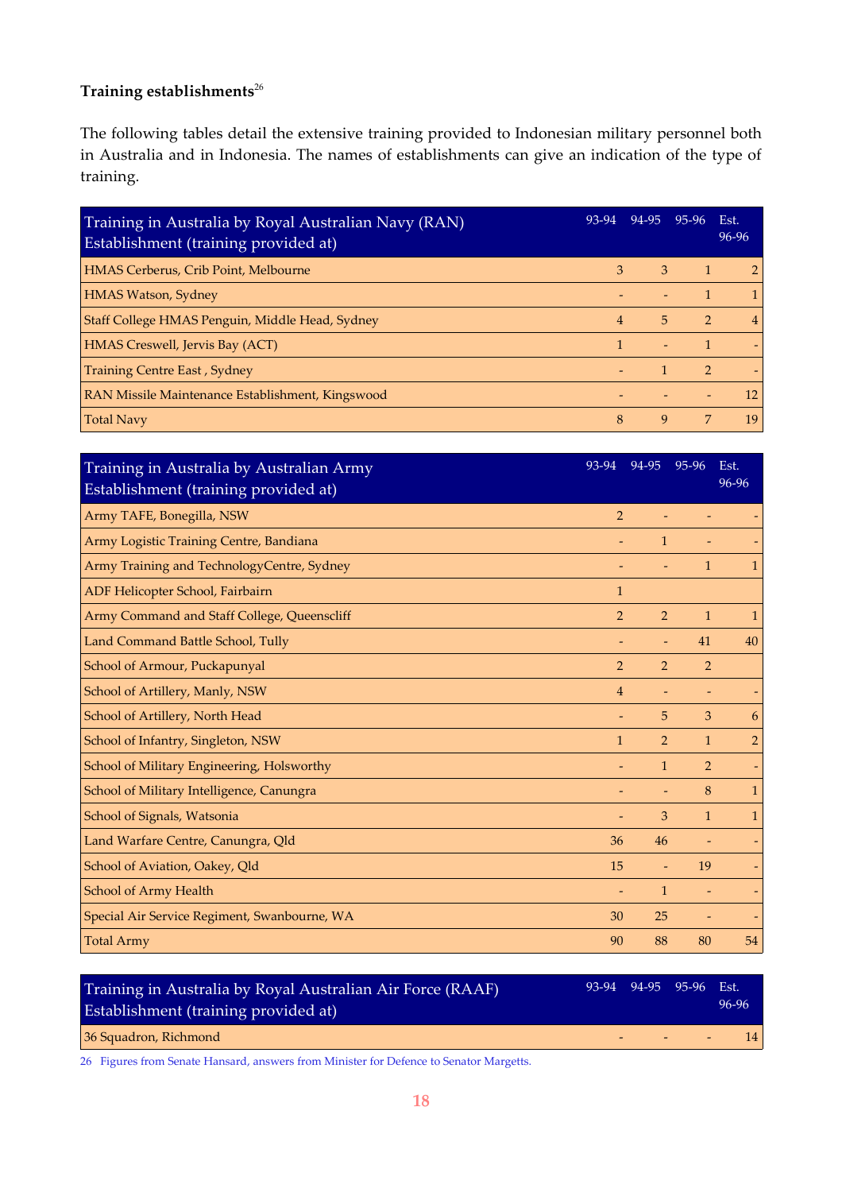**Training establishments**[26]

The following tables detail the extensive training provided to Indonesian military personnel both in Australia and in Indonesia. The names of establishments can give an indication of the type of training.

| Training in Australia by Royal Australian Navy (RAN) Establishment (training provided at) | 93-94 | 94-95 | 95-96 | Est. 96-96 |
|---|---|---|---|---|
| HMAS Cerberus, Crib Point, Melbourne | 3 | 3 | 1 | 2 |
| HMAS Watson, Sydney | - | - | 1 | 1 |
| Staff College HMAS Penguin, Middle Head, Sydney | 4 | 5 | 2 | 4 |
| HMAS Creswell, Jervis Bay (ACT) | 1 | - | 1 | - |
| Training Centre East , Sydney | - | 1 | 2 | - |
| RAN Missile Maintenance Establishment, Kingswood | - | - | - | 12 |
| Total Navy | 8 | 9 | 7 | 19 |

| Training in Australia by Australian Army Establishment (training provided at) | 93-94 | 94-95 | 95-96 | Est. 96-96 |
|---|---|---|---|---|
| Army TAFE, Bonegilla, NSW | 2 | - | - | - |
| Army Logistic Training Centre, Bandiana | - | 1 | - | - |
| Army Training and TechnologyCentre, Sydney | - | - | 1 | 1 |
| ADF Helicopter School, Fairbairn | 1 | | | |
| Army Command and Staff College, Queenscliff | 2 | 2 | 1 | 1 |
| Land Command Battle School, Tully | - | - | 41 | 40 |
| School of Armour, Puckapunyal | 2 | 2 | 2 | |
| School of Artillery, Manly, NSW | 4 | - | - | - |
| School of Artillery, North Head | - | 5 | 3 | 6 |
| School of Infantry, Singleton, NSW | 1 | 2 | 1 | 2 |
| School of Military Engineering, Holsworthy | - | 1 | 2 | - |
| School of Military Intelligence, Canungra | - | - | 8 | 1 |
| School of Signals, Watsonia | - | 3 | 1 | 1 |
| Land Warfare Centre, Canungra, Qld | 36 | 46 | - | - |
| School of Aviation, Oakey, Qld | 15 | - | 19 | - |
| School of Army Health | - | 1 | - | - |
| Special Air Service Regiment, Swanbourne, WA | 30 | 25 | - | - |
| Total Army | 90 | 88 | 80 | 54 |

| Training in Australia by Royal Australian Air Force (RAAF) Establishment (training provided at) | 93-94 | 94-95 | 95-96 | Est. 96-96 |
|---|---|---|---|---|
| 36 Squadron, Richmond | - | - | - | 14 |

26 Figures from Senate Hansard, answers from Minister for Defence to Senator Margetts.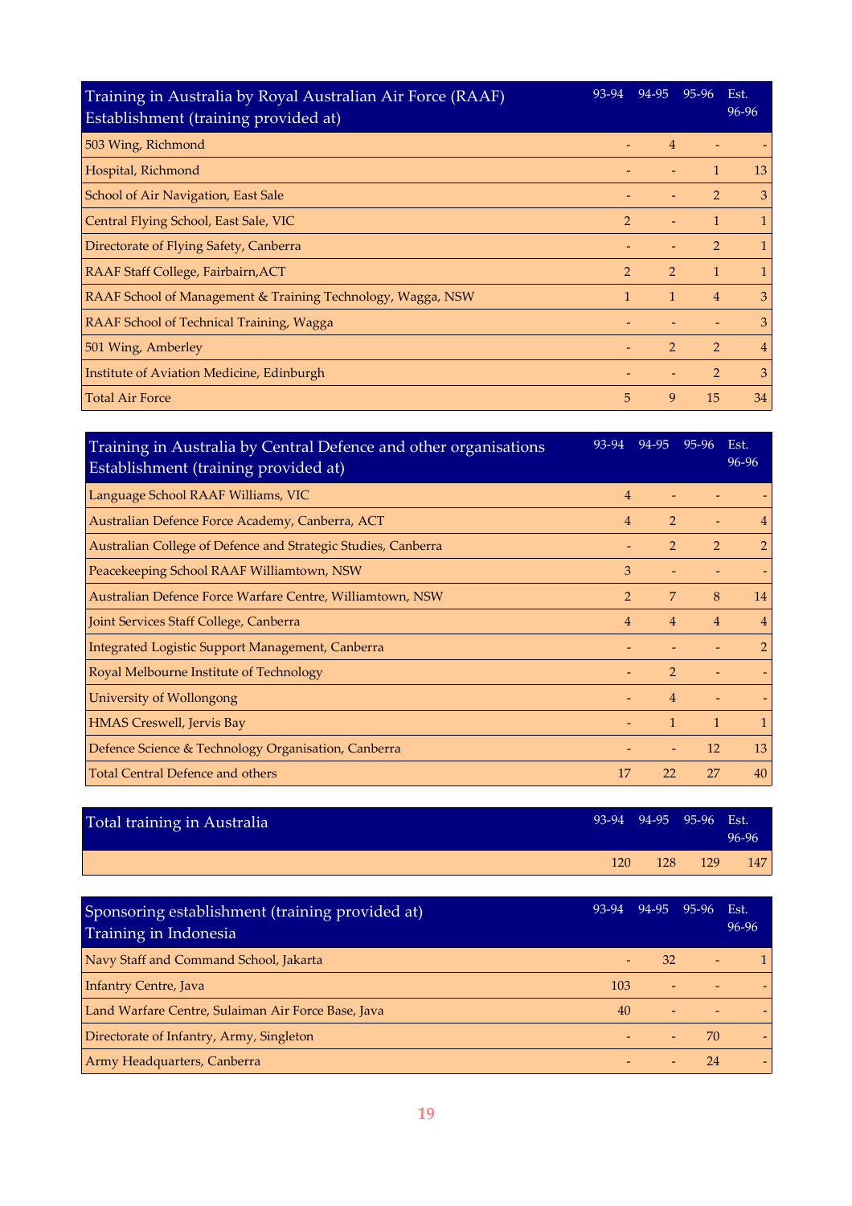| Training in Australia by Royal Australian Air Force (RAAF) Establishment (training provided at) | 93-94 | 94-95 | 95-96 | Est. 96-96 |
|---|---|---|---|---|
| 503 Wing, Richmond | - | 4 | - | - |
| Hospital, Richmond | - | - | 1 | 13 |
| School of Air Navigation, East Sale | - | - | 2 | 3 |
| Central Flying School, East Sale, VIC | 2 | - | 1 | 1 |
| Directorate of Flying Safety, Canberra | - | - | 2 | 1 |
| RAAF Staff College, Fairbairn,ACT | 2 | 2 | 1 | 1 |
| RAAF School of Management & Training Technology, Wagga, NSW | 1 | 1 | 4 | 3 |
| RAAF School of Technical Training, Wagga | - | - | - | 3 |
| 501 Wing, Amberley | - | 2 | 2 | 4 |
| Institute of Aviation Medicine, Edinburgh | - | - | 2 | 3 |
| Total Air Force | 5 | 9 | 15 | 34 |

| Training in Australia by Central Defence and other organisations Establishment (training provided at) | 93-94 | 94-95 | 95-96 | Est. 96-96 |
|---|---|---|---|---|
| Language School RAAF Williams, VIC | 4 | - | - | - |
| Australian Defence Force Academy, Canberra, ACT | 4 | 2 | - | 4 |
| Australian College of Defence and Strategic Studies, Canberra | - | 2 | 2 | 2 |
| Peacekeeping School RAAF Williamtown, NSW | 3 | - | - | - |
| Australian Defence Force Warfare Centre, Williamtown, NSW | 2 | 7 | 8 | 14 |
| Joint Services Staff College, Canberra | 4 | 4 | 4 | 4 |
| Integrated Logistic Support Management, Canberra | - | - | - | 2 |
| Royal Melbourne Institute of Technology | - | 2 | - | - |
| University of Wollongong | - | 4 | - | - |
| HMAS Creswell, Jervis Bay | - | 1 | 1 | 1 |
| Defence Science & Technology Organisation, Canberra | - | - | 12 | 13 |
| Total Central Defence and others | 17 | 22 | 27 | 40 |

| Total training in Australia | 93-94 | 94-95 | 95-96 | Est. 96-96 |
|---|---|---|---|---|
| | 120 | 128 | 129 | 147 |

| Sponsoring establishment (training provided at) Training in Indonesia | 93-94 | 94-95 | 95-96 | Est. 96-96 |
|---|---|---|---|---|
| Navy Staff and Command School, Jakarta | - | 32 | - | 1 |
| Infantry Centre, Java | 103 | - | - | - |
| Land Warfare Centre, Sulaiman Air Force Base, Java | 40 | - | - | - |
| Directorate of Infantry, Army, Singleton | - | - | 70 | - |
| Army Headquarters, Canberra | - | - | 24 | - |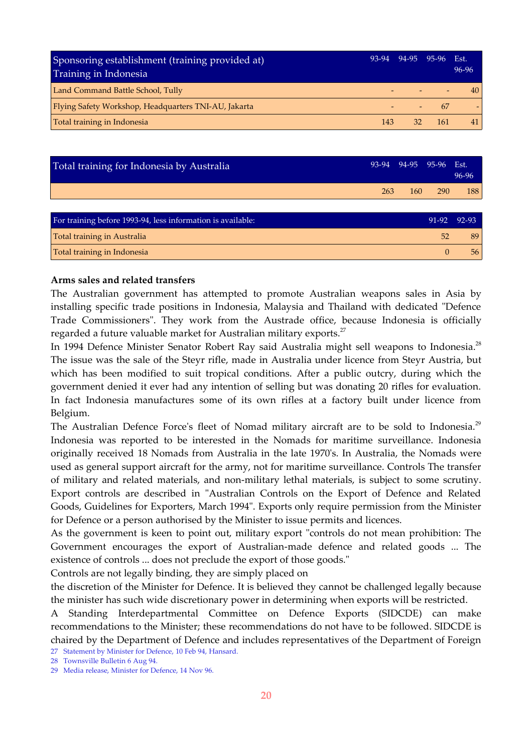| Sponsoring establishment (training provided at) Training in Indonesia | 93-94 | 94-95 | 95-96 | Est. 96-96 |
|---|---|---|---|---|
| Land Command Battle School, Tully | - | - | - | 40 |
| Flying Safety Workshop, Headquarters TNI-AU, Jakarta | - | - | 67 | - |
| Total training in Indonesia | 143 | 32 | 161 | 41 |

| Total training for Indonesia by Australia | 93-94 | 94-95 | 95-96 | Est. 96-96 |
|---|---|---|---|---|
| | 263 | 160 | 290 | 188 |

| For training before 1993-94, less information is available: | 91-92 | 92-93 |
|---|---|---|
| Total training in Australia | 52 | 89 |
| Total training in Indonesia | 0 | 56 |

**Arms sales and related transfers**

The Australian government has attempted to promote Australian weapons sales in Asia by installing specific trade positions in Indonesia, Malaysia and Thailand with dedicated "Defence Trade Commissioners". They work from the Austrade office, because Indonesia is officially regarded a future valuable market for Australian military exports.[27]

In 1994 Defence Minister Senator Robert Ray said Australia might sell weapons to Indonesia.[28] The issue was the sale of the Steyr rifle, made in Australia under licence from Steyr Austria, but which has been modified to suit tropical conditions. After a public outcry, during which the government denied it ever had any intention of selling but was donating 20 rifles for evaluation. In fact Indonesia manufactures some of its own rifles at a factory built under licence from Belgium.

The Australian Defence Force's fleet of Nomad military aircraft are to be sold to Indonesia.[29] Indonesia was reported to be interested in the Nomads for maritime surveillance. Indonesia originally received 18 Nomads from Australia in the late 1970's. In Australia, the Nomads were used as general support aircraft for the army, not for maritime surveillance. Controls The transfer of military and related materials, and non-military lethal materials, is subject to some scrutiny. Export controls are described in "Australian Controls on the Export of Defence and Related Goods, Guidelines for Exporters, March 1994". Exports only require permission from the Minister for Defence or a person authorised by the Minister to issue permits and licences.

As the government is keen to point out, military export "controls do not mean prohibition: The Government encourages the export of Australian-made defence and related goods ... The existence of controls ... does not preclude the export of those goods."

Controls are not legally binding, they are simply placed on

the discretion of the Minister for Defence. It is believed they cannot be challenged legally because the minister has such wide discretionary power in determining when exports will be restricted.

A Standing Interdepartmental Committee on Defence Exports (SIDCDE) can make recommendations to the Minister; these recommendations do not have to be followed. SIDCDE is chaired by the Department of Defence and includes representatives of the Department of Foreign

27 Statement by Minister for Defence, 10 Feb 94, Hansard.

28 Townsville Bulletin 6 Aug 94.

29 Media release, Minister for Defence, 14 Nov 96.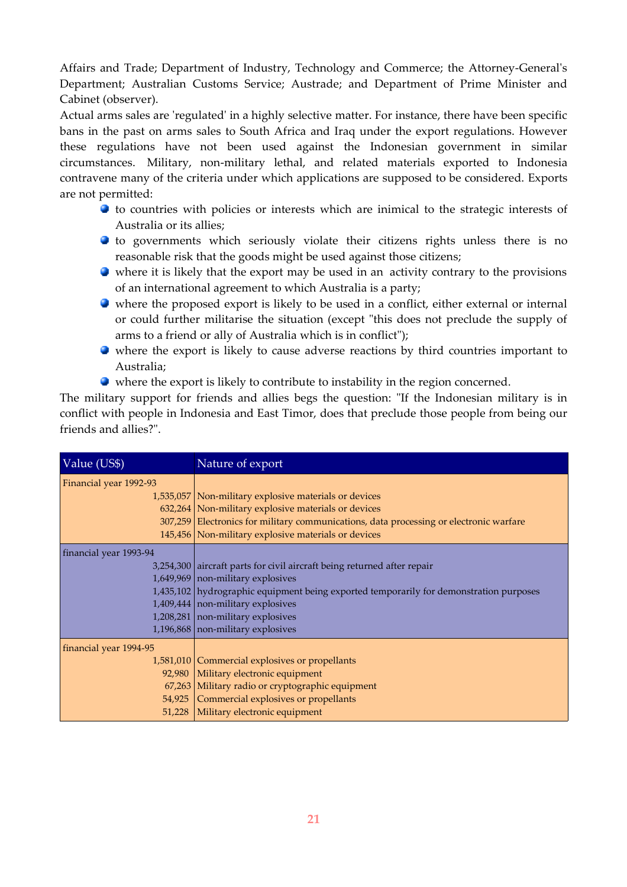Affairs and Trade; Department of Industry, Technology and Commerce; the Attorney-General's Department; Australian Customs Service; Austrade; and Department of Prime Minister and Cabinet (observer).

Actual arms sales are 'regulated' in a highly selective matter. For instance, there have been specific bans in the past on arms sales to South Africa and Iraq under the export regulations. However these regulations have not been used against the Indonesian government in similar circumstances. Military, non-military lethal, and related materials exported to Indonesia contravene many of the criteria under which applications are supposed to be considered. Exports are not permitted:

- to countries with policies or interests which are inimical to the strategic interests of Australia or its allies;
- to governments which seriously violate their citizens rights unless there is no reasonable risk that the goods might be used against those citizens;
- where it is likely that the export may be used in an activity contrary to the provisions of an international agreement to which Australia is a party;
- where the proposed export is likely to be used in a conflict, either external or internal or could further militarise the situation (except "this does not preclude the supply of arms to a friend or ally of Australia which is in conflict");
- where the export is likely to cause adverse reactions by third countries important to Australia;
- where the export is likely to contribute to instability in the region concerned.

The military support for friends and allies begs the question: "If the Indonesian military is in conflict with people in Indonesia and East Timor, does that preclude those people from being our friends and allies?".

| Value (US$) | Nature of export |
|---|---|
| Financial year 1992-93 | |
| 1,535,057 | Non-military explosive materials or devices |
| 632,264 | Non-military explosive materials or devices |
| 307,259 | Electronics for military communications, data processing or electronic warfare |
| 145,456 | Non-military explosive materials or devices |
| financial year 1993-94 | |
| 3,254,300 | aircraft parts for civil aircraft being returned after repair |
| 1,649,969 | non-military explosives |
| 1,435,102 | hydrographic equipment being exported temporarily for demonstration purposes |
| 1,409,444 | non-military explosives |
| 1,208,281 | non-military explosives |
| 1,196,868 | non-military explosives |
| financial year 1994-95 | |
| 1,581,010 | Commercial explosives or propellants |
| 92,980 | Military electronic equipment |
| 67,263 | Military radio or cryptographic equipment |
| 54,925 | Commercial explosives or propellants |
| 51,228 | Military electronic equipment |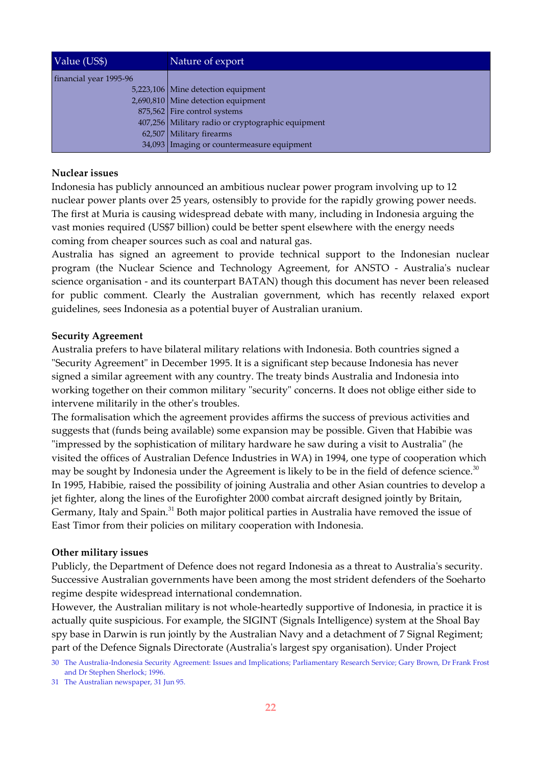| Value (US$) | Nature of export |
|---|---|
| financial year 1995-96 | |
| 5,223,106 | Mine detection equipment |
| 2,690,810 | Mine detection equipment |
| 875,562 | Fire control systems |
| 407,256 | Military radio or cryptographic equipment |
| 62,507 | Military firearms |
| 34,093 | Imaging or countermeasure equipment |

**Nuclear issues**

Indonesia has publicly announced an ambitious nuclear power program involving up to 12 nuclear power plants over 25 years, ostensibly to provide for the rapidly growing power needs. The first at Muria is causing widespread debate with many, including in Indonesia arguing the vast monies required (US$7 billion) could be better spent elsewhere with the energy needs coming from cheaper sources such as coal and natural gas.

Australia has signed an agreement to provide technical support to the Indonesian nuclear program (the Nuclear Science and Technology Agreement, for ANSTO - Australia's nuclear science organisation - and its counterpart BATAN) though this document has never been released for public comment. Clearly the Australian government, which has recently relaxed export guidelines, sees Indonesia as a potential buyer of Australian uranium.

**Security Agreement**

Australia prefers to have bilateral military relations with Indonesia. Both countries signed a "Security Agreement" in December 1995. It is a significant step because Indonesia has never signed a similar agreement with any country. The treaty binds Australia and Indonesia into working together on their common military "security" concerns. It does not oblige either side to intervene militarily in the other's troubles.

The formalisation which the agreement provides affirms the success of previous activities and suggests that (funds being available) some expansion may be possible. Given that Habibie was "impressed by the sophistication of military hardware he saw during a visit to Australia" (he visited the offices of Australian Defence Industries in WA) in 1994, one type of cooperation which may be sought by Indonesia under the Agreement is likely to be in the field of defence science.[30]

In 1995, Habibie, raised the possibility of joining Australia and other Asian countries to develop a jet fighter, along the lines of the Eurofighter 2000 combat aircraft designed jointly by Britain, Germany, Italy and Spain.[31] Both major political parties in Australia have removed the issue of East Timor from their policies on military cooperation with Indonesia.

**Other military issues**

Publicly, the Department of Defence does not regard Indonesia as a threat to Australia's security. Successive Australian governments have been among the most strident defenders of the Soeharto regime despite widespread international condemnation.

However, the Australian military is not whole-heartedly supportive of Indonesia, in practice it is actually quite suspicious. For example, the SIGINT (Signals Intelligence) system at the Shoal Bay spy base in Darwin is run jointly by the Australian Navy and a detachment of 7 Signal Regiment; part of the Defence Signals Directorate (Australia's largest spy organisation). Under Project

30 The Australia-Indonesia Security Agreement: Issues and Implications; Parliamentary Research Service; Gary Brown, Dr Frank Frost and Dr Stephen Sherlock; 1996.

31 The Australian newspaper, 31 Jun 95.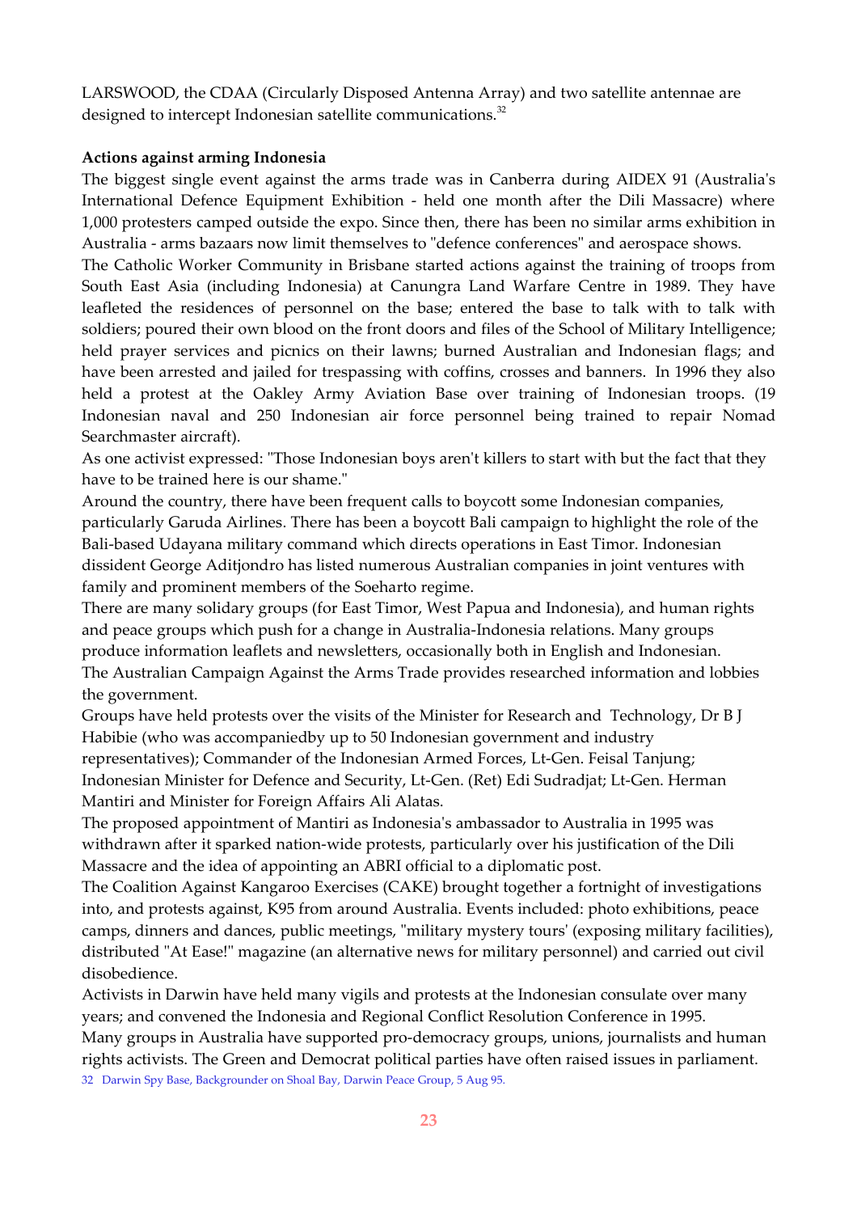LARSWOOD, the CDAA (Circularly Disposed Antenna Array) and two satellite antennae are designed to intercept Indonesian satellite communications.[32]

**Actions against arming Indonesia**

The biggest single event against the arms trade was in Canberra during AIDEX 91 (Australia's International Defence Equipment Exhibition - held one month after the Dili Massacre) where 1,000 protesters camped outside the expo. Since then, there has been no similar arms exhibition in Australia - arms bazaars now limit themselves to "defence conferences" and aerospace shows.

The Catholic Worker Community in Brisbane started actions against the training of troops from South East Asia (including Indonesia) at Canungra Land Warfare Centre in 1989. They have leafleted the residences of personnel on the base; entered the base to talk with to talk with soldiers; poured their own blood on the front doors and files of the School of Military Intelligence; held prayer services and picnics on their lawns; burned Australian and Indonesian flags; and have been arrested and jailed for trespassing with coffins, crosses and banners. In 1996 they also held a protest at the Oakley Army Aviation Base over training of Indonesian troops. (19 Indonesian naval and 250 Indonesian air force personnel being trained to repair Nomad Searchmaster aircraft).

As one activist expressed: "Those Indonesian boys aren't killers to start with but the fact that they have to be trained here is our shame."

Around the country, there have been frequent calls to boycott some Indonesian companies, particularly Garuda Airlines. There has been a boycott Bali campaign to highlight the role of the Bali-based Udayana military command which directs operations in East Timor. Indonesian dissident George Aditjondro has listed numerous Australian companies in joint ventures with family and prominent members of the Soeharto regime.

There are many solidary groups (for East Timor, West Papua and Indonesia), and human rights and peace groups which push for a change in Australia-Indonesia relations. Many groups produce information leaflets and newsletters, occasionally both in English and Indonesian. The Australian Campaign Against the Arms Trade provides researched information and lobbies the government.

Groups have held protests over the visits of the Minister for Research and Technology, Dr B J Habibie (who was accompaniedby up to 50 Indonesian government and industry representatives); Commander of the Indonesian Armed Forces, Lt-Gen. Feisal Tanjung; Indonesian Minister for Defence and Security, Lt-Gen. (Ret) Edi Sudradjat; Lt-Gen. Herman Mantiri and Minister for Foreign Affairs Ali Alatas.

The proposed appointment of Mantiri as Indonesia's ambassador to Australia in 1995 was withdrawn after it sparked nation-wide protests, particularly over his justification of the Dili Massacre and the idea of appointing an ABRI official to a diplomatic post.

The Coalition Against Kangaroo Exercises (CAKE) brought together a fortnight of investigations into, and protests against, K95 from around Australia. Events included: photo exhibitions, peace camps, dinners and dances, public meetings, "military mystery tours' (exposing military facilities), distributed "At Ease!" magazine (an alternative news for military personnel) and carried out civil disobedience.

Activists in Darwin have held many vigils and protests at the Indonesian consulate over many years; and convened the Indonesia and Regional Conflict Resolution Conference in 1995.

Many groups in Australia have supported pro-democracy groups, unions, journalists and human rights activists. The Green and Democrat political parties have often raised issues in parliament.

32 Darwin Spy Base, Backgrounder on Shoal Bay, Darwin Peace Group, 5 Aug 95.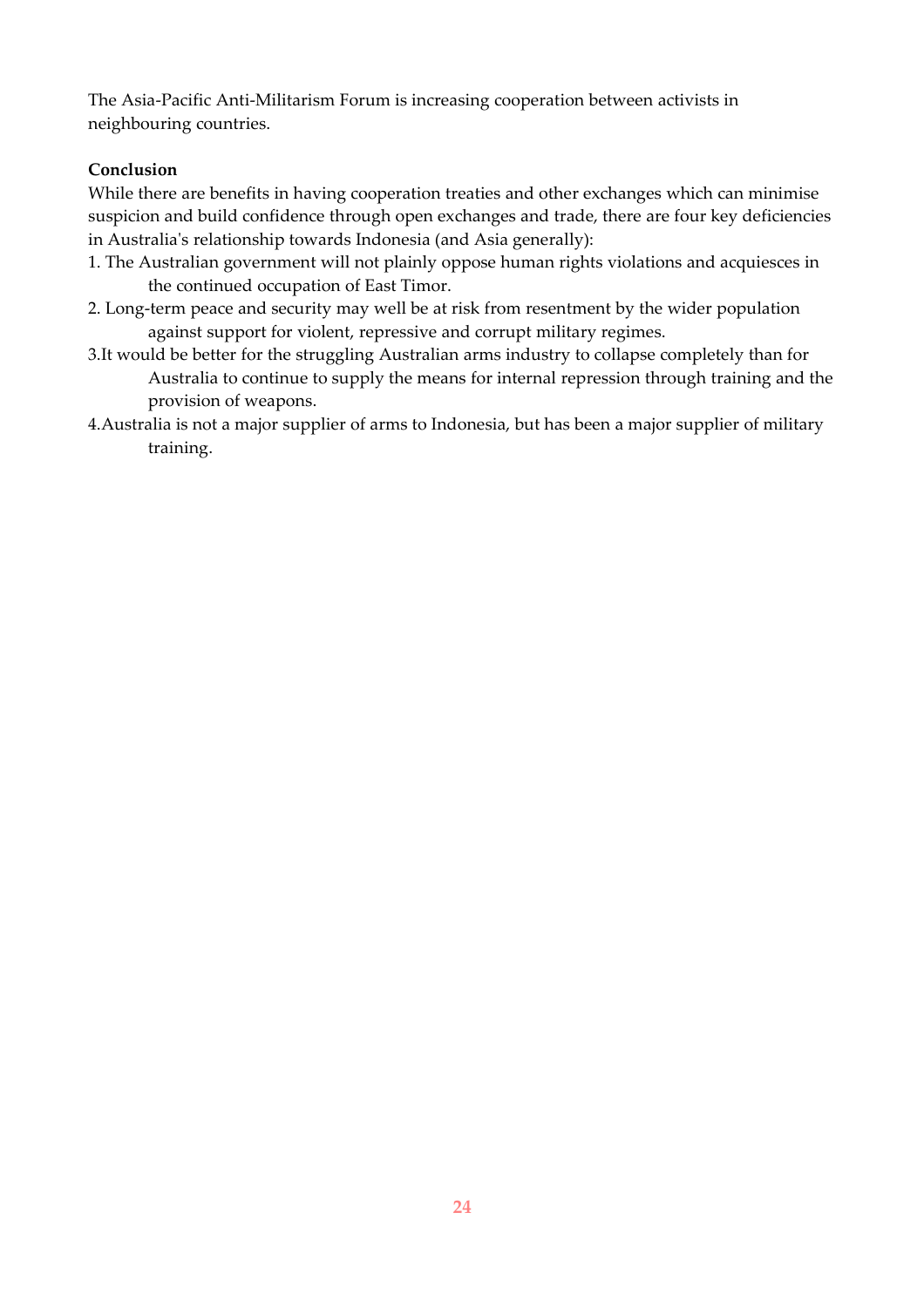The Asia-Pacific Anti-Militarism Forum is increasing cooperation between activists in neighbouring countries.

**Conclusion**

While there are benefits in having cooperation treaties and other exchanges which can minimise suspicion and build confidence through open exchanges and trade, there are four key deficiencies in Australia's relationship towards Indonesia (and Asia generally):

1. The Australian government will not plainly oppose human rights violations and acquiesces in the continued occupation of East Timor.
2. Long-term peace and security may well be at risk from resentment by the wider population against support for violent, repressive and corrupt military regimes.
3. It would be better for the struggling Australian arms industry to collapse completely than for Australia to continue to supply the means for internal repression through training and the provision of weapons.
4. Australia is not a major supplier of arms to Indonesia, but has been a major supplier of military training.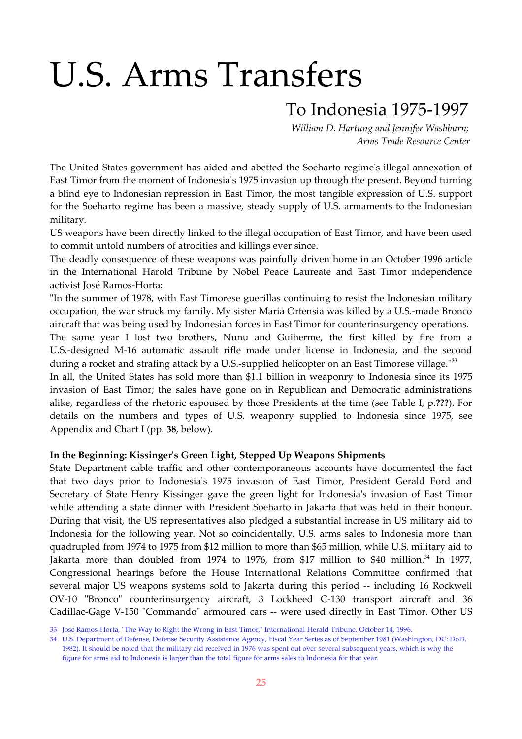# U.S. Arms Transfers

## To Indonesia 1975-1997

*William D. Hartung and Jennifer Washburn; Arms Trade Resource Center*

The United States government has aided and abetted the Soeharto regime's illegal annexation of East Timor from the moment of Indonesia's 1975 invasion up through the present. Beyond turning a blind eye to Indonesian repression in East Timor, the most tangible expression of U.S. support for the Soeharto regime has been a massive, steady supply of U.S. armaments to the Indonesian military.

US weapons have been directly linked to the illegal occupation of East Timor, and have been used to commit untold numbers of atrocities and killings ever since.

The deadly consequence of these weapons was painfully driven home in an October 1996 article in the International Harold Tribune by Nobel Peace Laureate and East Timor independence activist José Ramos-Horta:

"In the summer of 1978, with East Timorese guerillas continuing to resist the Indonesian military occupation, the war struck my family. My sister Maria Ortensia was killed by a U.S.-made Bronco aircraft that was being used by Indonesian forces in East Timor for counterinsurgency operations. The same year I lost two brothers, Nunu and Guiherme, the first killed by fire from a U.S.-designed M-16 automatic assault rifle made under license in Indonesia, and the second during a rocket and strafing attack by a U.S.-supplied helicopter on an East Timorese village."[33]

In all, the United States has sold more than $1.1 billion in weaponry to Indonesia since its 1975 invasion of East Timor; the sales have gone on in Republican and Democratic administrations alike, regardless of the rhetoric espoused by those Presidents at the time (see Table I, p.**???**). For details on the numbers and types of U.S. weaponry supplied to Indonesia since 1975, see Appendix and Chart I (pp. **38**, below).

**In the Beginning: Kissinger's Green Light, Stepped Up Weapons Shipments**

State Department cable traffic and other contemporaneous accounts have documented the fact that two days prior to Indonesia's 1975 invasion of East Timor, President Gerald Ford and Secretary of State Henry Kissinger gave the green light for Indonesia's invasion of East Timor while attending a state dinner with President Soeharto in Jakarta that was held in their honour. During that visit, the US representatives also pledged a substantial increase in US military aid to Indonesia for the following year. Not so coincidentally, U.S. arms sales to Indonesia more than quadrupled from 1974 to 1975 from $12 million to more than $65 million, while U.S. military aid to Jakarta more than doubled from 1974 to 1976, from $17 million to $40 million.[34] In 1977, Congressional hearings before the House International Relations Committee confirmed that several major US weapons systems sold to Jakarta during this period -- including 16 Rockwell OV-10 "Bronco" counterinsurgency aircraft, 3 Lockheed C-130 transport aircraft and 36 Cadillac-Gage V-150 "Commando" armoured cars -- were used directly in East Timor. Other US

33 José Ramos-Horta, "The Way to Right the Wrong in East Timor," International Herald Tribune, October 14, 1996.

34 U.S. Department of Defense, Defense Security Assistance Agency, Fiscal Year Series as of September 1981 (Washington, DC: DoD, 1982). It should be noted that the military aid received in 1976 was spent out over several subsequent years, which is why the figure for arms aid to Indonesia is larger than the total figure for arms sales to Indonesia for that year.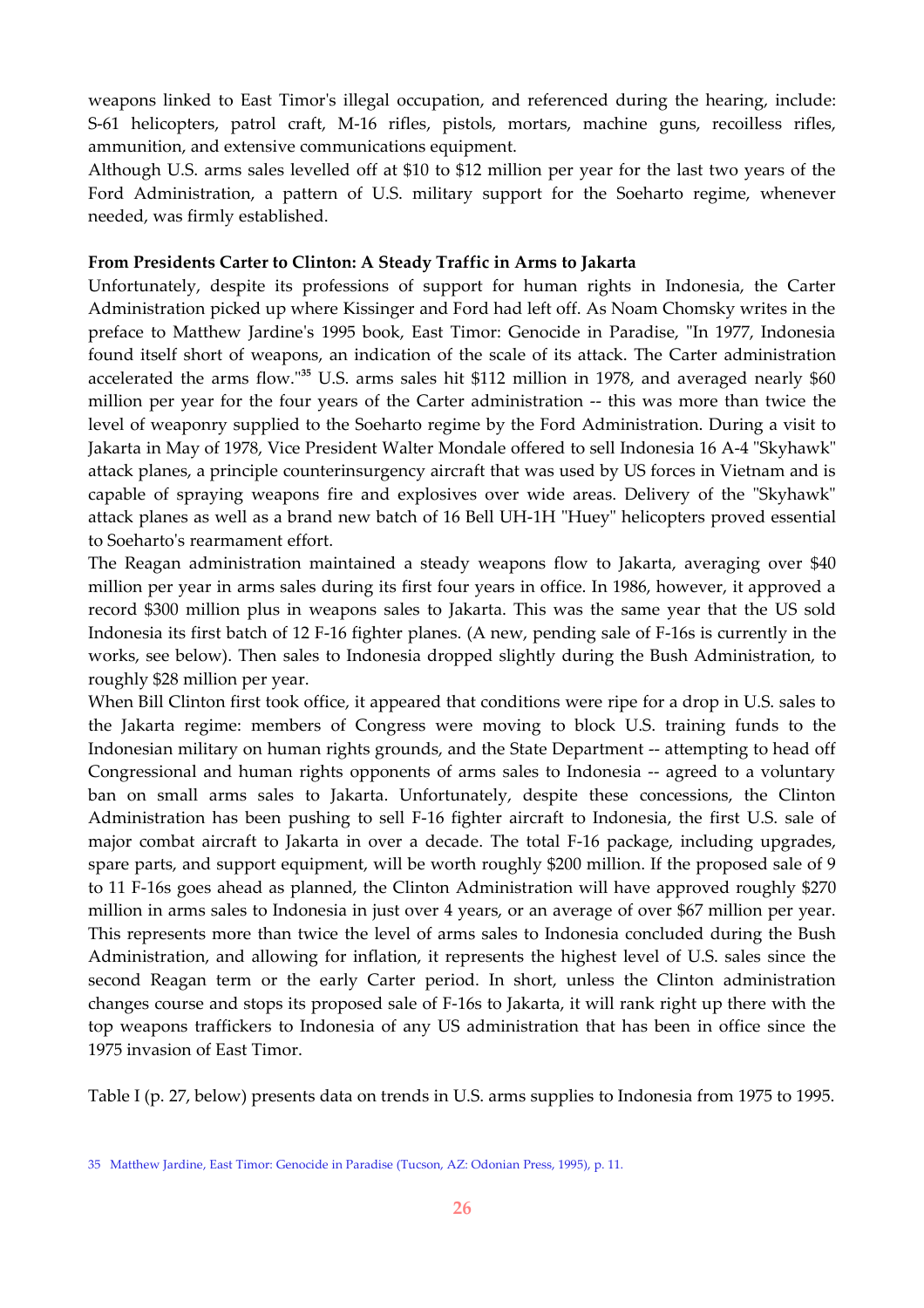weapons linked to East Timor's illegal occupation, and referenced during the hearing, include: S-61 helicopters, patrol craft, M-16 rifles, pistols, mortars, machine guns, recoilless rifles, ammunition, and extensive communications equipment.

Although U.S. arms sales levelled off at $10 to $12 million per year for the last two years of the Ford Administration, a pattern of U.S. military support for the Soeharto regime, whenever needed, was firmly established.

**From Presidents Carter to Clinton: A Steady Traffic in Arms to Jakarta**

Unfortunately, despite its professions of support for human rights in Indonesia, the Carter Administration picked up where Kissinger and Ford had left off. As Noam Chomsky writes in the preface to Matthew Jardine's 1995 book, East Timor: Genocide in Paradise, "In 1977, Indonesia found itself short of weapons, an indication of the scale of its attack. The Carter administration accelerated the arms flow."[35] U.S. arms sales hit $112 million in 1978, and averaged nearly $60 million per year for the four years of the Carter administration -- this was more than twice the level of weaponry supplied to the Soeharto regime by the Ford Administration. During a visit to Jakarta in May of 1978, Vice President Walter Mondale offered to sell Indonesia 16 A-4 "Skyhawk" attack planes, a principle counterinsurgency aircraft that was used by US forces in Vietnam and is capable of spraying weapons fire and explosives over wide areas. Delivery of the "Skyhawk" attack planes as well as a brand new batch of 16 Bell UH-1H "Huey" helicopters proved essential to Soeharto's rearmament effort.

The Reagan administration maintained a steady weapons flow to Jakarta, averaging over $40 million per year in arms sales during its first four years in office. In 1986, however, it approved a record $300 million plus in weapons sales to Jakarta. This was the same year that the US sold Indonesia its first batch of 12 F-16 fighter planes. (A new, pending sale of F-16s is currently in the works, see below). Then sales to Indonesia dropped slightly during the Bush Administration, to roughly $28 million per year.

When Bill Clinton first took office, it appeared that conditions were ripe for a drop in U.S. sales to the Jakarta regime: members of Congress were moving to block U.S. training funds to the Indonesian military on human rights grounds, and the State Department -- attempting to head off Congressional and human rights opponents of arms sales to Indonesia -- agreed to a voluntary ban on small arms sales to Jakarta. Unfortunately, despite these concessions, the Clinton Administration has been pushing to sell F-16 fighter aircraft to Indonesia, the first U.S. sale of major combat aircraft to Jakarta in over a decade. The total F-16 package, including upgrades, spare parts, and support equipment, will be worth roughly $200 million. If the proposed sale of 9 to 11 F-16s goes ahead as planned, the Clinton Administration will have approved roughly $270 million in arms sales to Indonesia in just over 4 years, or an average of over $67 million per year. This represents more than twice the level of arms sales to Indonesia concluded during the Bush Administration, and allowing for inflation, it represents the highest level of U.S. sales since the second Reagan term or the early Carter period. In short, unless the Clinton administration changes course and stops its proposed sale of F-16s to Jakarta, it will rank right up there with the top weapons traffickers to Indonesia of any US administration that has been in office since the 1975 invasion of East Timor.

Table I (p. 27, below) presents data on trends in U.S. arms supplies to Indonesia from 1975 to 1995.

35 Matthew Jardine, East Timor: Genocide in Paradise (Tucson, AZ: Odonian Press, 1995), p. 11.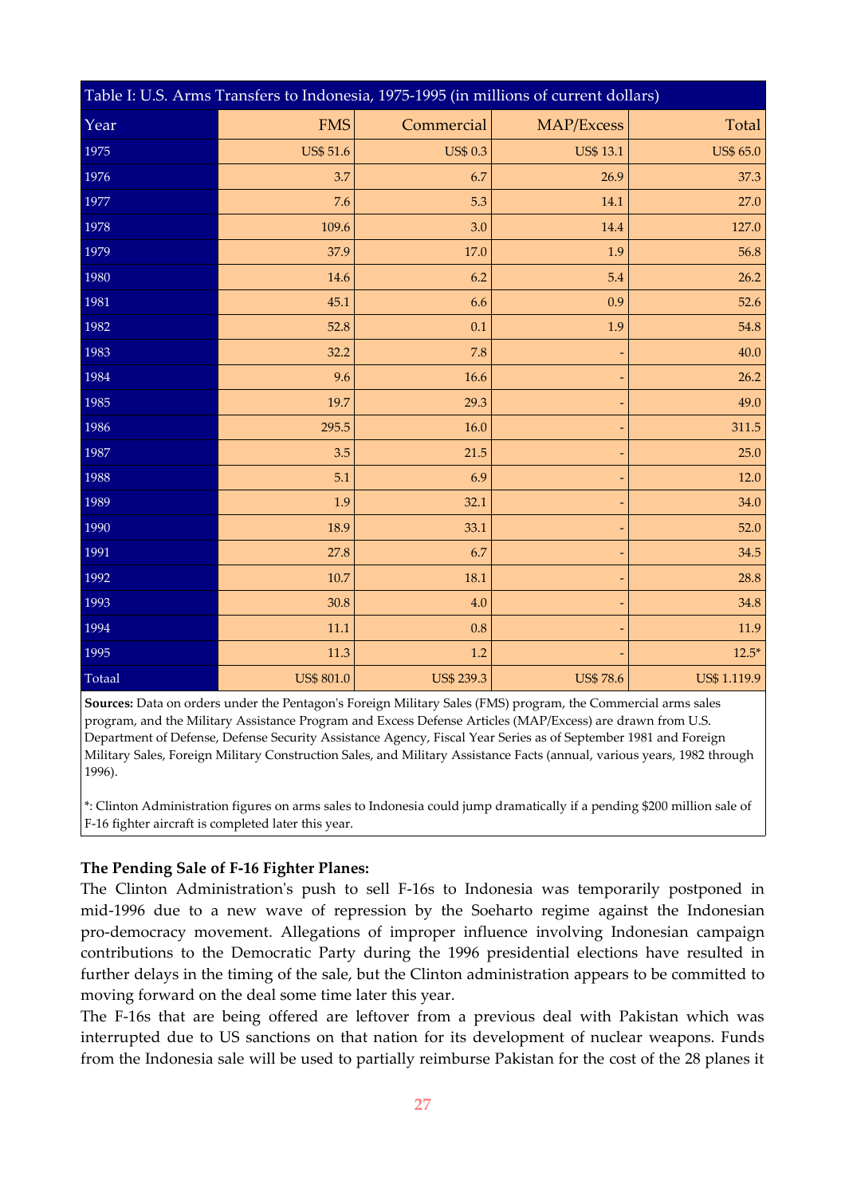Table I: U.S. Arms Transfers to Indonesia, 1975-1995 (in millions of current dollars)

| Year | FMS | Commercial | MAP/Excess | Total |
|---|---|---|---|---|
| 1975 | US$ 51.6 | US$ 0.3 | US$ 13.1 | US$ 65.0 |
| 1976 | 3.7 | 6.7 | 26.9 | 37.3 |
| 1977 | 7.6 | 5.3 | 14.1 | 27.0 |
| 1978 | 109.6 | 3.0 | 14.4 | 127.0 |
| 1979 | 37.9 | 17.0 | 1.9 | 56.8 |
| 1980 | 14.6 | 6.2 | 5.4 | 26.2 |
| 1981 | 45.1 | 6.6 | 0.9 | 52.6 |
| 1982 | 52.8 | 0.1 | 1.9 | 54.8 |
| 1983 | 32.2 | 7.8 | - | 40.0 |
| 1984 | 9.6 | 16.6 | - | 26.2 |
| 1985 | 19.7 | 29.3 | - | 49.0 |
| 1986 | 295.5 | 16.0 | - | 311.5 |
| 1987 | 3.5 | 21.5 | - | 25.0 |
| 1988 | 5.1 | 6.9 | - | 12.0 |
| 1989 | 1.9 | 32.1 | - | 34.0 |
| 1990 | 18.9 | 33.1 | - | 52.0 |
| 1991 | 27.8 | 6.7 | - | 34.5 |
| 1992 | 10.7 | 18.1 | - | 28.8 |
| 1993 | 30.8 | 4.0 | - | 34.8 |
| 1994 | 11.1 | 0.8 | - | 11.9 |
| 1995 | 11.3 | 1.2 | - | 12.5* |
| Totaal | US$ 801.0 | US$ 239.3 | US$ 78.6 | US$ 1.119.9 |

**Sources:** Data on orders under the Pentagon's Foreign Military Sales (FMS) program, the Commercial arms sales program, and the Military Assistance Program and Excess Defense Articles (MAP/Excess) are drawn from U.S. Department of Defense, Defense Security Assistance Agency, Fiscal Year Series as of September 1981 and Foreign Military Sales, Foreign Military Construction Sales, and Military Assistance Facts (annual, various years, 1982 through 1996).

*: Clinton Administration figures on arms sales to Indonesia could jump dramatically if a pending $200 million sale of F-16 fighter aircraft is completed later this year.

**The Pending Sale of F-16 Fighter Planes:**

The Clinton Administration's push to sell F-16s to Indonesia was temporarily postponed in mid-1996 due to a new wave of repression by the Soeharto regime against the Indonesian pro-democracy movement. Allegations of improper influence involving Indonesian campaign contributions to the Democratic Party during the 1996 presidential elections have resulted in further delays in the timing of the sale, but the Clinton administration appears to be committed to moving forward on the deal some time later this year.

The F-16s that are being offered are leftover from a previous deal with Pakistan which was interrupted due to US sanctions on that nation for its development of nuclear weapons. Funds from the Indonesia sale will be used to partially reimburse Pakistan for the cost of the 28 planes it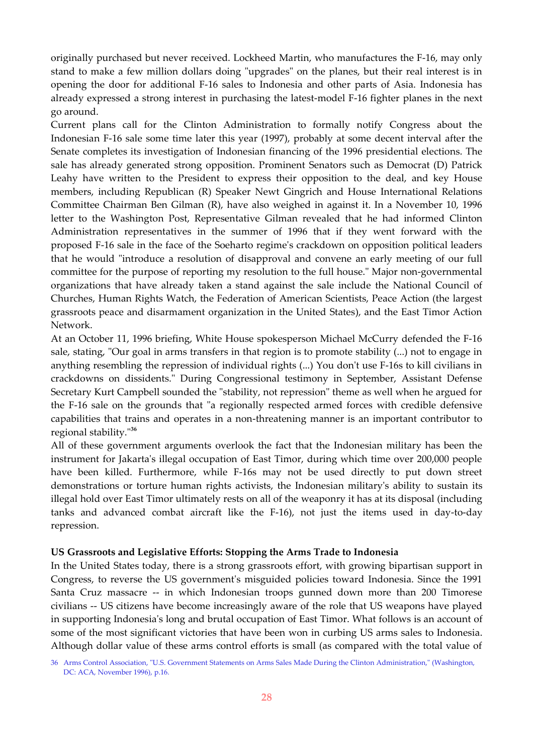originally purchased but never received. Lockheed Martin, who manufactures the F-16, may only stand to make a few million dollars doing "upgrades" on the planes, but their real interest is in opening the door for additional F-16 sales to Indonesia and other parts of Asia. Indonesia has already expressed a strong interest in purchasing the latest-model F-16 fighter planes in the next go around.

Current plans call for the Clinton Administration to formally notify Congress about the Indonesian F-16 sale some time later this year (1997), probably at some decent interval after the Senate completes its investigation of Indonesian financing of the 1996 presidential elections. The sale has already generated strong opposition. Prominent Senators such as Democrat (D) Patrick Leahy have written to the President to express their opposition to the deal, and key House members, including Republican (R) Speaker Newt Gingrich and House International Relations Committee Chairman Ben Gilman (R), have also weighed in against it. In a November 10, 1996 letter to the Washington Post, Representative Gilman revealed that he had informed Clinton Administration representatives in the summer of 1996 that if they went forward with the proposed F-16 sale in the face of the Soeharto regime's crackdown on opposition political leaders that he would "introduce a resolution of disapproval and convene an early meeting of our full committee for the purpose of reporting my resolution to the full house." Major non-governmental organizations that have already taken a stand against the sale include the National Council of Churches, Human Rights Watch, the Federation of American Scientists, Peace Action (the largest grassroots peace and disarmament organization in the United States), and the East Timor Action Network.

At an October 11, 1996 briefing, White House spokesperson Michael McCurry defended the F-16 sale, stating, "Our goal in arms transfers in that region is to promote stability (...) not to engage in anything resembling the repression of individual rights (...) You don't use F-16s to kill civilians in crackdowns on dissidents." During Congressional testimony in September, Assistant Defense Secretary Kurt Campbell sounded the "stability, not repression" theme as well when he argued for the F-16 sale on the grounds that "a regionally respected armed forces with credible defensive capabilities that trains and operates in a non-threatening manner is an important contributor to regional stability."[36]

All of these government arguments overlook the fact that the Indonesian military has been the instrument for Jakarta's illegal occupation of East Timor, during which time over 200,000 people have been killed. Furthermore, while F-16s may not be used directly to put down street demonstrations or torture human rights activists, the Indonesian military's ability to sustain its illegal hold over East Timor ultimately rests on all of the weaponry it has at its disposal (including tanks and advanced combat aircraft like the F-16), not just the items used in day-to-day repression.

**US Grassroots and Legislative Efforts: Stopping the Arms Trade to Indonesia**

In the United States today, there is a strong grassroots effort, with growing bipartisan support in Congress, to reverse the US government's misguided policies toward Indonesia. Since the 1991 Santa Cruz massacre -- in which Indonesian troops gunned down more than 200 Timorese civilians -- US citizens have become increasingly aware of the role that US weapons have played in supporting Indonesia's long and brutal occupation of East Timor. What follows is an account of some of the most significant victories that have been won in curbing US arms sales to Indonesia. Although dollar value of these arms control efforts is small (as compared with the total value of

36 Arms Control Association, "U.S. Government Statements on Arms Sales Made During the Clinton Administration," (Washington, DC: ACA, November 1996), p.16.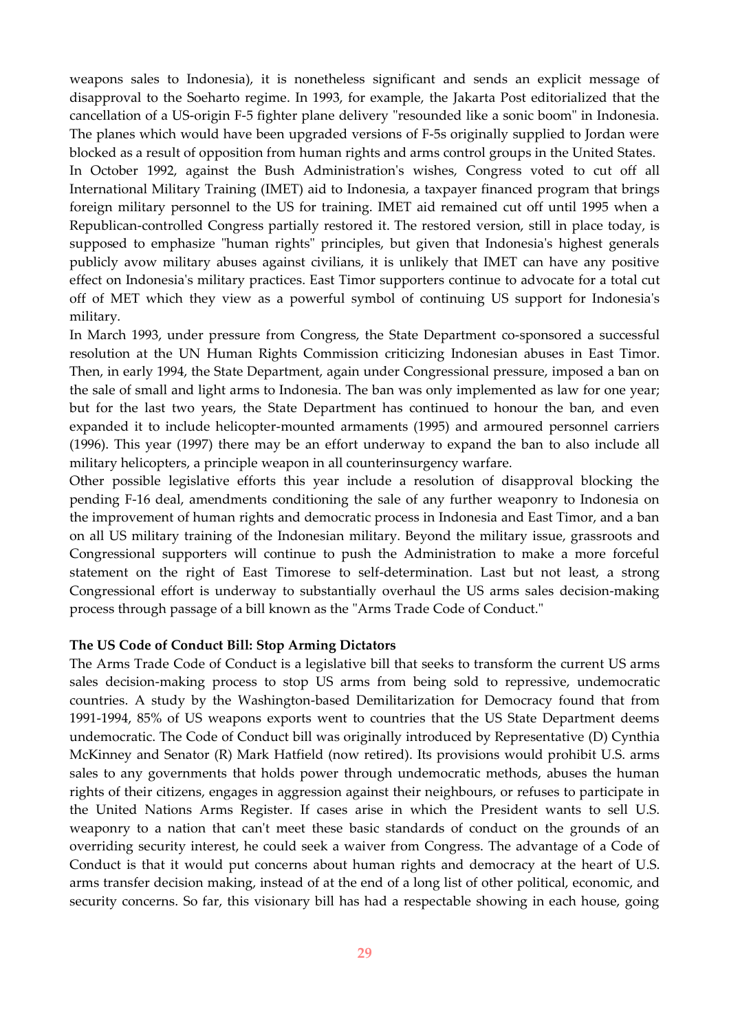weapons sales to Indonesia), it is nonetheless significant and sends an explicit message of disapproval to the Soeharto regime. In 1993, for example, the Jakarta Post editorialized that the cancellation of a US-origin F-5 fighter plane delivery "resounded like a sonic boom" in Indonesia. The planes which would have been upgraded versions of F-5s originally supplied to Jordan were blocked as a result of opposition from human rights and arms control groups in the United States.

In October 1992, against the Bush Administration's wishes, Congress voted to cut off all International Military Training (IMET) aid to Indonesia, a taxpayer financed program that brings foreign military personnel to the US for training. IMET aid remained cut off until 1995 when a Republican-controlled Congress partially restored it. The restored version, still in place today, is supposed to emphasize "human rights" principles, but given that Indonesia's highest generals publicly avow military abuses against civilians, it is unlikely that IMET can have any positive effect on Indonesia's military practices. East Timor supporters continue to advocate for a total cut off of MET which they view as a powerful symbol of continuing US support for Indonesia's military.

In March 1993, under pressure from Congress, the State Department co-sponsored a successful resolution at the UN Human Rights Commission criticizing Indonesian abuses in East Timor. Then, in early 1994, the State Department, again under Congressional pressure, imposed a ban on the sale of small and light arms to Indonesia. The ban was only implemented as law for one year; but for the last two years, the State Department has continued to honour the ban, and even expanded it to include helicopter-mounted armaments (1995) and armoured personnel carriers (1996). This year (1997) there may be an effort underway to expand the ban to also include all military helicopters, a principle weapon in all counterinsurgency warfare.

Other possible legislative efforts this year include a resolution of disapproval blocking the pending F-16 deal, amendments conditioning the sale of any further weaponry to Indonesia on the improvement of human rights and democratic process in Indonesia and East Timor, and a ban on all US military training of the Indonesian military. Beyond the military issue, grassroots and Congressional supporters will continue to push the Administration to make a more forceful statement on the right of East Timorese to self-determination. Last but not least, a strong Congressional effort is underway to substantially overhaul the US arms sales decision-making process through passage of a bill known as the "Arms Trade Code of Conduct."

**The US Code of Conduct Bill: Stop Arming Dictators**

The Arms Trade Code of Conduct is a legislative bill that seeks to transform the current US arms sales decision-making process to stop US arms from being sold to repressive, undemocratic countries. A study by the Washington-based Demilitarization for Democracy found that from 1991-1994, 85% of US weapons exports went to countries that the US State Department deems undemocratic. The Code of Conduct bill was originally introduced by Representative (D) Cynthia McKinney and Senator (R) Mark Hatfield (now retired). Its provisions would prohibit U.S. arms sales to any governments that holds power through undemocratic methods, abuses the human rights of their citizens, engages in aggression against their neighbours, or refuses to participate in the United Nations Arms Register. If cases arise in which the President wants to sell U.S. weaponry to a nation that can't meet these basic standards of conduct on the grounds of an overriding security interest, he could seek a waiver from Congress. The advantage of a Code of Conduct is that it would put concerns about human rights and democracy at the heart of U.S. arms transfer decision making, instead of at the end of a long list of other political, economic, and security concerns. So far, this visionary bill has had a respectable showing in each house, going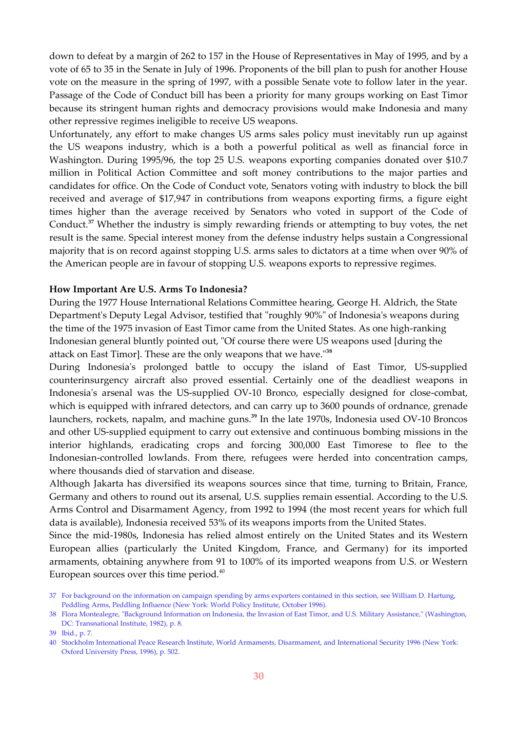down to defeat by a margin of 262 to 157 in the House of Representatives in May of 1995, and by a vote of 65 to 35 in the Senate in July of 1996. Proponents of the bill plan to push for another House vote on the measure in the spring of 1997, with a possible Senate vote to follow later in the year. Passage of the Code of Conduct bill has been a priority for many groups working on East Timor because its stringent human rights and democracy provisions would make Indonesia and many other repressive regimes ineligible to receive US weapons.

Unfortunately, any effort to make changes US arms sales policy must inevitably run up against the US weapons industry, which is a both a powerful political as well as financial force in Washington. During 1995/96, the top 25 U.S. weapons exporting companies donated over $10.7 million in Political Action Committee and soft money contributions to the major parties and candidates for office. On the Code of Conduct vote, Senators voting with industry to block the bill received and average of $17,947 in contributions from weapons exporting firms, a figure eight times higher than the average received by Senators who voted in support of the Code of Conduct.[37] Whether the industry is simply rewarding friends or attempting to buy votes, the net result is the same. Special interest money from the defense industry helps sustain a Congressional majority that is on record against stopping U.S. arms sales to dictators at a time when over 90% of the American people are in favour of stopping U.S. weapons exports to repressive regimes.

**How Important Are U.S. Arms To Indonesia?**

During the 1977 House International Relations Committee hearing, George H. Aldrich, the State Department's Deputy Legal Advisor, testified that "roughly 90%" of Indonesia's weapons during the time of the 1975 invasion of East Timor came from the United States. As one high-ranking Indonesian general bluntly pointed out, "Of course there were US weapons used [during the attack on East Timor]. These are the only weapons that we have."[38]

During Indonesia's prolonged battle to occupy the island of East Timor, US-supplied counterinsurgency aircraft also proved essential. Certainly one of the deadliest weapons in Indonesia's arsenal was the US-supplied OV-10 Bronco, especially designed for close-combat, which is equipped with infrared detectors, and can carry up to 3600 pounds of ordnance, grenade launchers, rockets, napalm, and machine guns.[39] In the late 1970s, Indonesia used OV-10 Broncos and other US-supplied equipment to carry out extensive and continuous bombing missions in the interior highlands, eradicating crops and forcing 300,000 East Timorese to flee to the Indonesian-controlled lowlands. From there, refugees were herded into concentration camps, where thousands died of starvation and disease.

Although Jakarta has diversified its weapons sources since that time, turning to Britain, France, Germany and others to round out its arsenal, U.S. supplies remain essential. According to the U.S. Arms Control and Disarmament Agency, from 1992 to 1994 (the most recent years for which full data is available), Indonesia received 53% of its weapons imports from the United States.

Since the mid-1980s, Indonesia has relied almost entirely on the United States and its Western European allies (particularly the United Kingdom, France, and Germany) for its imported armaments, obtaining anywhere from 91 to 100% of its imported weapons from U.S. or Western European sources over this time period.[40]

37 For background on the information on campaign spending by arms exporters contained in this section, see William D. Hartung, Peddling Arms, Peddling Influence (New York: World Policy Institute, October 1996).

38 Flora Montealegre, "Background Information on Indonesia, the Invasion of East Timor, and U.S. Military Assistance," (Washington, DC: Transnational Institute, 1982), p. 8.

39 Ibid., p. 7.

40 Stockholm International Peace Research Institute, World Armaments, Disarmament, and International Security 1996 (New York: Oxford University Press, 1996), p. 502.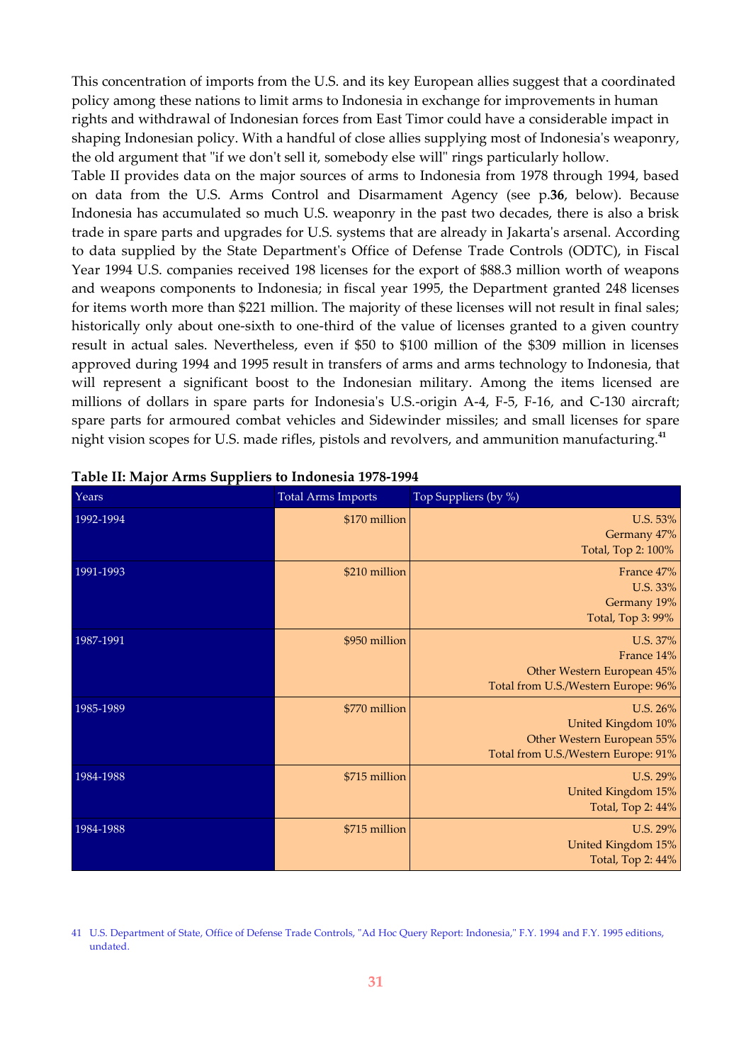This concentration of imports from the U.S. and its key European allies suggest that a coordinated policy among these nations to limit arms to Indonesia in exchange for improvements in human rights and withdrawal of Indonesian forces from East Timor could have a considerable impact in shaping Indonesian policy. With a handful of close allies supplying most of Indonesia's weaponry, the old argument that "if we don't sell it, somebody else will" rings particularly hollow.

Table II provides data on the major sources of arms to Indonesia from 1978 through 1994, based on data from the U.S. Arms Control and Disarmament Agency (see p.**36**, below). Because Indonesia has accumulated so much U.S. weaponry in the past two decades, there is also a brisk trade in spare parts and upgrades for U.S. systems that are already in Jakarta's arsenal. According to data supplied by the State Department's Office of Defense Trade Controls (ODTC), in Fiscal Year 1994 U.S. companies received 198 licenses for the export of $88.3 million worth of weapons and weapons components to Indonesia; in fiscal year 1995, the Department granted 248 licenses for items worth more than $221 million. The majority of these licenses will not result in final sales; historically only about one-sixth to one-third of the value of licenses granted to a given country result in actual sales. Nevertheless, even if $50 to $100 million of the $309 million in licenses approved during 1994 and 1995 result in transfers of arms and arms technology to Indonesia, that will represent a significant boost to the Indonesian military. Among the items licensed are millions of dollars in spare parts for Indonesia's U.S.-origin A-4, F-5, F-16, and C-130 aircraft; spare parts for armoured combat vehicles and Sidewinder missiles; and small licenses for spare night vision scopes for U.S. made rifles, pistols and revolvers, and ammunition manufacturing.[41]

**Table II: Major Arms Suppliers to Indonesia 1978-1994**

| Years | Total Arms Imports | Top Suppliers (by %) |
|---|---|---|
| 1992-1994 | $170 million | U.S. 53%<br>Germany 47%<br>Total, Top 2: 100% |
| 1991-1993 | $210 million | France 47%<br>U.S. 33%<br>Germany 19%<br>Total, Top 3: 99% |
| 1987-1991 | $950 million | U.S. 37%<br>France 14%<br>Other Western European 45%<br>Total from U.S./Western Europe: 96% |
| 1985-1989 | $770 million | U.S. 26%<br>United Kingdom 10%<br>Other Western European 55%<br>Total from U.S./Western Europe: 91% |
| 1984-1988 | $715 million | U.S. 29%<br>United Kingdom 15%<br>Total, Top 2: 44% |
| 1984-1988 | $715 million | U.S. 29%<br>United Kingdom 15%<br>Total, Top 2: 44% |

41 U.S. Department of State, Office of Defense Trade Controls, "Ad Hoc Query Report: Indonesia," F.Y. 1994 and F.Y. 1995 editions, undated.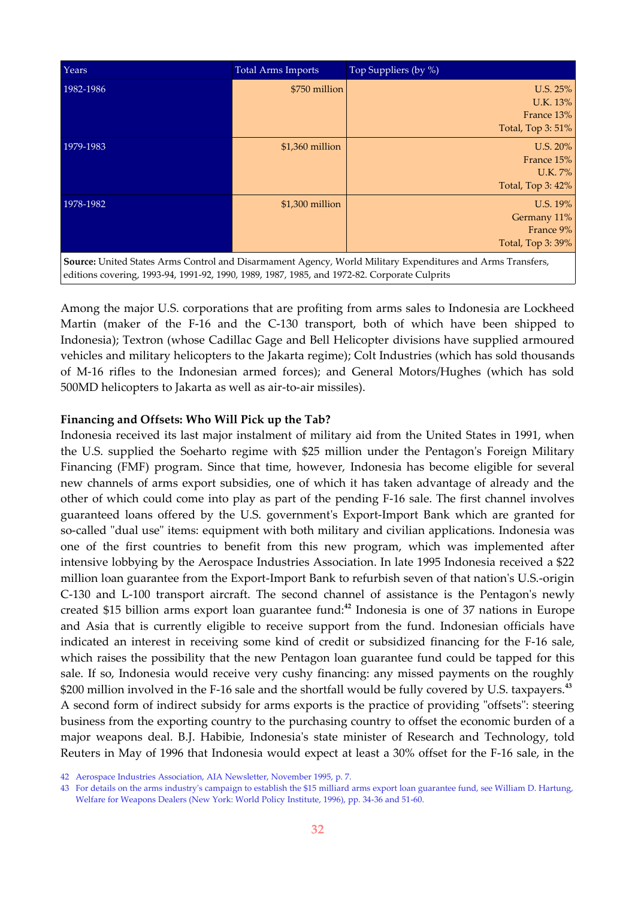| Years | Total Arms Imports | Top Suppliers (by %) |
|---|---|---|
| 1982-1986 | $750 million | U.S. 25%<br>U.K. 13%<br>France 13%<br>Total, Top 3: 51% |
| 1979-1983 | $1,360 million | U.S. 20%<br>France 15%<br>U.K. 7%<br>Total, Top 3: 42% |
| 1978-1982 | $1,300 million | U.S. 19%<br>Germany 11%<br>France 9%<br>Total, Top 3: 39% |
| **Source:** United States Arms Control and Disarmament Agency, World Military Expenditures and Arms Transfers, editions covering, 1993-94, 1991-92, 1990, 1989, 1987, 1985, and 1972-82. Corporate Culprits | | |

Among the major U.S. corporations that are profiting from arms sales to Indonesia are Lockheed Martin (maker of the F-16 and the C-130 transport, both of which have been shipped to Indonesia); Textron (whose Cadillac Gage and Bell Helicopter divisions have supplied armoured vehicles and military helicopters to the Jakarta regime); Colt Industries (which has sold thousands of M-16 rifles to the Indonesian armed forces); and General Motors/Hughes (which has sold 500MD helicopters to Jakarta as well as air-to-air missiles).

**Financing and Offsets: Who Will Pick up the Tab?**

Indonesia received its last major instalment of military aid from the United States in 1991, when the U.S. supplied the Soeharto regime with $25 million under the Pentagon's Foreign Military Financing (FMF) program. Since that time, however, Indonesia has become eligible for several new channels of arms export subsidies, one of which it has taken advantage of already and the other of which could come into play as part of the pending F-16 sale. The first channel involves guaranteed loans offered by the U.S. government's Export-Import Bank which are granted for so-called "dual use" items: equipment with both military and civilian applications. Indonesia was one of the first countries to benefit from this new program, which was implemented after intensive lobbying by the Aerospace Industries Association. In late 1995 Indonesia received a $22 million loan guarantee from the Export-Import Bank to refurbish seven of that nation's U.S.-origin C-130 and L-100 transport aircraft. The second channel of assistance is the Pentagon's newly created $15 billion arms export loan guarantee fund:[42] Indonesia is one of 37 nations in Europe and Asia that is currently eligible to receive support from the fund. Indonesian officials have indicated an interest in receiving some kind of credit or subsidized financing for the F-16 sale, which raises the possibility that the new Pentagon loan guarantee fund could be tapped for this sale. If so, Indonesia would receive very cushy financing: any missed payments on the roughly $200 million involved in the F-16 sale and the shortfall would be fully covered by U.S. taxpayers.[43]

A second form of indirect subsidy for arms exports is the practice of providing "offsets": steering business from the exporting country to the purchasing country to offset the economic burden of a major weapons deal. B.J. Habibie, Indonesia's state minister of Research and Technology, told Reuters in May of 1996 that Indonesia would expect at least a 30% offset for the F-16 sale, in the

42 Aerospace Industries Association, AIA Newsletter, November 1995, p. 7.

43 For details on the arms industry's campaign to establish the $15 milliard arms export loan guarantee fund, see William D. Hartung, Welfare for Weapons Dealers (New York: World Policy Institute, 1996), pp. 34-36 and 51-60.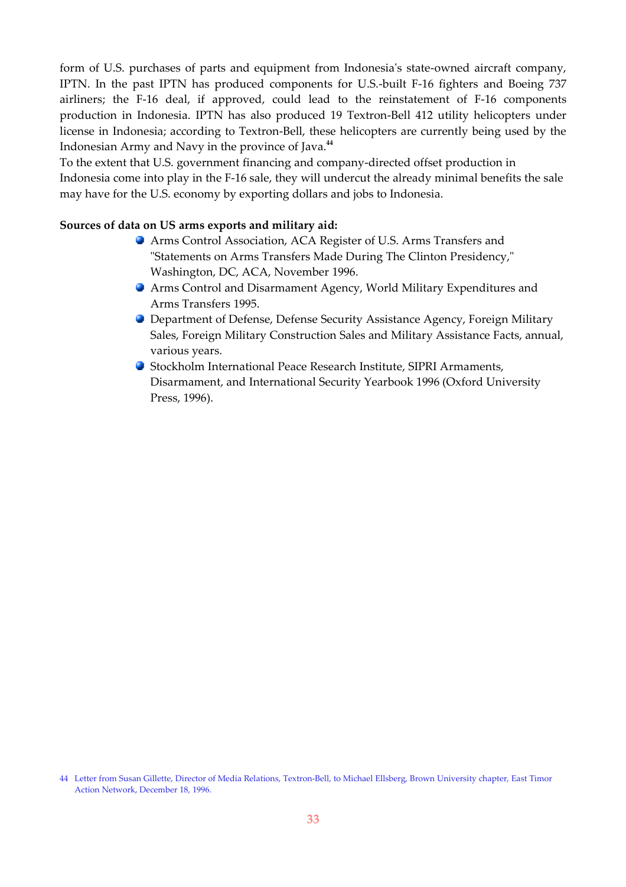form of U.S. purchases of parts and equipment from Indonesia's state-owned aircraft company, IPTN. In the past IPTN has produced components for U.S.-built F-16 fighters and Boeing 737 airliners; the F-16 deal, if approved, could lead to the reinstatement of F-16 components production in Indonesia. IPTN has also produced 19 Textron-Bell 412 utility helicopters under license in Indonesia; according to Textron-Bell, these helicopters are currently being used by the Indonesian Army and Navy in the province of Java.[44]

To the extent that U.S. government financing and company-directed offset production in Indonesia come into play in the F-16 sale, they will undercut the already minimal benefits the sale may have for the U.S. economy by exporting dollars and jobs to Indonesia.

**Sources of data on US arms exports and military aid:**

- Arms Control Association, ACA Register of U.S. Arms Transfers and "Statements on Arms Transfers Made During The Clinton Presidency," Washington, DC, ACA, November 1996.
- Arms Control and Disarmament Agency, World Military Expenditures and Arms Transfers 1995.
- Department of Defense, Defense Security Assistance Agency, Foreign Military Sales, Foreign Military Construction Sales and Military Assistance Facts, annual, various years.
- Stockholm International Peace Research Institute, SIPRI Armaments, Disarmament, and International Security Yearbook 1996 (Oxford University Press, 1996).

44 Letter from Susan Gillette, Director of Media Relations, Textron-Bell, to Michael Ellsberg, Brown University chapter, East Timor Action Network, December 18, 1996.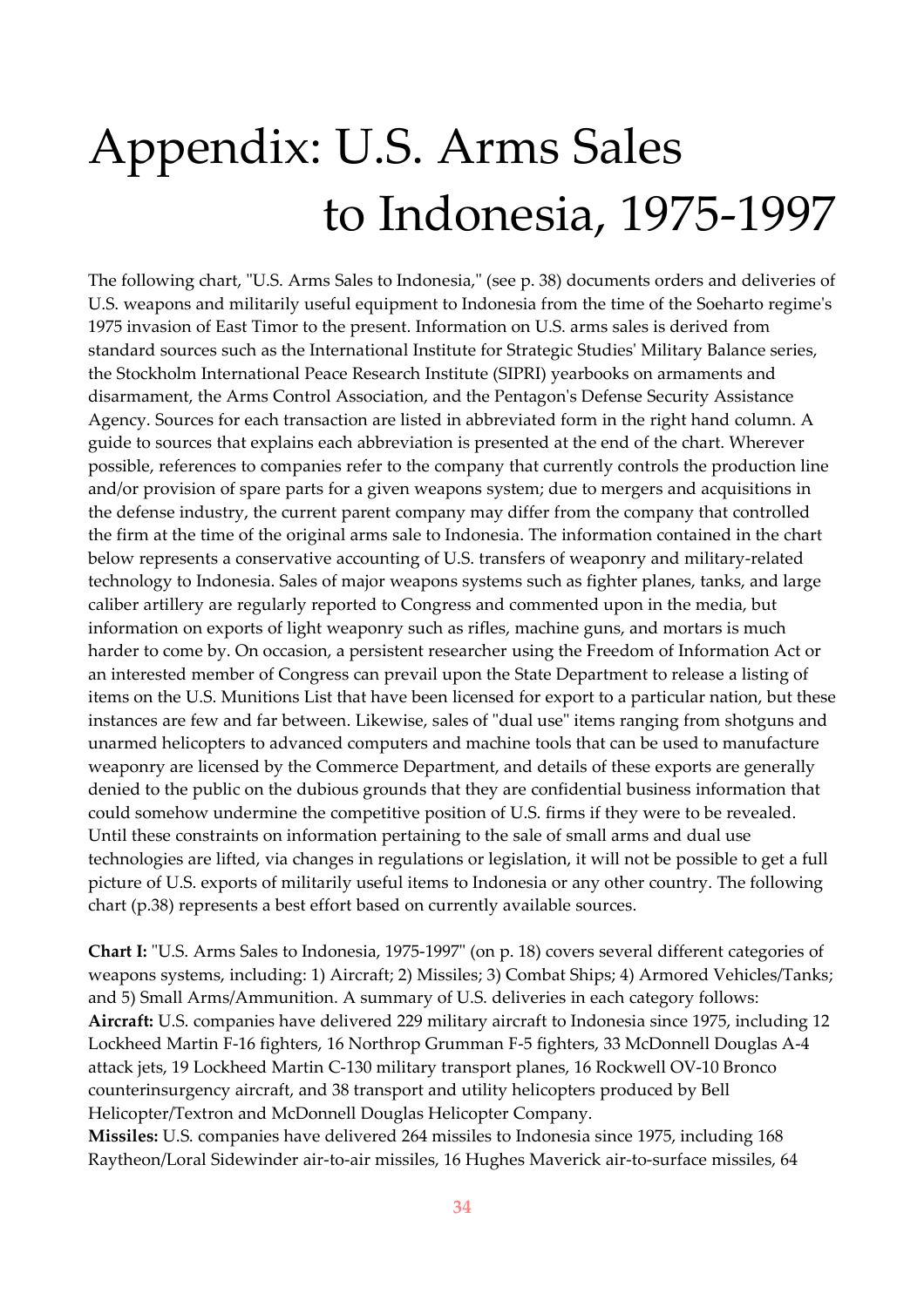# Appendix: U.S. Arms Sales to Indonesia, 1975-1997

The following chart, "U.S. Arms Sales to Indonesia," (see p. 38) documents orders and deliveries of U.S. weapons and militarily useful equipment to Indonesia from the time of the Soeharto regime's 1975 invasion of East Timor to the present. Information on U.S. arms sales is derived from standard sources such as the International Institute for Strategic Studies' Military Balance series, the Stockholm International Peace Research Institute (SIPRI) yearbooks on armaments and disarmament, the Arms Control Association, and the Pentagon's Defense Security Assistance Agency. Sources for each transaction are listed in abbreviated form in the right hand column. A guide to sources that explains each abbreviation is presented at the end of the chart. Wherever possible, references to companies refer to the company that currently controls the production line and/or provision of spare parts for a given weapons system; due to mergers and acquisitions in the defense industry, the current parent company may differ from the company that controlled the firm at the time of the original arms sale to Indonesia. The information contained in the chart below represents a conservative accounting of U.S. transfers of weaponry and military-related technology to Indonesia. Sales of major weapons systems such as fighter planes, tanks, and large caliber artillery are regularly reported to Congress and commented upon in the media, but information on exports of light weaponry such as rifles, machine guns, and mortars is much harder to come by. On occasion, a persistent researcher using the Freedom of Information Act or an interested member of Congress can prevail upon the State Department to release a listing of items on the U.S. Munitions List that have been licensed for export to a particular nation, but these instances are few and far between. Likewise, sales of "dual use" items ranging from shotguns and unarmed helicopters to advanced computers and machine tools that can be used to manufacture weaponry are licensed by the Commerce Department, and details of these exports are generally denied to the public on the dubious grounds that they are confidential business information that could somehow undermine the competitive position of U.S. firms if they were to be revealed. Until these constraints on information pertaining to the sale of small arms and dual use technologies are lifted, via changes in regulations or legislation, it will not be possible to get a full picture of U.S. exports of militarily useful items to Indonesia or any other country. The following chart (p.38) represents a best effort based on currently available sources.

**Chart I:** "U.S. Arms Sales to Indonesia, 1975-1997" (on p. 18) covers several different categories of weapons systems, including: 1) Aircraft; 2) Missiles; 3) Combat Ships; 4) Armored Vehicles/Tanks; and 5) Small Arms/Ammunition. A summary of U.S. deliveries in each category follows:

**Aircraft:** U.S. companies have delivered 229 military aircraft to Indonesia since 1975, including 12 Lockheed Martin F-16 fighters, 16 Northrop Grumman F-5 fighters, 33 McDonnell Douglas A-4 attack jets, 19 Lockheed Martin C-130 military transport planes, 16 Rockwell OV-10 Bronco counterinsurgency aircraft, and 38 transport and utility helicopters produced by Bell Helicopter/Textron and McDonnell Douglas Helicopter Company.

**Missiles:** U.S. companies have delivered 264 missiles to Indonesia since 1975, including 168 Raytheon/Loral Sidewinder air-to-air missiles, 16 Hughes Maverick air-to-surface missiles, 64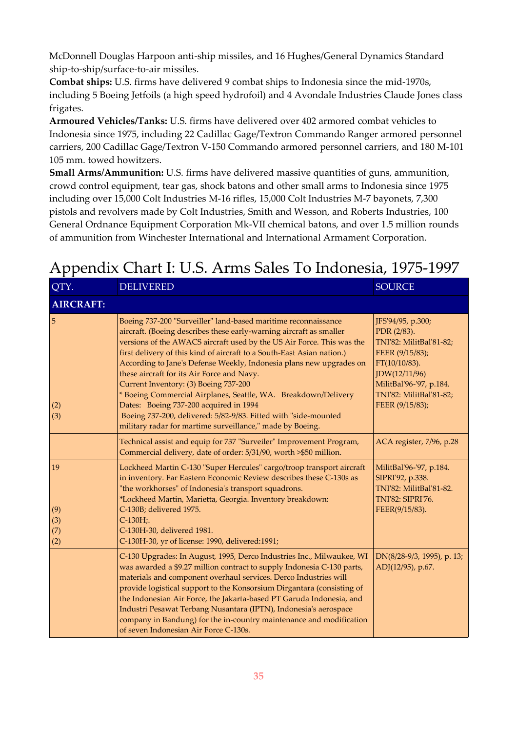McDonnell Douglas Harpoon anti-ship missiles, and 16 Hughes/General Dynamics Standard ship-to-ship/surface-to-air missiles.

**Combat ships:** U.S. firms have delivered 9 combat ships to Indonesia since the mid-1970s, including 5 Boeing Jetfoils (a high speed hydrofoil) and 4 Avondale Industries Claude Jones class frigates.

**Armoured Vehicles/Tanks:** U.S. firms have delivered over 402 armored combat vehicles to Indonesia since 1975, including 22 Cadillac Gage/Textron Commando Ranger armored personnel carriers, 200 Cadillac Gage/Textron V-150 Commando armored personnel carriers, and 180 M-101 105 mm. towed howitzers.

**Small Arms/Ammunition:** U.S. firms have delivered massive quantities of guns, ammunition, crowd control equipment, tear gas, shock batons and other small arms to Indonesia since 1975 including over 15,000 Colt Industries M-16 rifles, 15,000 Colt Industries M-7 bayonets, 7,300 pistols and revolvers made by Colt Industries, Smith and Wesson, and Roberts Industries, 100 General Ordnance Equipment Corporation Mk-VII chemical batons, and over 1.5 million rounds of ammunition from Winchester International and International Armament Corporation.

# Appendix Chart I: U.S. Arms Sales To Indonesia, 1975-1997

| QTY. | DELIVERED | SOURCE |
|---|---|---|
| **AIRCRAFT:** | | |
| 5<br><br><br><br><br><br><br><br><br>(2)<br>(3) | Boeing 737-200 "Surveiller" land-based maritime reconnaissance aircraft. (Boeing describes these early-warning aircraft as smaller versions of the AWACS aircraft used by the US Air Force. This was the first delivery of this kind of aircraft to a South-East Asian nation.) According to Jane's Defense Weekly, Indonesia plans new upgrades on these aircraft for its Air Force and Navy.<br>Current Inventory: (3) Boeing 737-200<br>* Boeing Commercial Airplanes, Seattle, WA. Breakdown/Delivery Dates: Boeing 737-200 acquired in 1994<br>Boeing 737-200, delivered: 5/82-9/83. Fitted with "side-mounted military radar for martime surveillance," made by Boeing. | JFS'94/95, p.300;<br>PDR (2/83).<br>TNI'82: MilitBal'81-82;<br>FEER (9/15/83);<br>FT(10/10/83).<br>JDW(12/11/96)<br>MilitBal'96-'97, p.184.<br>TNI'82: MilitBal'81-82;<br>FEER (9/15/83); |
| | Technical assist and equip for 737 "Surveiller" Improvement Program, Commercial delivery, date of order: 5/31/90, worth >$50 million. | ACA register, 7/96, p.28 |
| 19<br><br><br><br>(9)<br>(3)<br>(7)<br>(2) | Lockheed Martin C-130 "Super Hercules" cargo/troop transport aircraft in inventory. Far Eastern Economic Review describes these C-130s as "the workhorses" of Indonesia's transport squadrons.<br>*Lockheed Martin, Marietta, Georgia. Inventory breakdown:<br>C-130B; delivered 1975.<br>C-130H;.<br>C-130H-30, delivered 1981.<br>C-130H-30, yr of license: 1990, delivered:1991; | MilitBal'96-'97, p.184.<br>SIPRI'92, p.338.<br>TNI'82: MilitBal'81-82.<br>TNI'82: SIPRI'76.<br>FEER(9/15/83). |
| | C-130 Upgrades: In August, 1995, Derco Industries Inc., Milwaukee, WI was awarded a $9.27 million contract to supply Indonesia C-130 parts, materials and component overhaul services. Derco Industries will provide logistical support to the Konsorsium Dirgantara (consisting of the Indonesian Air Force, the Jakarta-based PT Garuda Indonesia, and Industri Pesawat Terbang Nusantara (IPTN), Indonesia's aerospace company in Bandung) for the in-country maintenance and modification of seven Indonesian Air Force C-130s. | DN(8/28-9/3, 1995), p. 13;<br>ADJ(12/95), p.67. |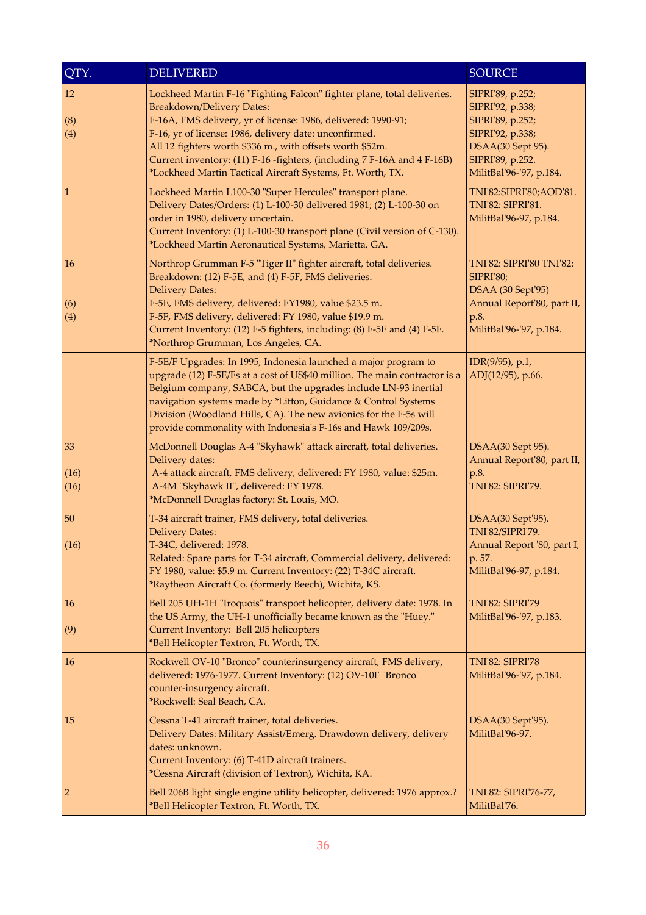| QTY. | DELIVERED | SOURCE |
|---|---|---|
| 12<br><br>(8)<br>(4) | Lockheed Martin F-16 "Fighting Falcon" fighter plane, total deliveries.<br>Breakdown/Delivery Dates:<br>F-16A, FMS delivery, yr of license: 1986, delivered: 1990-91;<br>F-16, yr of license: 1986, delivery date: unconfirmed.<br>All 12 fighters worth $336 m., with offsets worth $52m.<br>Current inventory: (11) F-16 -fighters, (including 7 F-16A and 4 F-16B)<br>*Lockheed Martin Tactical Aircraft Systems, Ft. Worth, TX. | SIPRI'89, p.252;<br>SIPRI'92, p.338;<br>SIPRI'89, p.252;<br>SIPRI'92, p.338;<br>DSAA(30 Sept 95).<br>SIPRI'89, p.252.<br>MilitBal'96-'97, p.184. |
| 1 | Lockheed Martin L100-30 "Super Hercules" transport plane.<br>Delivery Dates/Orders: (1) L-100-30 delivered 1981; (2) L-100-30 on order in 1980, delivery uncertain.<br>Current Inventory: (1) L-100-30 transport plane (Civil version of C-130).<br>*Lockheed Martin Aeronautical Systems, Marietta, GA. | TNI'82:SIPRI'80;AOD'81.<br>TNI'82: SIPRI'81.<br>MilitBal'96-97, p.184. |
| 16<br><br><br>(6)<br>(4) | Northrop Grumman F-5 "Tiger II" fighter aircraft, total deliveries.<br>Breakdown: (12) F-5E, and (4) F-5F, FMS deliveries.<br>Delivery Dates:<br>F-5E, FMS delivery, delivered: FY1980, value $23.5 m.<br>F-5F, FMS delivery, delivered: FY 1980, value $19.9 m.<br>Current Inventory: (12) F-5 fighters, including: (8) F-5E and (4) F-5F.<br>*Northrop Grumman, Los Angeles, CA. | TNI'82: SIPRI'80 TNI'82: SIPRI'80;<br>DSAA (30 Sept'95)<br>Annual Report'80, part II, p.8.<br>MilitBal'96-'97, p.184. |
| | F-5E/F Upgrades: In 1995, Indonesia launched a major program to upgrade (12) F-5E/Fs at a cost of US$40 million. The main contractor is a Belgium company, SABCA, but the upgrades include LN-93 inertial navigation systems made by *Litton, Guidance & Control Systems Division (Woodland Hills, CA). The new avionics for the F-5s will provide commonality with Indonesia's F-16s and Hawk 109/209s. | IDR(9/95), p.1,<br>ADJ(12/95), p.66. |
| 33<br><br>(16)<br>(16) | McDonnell Douglas A-4 "Skyhawk" attack aircraft, total deliveries.<br>Delivery dates:<br>A-4 attack aircraft, FMS delivery, delivered: FY 1980, value: $25m.<br>A-4M "Skyhawk II", delivered: FY 1978.<br>*McDonnell Douglas factory: St. Louis, MO. | DSAA(30 Sept 95).<br>Annual Report'80, part II, p.8.<br>TNI'82: SIPRI'79. |
| 50<br><br>(16) | T-34 aircraft trainer, FMS delivery, total deliveries.<br>Delivery Dates:<br>T-34C, delivered: 1978.<br>Related: Spare parts for T-34 aircraft, Commercial delivery, delivered: FY 1980, value: $5.9 m. Current Inventory: (22) T-34C aircraft.<br>*Raytheon Aircraft Co. (formerly Beech), Wichita, KS. | DSAA(30 Sept'95).<br>TNI'82/SIPRI'79.<br>Annual Report '80, part I, p. 57.<br>MilitBal'96-97, p.184. |
| 16<br><br>(9) | Bell 205 UH-1H "Iroquois" transport helicopter, delivery date: 1978. In the US Army, the UH-1 unofficially became known as the "Huey."<br>Current Inventory: Bell 205 helicopters<br>*Bell Helicopter Textron, Ft. Worth, TX. | TNI'82: SIPRI'79<br>MilitBal'96-'97, p.183. |
| 16 | Rockwell OV-10 "Bronco" counterinsurgency aircraft, FMS delivery, delivered: 1976-1977. Current Inventory: (12) OV-10F "Bronco" counter-insurgency aircraft.<br>*Rockwell: Seal Beach, CA. | TNI'82: SIPRI'78<br>MilitBal'96-'97, p.184. |
| 15 | Cessna T-41 aircraft trainer, total deliveries.<br>Delivery Dates: Military Assist/Emerg. Drawdown delivery, delivery dates: unknown.<br>Current Inventory: (6) T-41D aircraft trainers.<br>*Cessna Aircraft (division of Textron), Wichita, KA. | DSAA(30 Sept'95).<br>MilitBal'96-97. |
| 2 | Bell 206B light single engine utility helicopter, delivered: 1976 approx.?<br>*Bell Helicopter Textron, Ft. Worth, TX. | TNI 82: SIPRI'76-77,<br>MilitBal'76. |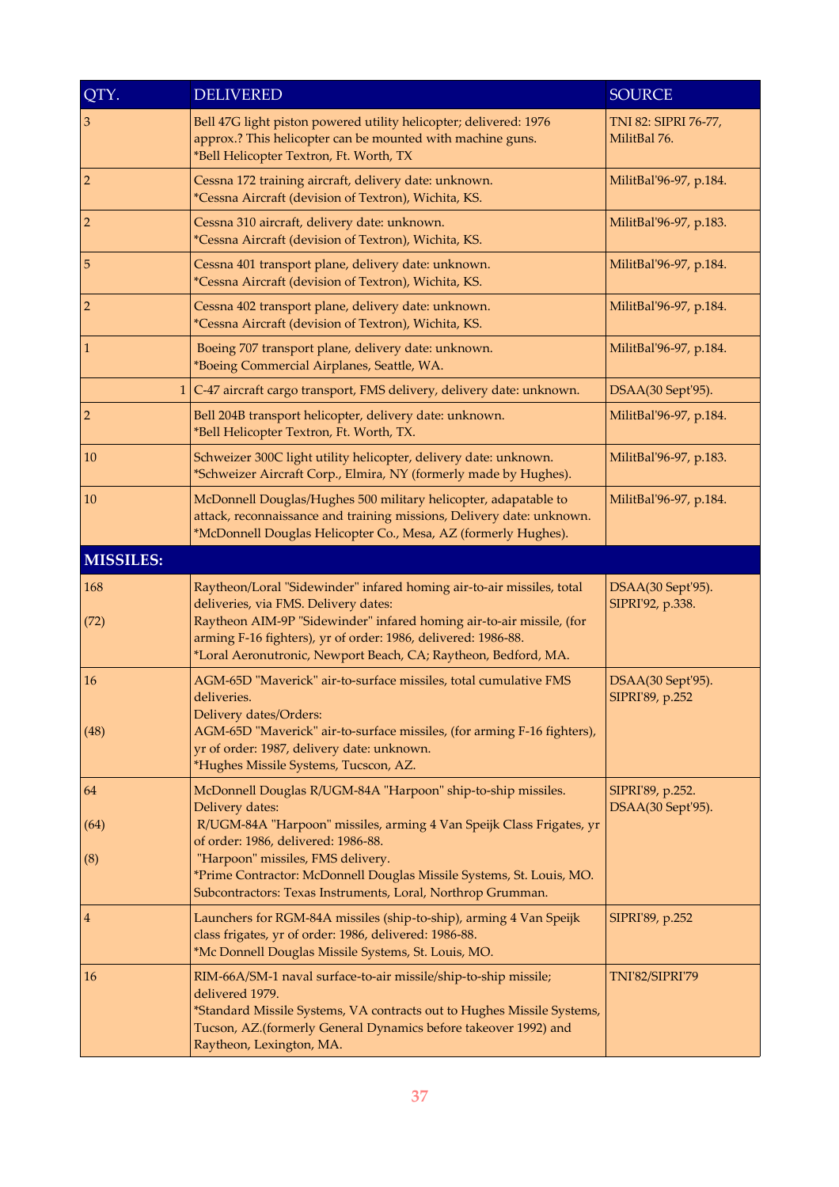| QTY. | DELIVERED | SOURCE |
|---|---|---|
| 3 | Bell 47G light piston powered utility helicopter; delivered: 1976 approx.? This helicopter can be mounted with machine guns.<br>*Bell Helicopter Textron, Ft. Worth, TX | TNI 82: SIPRI 76-77, MilitBal 76. |
| 2 | Cessna 172 training aircraft, delivery date: unknown.<br>*Cessna Aircraft (devision of Textron), Wichita, KS. | MilitBal'96-97, p.184. |
| 2 | Cessna 310 aircraft, delivery date: unknown.<br>*Cessna Aircraft (devision of Textron), Wichita, KS. | MilitBal'96-97, p.183. |
| 5 | Cessna 401 transport plane, delivery date: unknown.<br>*Cessna Aircraft (devision of Textron), Wichita, KS. | MilitBal'96-97, p.184. |
| 2 | Cessna 402 transport plane, delivery date: unknown.<br>*Cessna Aircraft (devision of Textron), Wichita, KS. | MilitBal'96-97, p.184. |
| 1 | Boeing 707 transport plane, delivery date: unknown.<br>*Boeing Commercial Airplanes, Seattle, WA. | MilitBal'96-97, p.184. |
| 1 | C-47 aircraft cargo transport, FMS delivery, delivery date: unknown. | DSAA(30 Sept'95). |
| 2 | Bell 204B transport helicopter, delivery date: unknown.<br>*Bell Helicopter Textron, Ft. Worth, TX. | MilitBal'96-97, p.184. |
| 10 | Schweizer 300C light utility helicopter, delivery date: unknown.<br>*Schweizer Aircraft Corp., Elmira, NY (formerly made by Hughes). | MilitBal'96-97, p.183. |
| 10 | McDonnell Douglas/Hughes 500 military helicopter, adapatable to attack, reconnaissance and training missions, Delivery date: unknown.<br>*McDonnell Douglas Helicopter Co., Mesa, AZ (formerly Hughes). | MilitBal'96-97, p.184. |
| **MISSILES:** | | |
| 168<br><br>(72) | Raytheon/Loral "Sidewinder" infared homing air-to-air missiles, total deliveries, via FMS. Delivery dates:<br>Raytheon AIM-9P "Sidewinder" infared homing air-to-air missile, (for arming F-16 fighters), yr of order: 1986, delivered: 1986-88.<br>*Loral Aeronutronic, Newport Beach, CA; Raytheon, Bedford, MA. | DSAA(30 Sept'95).<br>SIPRI'92, p.338. |
| 16<br><br>(48) | AGM-65D "Maverick" air-to-surface missiles, total cumulative FMS deliveries.<br>Delivery dates/Orders:<br>AGM-65D "Maverick" air-to-surface missiles, (for arming F-16 fighters), yr of order: 1987, delivery date: unknown.<br>*Hughes Missile Systems, Tucscon, AZ. | DSAA(30 Sept'95).<br>SIPRI'89, p.252 |
| 64<br><br>(64)<br><br>(8) | McDonnell Douglas R/UGM-84A "Harpoon" ship-to-ship missiles.<br>Delivery dates:<br>R/UGM-84A "Harpoon" missiles, arming 4 Van Speijk Class Frigates, yr of order: 1986, delivered: 1986-88.<br>"Harpoon" missiles, FMS delivery.<br>*Prime Contractor: McDonnell Douglas Missile Systems, St. Louis, MO.<br>Subcontractors: Texas Instruments, Loral, Northrop Grumman. | SIPRI'89, p.252.<br>DSAA(30 Sept'95). |
| 4 | Launchers for RGM-84A missiles (ship-to-ship), arming 4 Van Speijk class frigates, yr of order: 1986, delivered: 1986-88.<br>*Mc Donnell Douglas Missile Systems, St. Louis, MO. | SIPRI'89, p.252 |
| 16 | RIM-66A/SM-1 naval surface-to-air missile/ship-to-ship missile; delivered 1979.<br>*Standard Missile Systems, VA contracts out to Hughes Missile Systems, Tucson, AZ.(formerly General Dynamics before takeover 1992) and Raytheon, Lexington, MA. | TNI'82/SIPRI'79 |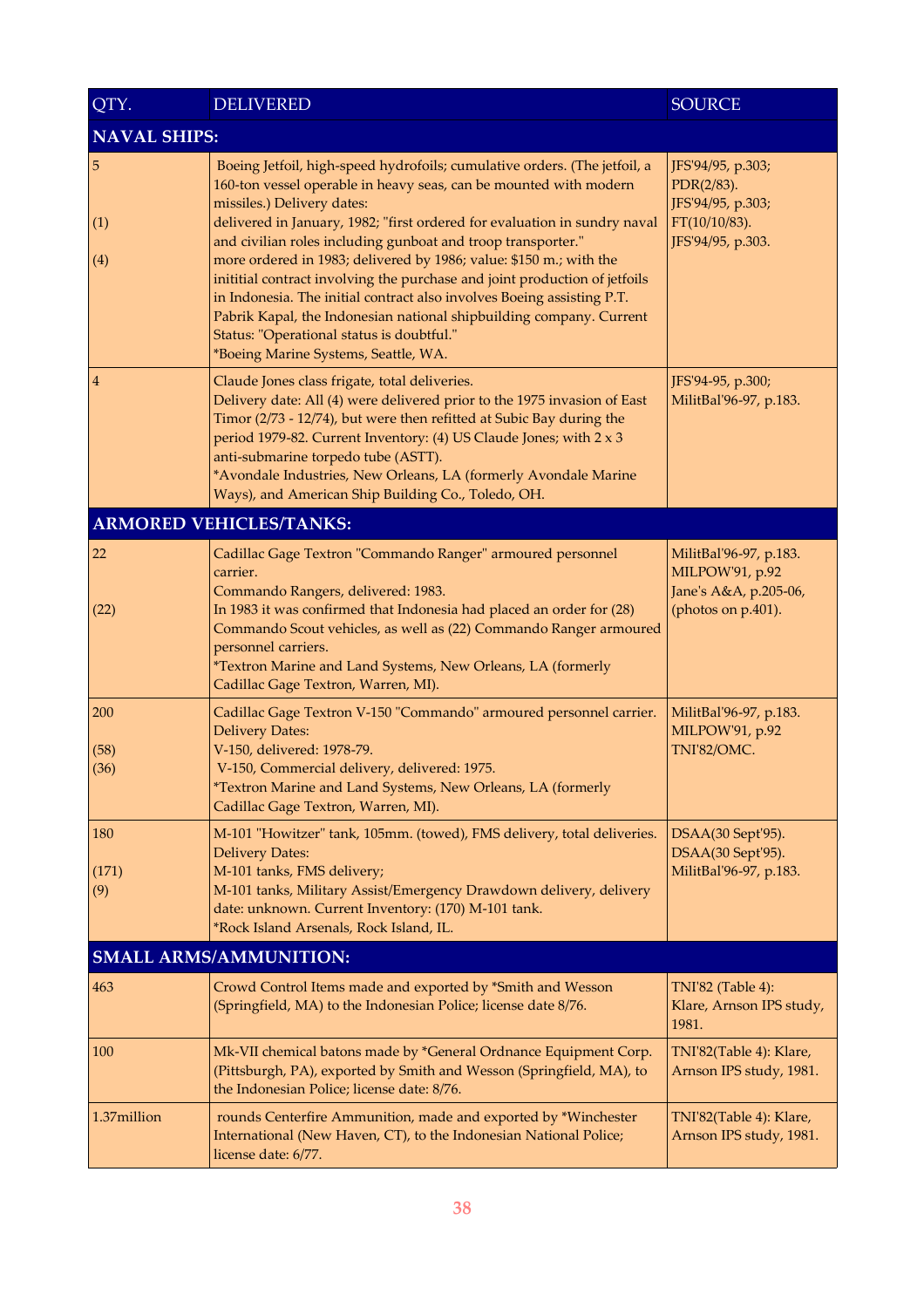| QTY. | DELIVERED | SOURCE |
|---|---|---|
| **NAVAL SHIPS:** | | |
| 5<br><br><br>(1)<br><br>(4) | Boeing Jetfoil, high-speed hydrofoils; cumulative orders. (The jetfoil, a 160-ton vessel operable in heavy seas, can be mounted with modern missiles.) Delivery dates:<br>delivered in January, 1982; "first ordered for evaluation in sundry naval and civilian roles including gunboat and troop transporter."<br>more ordered in 1983; delivered by 1986; value: $150 m.; with the initital contract involving the purchase and joint production of jetfoils in Indonesia. The initial contract also involves Boeing assisting P.T. Pabrik Kapal, the Indonesian national shipbuilding company. Current Status: "Operational status is doubtful."<br>*Boeing Marine Systems, Seattle, WA. | JFS'94/95, p.303;<br>PDR(2/83).<br>JFS'94/95, p.303;<br>FT(10/10/83).<br>JFS'94/95, p.303. |
| 4 | Claude Jones class frigate, total deliveries.<br>Delivery date: All (4) were delivered prior to the 1975 invasion of East Timor (2/73 - 12/74), but were then refitted at Subic Bay during the period 1979-82. Current Inventory: (4) US Claude Jones; with 2 x 3 anti-submarine torpedo tube (ASTT).<br>*Avondale Industries, New Orleans, LA (formerly Avondale Marine Ways), and American Ship Building Co., Toledo, OH. | JFS'94-95, p.300;<br>MilitBal'96-97, p.183. |
| **ARMORED VEHICLES/TANKS:** | | |
| 22<br><br><br>(22) | Cadillac Gage Textron "Commando Ranger" armoured personnel carrier.<br>Commando Rangers, delivered: 1983.<br>In 1983 it was confirmed that Indonesia had placed an order for (28) Commando Scout vehicles, as well as (22) Commando Ranger armoured personnel carriers.<br>*Textron Marine and Land Systems, New Orleans, LA (formerly Cadillac Gage Textron, Warren, MI). | MilitBal'96-97, p.183.<br>MILPOW'91, p.92<br>Jane's A&A, p.205-06, (photos on p.401). |
| 200<br><br>(58)<br>(36) | Cadillac Gage Textron V-150 "Commando" armoured personnel carrier.<br>Delivery Dates:<br>V-150, delivered: 1978-79.<br>V-150, Commercial delivery, delivered: 1975.<br>*Textron Marine and Land Systems, New Orleans, LA (formerly Cadillac Gage Textron, Warren, MI). | MilitBal'96-97, p.183.<br>MILPOW'91, p.92<br>TNI'82/OMC. |
| 180<br><br>(171)<br>(9) | M-101 "Howitzer" tank, 105mm. (towed), FMS delivery, total deliveries.<br>Delivery Dates:<br>M-101 tanks, FMS delivery;<br>M-101 tanks, Military Assist/Emergency Drawdown delivery, delivery date: unknown. Current Inventory: (170) M-101 tank.<br>*Rock Island Arsenals, Rock Island, IL. | DSAA(30 Sept'95).<br>DSAA(30 Sept'95).<br>MilitBal'96-97, p.183. |
| **SMALL ARMS/AMMUNITION:** | | |
| 463 | Crowd Control Items made and exported by *Smith and Wesson (Springfield, MA) to the Indonesian Police; license date 8/76. | TNI'82 (Table 4): Klare, Arnson IPS study, 1981. |
| 100 | Mk-VII chemical batons made by *General Ordnance Equipment Corp. (Pittsburgh, PA), exported by Smith and Wesson (Springfield, MA), to the Indonesian Police; license date: 8/76. | TNI'82(Table 4): Klare, Arnson IPS study, 1981. |
| 1.37million | rounds Centerfire Ammunition, made and exported by *Winchester International (New Haven, CT), to the Indonesian National Police; license date: 6/77. | TNI'82(Table 4): Klare, Arnson IPS study, 1981. |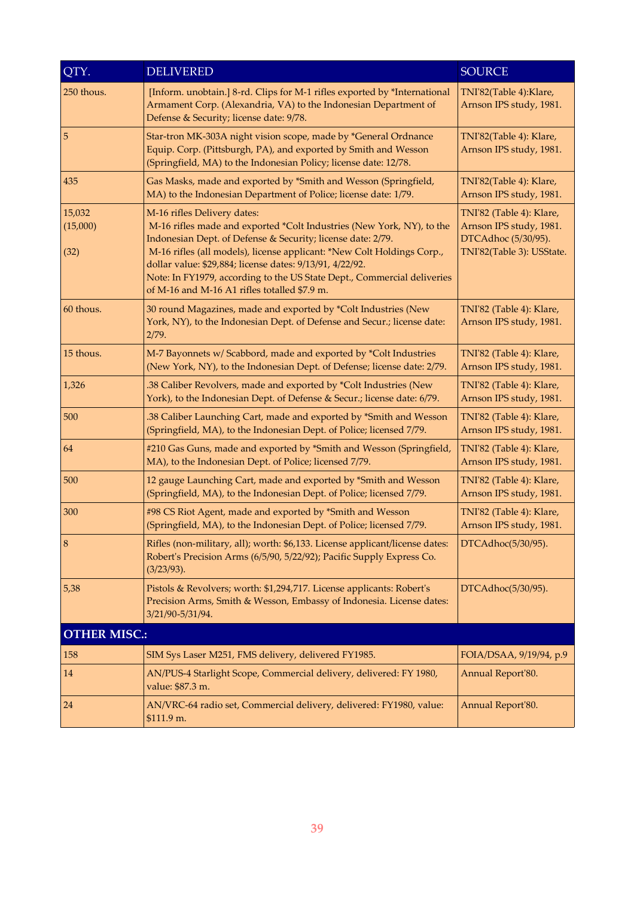| QTY. | DELIVERED | SOURCE |
|---|---|---|
| 250 thous. | [Inform. unobtain.] 8-rd. Clips for M-1 rifles exported by *International Armament Corp. (Alexandria, VA) to the Indonesian Department of Defense & Security; license date: 9/78. | TNI'82(Table 4):Klare, Arnson IPS study, 1981. |
| 5 | Star-tron MK-303A night vision scope, made by *General Ordnance Equip. Corp. (Pittsburgh, PA), and exported by Smith and Wesson (Springfield, MA) to the Indonesian Policy; license date: 12/78. | TNI'82(Table 4): Klare, Arnson IPS study, 1981. |
| 435 | Gas Masks, made and exported by *Smith and Wesson (Springfield, MA) to the Indonesian Department of Police; license date: 1/79. | TNI'82(Table 4): Klare, Arnson IPS study, 1981. |
| 15,032<br>(15,000)<br><br>(32) | M-16 rifles Delivery dates:<br>M-16 rifles made and exported *Colt Industries (New York, NY), to the Indonesian Dept. of Defense & Security; license date: 2/79.<br>M-16 rifles (all models), license applicant: *New Colt Holdings Corp., dollar value: $29,884; license dates: 9/13/91, 4/22/92.<br>Note: In FY1979, according to the US State Dept., Commercial deliveries of M-16 and M-16 A1 rifles totalled $7.9 m. | TNI'82 (Table 4): Klare, Arnson IPS study, 1981.<br>DTCAdhoc (5/30/95).<br>TNI'82(Table 3): USState. |
| 60 thous. | 30 round Magazines, made and exported by *Colt Industries (New York, NY), to the Indonesian Dept. of Defense and Secur.; license date: 2/79. | TNI'82 (Table 4): Klare, Arnson IPS study, 1981. |
| 15 thous. | M-7 Bayonnets w/ Scabbord, made and exported by *Colt Industries (New York, NY), to the Indonesian Dept. of Defense; license date: 2/79. | TNI'82 (Table 4): Klare, Arnson IPS study, 1981. |
| 1,326 | .38 Caliber Revolvers, made and exported by *Colt Industries (New York), to the Indonesian Dept. of Defense & Secur.; license date: 6/79. | TNI'82 (Table 4): Klare, Arnson IPS study, 1981. |
| 500 | .38 Caliber Launching Cart, made and exported by *Smith and Wesson (Springfield, MA), to the Indonesian Dept. of Police; licensed 7/79. | TNI'82 (Table 4): Klare, Arnson IPS study, 1981. |
| 64 | #210 Gas Guns, made and exported by *Smith and Wesson (Springfield, MA), to the Indonesian Dept. of Police; licensed 7/79. | TNI'82 (Table 4): Klare, Arnson IPS study, 1981. |
| 500 | 12 gauge Launching Cart, made and exported by *Smith and Wesson (Springfield, MA), to the Indonesian Dept. of Police; licensed 7/79. | TNI'82 (Table 4): Klare, Arnson IPS study, 1981. |
| 300 | #98 CS Riot Agent, made and exported by *Smith and Wesson (Springfield, MA), to the Indonesian Dept. of Police; licensed 7/79. | TNI'82 (Table 4): Klare, Arnson IPS study, 1981. |
| 8 | Rifles (non-military, all); worth: $6,133. License applicant/license dates: Robert's Precision Arms (6/5/90, 5/22/92); Pacific Supply Express Co. (3/23/93). | DTCAdhoc(5/30/95). |
| 5,38 | Pistols & Revolvers; worth: $1,294,717. License applicants: Robert's Precision Arms, Smith & Wesson, Embassy of Indonesia. License dates: 3/21/90-5/31/94. | DTCAdhoc(5/30/95). |
| **OTHER MISC.:** | | |
| 158 | SIM Sys Laser M251, FMS delivery, delivered FY1985. | FOIA/DSAA, 9/19/94, p.9 |
| 14 | AN/PUS-4 Starlight Scope, Commercial delivery, delivered: FY 1980, value: $87.3 m. | Annual Report'80. |
| 24 | AN/VRC-64 radio set, Commercial delivery, delivered: FY1980, value: $111.9 m. | Annual Report'80. |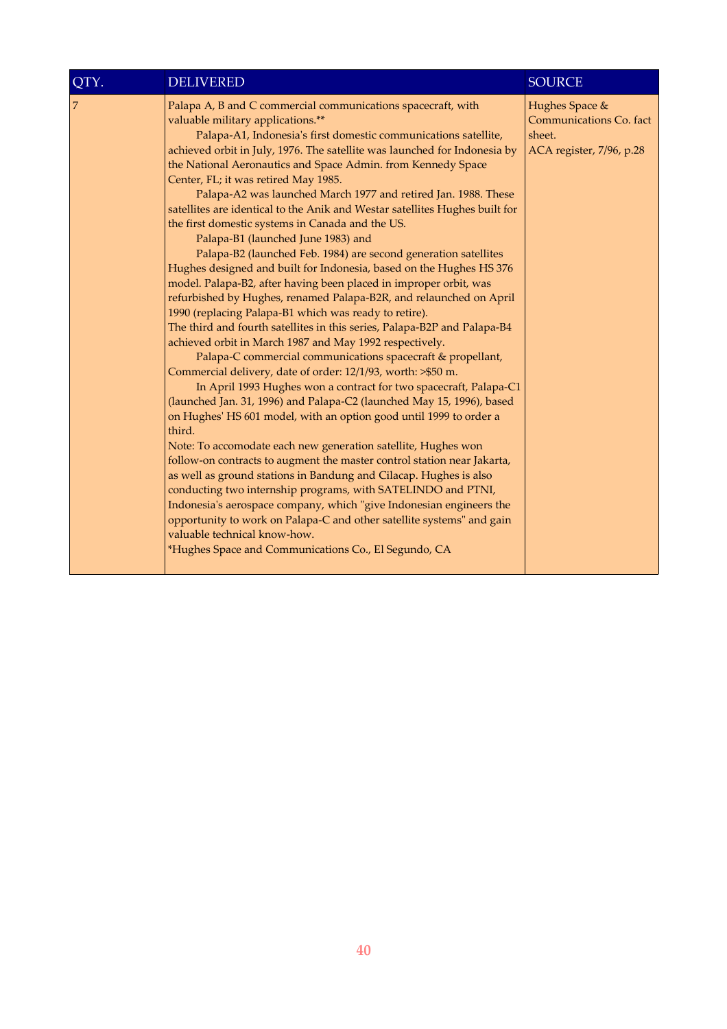| QTY. | DELIVERED | SOURCE |
|---|---|---|
| 7 | Palapa A, B and C commercial communications spacecraft, with valuable military applications.** <br> Palapa-A1, Indonesia's first domestic communications satellite, achieved orbit in July, 1976. The satellite was launched for Indonesia by the National Aeronautics and Space Admin. from Kennedy Space Center, FL; it was retired May 1985. <br> Palapa-A2 was launched March 1977 and retired Jan. 1988. These satellites are identical to the Anik and Westar satellites Hughes built for the first domestic systems in Canada and the US. <br> Palapa-B1 (launched June 1983) and <br> Palapa-B2 (launched Feb. 1984) are second generation satellites Hughes designed and built for Indonesia, based on the Hughes HS 376 model. Palapa-B2, after having been placed in improper orbit, was refurbished by Hughes, renamed Palapa-B2R, and relaunched on April 1990 (replacing Palapa-B1 which was ready to retire). <br> The third and fourth satellites in this series, Palapa-B2P and Palapa-B4 achieved orbit in March 1987 and May 1992 respectively. <br> Palapa-C commercial communications spacecraft & propellant, Commercial delivery, date of order: 12/1/93, worth: >$50 m. <br> In April 1993 Hughes won a contract for two spacecraft, Palapa-C1 (launched Jan. 31, 1996) and Palapa-C2 (launched May 15, 1996), based on Hughes' HS 601 model, with an option good until 1999 to order a third. <br> Note: To accomodate each new generation satellite, Hughes won follow-on contracts to augment the master control station near Jakarta, as well as ground stations in Bandung and Cilacap. Hughes is also conducting two internship programs, with SATELINDO and PTNI, Indonesia's aerospace company, which "give Indonesian engineers the opportunity to work on Palapa-C and other satellite systems" and gain valuable technical know-how. <br> *Hughes Space and Communications Co., El Segundo, CA | Hughes Space & Communications Co. fact sheet. <br> ACA register, 7/96, p.28 |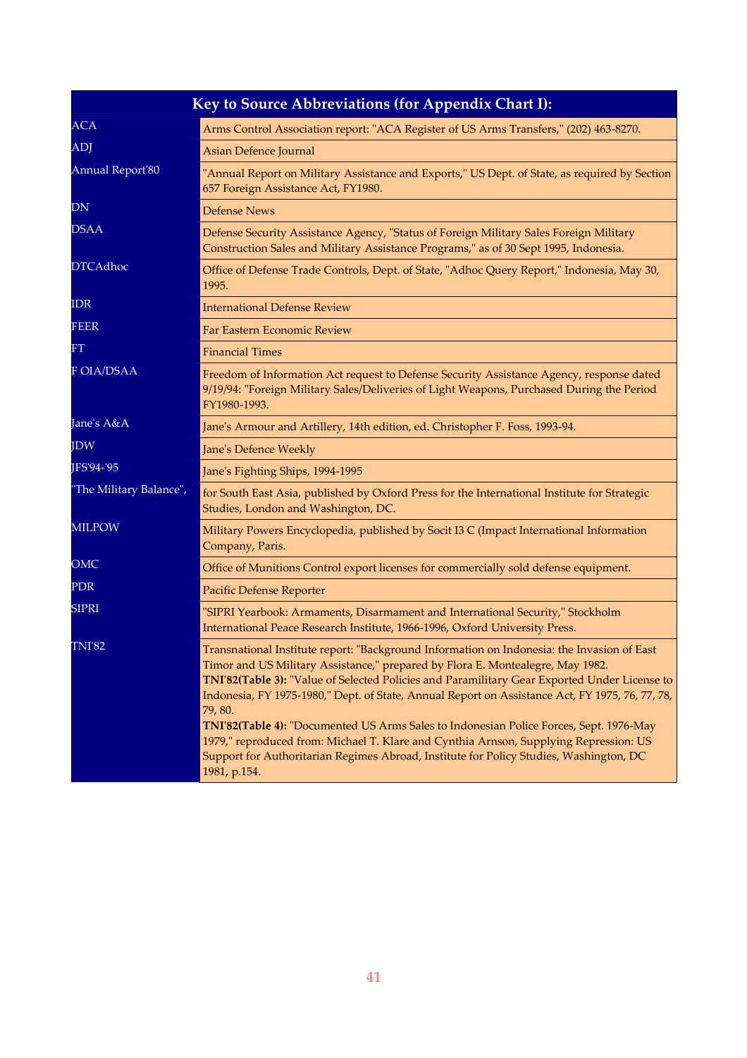| Key to Source Abbreviations (for Appendix Chart I): | |
|---|---|
| ACA | Arms Control Association report: "ACA Register of US Arms Transfers," (202) 463-8270. |
| ADJ | Asian Defence Journal |
| Annual Report'80 | "Annual Report on Military Assistance and Exports," US Dept. of State, as required by Section 657 Foreign Assistance Act, FY1980. |
| DN | Defense News |
| DSAA | Defense Security Assistance Agency, "Status of Foreign Military Sales Foreign Military Construction Sales and Military Assistance Programs," as of 30 Sept 1995, Indonesia. |
| DTCAdhoc | Office of Defense Trade Controls, Dept. of State, "Adhoc Query Report," Indonesia, May 30, 1995. |
| IDR | International Defense Review |
| FEER | Far Eastern Economic Review |
| FT | Financial Times |
| F OIA/DSAA | Freedom of Information Act request to Defense Security Assistance Agency, response dated 9/19/94: "Foreign Military Sales/Deliveries of Light Weapons, Purchased During the Period FY1980-1993. |
| Jane's A&A | Jane's Armour and Artillery, 14th edition, ed. Christopher F. Foss, 1993-94. |
| JDW | Jane's Defence Weekly |
| JFS'94-'95 | Jane's Fighting Ships, 1994-1995 |
| "The Military Balance", | for South East Asia, published by Oxford Press for the International Institute for Strategic Studies, London and Washington, DC. |
| MILPOW | Military Powers Encyclopedia, published by Socit I3 C (Impact International Information Company, Paris. |
| OMC | Office of Munitions Control export licenses for commercially sold defense equipment. |
| PDR | Pacific Defense Reporter |
| SIPRI | "SIPRI Yearbook: Armaments, Disarmament and International Security," Stockholm International Peace Research Institute, 1966-1996, Oxford University Press. |
| TNI'82 | Transnational Institute report: "Background Information on Indonesia: the Invasion of East Timor and US Military Assistance," prepared by Flora E. Montealegre, May 1982. **TNI'82(Table 3):** "Value of Selected Policies and Paramilitary Gear Exported Under License to Indonesia, FY 1975-1980," Dept. of State, Annual Report on Assistance Act, FY 1975, 76, 77, 78, 79, 80. **TNI'82(Table 4):** "Documented US Arms Sales to Indonesian Police Forces, Sept. 1976-May 1979," reproduced from: Michael T. Klare and Cynthia Arnson, Supplying Repression: US Support for Authoritarian Regimes Abroad, Institute for Policy Studies, Washington, DC 1981, p.154. |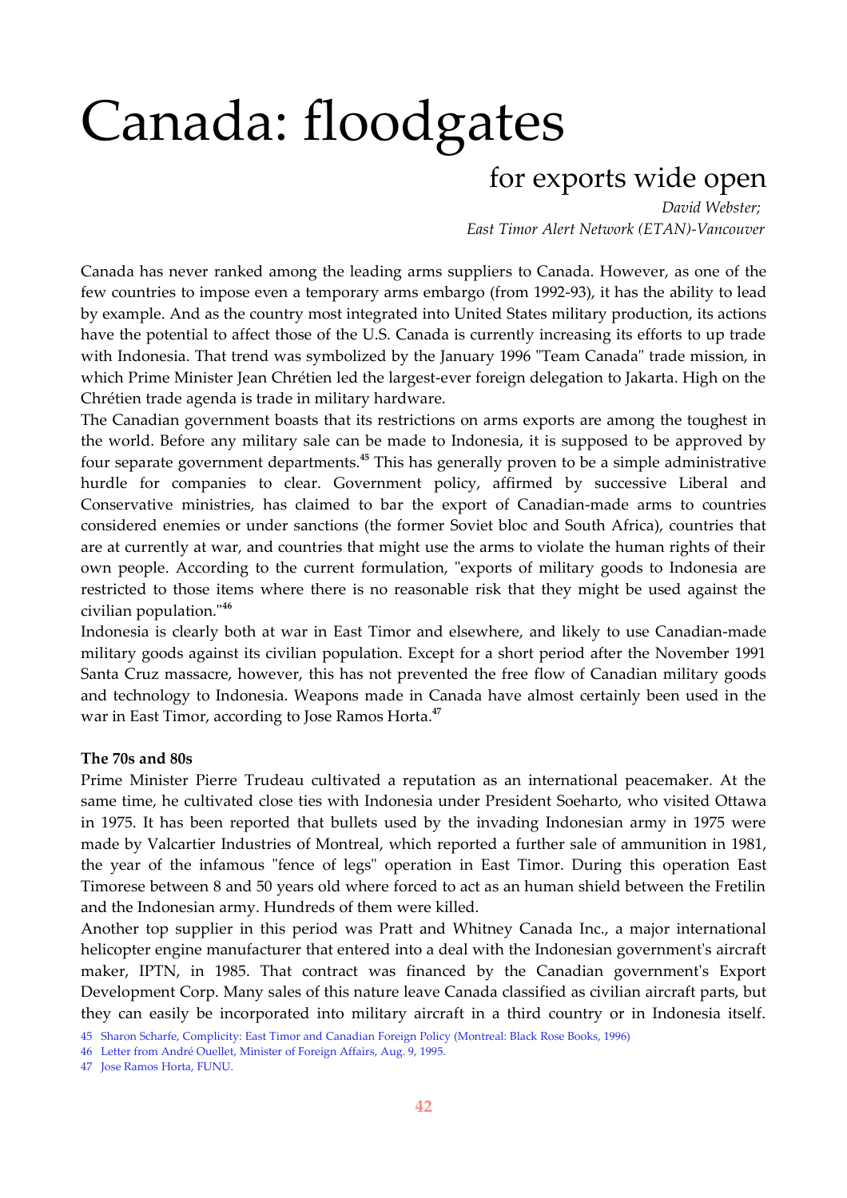# Canada: floodgates

## for exports wide open

*David Webster;*
*East Timor Alert Network (ETAN)-Vancouver*

Canada has never ranked among the leading arms suppliers to Canada. However, as one of the few countries to impose even a temporary arms embargo (from 1992-93), it has the ability to lead by example. And as the country most integrated into United States military production, its actions have the potential to affect those of the U.S. Canada is currently increasing its efforts to up trade with Indonesia. That trend was symbolized by the January 1996 "Team Canada" trade mission, in which Prime Minister Jean Chrétien led the largest-ever foreign delegation to Jakarta. High on the Chrétien trade agenda is trade in military hardware.

The Canadian government boasts that its restrictions on arms exports are among the toughest in the world. Before any military sale can be made to Indonesia, it is supposed to be approved by four separate government departments.[45] This has generally proven to be a simple administrative hurdle for companies to clear. Government policy, affirmed by successive Liberal and Conservative ministries, has claimed to bar the export of Canadian-made arms to countries considered enemies or under sanctions (the former Soviet bloc and South Africa), countries that are at currently at war, and countries that might use the arms to violate the human rights of their own people. According to the current formulation, "exports of military goods to Indonesia are restricted to those items where there is no reasonable risk that they might be used against the civilian population."[46]

Indonesia is clearly both at war in East Timor and elsewhere, and likely to use Canadian-made military goods against its civilian population. Except for a short period after the November 1991 Santa Cruz massacre, however, this has not prevented the free flow of Canadian military goods and technology to Indonesia. Weapons made in Canada have almost certainly been used in the war in East Timor, according to Jose Ramos Horta.[47]

**The 70s and 80s**

Prime Minister Pierre Trudeau cultivated a reputation as an international peacemaker. At the same time, he cultivated close ties with Indonesia under President Soeharto, who visited Ottawa in 1975. It has been reported that bullets used by the invading Indonesian army in 1975 were made by Valcartier Industries of Montreal, which reported a further sale of ammunition in 1981, the year of the infamous "fence of legs" operation in East Timor. During this operation East Timorese between 8 and 50 years old where forced to act as an human shield between the Fretilin and the Indonesian army. Hundreds of them were killed.

Another top supplier in this period was Pratt and Whitney Canada Inc., a major international helicopter engine manufacturer that entered into a deal with the Indonesian government's aircraft maker, IPTN, in 1985. That contract was financed by the Canadian government's Export Development Corp. Many sales of this nature leave Canada classified as civilian aircraft parts, but they can easily be incorporated into military aircraft in a third country or in Indonesia itself.

45 Sharon Scharfe, Complicity: East Timor and Canadian Foreign Policy (Montreal: Black Rose Books, 1996)

46 Letter from André Ouellet, Minister of Foreign Affairs, Aug. 9, 1995.

47 Jose Ramos Horta, FUNU.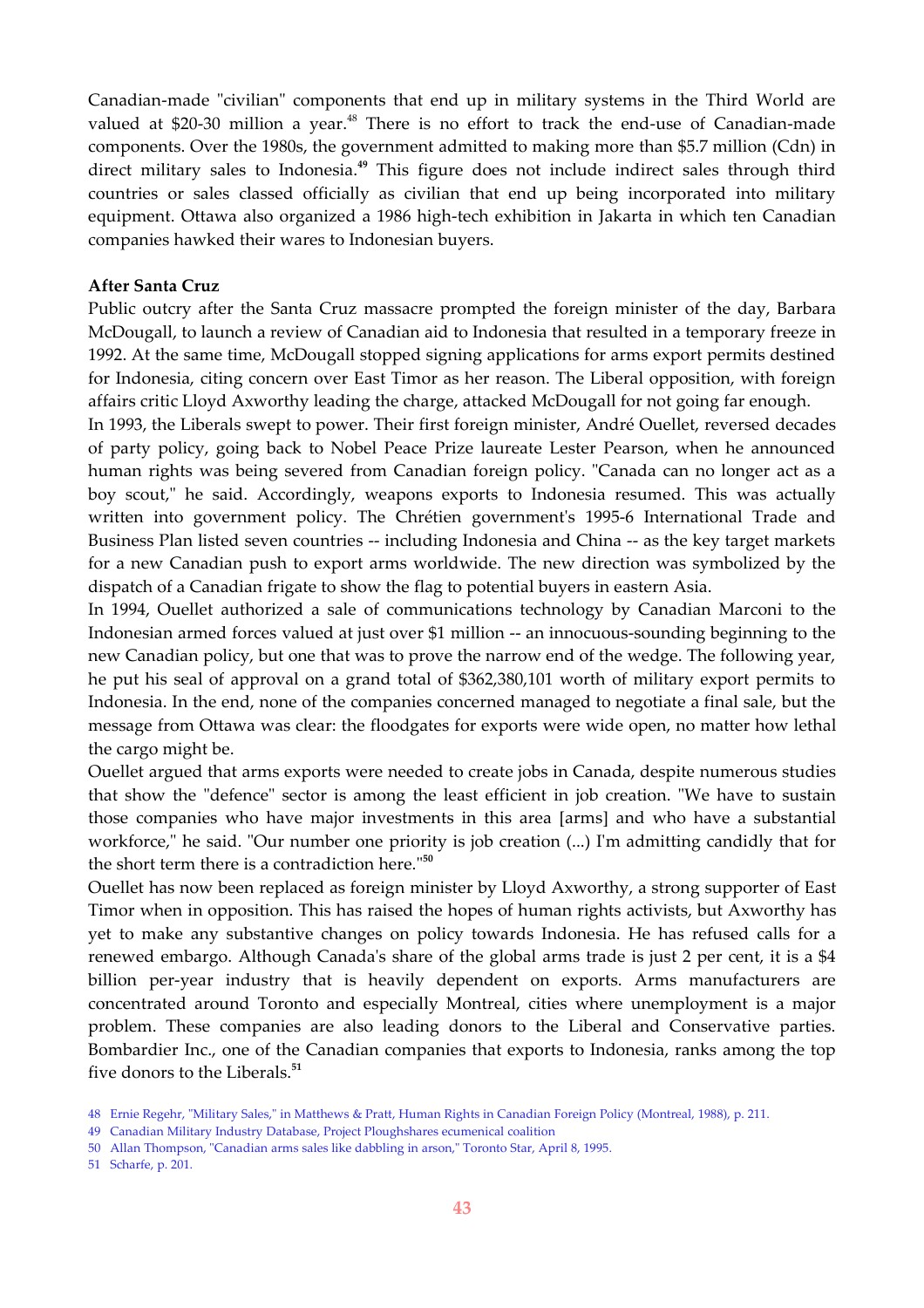Canadian-made "civilian" components that end up in military systems in the Third World are valued at $20-30 million a year.[48] There is no effort to track the end-use of Canadian-made components. Over the 1980s, the government admitted to making more than $5.7 million (Cdn) in direct military sales to Indonesia.[49] This figure does not include indirect sales through third countries or sales classed officially as civilian that end up being incorporated into military equipment. Ottawa also organized a 1986 high-tech exhibition in Jakarta in which ten Canadian companies hawked their wares to Indonesian buyers.

**After Santa Cruz**

Public outcry after the Santa Cruz massacre prompted the foreign minister of the day, Barbara McDougall, to launch a review of Canadian aid to Indonesia that resulted in a temporary freeze in 1992. At the same time, McDougall stopped signing applications for arms export permits destined for Indonesia, citing concern over East Timor as her reason. The Liberal opposition, with foreign affairs critic Lloyd Axworthy leading the charge, attacked McDougall for not going far enough.

In 1993, the Liberals swept to power. Their first foreign minister, André Ouellet, reversed decades of party policy, going back to Nobel Peace Prize laureate Lester Pearson, when he announced human rights was being severed from Canadian foreign policy. "Canada can no longer act as a boy scout," he said. Accordingly, weapons exports to Indonesia resumed. This was actually written into government policy. The Chrétien government's 1995-6 International Trade and Business Plan listed seven countries -- including Indonesia and China -- as the key target markets for a new Canadian push to export arms worldwide. The new direction was symbolized by the dispatch of a Canadian frigate to show the flag to potential buyers in eastern Asia.

In 1994, Ouellet authorized a sale of communications technology by Canadian Marconi to the Indonesian armed forces valued at just over $1 million -- an innocuous-sounding beginning to the new Canadian policy, but one that was to prove the narrow end of the wedge. The following year, he put his seal of approval on a grand total of $362,380,101 worth of military export permits to Indonesia. In the end, none of the companies concerned managed to negotiate a final sale, but the message from Ottawa was clear: the floodgates for exports were wide open, no matter how lethal the cargo might be.

Ouellet argued that arms exports were needed to create jobs in Canada, despite numerous studies that show the "defence" sector is among the least efficient in job creation. "We have to sustain those companies who have major investments in this area [arms] and who have a substantial workforce," he said. "Our number one priority is job creation (...) I'm admitting candidly that for the short term there is a contradiction here."[50]

Ouellet has now been replaced as foreign minister by Lloyd Axworthy, a strong supporter of East Timor when in opposition. This has raised the hopes of human rights activists, but Axworthy has yet to make any substantive changes on policy towards Indonesia. He has refused calls for a renewed embargo. Although Canada's share of the global arms trade is just 2 per cent, it is a $4 billion per-year industry that is heavily dependent on exports. Arms manufacturers are concentrated around Toronto and especially Montreal, cities where unemployment is a major problem. These companies are also leading donors to the Liberal and Conservative parties. Bombardier Inc., one of the Canadian companies that exports to Indonesia, ranks among the top five donors to the Liberals.[51]

48 Ernie Regehr, "Military Sales," in Matthews & Pratt, Human Rights in Canadian Foreign Policy (Montreal, 1988), p. 211.

49 Canadian Military Industry Database, Project Ploughshares ecumenical coalition

50 Allan Thompson, "Canadian arms sales like dabbling in arson," Toronto Star, April 8, 1995.

51 Scharfe, p. 201.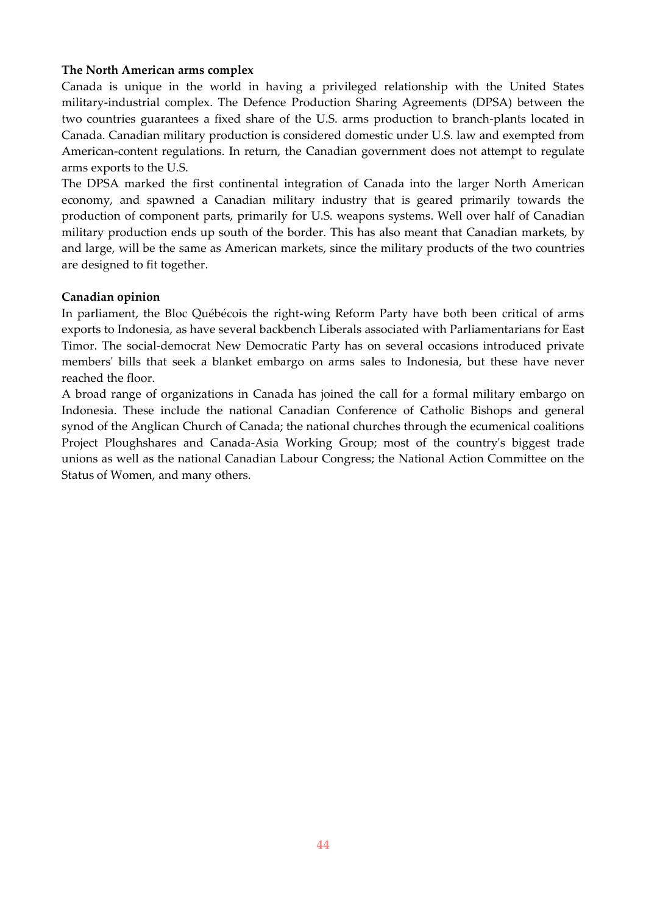**The North American arms complex**

Canada is unique in the world in having a privileged relationship with the United States military-industrial complex. The Defence Production Sharing Agreements (DPSA) between the two countries guarantees a fixed share of the U.S. arms production to branch-plants located in Canada. Canadian military production is considered domestic under U.S. law and exempted from American-content regulations. In return, the Canadian government does not attempt to regulate arms exports to the U.S.

The DPSA marked the first continental integration of Canada into the larger North American economy, and spawned a Canadian military industry that is geared primarily towards the production of component parts, primarily for U.S. weapons systems. Well over half of Canadian military production ends up south of the border. This has also meant that Canadian markets, by and large, will be the same as American markets, since the military products of the two countries are designed to fit together.

**Canadian opinion**

In parliament, the Bloc Québécois the right-wing Reform Party have both been critical of arms exports to Indonesia, as have several backbench Liberals associated with Parliamentarians for East Timor. The social-democrat New Democratic Party has on several occasions introduced private members' bills that seek a blanket embargo on arms sales to Indonesia, but these have never reached the floor.

A broad range of organizations in Canada has joined the call for a formal military embargo on Indonesia. These include the national Canadian Conference of Catholic Bishops and general synod of the Anglican Church of Canada; the national churches through the ecumenical coalitions Project Ploughshares and Canada-Asia Working Group; most of the country's biggest trade unions as well as the national Canadian Labour Congress; the National Action Committee on the Status of Women, and many others.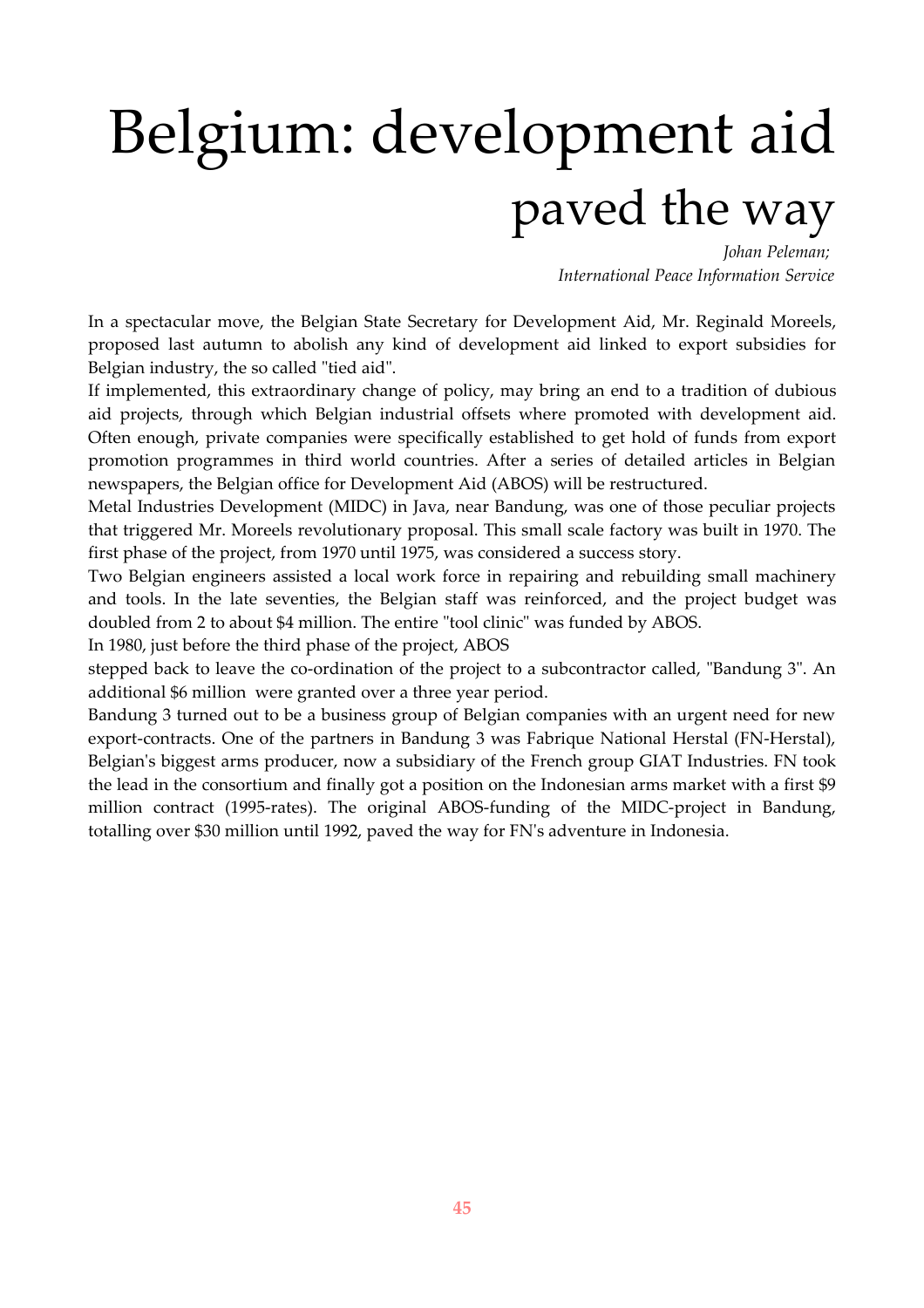# Belgium: development aid paved the way

*Johan Peleman;*
*International Peace Information Service*

In a spectacular move, the Belgian State Secretary for Development Aid, Mr. Reginald Moreels, proposed last autumn to abolish any kind of development aid linked to export subsidies for Belgian industry, the so called "tied aid".

If implemented, this extraordinary change of policy, may bring an end to a tradition of dubious aid projects, through which Belgian industrial offsets where promoted with development aid. Often enough, private companies were specifically established to get hold of funds from export promotion programmes in third world countries. After a series of detailed articles in Belgian newspapers, the Belgian office for Development Aid (ABOS) will be restructured.

Metal Industries Development (MIDC) in Java, near Bandung, was one of those peculiar projects that triggered Mr. Moreels revolutionary proposal. This small scale factory was built in 1970. The first phase of the project, from 1970 until 1975, was considered a success story.

Two Belgian engineers assisted a local work force in repairing and rebuilding small machinery and tools. In the late seventies, the Belgian staff was reinforced, and the project budget was doubled from 2 to about $4 million. The entire "tool clinic" was funded by ABOS.

In 1980, just before the third phase of the project, ABOS stepped back to leave the co-ordination of the project to a subcontractor called, "Bandung 3". An additional $6 million were granted over a three year period.

Bandung 3 turned out to be a business group of Belgian companies with an urgent need for new export-contracts. One of the partners in Bandung 3 was Fabrique National Herstal (FN-Herstal), Belgian's biggest arms producer, now a subsidiary of the French group GIAT Industries. FN took the lead in the consortium and finally got a position on the Indonesian arms market with a first $9 million contract (1995-rates). The original ABOS-funding of the MIDC-project in Bandung, totalling over $30 million until 1992, paved the way for FN's adventure in Indonesia.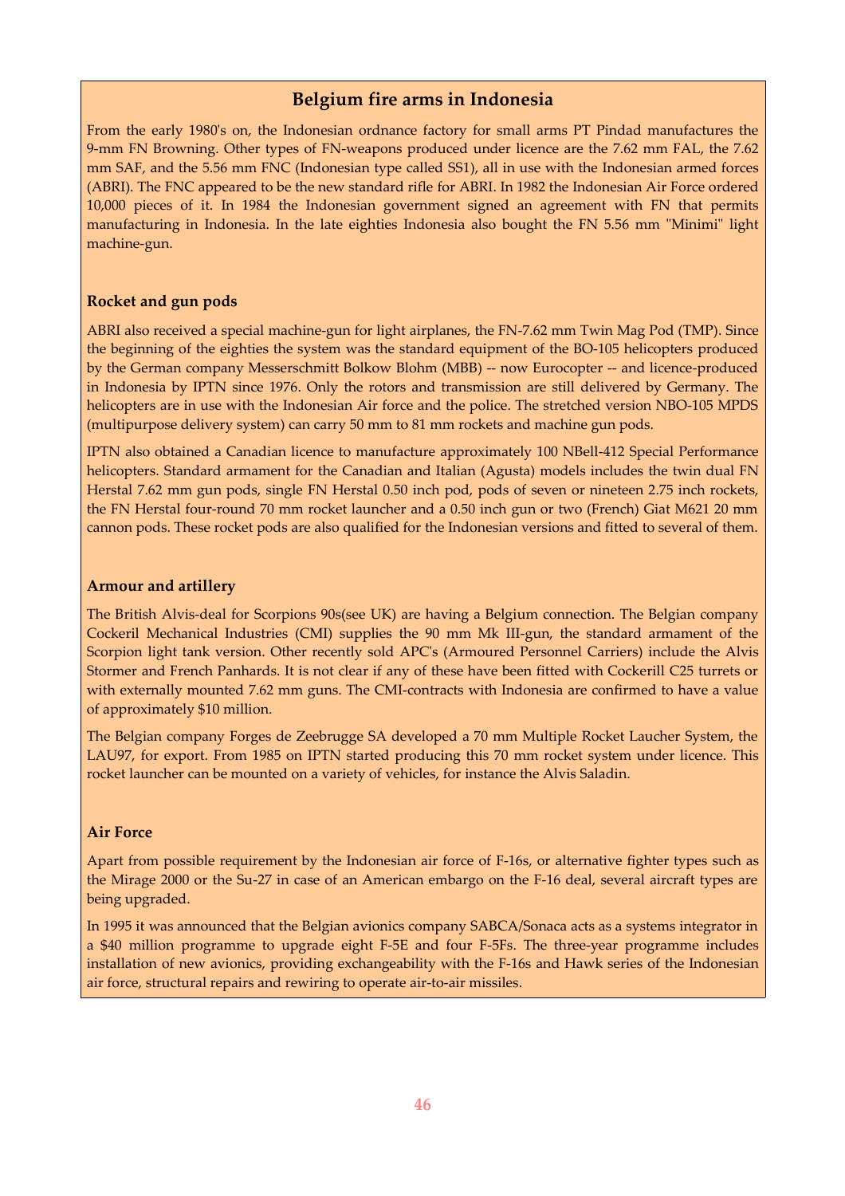## Belgium fire arms in Indonesia

From the early 1980's on, the Indonesian ordnance factory for small arms PT Pindad manufactures the 9-mm FN Browning. Other types of FN-weapons produced under licence are the 7.62 mm FAL, the 7.62 mm SAF, and the 5.56 mm FNC (Indonesian type called SS1), all in use with the Indonesian armed forces (ABRI). The FNC appeared to be the new standard rifle for ABRI. In 1982 the Indonesian Air Force ordered 10,000 pieces of it. In 1984 the Indonesian government signed an agreement with FN that permits manufacturing in Indonesia. In the late eighties Indonesia also bought the FN 5.56 mm "Minimi" light machine-gun.

### Rocket and gun pods

ABRI also received a special machine-gun for light airplanes, the FN-7.62 mm Twin Mag Pod (TMP). Since the beginning of the eighties the system was the standard equipment of the BO-105 helicopters produced by the German company Messerschmitt Bolkow Blohm (MBB) -- now Eurocopter -- and licence-produced in Indonesia by IPTN since 1976. Only the rotors and transmission are still delivered by Germany. The helicopters are in use with the Indonesian Air force and the police. The stretched version NBO-105 MPDS (multipurpose delivery system) can carry 50 mm to 81 mm rockets and machine gun pods.

IPTN also obtained a Canadian licence to manufacture approximately 100 NBell-412 Special Performance helicopters. Standard armament for the Canadian and Italian (Agusta) models includes the twin dual FN Herstal 7.62 mm gun pods, single FN Herstal 0.50 inch pod, pods of seven or nineteen 2.75 inch rockets, the FN Herstal four-round 70 mm rocket launcher and a 0.50 inch gun or two (French) Giat M621 20 mm cannon pods. These rocket pods are also qualified for the Indonesian versions and fitted to several of them.

### Armour and artillery

The British Alvis-deal for Scorpions 90s(see UK) are having a Belgium connection. The Belgian company Cockeril Mechanical Industries (CMI) supplies the 90 mm Mk III-gun, the standard armament of the Scorpion light tank version. Other recently sold APC's (Armoured Personnel Carriers) include the Alvis Stormer and French Panhards. It is not clear if any of these have been fitted with Cockerill C25 turrets or with externally mounted 7.62 mm guns. The CMI-contracts with Indonesia are confirmed to have a value of approximately $10 million.

The Belgian company Forges de Zeebrugge SA developed a 70 mm Multiple Rocket Laucher System, the LAU97, for export. From 1985 on IPTN started producing this 70 mm rocket system under licence. This rocket launcher can be mounted on a variety of vehicles, for instance the Alvis Saladin.

### Air Force

Apart from possible requirement by the Indonesian air force of F-16s, or alternative fighter types such as the Mirage 2000 or the Su-27 in case of an American embargo on the F-16 deal, several aircraft types are being upgraded.

In 1995 it was announced that the Belgian avionics company SABCA/Sonaca acts as a systems integrator in a $40 million programme to upgrade eight F-5E and four F-5Fs. The three-year programme includes installation of new avionics, providing exchangeability with the F-16s and Hawk series of the Indonesian air force, structural repairs and rewiring to operate air-to-air missiles.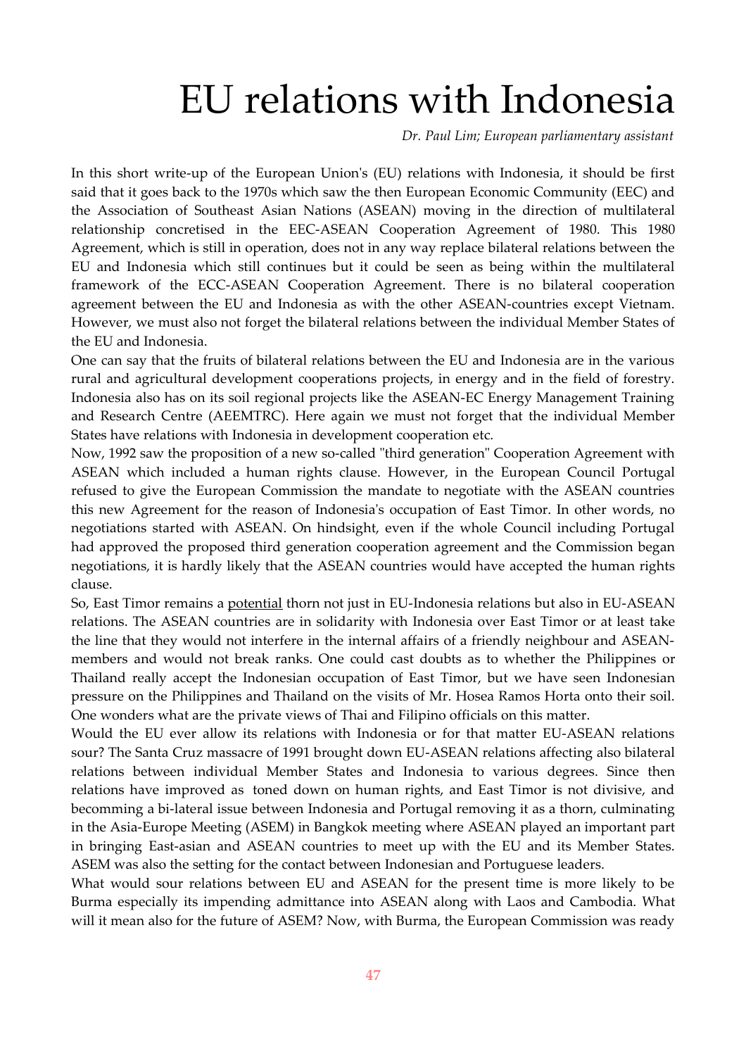# EU relations with Indonesia

*Dr. Paul Lim; European parliamentary assistant*

In this short write-up of the European Union's (EU) relations with Indonesia, it should be first said that it goes back to the 1970s which saw the then European Economic Community (EEC) and the Association of Southeast Asian Nations (ASEAN) moving in the direction of multilateral relationship concretised in the EEC-ASEAN Cooperation Agreement of 1980. This 1980 Agreement, which is still in operation, does not in any way replace bilateral relations between the EU and Indonesia which still continues but it could be seen as being within the multilateral framework of the ECC-ASEAN Cooperation Agreement. There is no bilateral cooperation agreement between the EU and Indonesia as with the other ASEAN-countries except Vietnam. However, we must also not forget the bilateral relations between the individual Member States of the EU and Indonesia.

One can say that the fruits of bilateral relations between the EU and Indonesia are in the various rural and agricultural development cooperations projects, in energy and in the field of forestry. Indonesia also has on its soil regional projects like the ASEAN-EC Energy Management Training and Research Centre (AEEMTRC). Here again we must not forget that the individual Member States have relations with Indonesia in development cooperation etc.

Now, 1992 saw the proposition of a new so-called "third generation" Cooperation Agreement with ASEAN which included a human rights clause. However, in the European Council Portugal refused to give the European Commission the mandate to negotiate with the ASEAN countries this new Agreement for the reason of Indonesia's occupation of East Timor. In other words, no negotiations started with ASEAN. On hindsight, even if the whole Council including Portugal had approved the proposed third generation cooperation agreement and the Commission began negotiations, it is hardly likely that the ASEAN countries would have accepted the human rights clause.

So, East Timor remains a <u>potential</u> thorn not just in EU-Indonesia relations but also in EU-ASEAN relations. The ASEAN countries are in solidarity with Indonesia over East Timor or at least take the line that they would not interfere in the internal affairs of a friendly neighbour and ASEAN-members and would not break ranks. One could cast doubts as to whether the Philippines or Thailand really accept the Indonesian occupation of East Timor, but we have seen Indonesian pressure on the Philippines and Thailand on the visits of Mr. Hosea Ramos Horta onto their soil. One wonders what are the private views of Thai and Filipino officials on this matter.

Would the EU ever allow its relations with Indonesia or for that matter EU-ASEAN relations sour? The Santa Cruz massacre of 1991 brought down EU-ASEAN relations affecting also bilateral relations between individual Member States and Indonesia to various degrees. Since then relations have improved as toned down on human rights, and East Timor is not divisive, and becomming a bi-lateral issue between Indonesia and Portugal removing it as a thorn, culminating in the Asia-Europe Meeting (ASEM) in Bangkok meeting where ASEAN played an important part in bringing East-asian and ASEAN countries to meet up with the EU and its Member States. ASEM was also the setting for the contact between Indonesian and Portuguese leaders.

What would sour relations between EU and ASEAN for the present time is more likely to be Burma especially its impending admittance into ASEAN along with Laos and Cambodia. What will it mean also for the future of ASEM? Now, with Burma, the European Commission was ready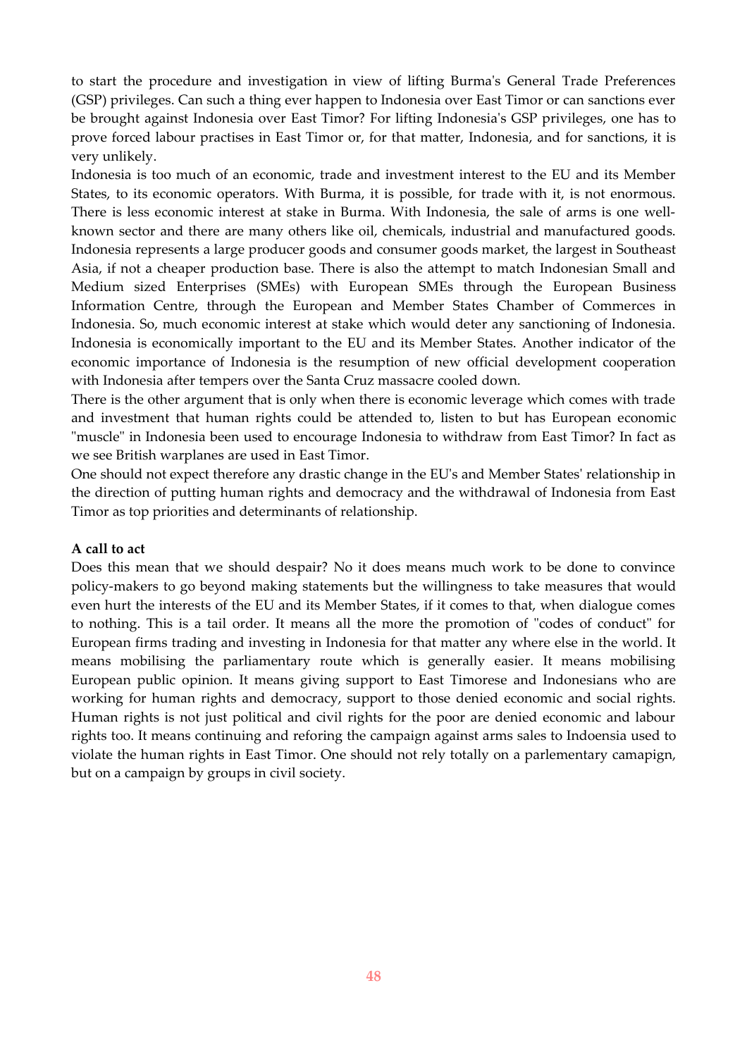to start the procedure and investigation in view of lifting Burma's General Trade Preferences (GSP) privileges. Can such a thing ever happen to Indonesia over East Timor or can sanctions ever be brought against Indonesia over East Timor? For lifting Indonesia's GSP privileges, one has to prove forced labour practises in East Timor or, for that matter, Indonesia, and for sanctions, it is very unlikely.
Indonesia is too much of an economic, trade and investment interest to the EU and its Member States, to its economic operators. With Burma, it is possible, for trade with it, is not enormous. There is less economic interest at stake in Burma. With Indonesia, the sale of arms is one well-known sector and there are many others like oil, chemicals, industrial and manufactured goods. Indonesia represents a large producer goods and consumer goods market, the largest in Southeast Asia, if not a cheaper production base. There is also the attempt to match Indonesian Small and Medium sized Enterprises (SMEs) with European SMEs through the European Business Information Centre, through the European and Member States Chamber of Commerces in Indonesia. So, much economic interest at stake which would deter any sanctioning of Indonesia. Indonesia is economically important to the EU and its Member States. Another indicator of the economic importance of Indonesia is the resumption of new official development cooperation with Indonesia after tempers over the Santa Cruz massacre cooled down.
There is the other argument that is only when there is economic leverage which comes with trade and investment that human rights could be attended to, listen to but has European economic "muscle" in Indonesia been used to encourage Indonesia to withdraw from East Timor? In fact as we see British warplanes are used in East Timor.
One should not expect therefore any drastic change in the EU's and Member States' relationship in the direction of putting human rights and democracy and the withdrawal of Indonesia from East Timor as top priorities and determinants of relationship.

**A call to act**

Does this mean that we should despair? No it does means much work to be done to convince policy-makers to go beyond making statements but the willingness to take measures that would even hurt the interests of the EU and its Member States, if it comes to that, when dialogue comes to nothing. This is a tail order. It means all the more the promotion of "codes of conduct" for European firms trading and investing in Indonesia for that matter any where else in the world. It means mobilising the parliamentary route which is generally easier. It means mobilising European public opinion. It means giving support to East Timorese and Indonesians who are working for human rights and democracy, support to those denied economic and social rights. Human rights is not just political and civil rights for the poor are denied economic and labour rights too. It means continuing and reforing the campaign against arms sales to Indoensia used to violate the human rights in East Timor. One should not rely totally on a parlementary camapign, but on a campaign by groups in civil society.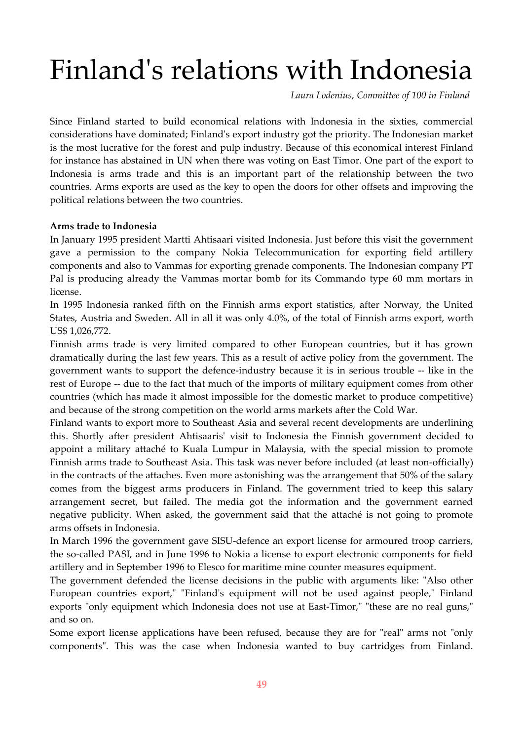# Finland's relations with Indonesia

*Laura Lodenius, Committee of 100 in Finland*

Since Finland started to build economical relations with Indonesia in the sixties, commercial considerations have dominated; Finland's export industry got the priority. The Indonesian market is the most lucrative for the forest and pulp industry. Because of this economical interest Finland for instance has abstained in UN when there was voting on East Timor. One part of the export to Indonesia is arms trade and this is an important part of the relationship between the two countries. Arms exports are used as the key to open the doors for other offsets and improving the political relations between the two countries.

**Arms trade to Indonesia**

In January 1995 president Martti Ahtisaari visited Indonesia. Just before this visit the government gave a permission to the company Nokia Telecommunication for exporting field artillery components and also to Vammas for exporting grenade components. The Indonesian company PT Pal is producing already the Vammas mortar bomb for its Commando type 60 mm mortars in license.

In 1995 Indonesia ranked fifth on the Finnish arms export statistics, after Norway, the United States, Austria and Sweden. All in all it was only 4.0%, of the total of Finnish arms export, worth US$ 1,026,772.

Finnish arms trade is very limited compared to other European countries, but it has grown dramatically during the last few years. This as a result of active policy from the government. The government wants to support the defence-industry because it is in serious trouble -- like in the rest of Europe -- due to the fact that much of the imports of military equipment comes from other countries (which has made it almost impossible for the domestic market to produce competitive) and because of the strong competition on the world arms markets after the Cold War.

Finland wants to export more to Southeast Asia and several recent developments are underlining this. Shortly after president Ahtisaaris' visit to Indonesia the Finnish government decided to appoint a military attaché to Kuala Lumpur in Malaysia, with the special mission to promote Finnish arms trade to Southeast Asia. This task was never before included (at least non-officially) in the contracts of the attaches. Even more astonishing was the arrangement that 50% of the salary comes from the biggest arms producers in Finland. The government tried to keep this salary arrangement secret, but failed. The media got the information and the government earned negative publicity. When asked, the government said that the attaché is not going to promote arms offsets in Indonesia.

In March 1996 the government gave SISU-defence an export license for armoured troop carriers, the so-called PASI, and in June 1996 to Nokia a license to export electronic components for field artillery and in September 1996 to Elesco for maritime mine counter measures equipment.

The government defended the license decisions in the public with arguments like: "Also other European countries export," "Finland's equipment will not be used against people," Finland exports "only equipment which Indonesia does not use at East-Timor," "these are no real guns," and so on.

Some export license applications have been refused, because they are for "real" arms not "only components". This was the case when Indonesia wanted to buy cartridges from Finland.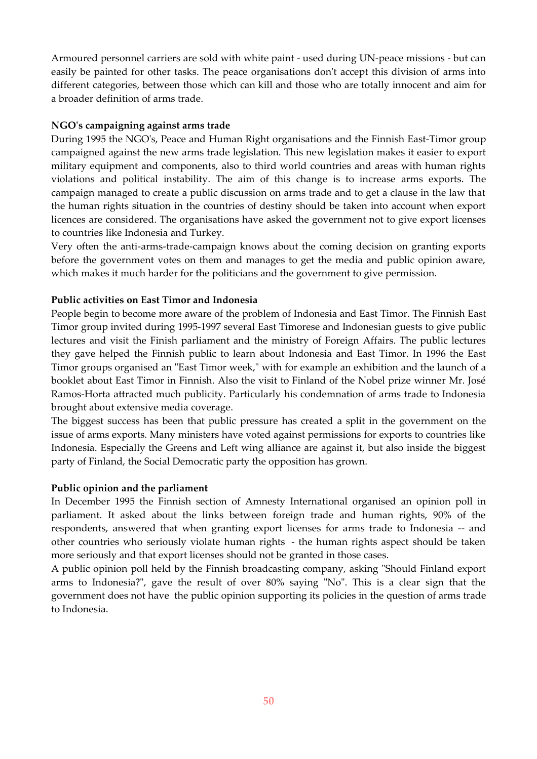Armoured personnel carriers are sold with white paint - used during UN-peace missions - but can easily be painted for other tasks. The peace organisations don't accept this division of arms into different categories, between those which can kill and those who are totally innocent and aim for a broader definition of arms trade.

**NGO's campaigning against arms trade**

During 1995 the NGO's, Peace and Human Right organisations and the Finnish East-Timor group campaigned against the new arms trade legislation. This new legislation makes it easier to export military equipment and components, also to third world countries and areas with human rights violations and political instability. The aim of this change is to increase arms exports. The campaign managed to create a public discussion on arms trade and to get a clause in the law that the human rights situation in the countries of destiny should be taken into account when export licences are considered. The organisations have asked the government not to give export licenses to countries like Indonesia and Turkey.

Very often the anti-arms-trade-campaign knows about the coming decision on granting exports before the government votes on them and manages to get the media and public opinion aware, which makes it much harder for the politicians and the government to give permission.

**Public activities on East Timor and Indonesia**

People begin to become more aware of the problem of Indonesia and East Timor. The Finnish East Timor group invited during 1995-1997 several East Timorese and Indonesian guests to give public lectures and visit the Finish parliament and the ministry of Foreign Affairs. The public lectures they gave helped the Finnish public to learn about Indonesia and East Timor. In 1996 the East Timor groups organised an "East Timor week," with for example an exhibition and the launch of a booklet about East Timor in Finnish. Also the visit to Finland of the Nobel prize winner Mr. José Ramos-Horta attracted much publicity. Particularly his condemnation of arms trade to Indonesia brought about extensive media coverage.

The biggest success has been that public pressure has created a split in the government on the issue of arms exports. Many ministers have voted against permissions for exports to countries like Indonesia. Especially the Greens and Left wing alliance are against it, but also inside the biggest party of Finland, the Social Democratic party the opposition has grown.

**Public opinion and the parliament**

In December 1995 the Finnish section of Amnesty International organised an opinion poll in parliament. It asked about the links between foreign trade and human rights, 90% of the respondents, answered that when granting export licenses for arms trade to Indonesia -- and other countries who seriously violate human rights - the human rights aspect should be taken more seriously and that export licenses should not be granted in those cases.

A public opinion poll held by the Finnish broadcasting company, asking "Should Finland export arms to Indonesia?", gave the result of over 80% saying "No". This is a clear sign that the government does not have the public opinion supporting its policies in the question of arms trade to Indonesia.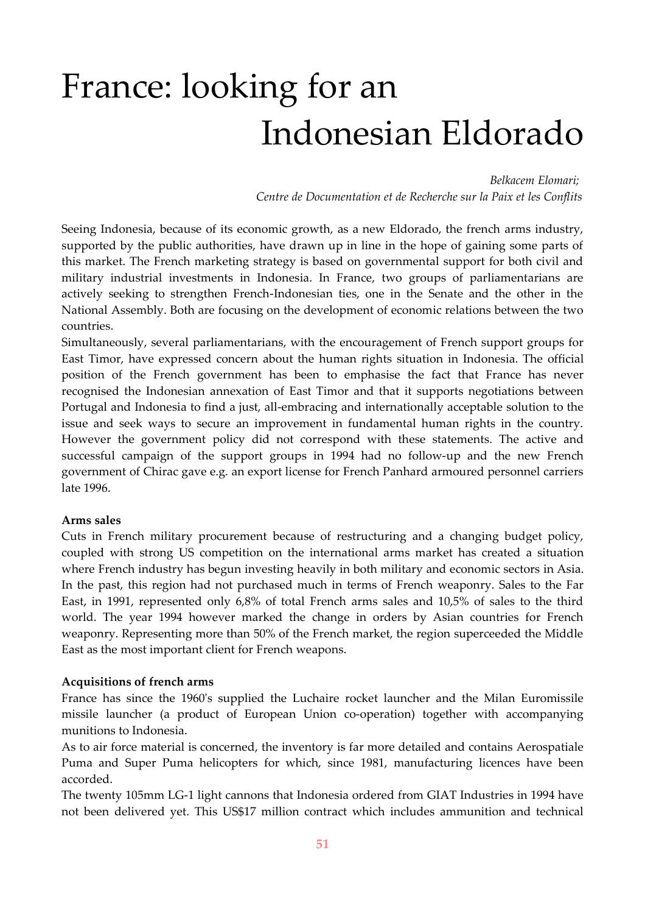# France: looking for an Indonesian Eldorado

*Belkacem Elomari;*
*Centre de Documentation et de Recherche sur la Paix et les Conflits*

Seeing Indonesia, because of its economic growth, as a new Eldorado, the french arms industry, supported by the public authorities, have drawn up in line in the hope of gaining some parts of this market. The French marketing strategy is based on governmental support for both civil and military industrial investments in Indonesia. In France, two groups of parliamentarians are actively seeking to strengthen French-Indonesian ties, one in the Senate and the other in the National Assembly. Both are focusing on the development of economic relations between the two countries.

Simultaneously, several parliamentarians, with the encouragement of French support groups for East Timor, have expressed concern about the human rights situation in Indonesia. The official position of the French government has been to emphasise the fact that France has never recognised the Indonesian annexation of East Timor and that it supports negotiations between Portugal and Indonesia to find a just, all-embracing and internationally acceptable solution to the issue and seek ways to secure an improvement in fundamental human rights in the country. However the government policy did not correspond with these statements. The active and successful campaign of the support groups in 1994 had no follow-up and the new French government of Chirac gave e.g. an export license for French Panhard armoured personnel carriers late 1996.

**Arms sales**

Cuts in French military procurement because of restructuring and a changing budget policy, coupled with strong US competition on the international arms market has created a situation where French industry has begun investing heavily in both military and economic sectors in Asia. In the past, this region had not purchased much in terms of French weaponry. Sales to the Far East, in 1991, represented only 6,8% of total French arms sales and 10,5% of sales to the third world. The year 1994 however marked the change in orders by Asian countries for French weaponry. Representing more than 50% of the French market, the region superceeded the Middle East as the most important client for French weapons.

**Acquisitions of french arms**

France has since the 1960's supplied the Luchaire rocket launcher and the Milan Euromissile missile launcher (a product of European Union co-operation) together with accompanying munitions to Indonesia.

As to air force material is concerned, the inventory is far more detailed and contains Aerospatiale Puma and Super Puma helicopters for which, since 1981, manufacturing licences have been accorded.

The twenty 105mm LG-1 light cannons that Indonesia ordered from GIAT Industries in 1994 have not been delivered yet. This US$17 million contract which includes ammunition and technical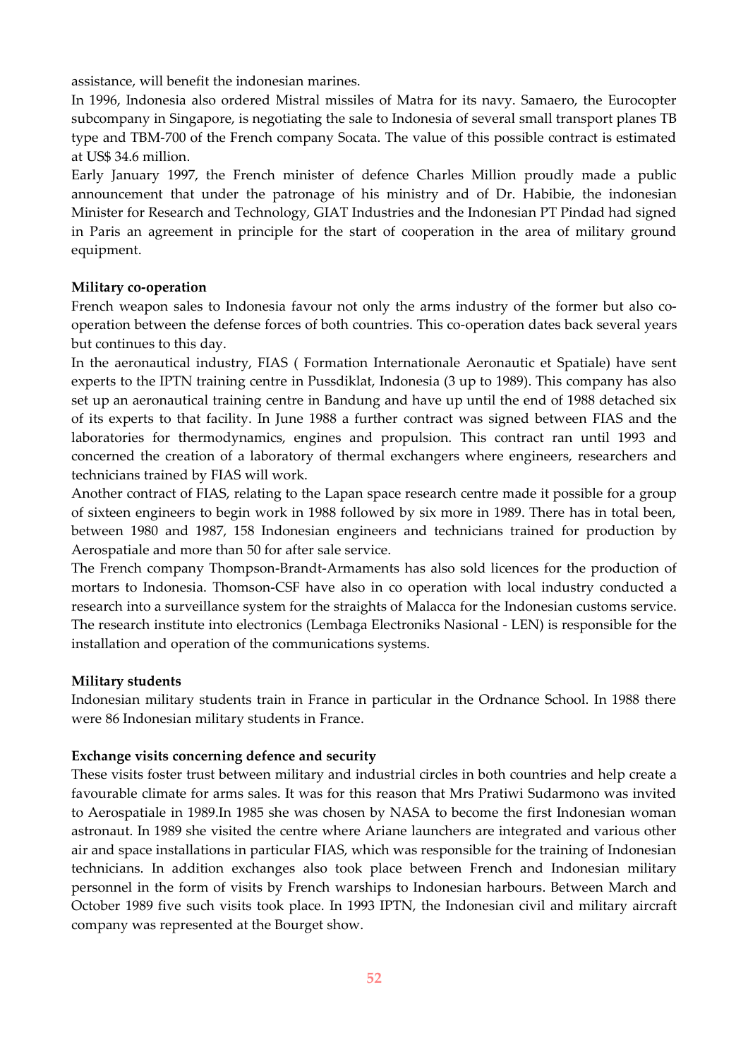assistance, will benefit the indonesian marines.

In 1996, Indonesia also ordered Mistral missiles of Matra for its navy. Samaero, the Eurocopter subcompany in Singapore, is negotiating the sale to Indonesia of several small transport planes TB type and TBM-700 of the French company Socata. The value of this possible contract is estimated at US$ 34.6 million.

Early January 1997, the French minister of defence Charles Million proudly made a public announcement that under the patronage of his ministry and of Dr. Habibie, the indonesian Minister for Research and Technology, GIAT Industries and the Indonesian PT Pindad had signed in Paris an agreement in principle for the start of cooperation in the area of military ground equipment.

**Military co-operation**

French weapon sales to Indonesia favour not only the arms industry of the former but also co-operation between the defense forces of both countries. This co-operation dates back several years but continues to this day.

In the aeronautical industry, FIAS ( Formation Internationale Aeronautic et Spatiale) have sent experts to the IPTN training centre in Pussdiklat, Indonesia (3 up to 1989). This company has also set up an aeronautical training centre in Bandung and have up until the end of 1988 detached six of its experts to that facility. In June 1988 a further contract was signed between FIAS and the laboratories for thermodynamics, engines and propulsion. This contract ran until 1993 and concerned the creation of a laboratory of thermal exchangers where engineers, researchers and technicians trained by FIAS will work.

Another contract of FIAS, relating to the Lapan space research centre made it possible for a group of sixteen engineers to begin work in 1988 followed by six more in 1989. There has in total been, between 1980 and 1987, 158 Indonesian engineers and technicians trained for production by Aerospatiale and more than 50 for after sale service.

The French company Thompson-Brandt-Armaments has also sold licences for the production of mortars to Indonesia. Thomson-CSF have also in co operation with local industry conducted a research into a surveillance system for the straights of Malacca for the Indonesian customs service. The research institute into electronics (Lembaga Electroniks Nasional - LEN) is responsible for the installation and operation of the communications systems.

**Military students**

Indonesian military students train in France in particular in the Ordnance School. In 1988 there were 86 Indonesian military students in France.

**Exchange visits concerning defence and security**

These visits foster trust between military and industrial circles in both countries and help create a favourable climate for arms sales. It was for this reason that Mrs Pratiwi Sudarmono was invited to Aerospatiale in 1989.In 1985 she was chosen by NASA to become the first Indonesian woman astronaut. In 1989 she visited the centre where Ariane launchers are integrated and various other air and space installations in particular FIAS, which was responsible for the training of Indonesian technicians. In addition exchanges also took place between French and Indonesian military personnel in the form of visits by French warships to Indonesian harbours. Between March and October 1989 five such visits took place. In 1993 IPTN, the Indonesian civil and military aircraft company was represented at the Bourget show.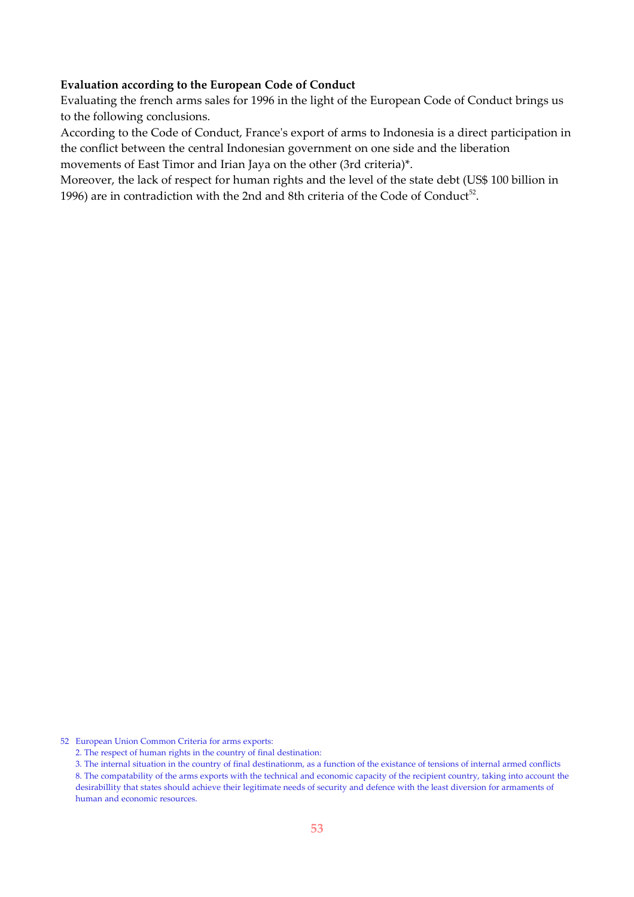**Evaluation according to the European Code of Conduct**

Evaluating the french arms sales for 1996 in the light of the European Code of Conduct brings us to the following conclusions.

According to the Code of Conduct, France's export of arms to Indonesia is a direct participation in the conflict between the central Indonesian government on one side and the liberation movements of East Timor and Irian Jaya on the other (3rd criteria)*.

Moreover, the lack of respect for human rights and the level of the state debt (US$ 100 billion in 1996) are in contradiction with the 2nd and 8th criteria of the Code of Conduct[52].

52 European Union Common Criteria for arms exports:

2. The respect of human rights in the country of final destination:
3. The internal situation in the country of final destinationm, as a function of the existance of tensions of internal armed conflicts
8. The compatability of the arms exports with the technical and economic capacity of the recipient country, taking into account the desirabillity that states should achieve their legitimate needs of security and defence with the least diversion for armaments of human and economic resources.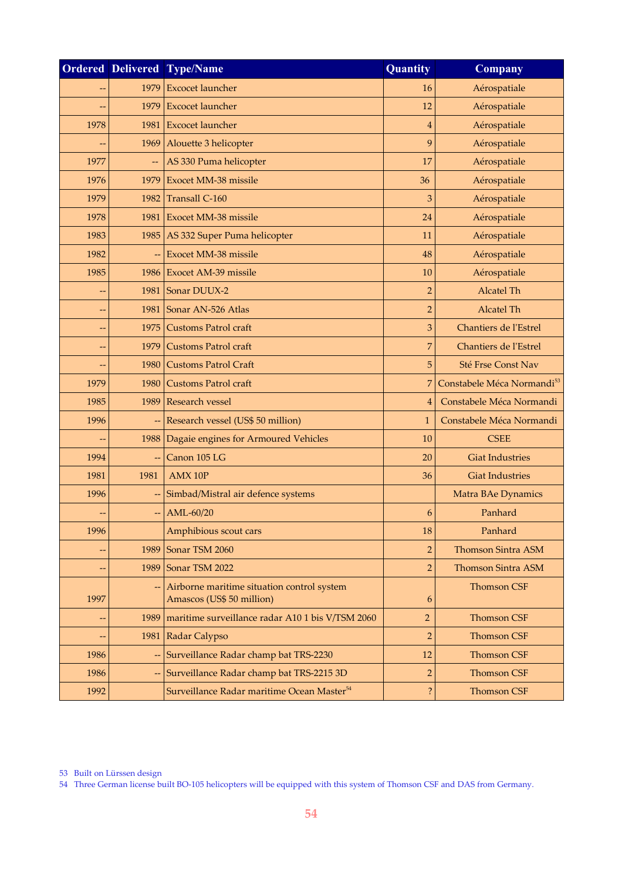| Ordered | Delivered | Type/Name | Quantity | Company |
|---|---|---|---|---|
| -- | 1979 | Excocet launcher | 16 | Aérospatiale |
| -- | 1979 | Excocet launcher | 12 | Aérospatiale |
| 1978 | 1981 | Excocet launcher | 4 | Aérospatiale |
| -- | 1969 | Alouette 3 helicopter | 9 | Aérospatiale |
| 1977 | -- | AS 330 Puma helicopter | 17 | Aérospatiale |
| 1976 | 1979 | Exocet MM-38 missile | 36 | Aérospatiale |
| 1979 | 1982 | Transall C-160 | 3 | Aérospatiale |
| 1978 | 1981 | Exocet MM-38 missile | 24 | Aérospatiale |
| 1983 | 1985 | AS 332 Super Puma helicopter | 11 | Aérospatiale |
| 1982 | -- | Exocet MM-38 missile | 48 | Aérospatiale |
| 1985 | 1986 | Exocet AM-39 missile | 10 | Aérospatiale |
| -- | 1981 | Sonar DUUX-2 | 2 | Alcatel Th |
| -- | 1981 | Sonar AN-526 Atlas | 2 | Alcatel Th |
| -- | 1975 | Customs Patrol craft | 3 | Chantiers de l'Estrel |
| -- | 1979 | Customs Patrol craft | 7 | Chantiers de l'Estrel |
| -- | 1980 | Customs Patrol Craft | 5 | Sté Frse Const Nav |
| 1979 | 1980 | Customs Patrol craft | 7 | Constabele Méca Normandi[53] |
| 1985 | 1989 | Research vessel | 4 | Constabele Méca Normandi |
| 1996 | -- | Research vessel (US$ 50 million) | 1 | Constabele Méca Normandi |
| -- | 1988 | Dagaie engines for Armoured Vehicles | 10 | CSEE |
| 1994 | -- | Canon 105 LG | 20 | Giat Industries |
| 1981 | 1981 | AMX 10P | 36 | Giat Industries |
| 1996 | -- | Simbad/Mistral air defence systems | | Matra BAe Dynamics |
| -- | -- | AML-60/20 | 6 | Panhard |
| 1996 | | Amphibious scout cars | 18 | Panhard |
| -- | 1989 | Sonar TSM 2060 | 2 | Thomson Sintra ASM |
| -- | 1989 | Sonar TSM 2022 | 2 | Thomson Sintra ASM |
| 1997 | -- | Airborne maritime situation control system Amascos (US$ 50 million) | 6 | Thomson CSF |
| -- | 1989 | maritime surveillance radar A10 1 bis V/TSM 2060 | 2 | Thomson CSF |
| -- | 1981 | Radar Calypso | 2 | Thomson CSF |
| 1986 | -- | Surveillance Radar champ bat TRS-2230 | 12 | Thomson CSF |
| 1986 | -- | Surveillance Radar champ bat TRS-2215 3D | 2 | Thomson CSF |
| 1992 | | Surveillance Radar maritime Ocean Master[54] | ? | Thomson CSF |

53 Built on Lürssen design
54 Three German license built BO-105 helicopters will be equipped with this system of Thomson CSF and DAS from Germany.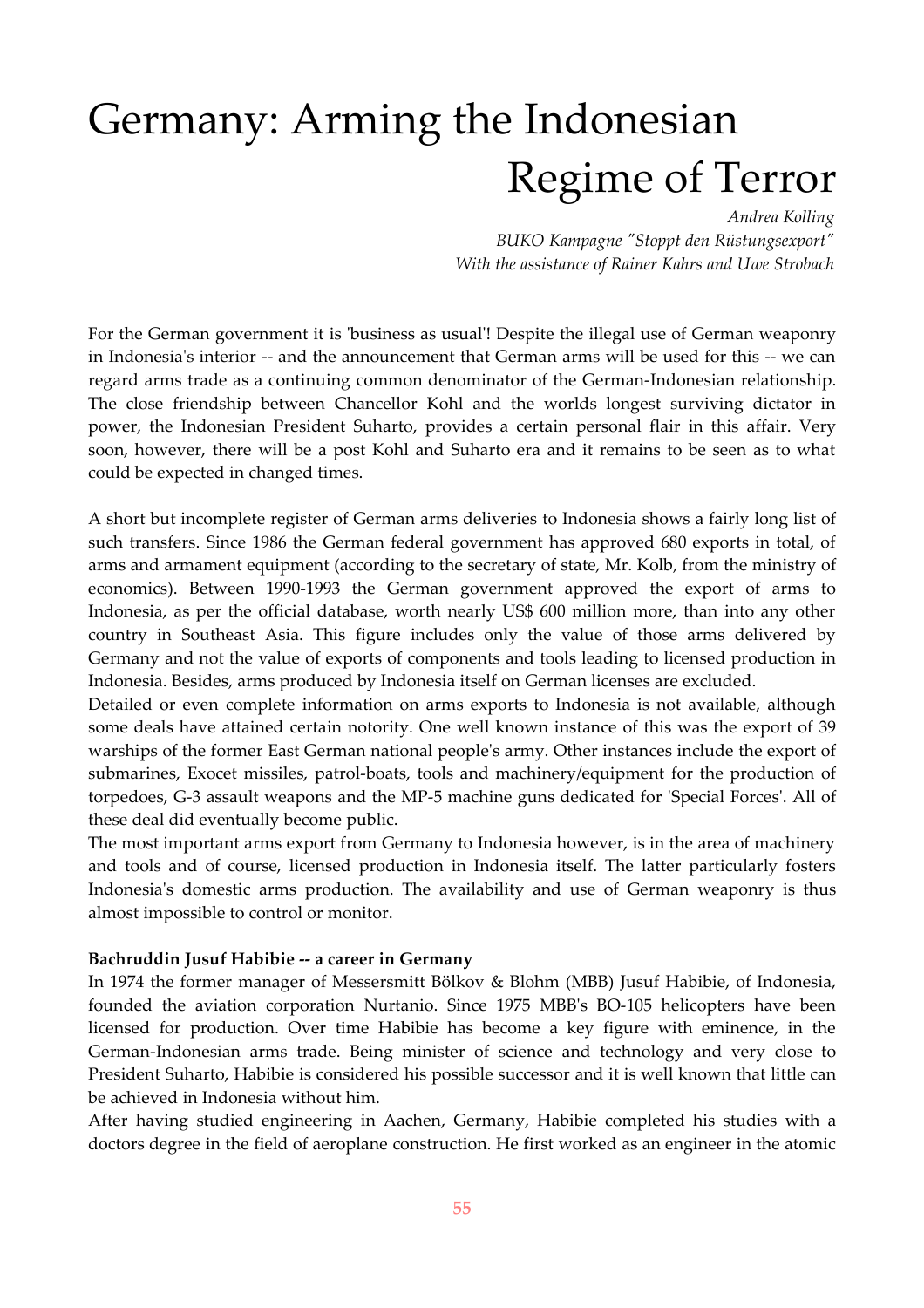# Germany: Arming the Indonesian Regime of Terror

*Andrea Kolling*
*BUKO Kampagne "Stoppt den Rüstungsexport"*
*With the assistance of Rainer Kahrs and Uwe Strobach*

For the German government it is 'business as usual'! Despite the illegal use of German weaponry in Indonesia's interior -- and the announcement that German arms will be used for this -- we can regard arms trade as a continuing common denominator of the German-Indonesian relationship. The close friendship between Chancellor Kohl and the worlds longest surviving dictator in power, the Indonesian President Suharto, provides a certain personal flair in this affair. Very soon, however, there will be a post Kohl and Suharto era and it remains to be seen as to what could be expected in changed times.

A short but incomplete register of German arms deliveries to Indonesia shows a fairly long list of such transfers. Since 1986 the German federal government has approved 680 exports in total, of arms and armament equipment (according to the secretary of state, Mr. Kolb, from the ministry of economics). Between 1990-1993 the German government approved the export of arms to Indonesia, as per the official database, worth nearly US$ 600 million more, than into any other country in Southeast Asia. This figure includes only the value of those arms delivered by Germany and not the value of exports of components and tools leading to licensed production in Indonesia. Besides, arms produced by Indonesia itself on German licenses are excluded.

Detailed or even complete information on arms exports to Indonesia is not available, although some deals have attained certain notority. One well known instance of this was the export of 39 warships of the former East German national people's army. Other instances include the export of submarines, Exocet missiles, patrol-boats, tools and machinery/equipment for the production of torpedoes, G-3 assault weapons and the MP-5 machine guns dedicated for 'Special Forces'. All of these deal did eventually become public.

The most important arms export from Germany to Indonesia however, is in the area of machinery and tools and of course, licensed production in Indonesia itself. The latter particularly fosters Indonesia's domestic arms production. The availability and use of German weaponry is thus almost impossible to control or monitor.

**Bachruddin Jusuf Habibie -- a career in Germany**

In 1974 the former manager of Messersmitt Bölkov & Blohm (MBB) Jusuf Habibie, of Indonesia, founded the aviation corporation Nurtanio. Since 1975 MBB's BO-105 helicopters have been licensed for production. Over time Habibie has become a key figure with eminence, in the German-Indonesian arms trade. Being minister of science and technology and very close to President Suharto, Habibie is considered his possible successor and it is well known that little can be achieved in Indonesia without him.

After having studied engineering in Aachen, Germany, Habibie completed his studies with a doctors degree in the field of aeroplane construction. He first worked as an engineer in the atomic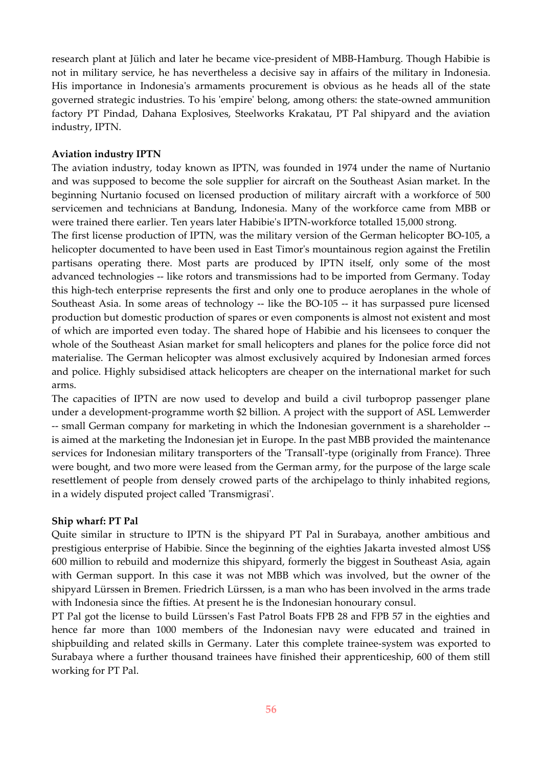research plant at Jülich and later he became vice-president of MBB-Hamburg. Though Habibie is not in military service, he has nevertheless a decisive say in affairs of the military in Indonesia. His importance in Indonesia's armaments procurement is obvious as he heads all of the state governed strategic industries. To his 'empire' belong, among others: the state-owned ammunition factory PT Pindad, Dahana Explosives, Steelworks Krakatau, PT Pal shipyard and the aviation industry, IPTN.

**Aviation industry IPTN**

The aviation industry, today known as IPTN, was founded in 1974 under the name of Nurtanio and was supposed to become the sole supplier for aircraft on the Southeast Asian market. In the beginning Nurtanio focused on licensed production of military aircraft with a workforce of 500 servicemen and technicians at Bandung, Indonesia. Many of the workforce came from MBB or were trained there earlier. Ten years later Habibie's IPTN-workforce totalled 15,000 strong.

The first license production of IPTN, was the military version of the German helicopter BO-105, a helicopter documented to have been used in East Timor's mountainous region against the Fretilin partisans operating there. Most parts are produced by IPTN itself, only some of the most advanced technologies -- like rotors and transmissions had to be imported from Germany. Today this high-tech enterprise represents the first and only one to produce aeroplanes in the whole of Southeast Asia. In some areas of technology -- like the BO-105 -- it has surpassed pure licensed production but domestic production of spares or even components is almost not existent and most of which are imported even today. The shared hope of Habibie and his licensees to conquer the whole of the Southeast Asian market for small helicopters and planes for the police force did not materialise. The German helicopter was almost exclusively acquired by Indonesian armed forces and police. Highly subsidised attack helicopters are cheaper on the international market for such arms.

The capacities of IPTN are now used to develop and build a civil turboprop passenger plane under a development-programme worth $2 billion. A project with the support of ASL Lemwerder -- small German company for marketing in which the Indonesian government is a shareholder -- is aimed at the marketing the Indonesian jet in Europe. In the past MBB provided the maintenance services for Indonesian military transporters of the 'Transall'-type (originally from France). Three were bought, and two more were leased from the German army, for the purpose of the large scale resettlement of people from densely crowed parts of the archipelago to thinly inhabited regions, in a widely disputed project called 'Transmigrasi'.

**Ship wharf: PT Pal**

Quite similar in structure to IPTN is the shipyard PT Pal in Surabaya, another ambitious and prestigious enterprise of Habibie. Since the beginning of the eighties Jakarta invested almost US$ 600 million to rebuild and modernize this shipyard, formerly the biggest in Southeast Asia, again with German support. In this case it was not MBB which was involved, but the owner of the shipyard Lürssen in Bremen. Friedrich Lürssen, is a man who has been involved in the arms trade with Indonesia since the fifties. At present he is the Indonesian honourary consul.

PT Pal got the license to build Lürssen's Fast Patrol Boats FPB 28 and FPB 57 in the eighties and hence far more than 1000 members of the Indonesian navy were educated and trained in shipbuilding and related skills in Germany. Later this complete trainee-system was exported to Surabaya where a further thousand trainees have finished their apprenticeship, 600 of them still working for PT Pal.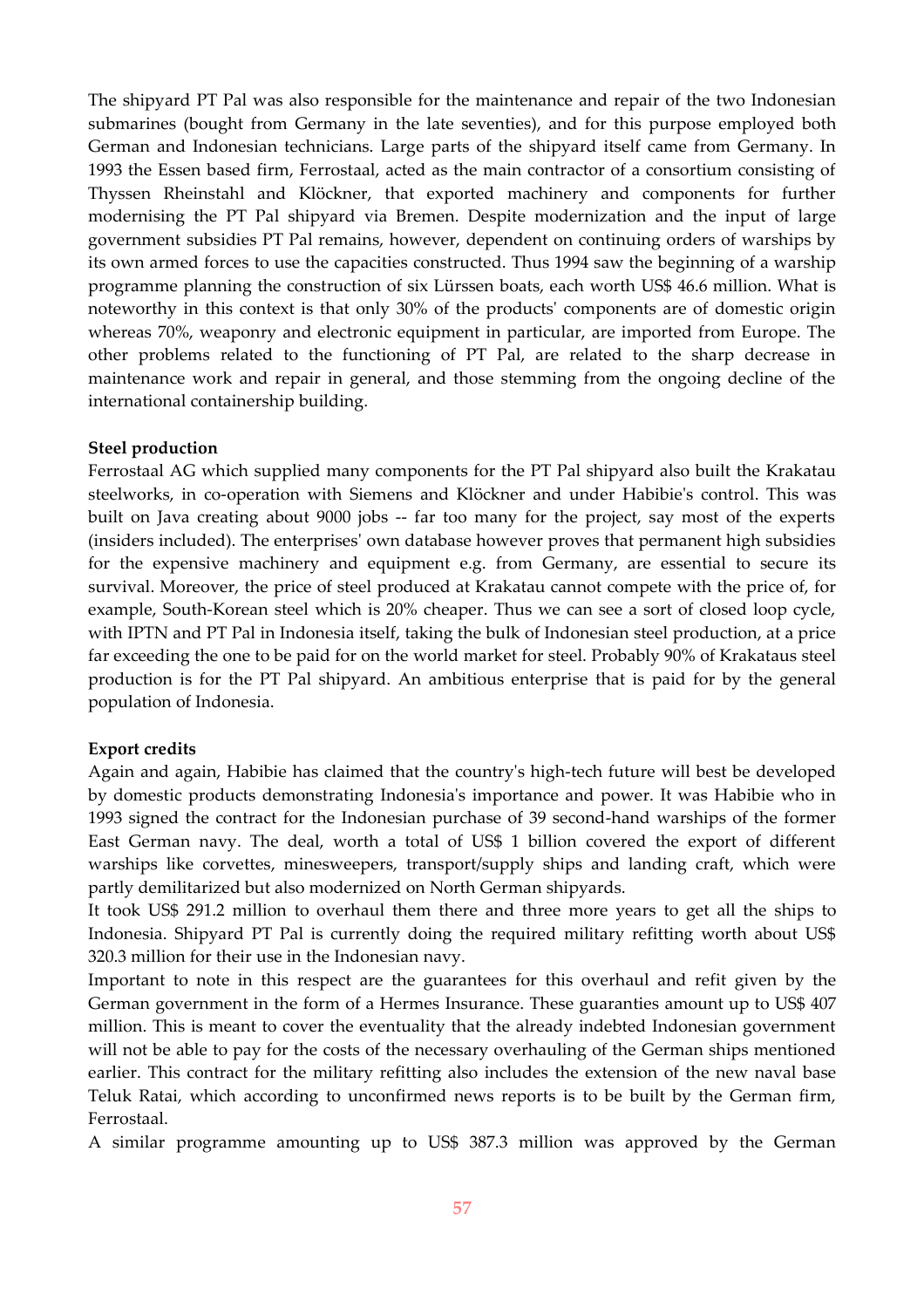The shipyard PT Pal was also responsible for the maintenance and repair of the two Indonesian submarines (bought from Germany in the late seventies), and for this purpose employed both German and Indonesian technicians. Large parts of the shipyard itself came from Germany. In 1993 the Essen based firm, Ferrostaal, acted as the main contractor of a consortium consisting of Thyssen Rheinstahl and Klöckner, that exported machinery and components for further modernising the PT Pal shipyard via Bremen. Despite modernization and the input of large government subsidies PT Pal remains, however, dependent on continuing orders of warships by its own armed forces to use the capacities constructed. Thus 1994 saw the beginning of a warship programme planning the construction of six Lürssen boats, each worth US$ 46.6 million. What is noteworthy in this context is that only 30% of the products' components are of domestic origin whereas 70%, weaponry and electronic equipment in particular, are imported from Europe. The other problems related to the functioning of PT Pal, are related to the sharp decrease in maintenance work and repair in general, and those stemming from the ongoing decline of the international containership building.

**Steel production**

Ferrostaal AG which supplied many components for the PT Pal shipyard also built the Krakatau steelworks, in co-operation with Siemens and Klöckner and under Habibie's control. This was built on Java creating about 9000 jobs -- far too many for the project, say most of the experts (insiders included). The enterprises' own database however proves that permanent high subsidies for the expensive machinery and equipment e.g. from Germany, are essential to secure its survival. Moreover, the price of steel produced at Krakatau cannot compete with the price of, for example, South-Korean steel which is 20% cheaper. Thus we can see a sort of closed loop cycle, with IPTN and PT Pal in Indonesia itself, taking the bulk of Indonesian steel production, at a price far exceeding the one to be paid for on the world market for steel. Probably 90% of Krakataus steel production is for the PT Pal shipyard. An ambitious enterprise that is paid for by the general population of Indonesia.

**Export credits**

Again and again, Habibie has claimed that the country's high-tech future will best be developed by domestic products demonstrating Indonesia's importance and power. It was Habibie who in 1993 signed the contract for the Indonesian purchase of 39 second-hand warships of the former East German navy. The deal, worth a total of US$ 1 billion covered the export of different warships like corvettes, minesweepers, transport/supply ships and landing craft, which were partly demilitarized but also modernized on North German shipyards.

It took US$ 291.2 million to overhaul them there and three more years to get all the ships to Indonesia. Shipyard PT Pal is currently doing the required military refitting worth about US$ 320.3 million for their use in the Indonesian navy.

Important to note in this respect are the guarantees for this overhaul and refit given by the German government in the form of a Hermes Insurance. These guaranties amount up to US$ 407 million. This is meant to cover the eventuality that the already indebted Indonesian government will not be able to pay for the costs of the necessary overhauling of the German ships mentioned earlier. This contract for the military refitting also includes the extension of the new naval base Teluk Ratai, which according to unconfirmed news reports is to be built by the German firm, Ferrostaal.

A similar programme amounting up to US$ 387.3 million was approved by the German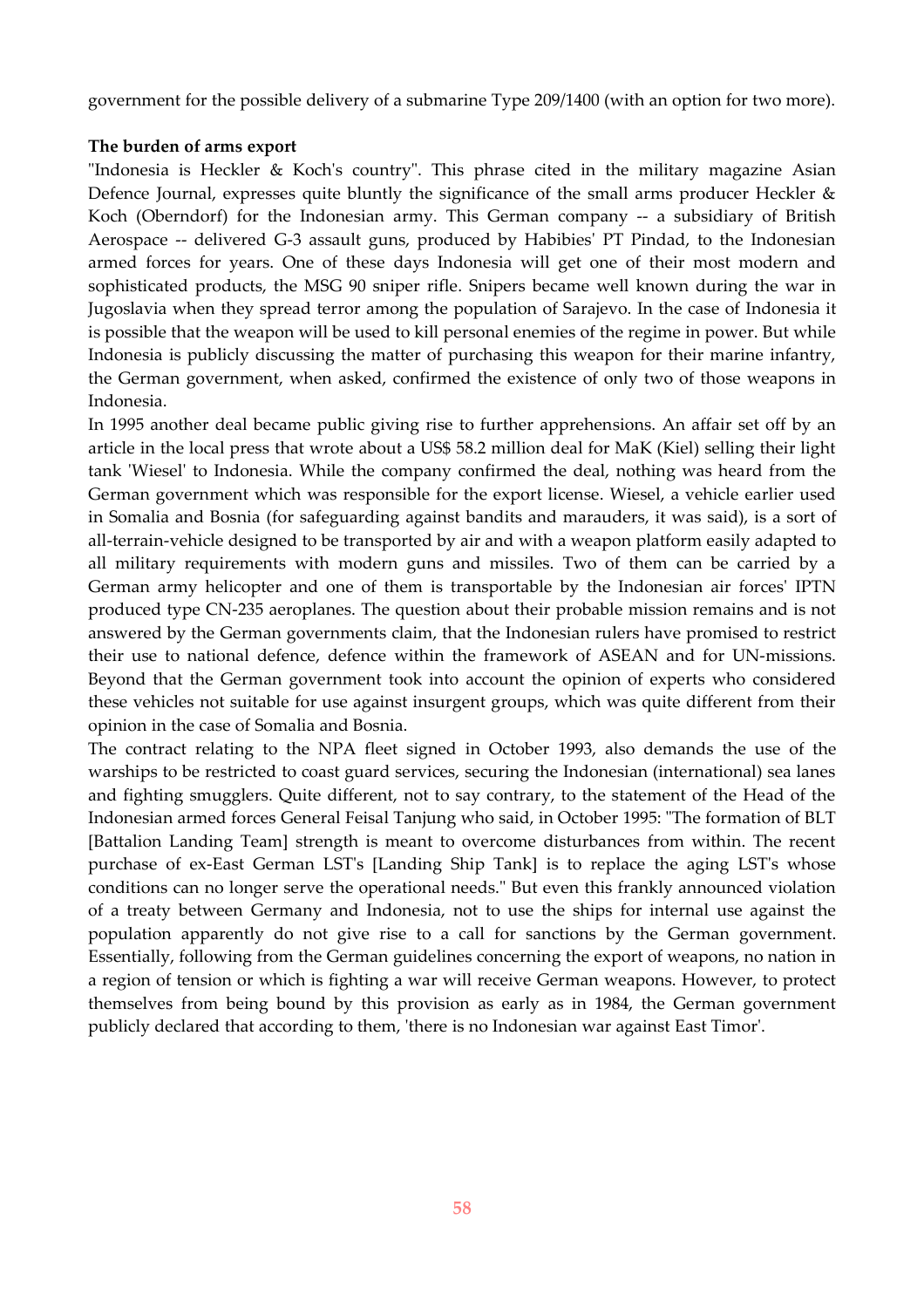government for the possible delivery of a submarine Type 209/1400 (with an option for two more).

**The burden of arms export**

"Indonesia is Heckler & Koch's country". This phrase cited in the military magazine Asian Defence Journal, expresses quite bluntly the significance of the small arms producer Heckler & Koch (Oberndorf) for the Indonesian army. This German company -- a subsidiary of British Aerospace -- delivered G-3 assault guns, produced by Habibies' PT Pindad, to the Indonesian armed forces for years. One of these days Indonesia will get one of their most modern and sophisticated products, the MSG 90 sniper rifle. Snipers became well known during the war in Jugoslavia when they spread terror among the population of Sarajevo. In the case of Indonesia it is possible that the weapon will be used to kill personal enemies of the regime in power. But while Indonesia is publicly discussing the matter of purchasing this weapon for their marine infantry, the German government, when asked, confirmed the existence of only two of those weapons in Indonesia.

In 1995 another deal became public giving rise to further apprehensions. An affair set off by an article in the local press that wrote about a US$ 58.2 million deal for MaK (Kiel) selling their light tank 'Wiesel' to Indonesia. While the company confirmed the deal, nothing was heard from the German government which was responsible for the export license. Wiesel, a vehicle earlier used in Somalia and Bosnia (for safeguarding against bandits and marauders, it was said), is a sort of all-terrain-vehicle designed to be transported by air and with a weapon platform easily adapted to all military requirements with modern guns and missiles. Two of them can be carried by a German army helicopter and one of them is transportable by the Indonesian air forces' IPTN produced type CN-235 aeroplanes. The question about their probable mission remains and is not answered by the German governments claim, that the Indonesian rulers have promised to restrict their use to national defence, defence within the framework of ASEAN and for UN-missions. Beyond that the German government took into account the opinion of experts who considered these vehicles not suitable for use against insurgent groups, which was quite different from their opinion in the case of Somalia and Bosnia.

The contract relating to the NPA fleet signed in October 1993, also demands the use of the warships to be restricted to coast guard services, securing the Indonesian (international) sea lanes and fighting smugglers. Quite different, not to say contrary, to the statement of the Head of the Indonesian armed forces General Feisal Tanjung who said, in October 1995: "The formation of BLT [Battalion Landing Team] strength is meant to overcome disturbances from within. The recent purchase of ex-East German LST's [Landing Ship Tank] is to replace the aging LST's whose conditions can no longer serve the operational needs." But even this frankly announced violation of a treaty between Germany and Indonesia, not to use the ships for internal use against the population apparently do not give rise to a call for sanctions by the German government. Essentially, following from the German guidelines concerning the export of weapons, no nation in a region of tension or which is fighting a war will receive German weapons. However, to protect themselves from being bound by this provision as early as in 1984, the German government publicly declared that according to them, 'there is no Indonesian war against East Timor'.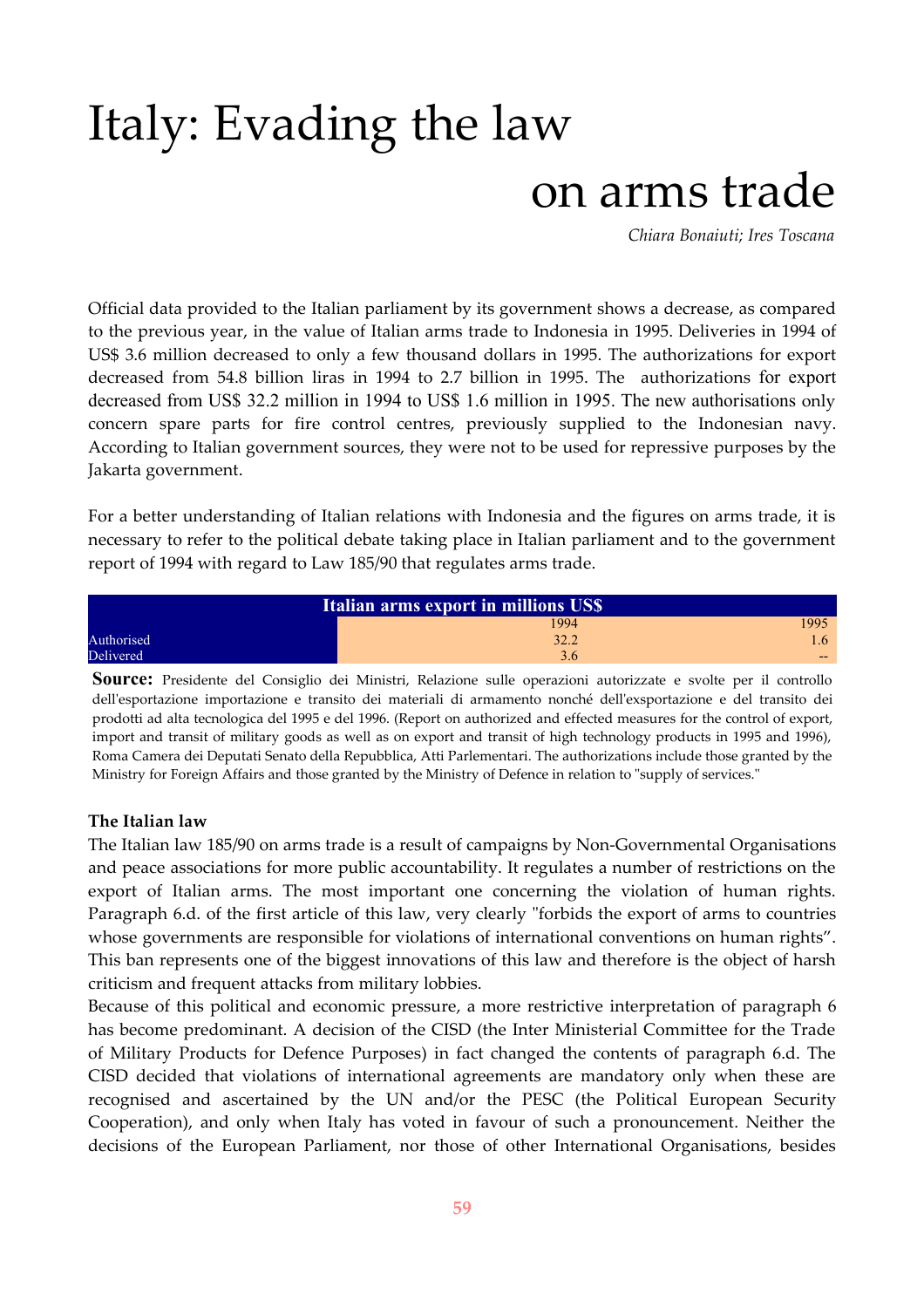# Italy: Evading the law on arms trade

*Chiara Bonaiuti; Ires Toscana*

Official data provided to the Italian parliament by its government shows a decrease, as compared to the previous year, in the value of Italian arms trade to Indonesia in 1995. Deliveries in 1994 of US$ 3.6 million decreased to only a few thousand dollars in 1995. The authorizations for export decreased from 54.8 billion liras in 1994 to 2.7 billion in 1995. The authorizations for export decreased from US$ 32.2 million in 1994 to US$ 1.6 million in 1995. The new authorisations only concern spare parts for fire control centres, previously supplied to the Indonesian navy. According to Italian government sources, they were not to be used for repressive purposes by the Jakarta government.

For a better understanding of Italian relations with Indonesia and the figures on arms trade, it is necessary to refer to the political debate taking place in Italian parliament and to the government report of 1994 with regard to Law 185/90 that regulates arms trade.

| Italian arms export in millions US$ | 1994 | 1995 |
|---|---|---|
| Authorised | 32.2 | 1.6 |
| Delivered | 3.6 | -- |

**Source:** Presidente del Consiglio dei Ministri, Relazione sulle operazioni autorizzate e svolte per il controllo dell'esportazione importazione e transito dei materiali di armamento nonché dell'exsportazione e del transito dei prodotti ad alta tecnologica del 1995 e del 1996. (Report on authorized and effected measures for the control of export, import and transit of military goods as well as on export and transit of high technology products in 1995 and 1996), Roma Camera dei Deputati Senato della Repubblica, Atti Parlementari. The authorizations include those granted by the Ministry for Foreign Affairs and those granted by the Ministry of Defence in relation to "supply of services."

**The Italian law**

The Italian law 185/90 on arms trade is a result of campaigns by Non-Governmental Organisations and peace associations for more public accountability. It regulates a number of restrictions on the export of Italian arms. The most important one concerning the violation of human rights. Paragraph 6.d. of the first article of this law, very clearly "forbids the export of arms to countries whose governments are responsible for violations of international conventions on human rights". This ban represents one of the biggest innovations of this law and therefore is the object of harsh criticism and frequent attacks from military lobbies.

Because of this political and economic pressure, a more restrictive interpretation of paragraph 6 has become predominant. A decision of the CISD (the Inter Ministerial Committee for the Trade of Military Products for Defence Purposes) in fact changed the contents of paragraph 6.d. The CISD decided that violations of international agreements are mandatory only when these are recognised and ascertained by the UN and/or the PESC (the Political European Security Cooperation), and only when Italy has voted in favour of such a pronouncement. Neither the decisions of the European Parliament, nor those of other International Organisations, besides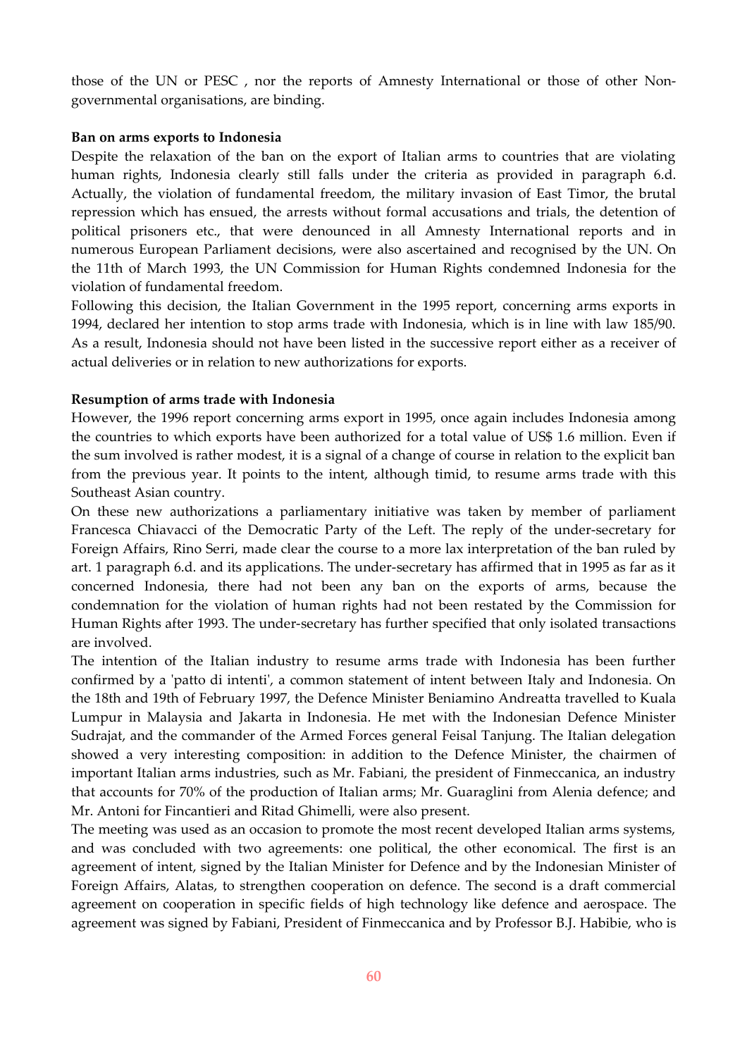those of the UN or PESC , nor the reports of Amnesty International or those of other Non-governmental organisations, are binding.

**Ban on arms exports to Indonesia**

Despite the relaxation of the ban on the export of Italian arms to countries that are violating human rights, Indonesia clearly still falls under the criteria as provided in paragraph 6.d. Actually, the violation of fundamental freedom, the military invasion of East Timor, the brutal repression which has ensued, the arrests without formal accusations and trials, the detention of political prisoners etc., that were denounced in all Amnesty International reports and in numerous European Parliament decisions, were also ascertained and recognised by the UN. On the 11th of March 1993, the UN Commission for Human Rights condemned Indonesia for the violation of fundamental freedom.

Following this decision, the Italian Government in the 1995 report, concerning arms exports in 1994, declared her intention to stop arms trade with Indonesia, which is in line with law 185/90. As a result, Indonesia should not have been listed in the successive report either as a receiver of actual deliveries or in relation to new authorizations for exports.

**Resumption of arms trade with Indonesia**

However, the 1996 report concerning arms export in 1995, once again includes Indonesia among the countries to which exports have been authorized for a total value of US$ 1.6 million. Even if the sum involved is rather modest, it is a signal of a change of course in relation to the explicit ban from the previous year. It points to the intent, although timid, to resume arms trade with this Southeast Asian country.

On these new authorizations a parliamentary initiative was taken by member of parliament Francesca Chiavacci of the Democratic Party of the Left. The reply of the under-secretary for Foreign Affairs, Rino Serri, made clear the course to a more lax interpretation of the ban ruled by art. 1 paragraph 6.d. and its applications. The under-secretary has affirmed that in 1995 as far as it concerned Indonesia, there had not been any ban on the exports of arms, because the condemnation for the violation of human rights had not been restated by the Commission for Human Rights after 1993. The under-secretary has further specified that only isolated transactions are involved.

The intention of the Italian industry to resume arms trade with Indonesia has been further confirmed by a 'patto di intenti', a common statement of intent between Italy and Indonesia. On the 18th and 19th of February 1997, the Defence Minister Beniamino Andreatta travelled to Kuala Lumpur in Malaysia and Jakarta in Indonesia. He met with the Indonesian Defence Minister Sudrajat, and the commander of the Armed Forces general Feisal Tanjung. The Italian delegation showed a very interesting composition: in addition to the Defence Minister, the chairmen of important Italian arms industries, such as Mr. Fabiani, the president of Finmeccanica, an industry that accounts for 70% of the production of Italian arms; Mr. Guaraglini from Alenia defence; and Mr. Antoni for Fincantieri and Ritad Ghimelli, were also present.

The meeting was used as an occasion to promote the most recent developed Italian arms systems, and was concluded with two agreements: one political, the other economical. The first is an agreement of intent, signed by the Italian Minister for Defence and by the Indonesian Minister of Foreign Affairs, Alatas, to strengthen cooperation on defence. The second is a draft commercial agreement on cooperation in specific fields of high technology like defence and aerospace. The agreement was signed by Fabiani, President of Finmeccanica and by Professor B.J. Habibie, who is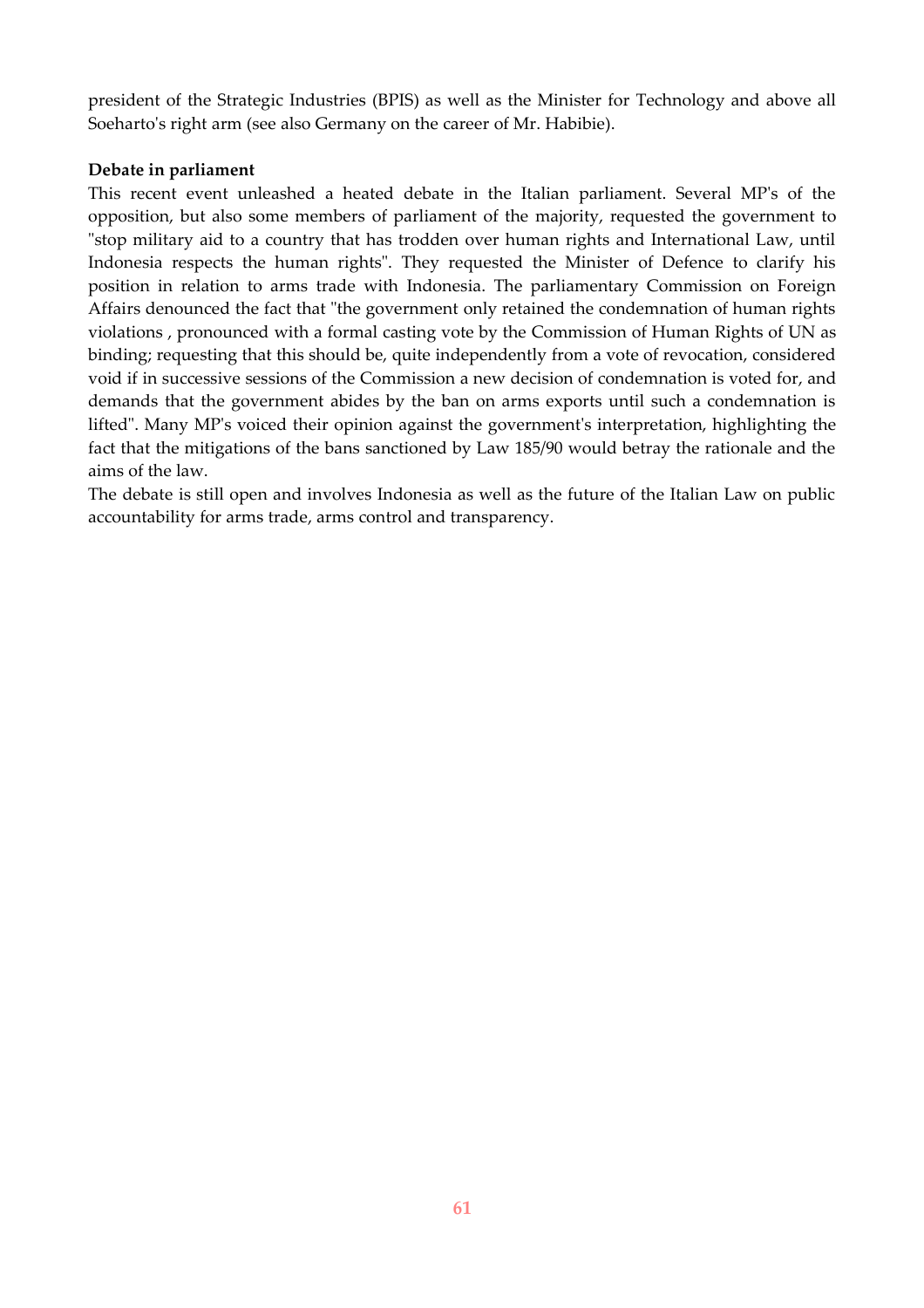president of the Strategic Industries (BPIS) as well as the Minister for Technology and above all Soeharto's right arm (see also Germany on the career of Mr. Habibie).

**Debate in parliament**

This recent event unleashed a heated debate in the Italian parliament. Several MP's of the opposition, but also some members of parliament of the majority, requested the government to "stop military aid to a country that has trodden over human rights and International Law, until Indonesia respects the human rights". They requested the Minister of Defence to clarify his position in relation to arms trade with Indonesia. The parliamentary Commission on Foreign Affairs denounced the fact that "the government only retained the condemnation of human rights violations , pronounced with a formal casting vote by the Commission of Human Rights of UN as binding; requesting that this should be, quite independently from a vote of revocation, considered void if in successive sessions of the Commission a new decision of condemnation is voted for, and demands that the government abides by the ban on arms exports until such a condemnation is lifted". Many MP's voiced their opinion against the government's interpretation, highlighting the fact that the mitigations of the bans sanctioned by Law 185/90 would betray the rationale and the aims of the law.

The debate is still open and involves Indonesia as well as the future of the Italian Law on public accountability for arms trade, arms control and transparency.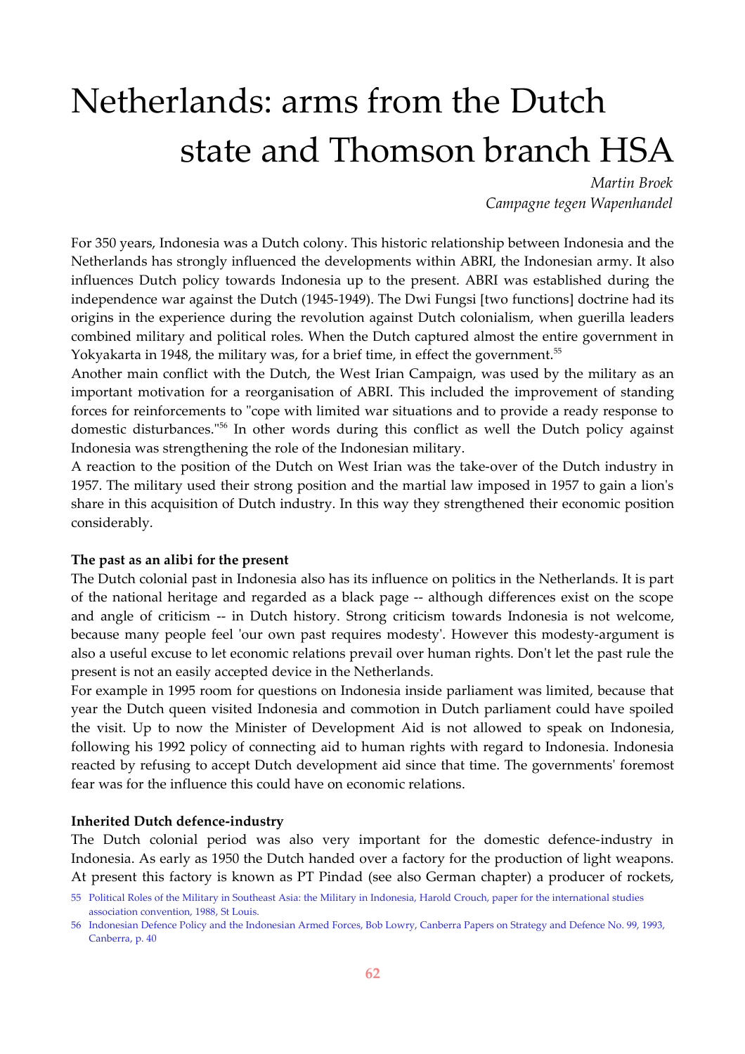# Netherlands: arms from the Dutch state and Thomson branch HSA

*Martin Broek*
*Campagne tegen Wapenhandel*

For 350 years, Indonesia was a Dutch colony. This historic relationship between Indonesia and the Netherlands has strongly influenced the developments within ABRI, the Indonesian army. It also influences Dutch policy towards Indonesia up to the present. ABRI was established during the independence war against the Dutch (1945-1949). The Dwi Fungsi [two functions] doctrine had its origins in the experience during the revolution against Dutch colonialism, when guerilla leaders combined military and political roles. When the Dutch captured almost the entire government in Yokyakarta in 1948, the military was, for a brief time, in effect the government.[55]

Another main conflict with the Dutch, the West Irian Campaign, was used by the military as an important motivation for a reorganisation of ABRI. This included the improvement of standing forces for reinforcements to "cope with limited war situations and to provide a ready response to domestic disturbances."[56] In other words during this conflict as well the Dutch policy against Indonesia was strengthening the role of the Indonesian military.

A reaction to the position of the Dutch on West Irian was the take-over of the Dutch industry in 1957. The military used their strong position and the martial law imposed in 1957 to gain a lion's share in this acquisition of Dutch industry. In this way they strengthened their economic position considerably.

**The past as an alibi for the present**

The Dutch colonial past in Indonesia also has its influence on politics in the Netherlands. It is part of the national heritage and regarded as a black page -- although differences exist on the scope and angle of criticism -- in Dutch history. Strong criticism towards Indonesia is not welcome, because many people feel 'our own past requires modesty'. However this modesty-argument is also a useful excuse to let economic relations prevail over human rights. Don't let the past rule the present is not an easily accepted device in the Netherlands.

For example in 1995 room for questions on Indonesia inside parliament was limited, because that year the Dutch queen visited Indonesia and commotion in Dutch parliament could have spoiled the visit. Up to now the Minister of Development Aid is not allowed to speak on Indonesia, following his 1992 policy of connecting aid to human rights with regard to Indonesia. Indonesia reacted by refusing to accept Dutch development aid since that time. The governments' foremost fear was for the influence this could have on economic relations.

**Inherited Dutch defence-industry**

The Dutch colonial period was also very important for the domestic defence-industry in Indonesia. As early as 1950 the Dutch handed over a factory for the production of light weapons. At present this factory is known as PT Pindad (see also German chapter) a producer of rockets,

55 Political Roles of the Military in Southeast Asia: the Military in Indonesia, Harold Crouch, paper for the international studies association convention, 1988, St Louis.

56 Indonesian Defence Policy and the Indonesian Armed Forces, Bob Lowry, Canberra Papers on Strategy and Defence No. 99, 1993, Canberra, p. 40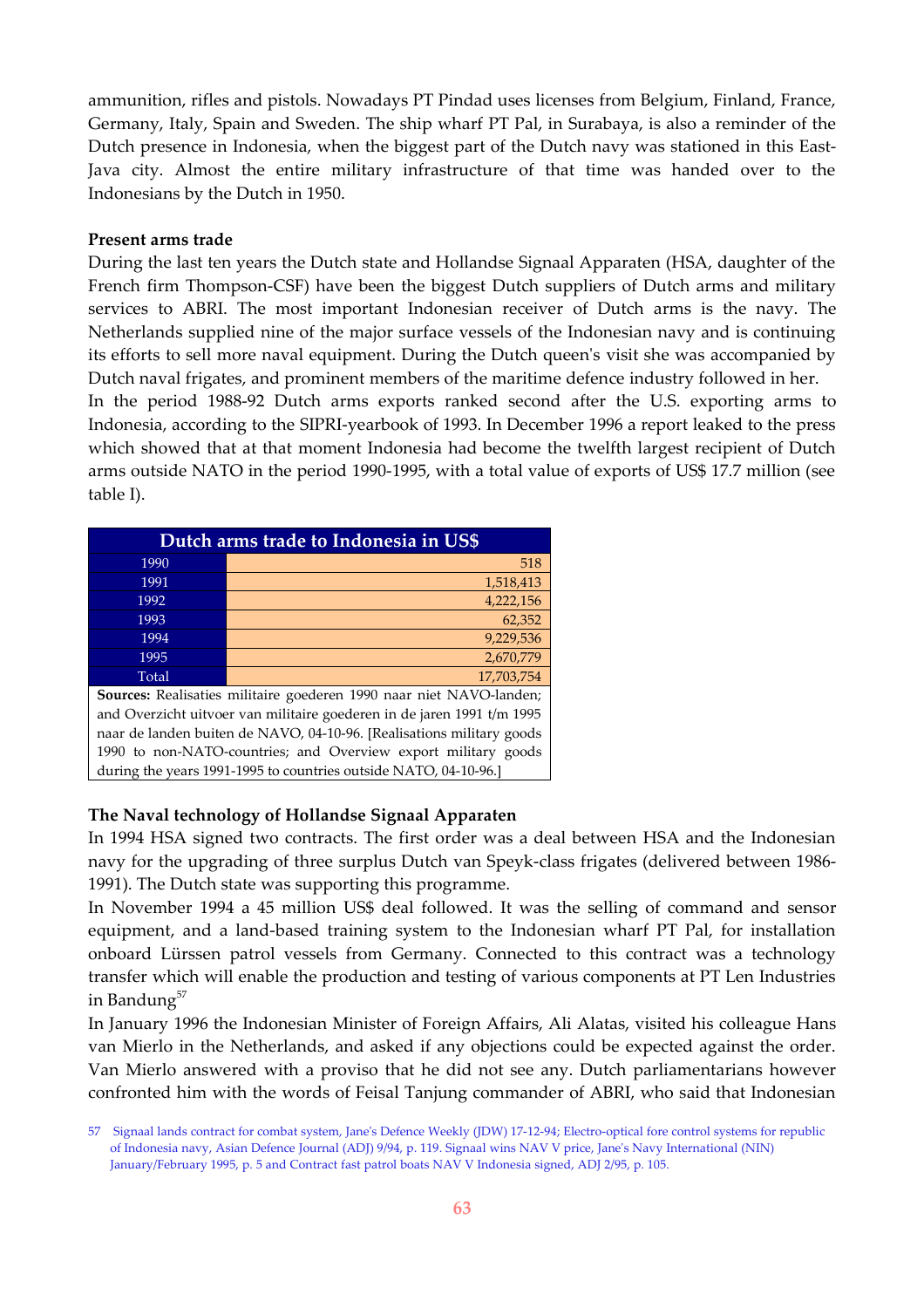ammunition, rifles and pistols. Nowadays PT Pindad uses licenses from Belgium, Finland, France, Germany, Italy, Spain and Sweden. The ship wharf PT Pal, in Surabaya, is also a reminder of the Dutch presence in Indonesia, when the biggest part of the Dutch navy was stationed in this East-Java city. Almost the entire military infrastructure of that time was handed over to the Indonesians by the Dutch in 1950.

**Present arms trade**

During the last ten years the Dutch state and Hollandse Signaal Apparaten (HSA, daughter of the French firm Thompson-CSF) have been the biggest Dutch suppliers of Dutch arms and military services to ABRI. The most important Indonesian receiver of Dutch arms is the navy. The Netherlands supplied nine of the major surface vessels of the Indonesian navy and is continuing its efforts to sell more naval equipment. During the Dutch queen's visit she was accompanied by Dutch naval frigates, and prominent members of the maritime defence industry followed in her.

In the period 1988-92 Dutch arms exports ranked second after the U.S. exporting arms to Indonesia, according to the SIPRI-yearbook of 1993. In December 1996 a report leaked to the press which showed that at that moment Indonesia had become the twelfth largest recipient of Dutch arms outside NATO in the period 1990-1995, with a total value of exports of US$ 17.7 million (see table I).

| Dutch arms trade to Indonesia in US$ | |
|---|---|
| 1990 | 518 |
| 1991 | 1,518,413 |
| 1992 | 4,222,156 |
| 1993 | 62,352 |
| 1994 | 9,229,536 |
| 1995 | 2,670,779 |
| Total | 17,703,754 |

**Sources:** Realisaties militaire goederen 1990 naar niet NAVO-landen; and Overzicht uitvoer van militaire goederen in de jaren 1991 t/m 1995 naar de landen buiten de NAVO, 04-10-96. [Realisations military goods 1990 to non-NATO-countries; and Overview export military goods during the years 1991-1995 to countries outside NATO, 04-10-96.]

**The Naval technology of Hollandse Signaal Apparaten**

In 1994 HSA signed two contracts. The first order was a deal between HSA and the Indonesian navy for the upgrading of three surplus Dutch van Speyk-class frigates (delivered between 1986-1991). The Dutch state was supporting this programme.

In November 1994 a 45 million US$ deal followed. It was the selling of command and sensor equipment, and a land-based training system to the Indonesian wharf PT Pal, for installation onboard Lürssen patrol vessels from Germany. Connected to this contract was a technology transfer which will enable the production and testing of various components at PT Len Industries in Bandung[57]

In January 1996 the Indonesian Minister of Foreign Affairs, Ali Alatas, visited his colleague Hans van Mierlo in the Netherlands, and asked if any objections could be expected against the order. Van Mierlo answered with a proviso that he did not see any. Dutch parliamentarians however confronted him with the words of Feisal Tanjung commander of ABRI, who said that Indonesian

57 Signaal lands contract for combat system, Jane's Defence Weekly (JDW) 17-12-94; Electro-optical fore control systems for republic of Indonesia navy, Asian Defence Journal (ADJ) 9/94, p. 119. Signaal wins NAV V price, Jane's Navy International (NIN) January/February 1995, p. 5 and Contract fast patrol boats NAV V Indonesia signed, ADJ 2/95, p. 105.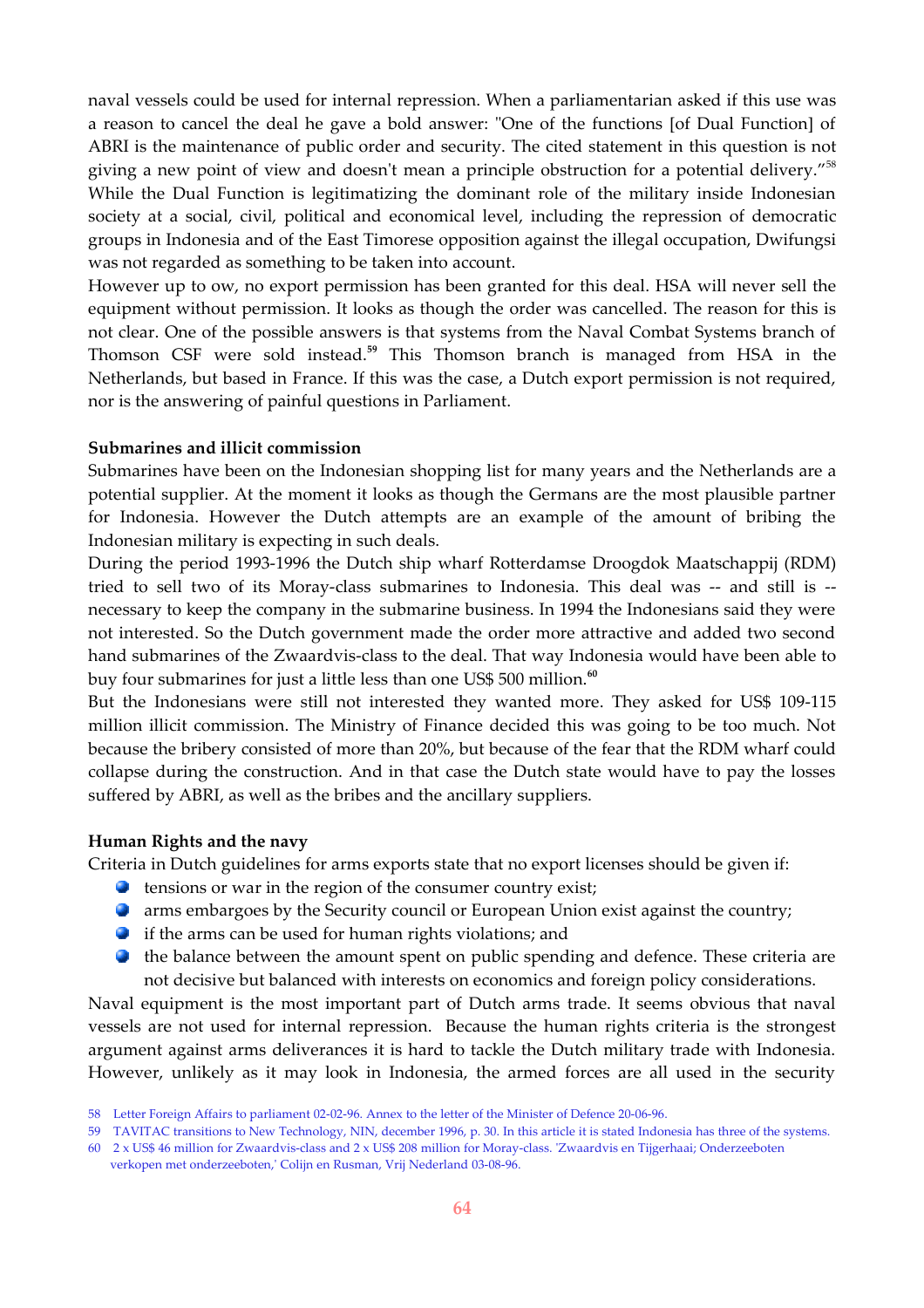naval vessels could be used for internal repression. When a parliamentarian asked if this use was a reason to cancel the deal he gave a bold answer: "One of the functions [of Dual Function] of ABRI is the maintenance of public order and security. The cited statement in this question is not giving a new point of view and doesn't mean a principle obstruction for a potential delivery."[58] While the Dual Function is legitimatizing the dominant role of the military inside Indonesian society at a social, civil, political and economical level, including the repression of democratic groups in Indonesia and of the East Timorese opposition against the illegal occupation, Dwifungsi was not regarded as something to be taken into account.

However up to ow, no export permission has been granted for this deal. HSA will never sell the equipment without permission. It looks as though the order was cancelled. The reason for this is not clear. One of the possible answers is that systems from the Naval Combat Systems branch of Thomson CSF were sold instead.[59] This Thomson branch is managed from HSA in the Netherlands, but based in France. If this was the case, a Dutch export permission is not required, nor is the answering of painful questions in Parliament.

**Submarines and illicit commission**

Submarines have been on the Indonesian shopping list for many years and the Netherlands are a potential supplier. At the moment it looks as though the Germans are the most plausible partner for Indonesia. However the Dutch attempts are an example of the amount of bribing the Indonesian military is expecting in such deals.

During the period 1993-1996 the Dutch ship wharf Rotterdamse Droogdok Maatschappij (RDM) tried to sell two of its Moray-class submarines to Indonesia. This deal was -- and still is -- necessary to keep the company in the submarine business. In 1994 the Indonesians said they were not interested. So the Dutch government made the order more attractive and added two second hand submarines of the Zwaardvis-class to the deal. That way Indonesia would have been able to buy four submarines for just a little less than one US$ 500 million.[60]

But the Indonesians were still not interested they wanted more. They asked for US$ 109-115 million illicit commission. The Ministry of Finance decided this was going to be too much. Not because the bribery consisted of more than 20%, but because of the fear that the RDM wharf could collapse during the construction. And in that case the Dutch state would have to pay the losses suffered by ABRI, as well as the bribes and the ancillary suppliers.

**Human Rights and the navy**

Criteria in Dutch guidelines for arms exports state that no export licenses should be given if:

- tensions or war in the region of the consumer country exist;
- arms embargoes by the Security council or European Union exist against the country;
- if the arms can be used for human rights violations; and
- the balance between the amount spent on public spending and defence. These criteria are not decisive but balanced with interests on economics and foreign policy considerations.

Naval equipment is the most important part of Dutch arms trade. It seems obvious that naval vessels are not used for internal repression. Because the human rights criteria is the strongest argument against arms deliverances it is hard to tackle the Dutch military trade with Indonesia. However, unlikely as it may look in Indonesia, the armed forces are all used in the security

58 Letter Foreign Affairs to parliament 02-02-96. Annex to the letter of the Minister of Defence 20-06-96.

59 TAVITAC transitions to New Technology, NIN, december 1996, p. 30. In this article it is stated Indonesia has three of the systems.

60 2 x US$ 46 million for Zwaardvis-class and 2 x US$ 208 million for Moray-class. 'Zwaardvis en Tijgerhaai; Onderzeeboten verkopen met onderzeeboten,' Colijn en Rusman, Vrij Nederland 03-08-96.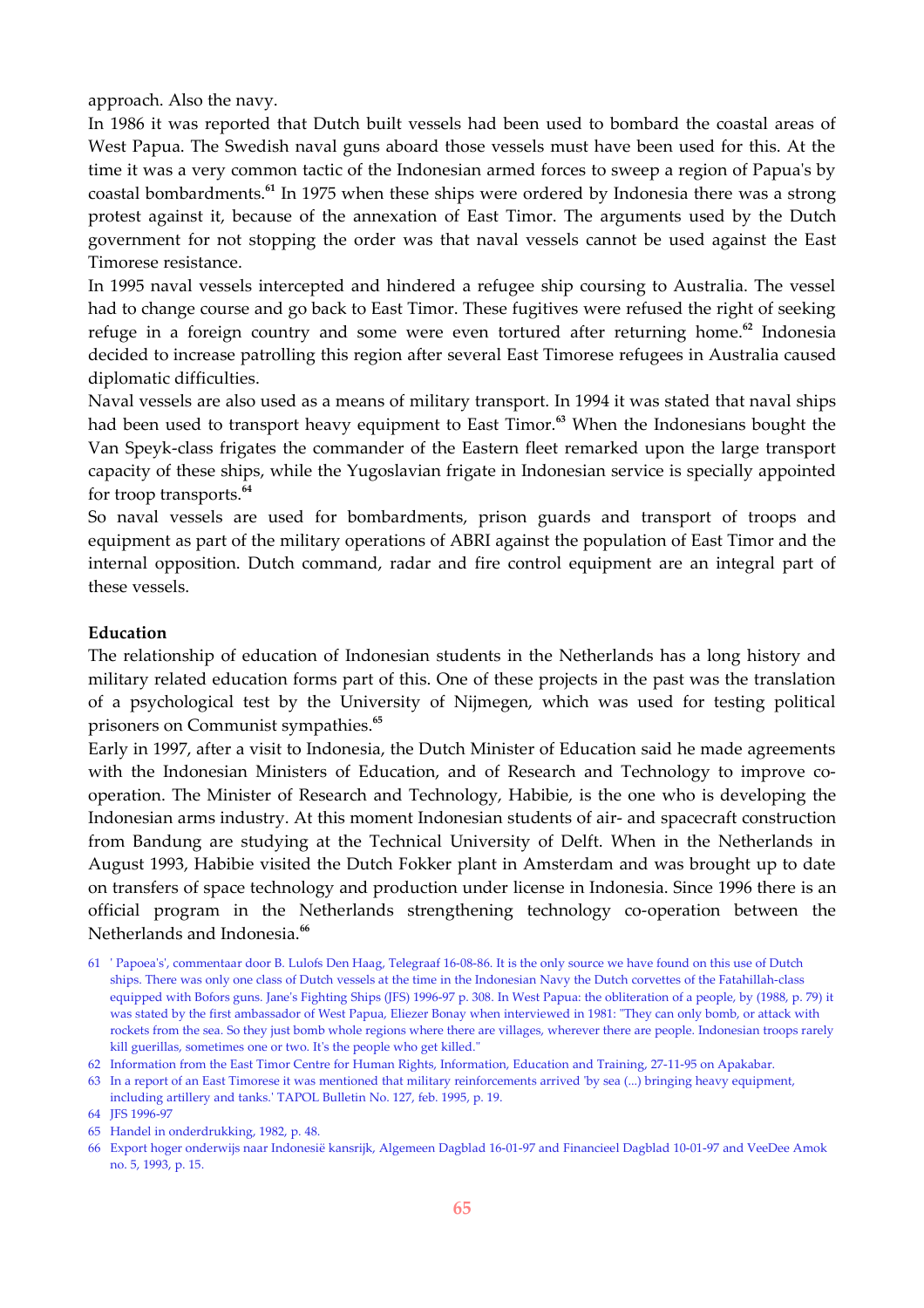approach. Also the navy.

In 1986 it was reported that Dutch built vessels had been used to bombard the coastal areas of West Papua. The Swedish naval guns aboard those vessels must have been used for this. At the time it was a very common tactic of the Indonesian armed forces to sweep a region of Papua's by coastal bombardments.[61] In 1975 when these ships were ordered by Indonesia there was a strong protest against it, because of the annexation of East Timor. The arguments used by the Dutch government for not stopping the order was that naval vessels cannot be used against the East Timorese resistance.

In 1995 naval vessels intercepted and hindered a refugee ship coursing to Australia. The vessel had to change course and go back to East Timor. These fugitives were refused the right of seeking refuge in a foreign country and some were even tortured after returning home.[62] Indonesia decided to increase patrolling this region after several East Timorese refugees in Australia caused diplomatic difficulties.

Naval vessels are also used as a means of military transport. In 1994 it was stated that naval ships had been used to transport heavy equipment to East Timor.[63] When the Indonesians bought the Van Speyk-class frigates the commander of the Eastern fleet remarked upon the large transport capacity of these ships, while the Yugoslavian frigate in Indonesian service is specially appointed for troop transports.[64]

So naval vessels are used for bombardments, prison guards and transport of troops and equipment as part of the military operations of ABRI against the population of East Timor and the internal opposition. Dutch command, radar and fire control equipment are an integral part of these vessels.

**Education**

The relationship of education of Indonesian students in the Netherlands has a long history and military related education forms part of this. One of these projects in the past was the translation of a psychological test by the University of Nijmegen, which was used for testing political prisoners on Communist sympathies.[65]

Early in 1997, after a visit to Indonesia, the Dutch Minister of Education said he made agreements with the Indonesian Ministers of Education, and of Research and Technology to improve co-operation. The Minister of Research and Technology, Habibie, is the one who is developing the Indonesian arms industry. At this moment Indonesian students of air- and spacecraft construction from Bandung are studying at the Technical University of Delft. When in the Netherlands in August 1993, Habibie visited the Dutch Fokker plant in Amsterdam and was brought up to date on transfers of space technology and production under license in Indonesia. Since 1996 there is an official program in the Netherlands strengthening technology co-operation between the Netherlands and Indonesia.[66]

---

61 ' Papoea's', commentaar door B. Lulofs Den Haag, Telegraaf 16-08-86. It is the only source we have found on this use of Dutch ships. There was only one class of Dutch vessels at the time in the Indonesian Navy the Dutch corvettes of the Fatahillah-class equipped with Bofors guns. Jane's Fighting Ships (JFS) 1996-97 p. 308. In West Papua: the obliteration of a people, by (1988, p. 79) it was stated by the first ambassador of West Papua, Eliezer Bonay when interviewed in 1981: "They can only bomb, or attack with rockets from the sea. So they just bomb whole regions where there are villages, wherever there are people. Indonesian troops rarely kill guerillas, sometimes one or two. It's the people who get killed."

62 Information from the East Timor Centre for Human Rights, Information, Education and Training, 27-11-95 on Apakabar.

63 In a report of an East Timorese it was mentioned that military reinforcements arrived 'by sea (...) bringing heavy equipment, including artillery and tanks.' TAPOL Bulletin No. 127, feb. 1995, p. 19.

64 JFS 1996-97

65 Handel in onderdrukking, 1982, p. 48.

66 Export hoger onderwijs naar Indonesië kansrijk, Algemeen Dagblad 16-01-97 and Financieel Dagblad 10-01-97 and VeeDee Amok no. 5, 1993, p. 15.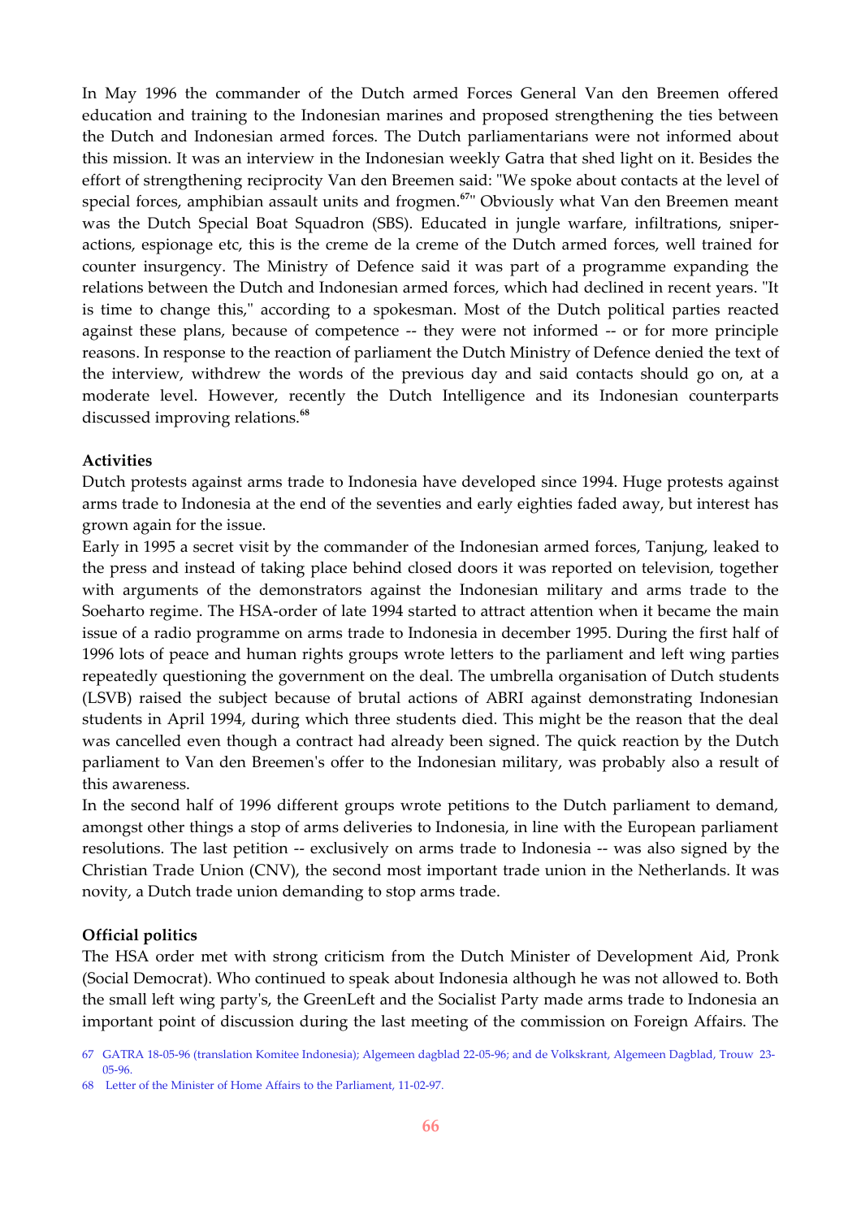In May 1996 the commander of the Dutch armed Forces General Van den Breemen offered education and training to the Indonesian marines and proposed strengthening the ties between the Dutch and Indonesian armed forces. The Dutch parliamentarians were not informed about this mission. It was an interview in the Indonesian weekly Gatra that shed light on it. Besides the effort of strengthening reciprocity Van den Breemen said: "We spoke about contacts at the level of special forces, amphibian assault units and frogmen.[67]" Obviously what Van den Breemen meant was the Dutch Special Boat Squadron (SBS). Educated in jungle warfare, infiltrations, sniper-actions, espionage etc, this is the creme de la creme of the Dutch armed forces, well trained for counter insurgency. The Ministry of Defence said it was part of a programme expanding the relations between the Dutch and Indonesian armed forces, which had declined in recent years. "It is time to change this," according to a spokesman. Most of the Dutch political parties reacted against these plans, because of competence -- they were not informed -- or for more principle reasons. In response to the reaction of parliament the Dutch Ministry of Defence denied the text of the interview, withdrew the words of the previous day and said contacts should go on, at a moderate level. However, recently the Dutch Intelligence and its Indonesian counterparts discussed improving relations.[68]

**Activities**

Dutch protests against arms trade to Indonesia have developed since 1994. Huge protests against arms trade to Indonesia at the end of the seventies and early eighties faded away, but interest has grown again for the issue.

Early in 1995 a secret visit by the commander of the Indonesian armed forces, Tanjung, leaked to the press and instead of taking place behind closed doors it was reported on television, together with arguments of the demonstrators against the Indonesian military and arms trade to the Soeharto regime. The HSA-order of late 1994 started to attract attention when it became the main issue of a radio programme on arms trade to Indonesia in december 1995. During the first half of 1996 lots of peace and human rights groups wrote letters to the parliament and left wing parties repeatedly questioning the government on the deal. The umbrella organisation of Dutch students (LSVB) raised the subject because of brutal actions of ABRI against demonstrating Indonesian students in April 1994, during which three students died. This might be the reason that the deal was cancelled even though a contract had already been signed. The quick reaction by the Dutch parliament to Van den Breemen's offer to the Indonesian military, was probably also a result of this awareness.

In the second half of 1996 different groups wrote petitions to the Dutch parliament to demand, amongst other things a stop of arms deliveries to Indonesia, in line with the European parliament resolutions. The last petition -- exclusively on arms trade to Indonesia -- was also signed by the Christian Trade Union (CNV), the second most important trade union in the Netherlands. It was novity, a Dutch trade union demanding to stop arms trade.

**Official politics**

The HSA order met with strong criticism from the Dutch Minister of Development Aid, Pronk (Social Democrat). Who continued to speak about Indonesia although he was not allowed to. Both the small left wing party's, the GreenLeft and the Socialist Party made arms trade to Indonesia an important point of discussion during the last meeting of the commission on Foreign Affairs. The

67 GATRA 18-05-96 (translation Komitee Indonesia); Algemeen dagblad 22-05-96; and de Volkskrant, Algemeen Dagblad, Trouw 23-05-96.

68 Letter of the Minister of Home Affairs to the Parliament, 11-02-97.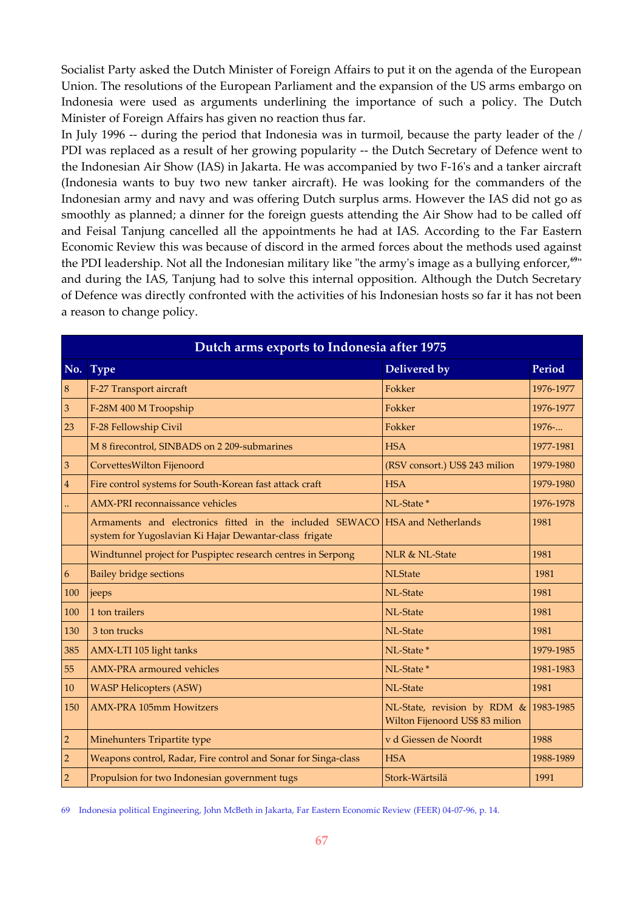Socialist Party asked the Dutch Minister of Foreign Affairs to put it on the agenda of the European Union. The resolutions of the European Parliament and the expansion of the US arms embargo on Indonesia were used as arguments underlining the importance of such a policy. The Dutch Minister of Foreign Affairs has given no reaction thus far.

In July 1996 -- during the period that Indonesia was in turmoil, because the party leader of the / PDI was replaced as a result of her growing popularity -- the Dutch Secretary of Defence went to the Indonesian Air Show (IAS) in Jakarta. He was accompanied by two F-16's and a tanker aircraft (Indonesia wants to buy two new tanker aircraft). He was looking for the commanders of the Indonesian army and navy and was offering Dutch surplus arms. However the IAS did not go as smoothly as planned; a dinner for the foreign guests attending the Air Show had to be called off and Feisal Tanjung cancelled all the appointments he had at IAS. According to the Far Eastern Economic Review this was because of discord in the armed forces about the methods used against the PDI leadership. Not all the Indonesian military like "the army's image as a bullying enforcer,[69]" and during the IAS, Tanjung had to solve this internal opposition. Although the Dutch Secretary of Defence was directly confronted with the activities of his Indonesian hosts so far it has not been a reason to change policy.

| Dutch arms exports to Indonesia after 1975 | | | |
|---|---|---|---|
| **No.** | **Type** | **Delivered by** | **Period** |
| 8 | F-27 Transport aircraft | Fokker | 1976-1977 |
| 3 | F-28M 400 M Troopship | Fokker | 1976-1977 |
| 23 | F-28 Fellowship Civil | Fokker | 1976-... |
| | M 8 firecontrol, SINBADS on 2 209-submarines | HSA | 1977-1981 |
| 3 | CorvettesWilton Fijenoord | (RSV consort.) US$ 243 milion | 1979-1980 |
| 4 | Fire control systems for South-Korean fast attack craft | HSA | 1979-1980 |
| .. | AMX-PRI reconnaissance vehicles | NL-State * | 1976-1978 |
| | Armaments and electronics fitted in the included SEWACO system for Yugoslavian Ki Hajar Dewantar-class frigate | HSA and Netherlands | 1981 |
| | Windtunnel project for Puspiptec research centres in Serpong | NLR & NL-State | 1981 |
| 6 | Bailey bridge sections | NLState | 1981 |
| 100 | jeeps | NL-State | 1981 |
| 100 | 1 ton trailers | NL-State | 1981 |
| 130 | 3 ton trucks | NL-State | 1981 |
| 385 | AMX-LTI 105 light tanks | NL-State * | 1979-1985 |
| 55 | AMX-PRA armoured vehicles | NL-State * | 1981-1983 |
| 10 | WASP Helicopters (ASW) | NL-State | 1981 |
| 150 | AMX-PRA 105mm Howitzers | NL-State, revision by RDM & Wilton Fijenoord US$ 83 milion | 1983-1985 |
| 2 | Minehunters Tripartite type | v d Giessen de Noordt | 1988 |
| 2 | Weapons control, Radar, Fire control and Sonar for Singa-class | HSA | 1988-1989 |
| 2 | Propulsion for two Indonesian government tugs | Stork-Wärtsilä | 1991 |

69 Indonesia political Engineering, John McBeth in Jakarta, Far Eastern Economic Review (FEER) 04-07-96, p. 14.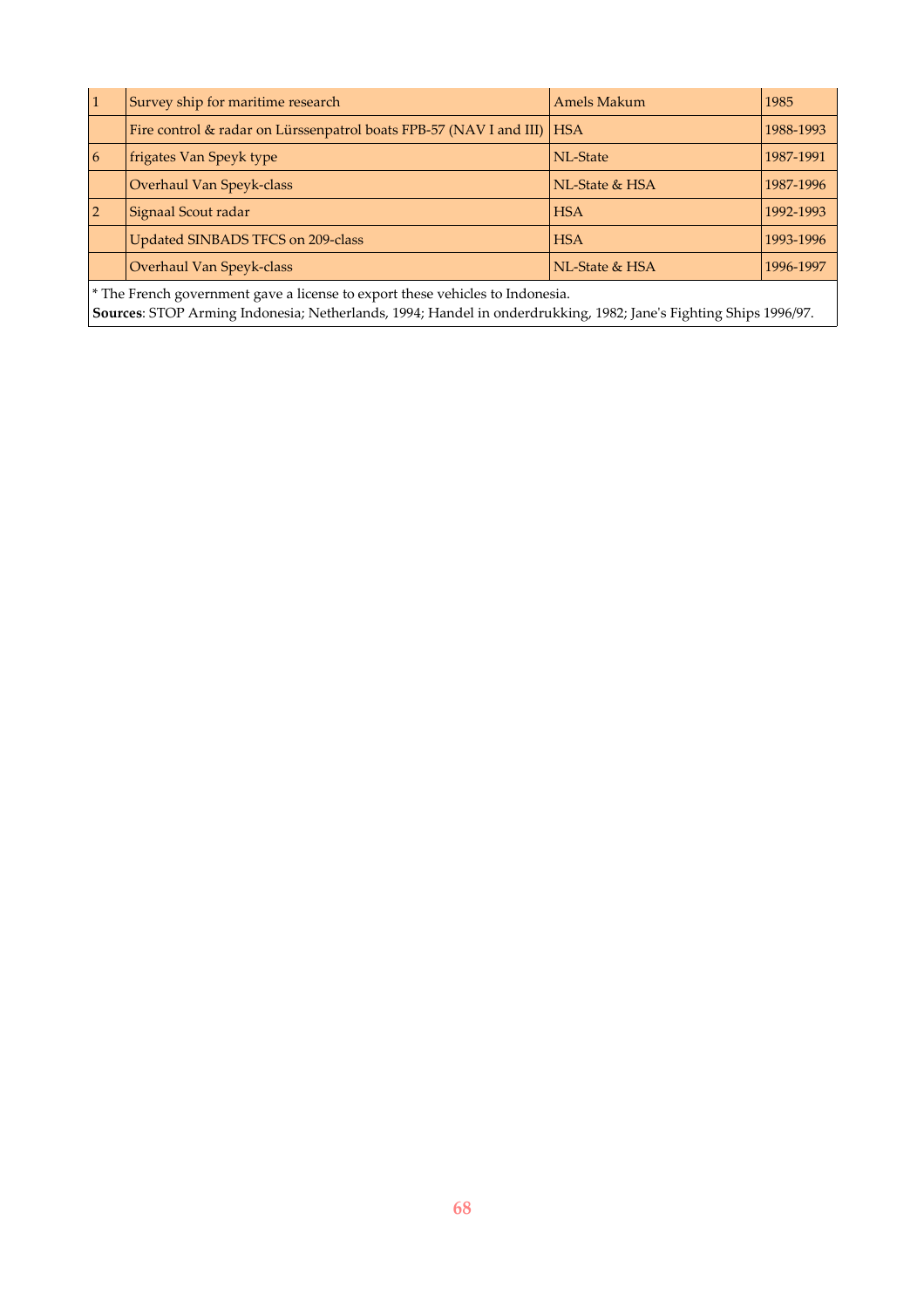| | | | |
|---|---|---|---|
| 1 | Survey ship for maritime research | Amels Makum | 1985 |
| | Fire control & radar on Lürssenpatrol boats FPB-57 (NAV I and III) | HSA | 1988-1993 |
| 6 | frigates Van Speyk type | NL-State | 1987-1991 |
| | Overhaul Van Speyk-class | NL-State & HSA | 1987-1996 |
| 2 | Signaal Scout radar | HSA | 1992-1993 |
| | Updated SINBADS TFCS on 209-class | HSA | 1993-1996 |
| | Overhaul Van Speyk-class | NL-State & HSA | 1996-1997 |

* The French government gave a license to export these vehicles to Indonesia.
**Sources**: STOP Arming Indonesia; Netherlands, 1994; Handel in onderdrukking, 1982; Jane's Fighting Ships 1996/97.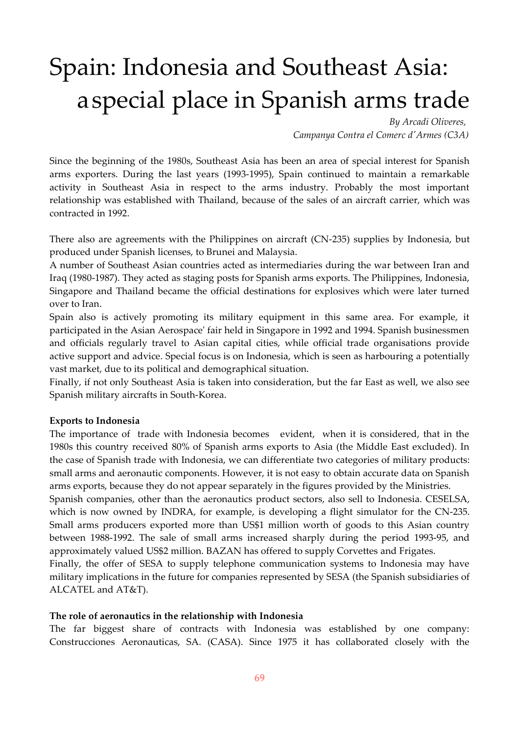# Spain: Indonesia and Southeast Asia: a special place in Spanish arms trade

*By Arcadi Oliveres,*
*Campanya Contra el Comerc d'Armes (C3A)*

Since the beginning of the 1980s, Southeast Asia has been an area of special interest for Spanish arms exporters. During the last years (1993-1995), Spain continued to maintain a remarkable activity in Southeast Asia in respect to the arms industry. Probably the most important relationship was established with Thailand, because of the sales of an aircraft carrier, which was contracted in 1992.

There also are agreements with the Philippines on aircraft (CN-235) supplies by Indonesia, but produced under Spanish licenses, to Brunei and Malaysia.

A number of Southeast Asian countries acted as intermediaries during the war between Iran and Iraq (1980-1987). They acted as staging posts for Spanish arms exports. The Philippines, Indonesia, Singapore and Thailand became the official destinations for explosives which were later turned over to Iran.

Spain also is actively promoting its military equipment in this same area. For example, it participated in the Asian Aerospace' fair held in Singapore in 1992 and 1994. Spanish businessmen and officials regularly travel to Asian capital cities, while official trade organisations provide active support and advice. Special focus is on Indonesia, which is seen as harbouring a potentially vast market, due to its political and demographical situation.

Finally, if not only Southeast Asia is taken into consideration, but the far East as well, we also see Spanish military aircrafts in South-Korea.

**Exports to Indonesia**

The importance of trade with Indonesia becomes evident, when it is considered, that in the 1980s this country received 80% of Spanish arms exports to Asia (the Middle East excluded). In the case of Spanish trade with Indonesia, we can differentiate two categories of military products: small arms and aeronautic components. However, it is not easy to obtain accurate data on Spanish arms exports, because they do not appear separately in the figures provided by the Ministries.

Spanish companies, other than the aeronautics product sectors, also sell to Indonesia. CESELSA, which is now owned by INDRA, for example, is developing a flight simulator for the CN-235. Small arms producers exported more than US$1 million worth of goods to this Asian country between 1988-1992. The sale of small arms increased sharply during the period 1993-95, and approximately valued US$2 million. BAZAN has offered to supply Corvettes and Frigates.

Finally, the offer of SESA to supply telephone communication systems to Indonesia may have military implications in the future for companies represented by SESA (the Spanish subsidiaries of ALCATEL and AT&T).

**The role of aeronautics in the relationship with Indonesia**

The far biggest share of contracts with Indonesia was established by one company: Construcciones Aeronauticas, SA. (CASA). Since 1975 it has collaborated closely with the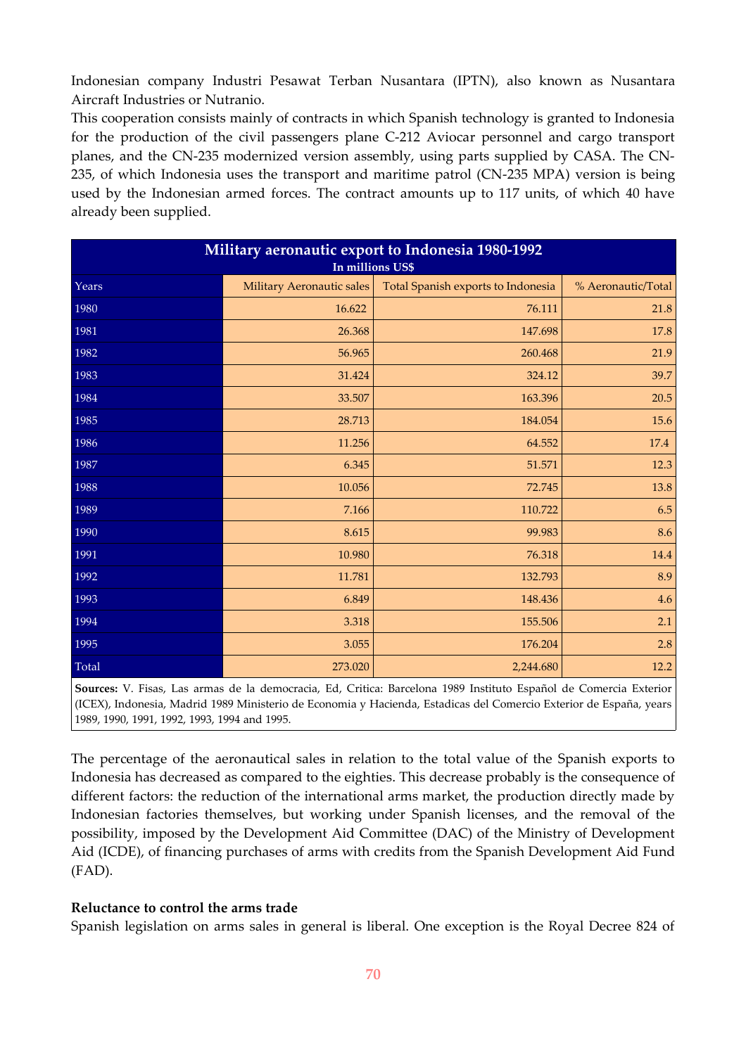Indonesian company Industri Pesawat Terban Nusantara (IPTN), also known as Nusantara Aircraft Industries or Nutranio.

This cooperation consists mainly of contracts in which Spanish technology is granted to Indonesia for the production of the civil passengers plane C-212 Aviocar personnel and cargo transport planes, and the CN-235 modernized version assembly, using parts supplied by CASA. The CN-235, of which Indonesia uses the transport and maritime patrol (CN-235 MPA) version is being used by the Indonesian armed forces. The contract amounts up to 117 units, of which 40 have already been supplied.

| **Military aeronautic export to Indonesia 1980-1992**<br>**In millions US$** | | | |
|---|---|---|---|
| Years | Military Aeronautic sales | Total Spanish exports to Indonesia | % Aeronautic/Total |
| 1980 | 16.622 | 76.111 | 21.8 |
| 1981 | 26.368 | 147.698 | 17.8 |
| 1982 | 56.965 | 260.468 | 21.9 |
| 1983 | 31.424 | 324.12 | 39.7 |
| 1984 | 33.507 | 163.396 | 20.5 |
| 1985 | 28.713 | 184.054 | 15.6 |
| 1986 | 11.256 | 64.552 | 17.4 |
| 1987 | 6.345 | 51.571 | 12.3 |
| 1988 | 10.056 | 72.745 | 13.8 |
| 1989 | 7.166 | 110.722 | 6.5 |
| 1990 | 8.615 | 99.983 | 8.6 |
| 1991 | 10.980 | 76.318 | 14.4 |
| 1992 | 11.781 | 132.793 | 8.9 |
| 1993 | 6.849 | 148.436 | 4.6 |
| 1994 | 3.318 | 155.506 | 2.1 |
| 1995 | 3.055 | 176.204 | 2.8 |
| Total | 273.020 | 2,244.680 | 12.2 |

**Sources:** V. Fisas, Las armas de la democracia, Ed, Critica: Barcelona 1989 Instituto Español de Comercia Exterior (ICEX), Indonesia, Madrid 1989 Ministerio de Economia y Hacienda, Estadicas del Comercio Exterior de España, years 1989, 1990, 1991, 1992, 1993, 1994 and 1995.

The percentage of the aeronautical sales in relation to the total value of the Spanish exports to Indonesia has decreased as compared to the eighties. This decrease probably is the consequence of different factors: the reduction of the international arms market, the production directly made by Indonesian factories themselves, but working under Spanish licenses, and the removal of the possibility, imposed by the Development Aid Committee (DAC) of the Ministry of Development Aid (ICDE), of financing purchases of arms with credits from the Spanish Development Aid Fund (FAD).

**Reluctance to control the arms trade**

Spanish legislation on arms sales in general is liberal. One exception is the Royal Decree 824 of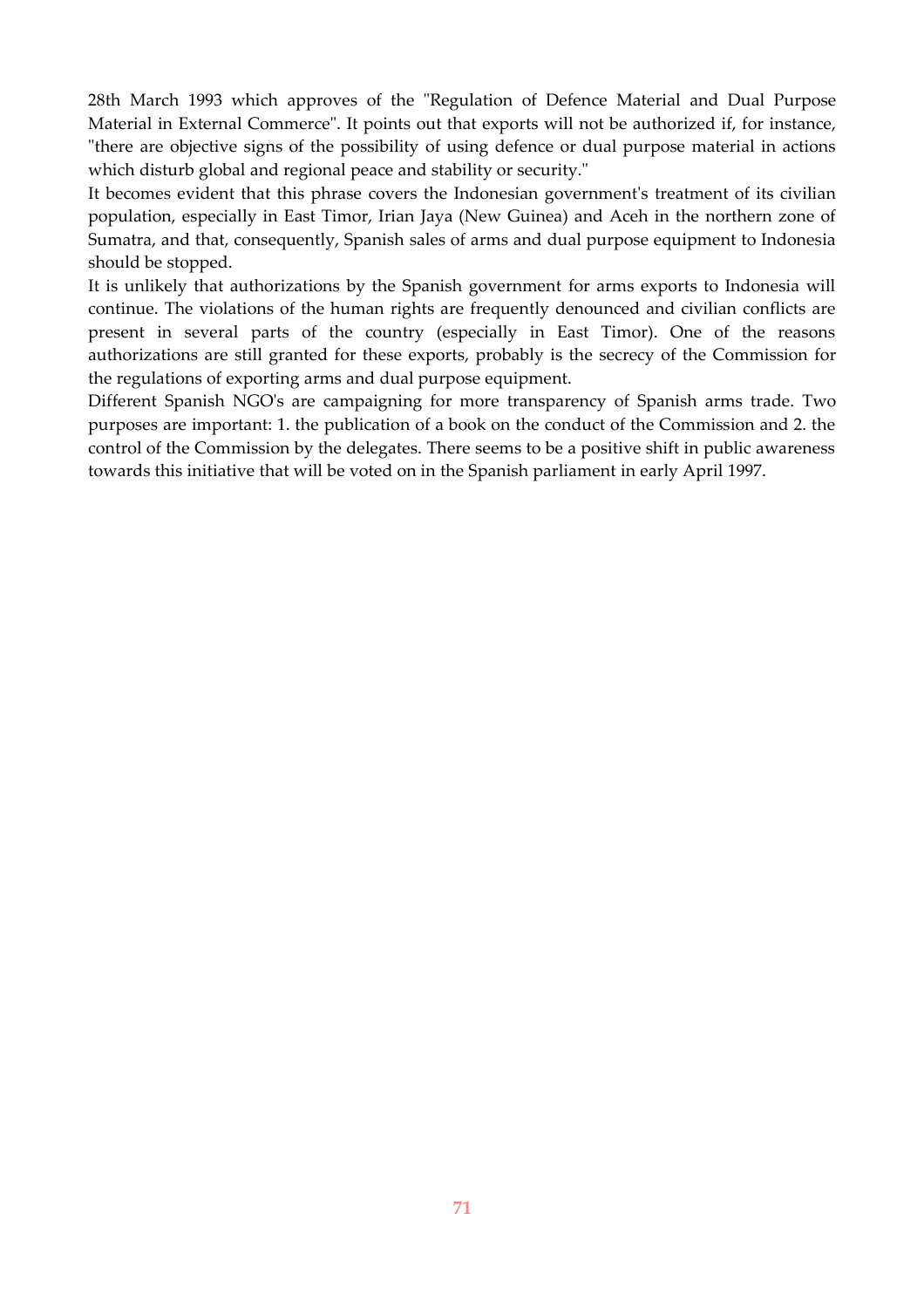28th March 1993 which approves of the "Regulation of Defence Material and Dual Purpose Material in External Commerce". It points out that exports will not be authorized if, for instance, "there are objective signs of the possibility of using defence or dual purpose material in actions which disturb global and regional peace and stability or security."

It becomes evident that this phrase covers the Indonesian government's treatment of its civilian population, especially in East Timor, Irian Jaya (New Guinea) and Aceh in the northern zone of Sumatra, and that, consequently, Spanish sales of arms and dual purpose equipment to Indonesia should be stopped.

It is unlikely that authorizations by the Spanish government for arms exports to Indonesia will continue. The violations of the human rights are frequently denounced and civilian conflicts are present in several parts of the country (especially in East Timor). One of the reasons authorizations are still granted for these exports, probably is the secrecy of the Commission for the regulations of exporting arms and dual purpose equipment.

Different Spanish NGO's are campaigning for more transparency of Spanish arms trade. Two purposes are important: 1. the publication of a book on the conduct of the Commission and 2. the control of the Commission by the delegates. There seems to be a positive shift in public awareness towards this initiative that will be voted on in the Spanish parliament in early April 1997.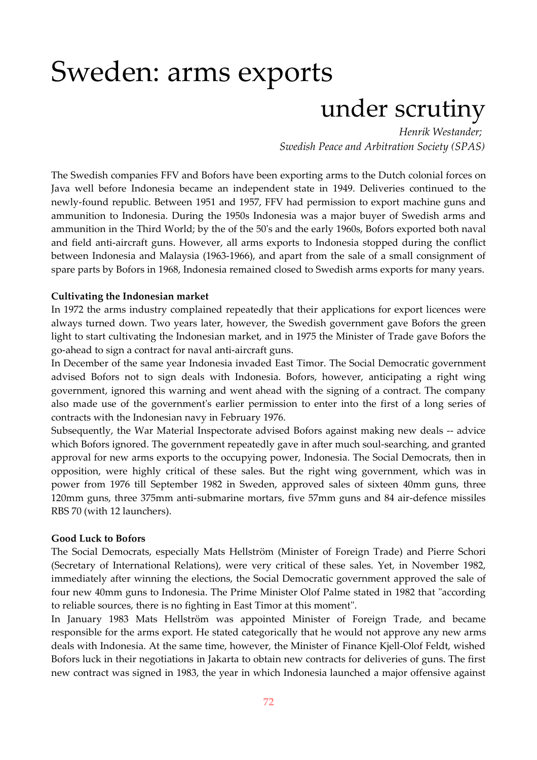# Sweden: arms exports under scrutiny

*Henrik Westander;*
*Swedish Peace and Arbitration Society (SPAS)*

The Swedish companies FFV and Bofors have been exporting arms to the Dutch colonial forces on Java well before Indonesia became an independent state in 1949. Deliveries continued to the newly-found republic. Between 1951 and 1957, FFV had permission to export machine guns and ammunition to Indonesia. During the 1950s Indonesia was a major buyer of Swedish arms and ammunition in the Third World; by the of the 50's and the early 1960s, Bofors exported both naval and field anti-aircraft guns. However, all arms exports to Indonesia stopped during the conflict between Indonesia and Malaysia (1963-1966), and apart from the sale of a small consignment of spare parts by Bofors in 1968, Indonesia remained closed to Swedish arms exports for many years.

**Cultivating the Indonesian market**

In 1972 the arms industry complained repeatedly that their applications for export licences were always turned down. Two years later, however, the Swedish government gave Bofors the green light to start cultivating the Indonesian market, and in 1975 the Minister of Trade gave Bofors the go-ahead to sign a contract for naval anti-aircraft guns.

In December of the same year Indonesia invaded East Timor. The Social Democratic government advised Bofors not to sign deals with Indonesia. Bofors, however, anticipating a right wing government, ignored this warning and went ahead with the signing of a contract. The company also made use of the government's earlier permission to enter into the first of a long series of contracts with the Indonesian navy in February 1976.

Subsequently, the War Material Inspectorate advised Bofors against making new deals -- advice which Bofors ignored. The government repeatedly gave in after much soul-searching, and granted approval for new arms exports to the occupying power, Indonesia. The Social Democrats, then in opposition, were highly critical of these sales. But the right wing government, which was in power from 1976 till September 1982 in Sweden, approved sales of sixteen 40mm guns, three 120mm guns, three 375mm anti-submarine mortars, five 57mm guns and 84 air-defence missiles RBS 70 (with 12 launchers).

**Good Luck to Bofors**

The Social Democrats, especially Mats Hellström (Minister of Foreign Trade) and Pierre Schori (Secretary of International Relations), were very critical of these sales. Yet, in November 1982, immediately after winning the elections, the Social Democratic government approved the sale of four new 40mm guns to Indonesia. The Prime Minister Olof Palme stated in 1982 that "according to reliable sources, there is no fighting in East Timor at this moment".

In January 1983 Mats Hellström was appointed Minister of Foreign Trade, and became responsible for the arms export. He stated categorically that he would not approve any new arms deals with Indonesia. At the same time, however, the Minister of Finance Kjell-Olof Feldt, wished Bofors luck in their negotiations in Jakarta to obtain new contracts for deliveries of guns. The first new contract was signed in 1983, the year in which Indonesia launched a major offensive against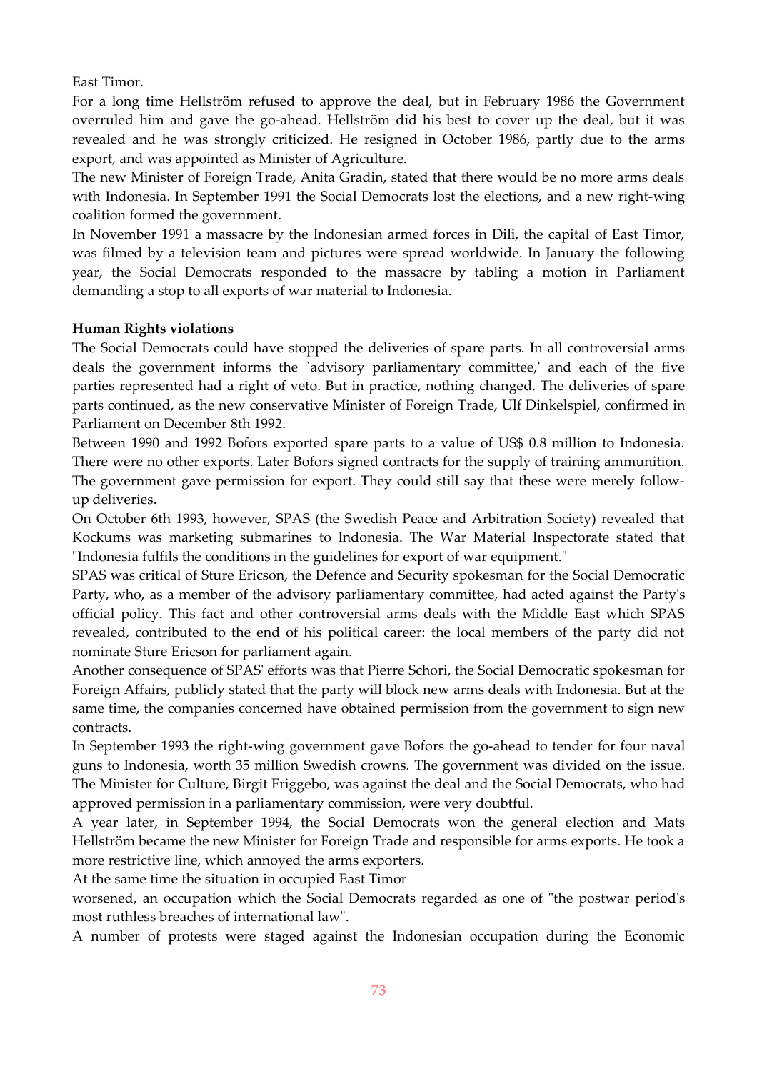East Timor.

For a long time Hellström refused to approve the deal, but in February 1986 the Government overruled him and gave the go-ahead. Hellström did his best to cover up the deal, but it was revealed and he was strongly criticized. He resigned in October 1986, partly due to the arms export, and was appointed as Minister of Agriculture.

The new Minister of Foreign Trade, Anita Gradin, stated that there would be no more arms deals with Indonesia. In September 1991 the Social Democrats lost the elections, and a new right-wing coalition formed the government.

In November 1991 a massacre by the Indonesian armed forces in Dili, the capital of East Timor, was filmed by a television team and pictures were spread worldwide. In January the following year, the Social Democrats responded to the massacre by tabling a motion in Parliament demanding a stop to all exports of war material to Indonesia.

**Human Rights violations**

The Social Democrats could have stopped the deliveries of spare parts. In all controversial arms deals the government informs the `advisory parliamentary committee,' and each of the five parties represented had a right of veto. But in practice, nothing changed. The deliveries of spare parts continued, as the new conservative Minister of Foreign Trade, Ulf Dinkelspiel, confirmed in Parliament on December 8th 1992.

Between 1990 and 1992 Bofors exported spare parts to a value of US$ 0.8 million to Indonesia. There were no other exports. Later Bofors signed contracts for the supply of training ammunition. The government gave permission for export. They could still say that these were merely follow-up deliveries.

On October 6th 1993, however, SPAS (the Swedish Peace and Arbitration Society) revealed that Kockums was marketing submarines to Indonesia. The War Material Inspectorate stated that "Indonesia fulfils the conditions in the guidelines for export of war equipment."

SPAS was critical of Sture Ericson, the Defence and Security spokesman for the Social Democratic Party, who, as a member of the advisory parliamentary committee, had acted against the Party's official policy. This fact and other controversial arms deals with the Middle East which SPAS revealed, contributed to the end of his political career: the local members of the party did not nominate Sture Ericson for parliament again.

Another consequence of SPAS' efforts was that Pierre Schori, the Social Democratic spokesman for Foreign Affairs, publicly stated that the party will block new arms deals with Indonesia. But at the same time, the companies concerned have obtained permission from the government to sign new contracts.

In September 1993 the right-wing government gave Bofors the go-ahead to tender for four naval guns to Indonesia, worth 35 million Swedish crowns. The government was divided on the issue. The Minister for Culture, Birgit Friggebo, was against the deal and the Social Democrats, who had approved permission in a parliamentary commission, were very doubtful.

A year later, in September 1994, the Social Democrats won the general election and Mats Hellström became the new Minister for Foreign Trade and responsible for arms exports. He took a more restrictive line, which annoyed the arms exporters.

At the same time the situation in occupied East Timor worsened, an occupation which the Social Democrats regarded as one of "the postwar period's most ruthless breaches of international law".

A number of protests were staged against the Indonesian occupation during the Economic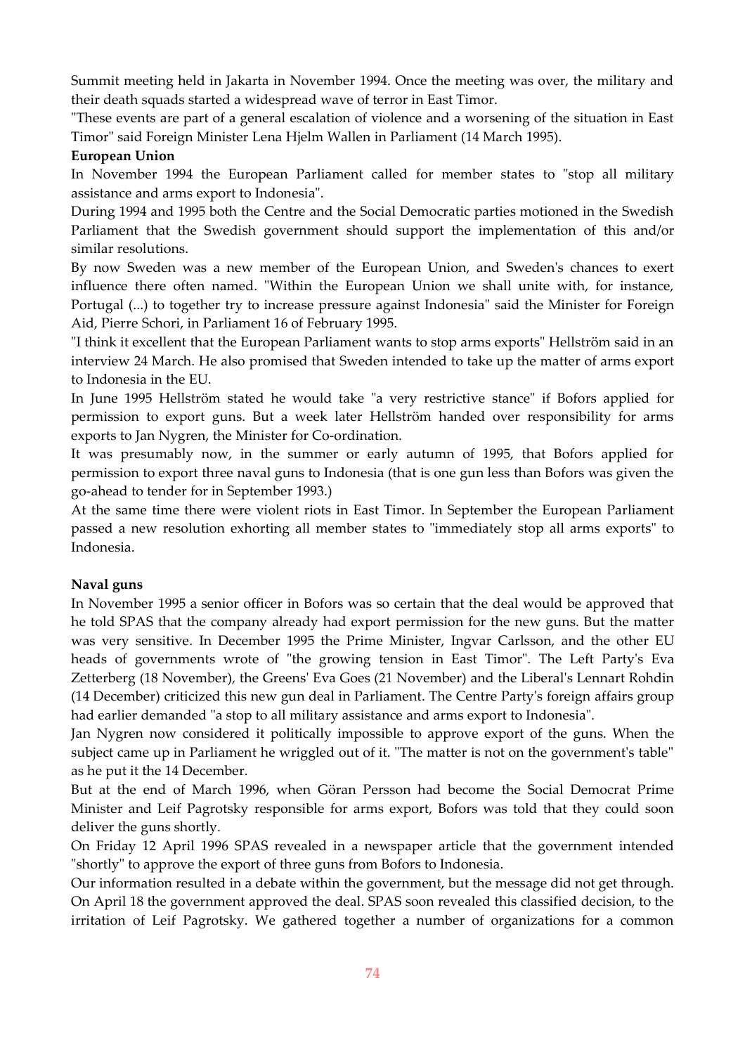Summit meeting held in Jakarta in November 1994. Once the meeting was over, the military and their death squads started a widespread wave of terror in East Timor.

"These events are part of a general escalation of violence and a worsening of the situation in East Timor" said Foreign Minister Lena Hjelm Wallen in Parliament (14 March 1995).

**European Union**

In November 1994 the European Parliament called for member states to "stop all military assistance and arms export to Indonesia".

During 1994 and 1995 both the Centre and the Social Democratic parties motioned in the Swedish Parliament that the Swedish government should support the implementation of this and/or similar resolutions.

By now Sweden was a new member of the European Union, and Sweden's chances to exert influence there often named. "Within the European Union we shall unite with, for instance, Portugal (...) to together try to increase pressure against Indonesia" said the Minister for Foreign Aid, Pierre Schori, in Parliament 16 of February 1995.

"I think it excellent that the European Parliament wants to stop arms exports" Hellström said in an interview 24 March. He also promised that Sweden intended to take up the matter of arms export to Indonesia in the EU.

In June 1995 Hellström stated he would take "a very restrictive stance" if Bofors applied for permission to export guns. But a week later Hellström handed over responsibility for arms exports to Jan Nygren, the Minister for Co-ordination.

It was presumably now, in the summer or early autumn of 1995, that Bofors applied for permission to export three naval guns to Indonesia (that is one gun less than Bofors was given the go-ahead to tender for in September 1993.)

At the same time there were violent riots in East Timor. In September the European Parliament passed a new resolution exhorting all member states to "immediately stop all arms exports" to Indonesia.

**Naval guns**

In November 1995 a senior officer in Bofors was so certain that the deal would be approved that he told SPAS that the company already had export permission for the new guns. But the matter was very sensitive. In December 1995 the Prime Minister, Ingvar Carlsson, and the other EU heads of governments wrote of "the growing tension in East Timor". The Left Party's Eva Zetterberg (18 November), the Greens' Eva Goes (21 November) and the Liberal's Lennart Rohdin (14 December) criticized this new gun deal in Parliament. The Centre Party's foreign affairs group had earlier demanded "a stop to all military assistance and arms export to Indonesia".

Jan Nygren now considered it politically impossible to approve export of the guns. When the subject came up in Parliament he wriggled out of it. "The matter is not on the government's table" as he put it the 14 December.

But at the end of March 1996, when Göran Persson had become the Social Democrat Prime Minister and Leif Pagrotsky responsible for arms export, Bofors was told that they could soon deliver the guns shortly.

On Friday 12 April 1996 SPAS revealed in a newspaper article that the government intended "shortly" to approve the export of three guns from Bofors to Indonesia.

Our information resulted in a debate within the government, but the message did not get through. On April 18 the government approved the deal. SPAS soon revealed this classified decision, to the irritation of Leif Pagrotsky. We gathered together a number of organizations for a common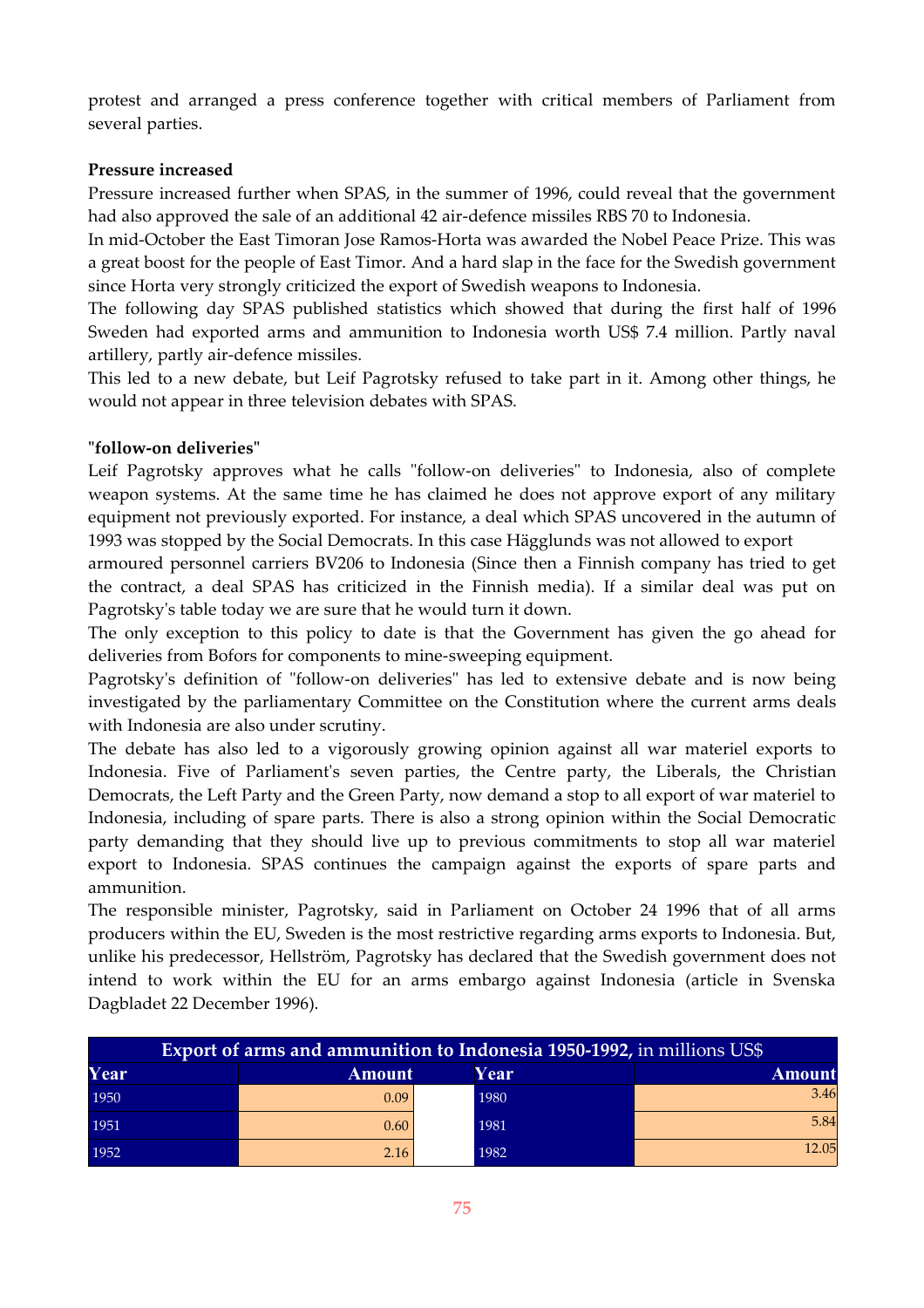protest and arranged a press conference together with critical members of Parliament from several parties.

**Pressure increased**

Pressure increased further when SPAS, in the summer of 1996, could reveal that the government had also approved the sale of an additional 42 air-defence missiles RBS 70 to Indonesia.

In mid-October the East Timoran Jose Ramos-Horta was awarded the Nobel Peace Prize. This was a great boost for the people of East Timor. And a hard slap in the face for the Swedish government since Horta very strongly criticized the export of Swedish weapons to Indonesia.

The following day SPAS published statistics which showed that during the first half of 1996 Sweden had exported arms and ammunition to Indonesia worth US$ 7.4 million. Partly naval artillery, partly air-defence missiles.

This led to a new debate, but Leif Pagrotsky refused to take part in it. Among other things, he would not appear in three television debates with SPAS.

**"follow-on deliveries"**

Leif Pagrotsky approves what he calls "follow-on deliveries" to Indonesia, also of complete weapon systems. At the same time he has claimed he does not approve export of any military equipment not previously exported. For instance, a deal which SPAS uncovered in the autumn of 1993 was stopped by the Social Democrats. In this case Hägglunds was not allowed to export armoured personnel carriers BV206 to Indonesia (Since then a Finnish company has tried to get the contract, a deal SPAS has criticized in the Finnish media). If a similar deal was put on Pagrotsky's table today we are sure that he would turn it down.

The only exception to this policy to date is that the Government has given the go ahead for deliveries from Bofors for components to mine-sweeping equipment.

Pagrotsky's definition of "follow-on deliveries" has led to extensive debate and is now being investigated by the parliamentary Committee on the Constitution where the current arms deals with Indonesia are also under scrutiny.

The debate has also led to a vigorously growing opinion against all war materiel exports to Indonesia. Five of Parliament's seven parties, the Centre party, the Liberals, the Christian Democrats, the Left Party and the Green Party, now demand a stop to all export of war materiel to Indonesia, including of spare parts. There is also a strong opinion within the Social Democratic party demanding that they should live up to previous commitments to stop all war materiel export to Indonesia. SPAS continues the campaign against the exports of spare parts and ammunition.

The responsible minister, Pagrotsky, said in Parliament on October 24 1996 that of all arms producers within the EU, Sweden is the most restrictive regarding arms exports to Indonesia. But, unlike his predecessor, Hellström, Pagrotsky has declared that the Swedish government does not intend to work within the EU for an arms embargo against Indonesia (article in Svenska Dagbladet 22 December 1996).

**Export of arms and ammunition to Indonesia 1950-1992,** in millions US$

| Year | Amount | | Year | Amount |
|---|---|---|---|---|
| 1950 | 0.09 | | 1980 | 3.46 |
| 1951 | 0.60 | | 1981 | 5.84 |
| 1952 | 2.16 | | 1982 | 12.05 |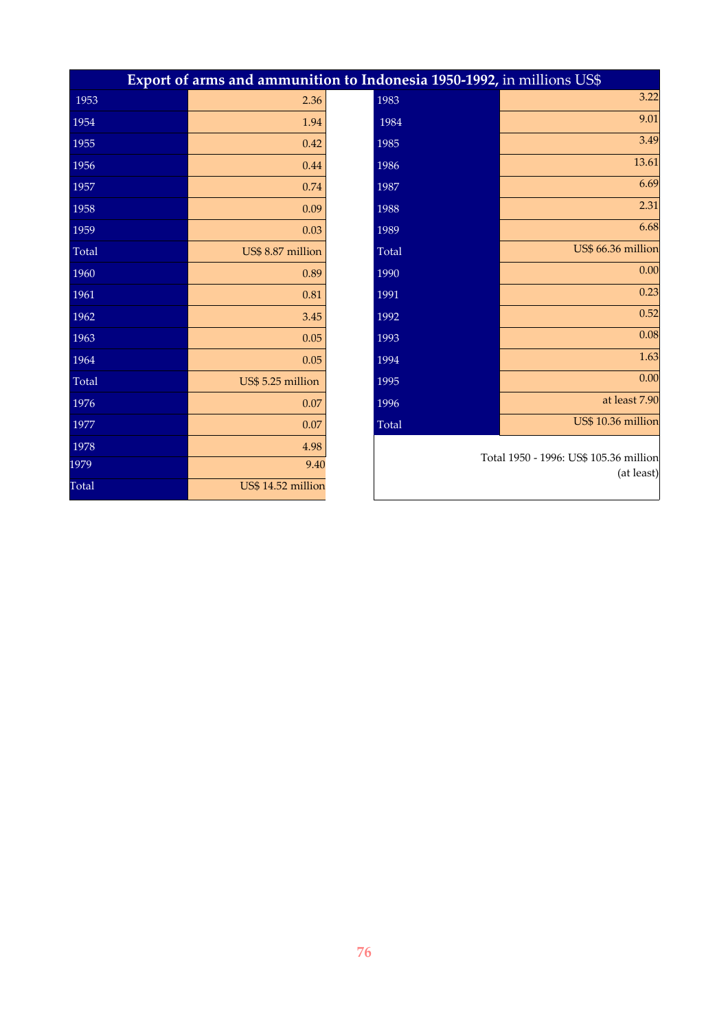**Export of arms and ammunition to Indonesia 1950-1992,** in millions US$

| Year | Value | Year | Value |
|---|---|---|---|
| 1953 | 2.36 | 1983 | 3.22 |
| 1954 | 1.94 | 1984 | 9.01 |
| 1955 | 0.42 | 1985 | 3.49 |
| 1956 | 0.44 | 1986 | 13.61 |
| 1957 | 0.74 | 1987 | 6.69 |
| 1958 | 0.09 | 1988 | 2.31 |
| 1959 | 0.03 | 1989 | 6.68 |
| Total | US$ 8.87 million | Total | US$ 66.36 million |
| 1960 | 0.89 | 1990 | 0.00 |
| 1961 | 0.81 | 1991 | 0.23 |
| 1962 | 3.45 | 1992 | 0.52 |
| 1963 | 0.05 | 1993 | 0.08 |
| 1964 | 0.05 | 1994 | 1.63 |
| Total | US$ 5.25 million | 1995 | 0.00 |
| 1976 | 0.07 | 1996 | at least 7.90 |
| 1977 | 0.07 | Total | US$ 10.36 million |
| 1978 | 4.98 | | |
| 1979 | 9.40 | | Total 1950 - 1996: US$ 105.36 million (at least) |
| Total | US$ 14.52 million | | |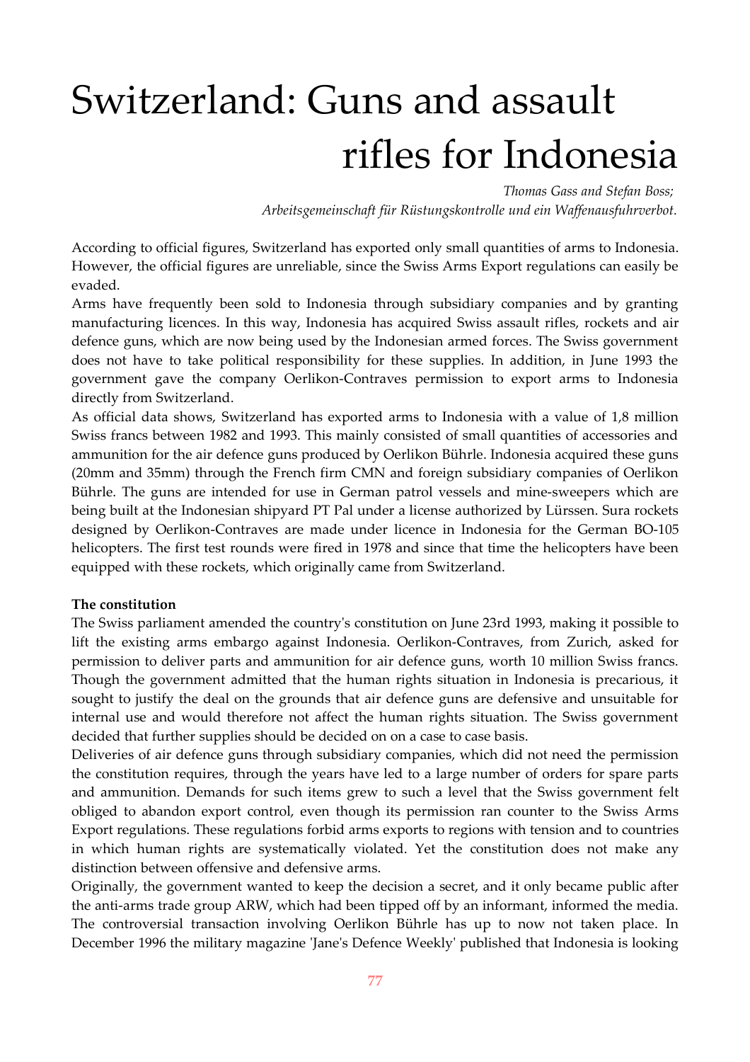# Switzerland: Guns and assault rifles for Indonesia

*Thomas Gass and Stefan Boss; Arbeitsgemeinschaft für Rüstungskontrolle und ein Waffenausfuhrverbot.*

According to official figures, Switzerland has exported only small quantities of arms to Indonesia. However, the official figures are unreliable, since the Swiss Arms Export regulations can easily be evaded.

Arms have frequently been sold to Indonesia through subsidiary companies and by granting manufacturing licences. In this way, Indonesia has acquired Swiss assault rifles, rockets and air defence guns, which are now being used by the Indonesian armed forces. The Swiss government does not have to take political responsibility for these supplies. In addition, in June 1993 the government gave the company Oerlikon-Contraves permission to export arms to Indonesia directly from Switzerland.

As official data shows, Switzerland has exported arms to Indonesia with a value of 1,8 million Swiss francs between 1982 and 1993. This mainly consisted of small quantities of accessories and ammunition for the air defence guns produced by Oerlikon Bührle. Indonesia acquired these guns (20mm and 35mm) through the French firm CMN and foreign subsidiary companies of Oerlikon Bührle. The guns are intended for use in German patrol vessels and mine-sweepers which are being built at the Indonesian shipyard PT Pal under a license authorized by Lürssen. Sura rockets designed by Oerlikon-Contraves are made under licence in Indonesia for the German BO-105 helicopters. The first test rounds were fired in 1978 and since that time the helicopters have been equipped with these rockets, which originally came from Switzerland.

**The constitution**

The Swiss parliament amended the country's constitution on June 23rd 1993, making it possible to lift the existing arms embargo against Indonesia. Oerlikon-Contraves, from Zurich, asked for permission to deliver parts and ammunition for air defence guns, worth 10 million Swiss francs. Though the government admitted that the human rights situation in Indonesia is precarious, it sought to justify the deal on the grounds that air defence guns are defensive and unsuitable for internal use and would therefore not affect the human rights situation. The Swiss government decided that further supplies should be decided on on a case to case basis.

Deliveries of air defence guns through subsidiary companies, which did not need the permission the constitution requires, through the years have led to a large number of orders for spare parts and ammunition. Demands for such items grew to such a level that the Swiss government felt obliged to abandon export control, even though its permission ran counter to the Swiss Arms Export regulations. These regulations forbid arms exports to regions with tension and to countries in which human rights are systematically violated. Yet the constitution does not make any distinction between offensive and defensive arms.

Originally, the government wanted to keep the decision a secret, and it only became public after the anti-arms trade group ARW, which had been tipped off by an informant, informed the media. The controversial transaction involving Oerlikon Bührle has up to now not taken place. In December 1996 the military magazine 'Jane's Defence Weekly' published that Indonesia is looking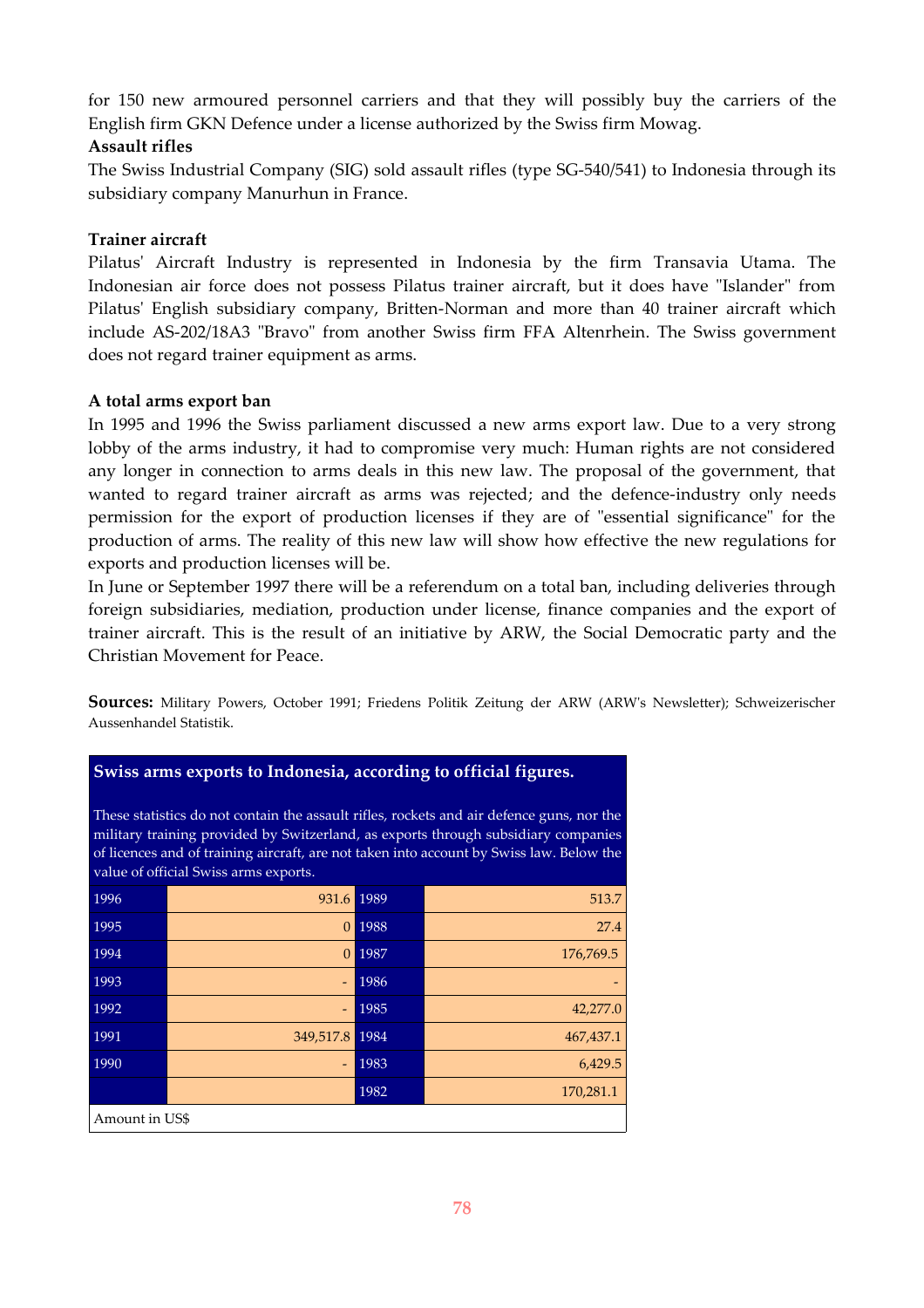for 150 new armoured personnel carriers and that they will possibly buy the carriers of the English firm GKN Defence under a license authorized by the Swiss firm Mowag.

**Assault rifles**

The Swiss Industrial Company (SIG) sold assault rifles (type SG-540/541) to Indonesia through its subsidiary company Manurhun in France.

**Trainer aircraft**

Pilatus' Aircraft Industry is represented in Indonesia by the firm Transavia Utama. The Indonesian air force does not possess Pilatus trainer aircraft, but it does have "Islander" from Pilatus' English subsidiary company, Britten-Norman and more than 40 trainer aircraft which include AS-202/18A3 "Bravo" from another Swiss firm FFA Altenrhein. The Swiss government does not regard trainer equipment as arms.

**A total arms export ban**

In 1995 and 1996 the Swiss parliament discussed a new arms export law. Due to a very strong lobby of the arms industry, it had to compromise very much: Human rights are not considered any longer in connection to arms deals in this new law. The proposal of the government, that wanted to regard trainer aircraft as arms was rejected; and the defence-industry only needs permission for the export of production licenses if they are of "essential significance" for the production of arms. The reality of this new law will show how effective the new regulations for exports and production licenses will be.

In June or September 1997 there will be a referendum on a total ban, including deliveries through foreign subsidiaries, mediation, production under license, finance companies and the export of trainer aircraft. This is the result of an initiative by ARW, the Social Democratic party and the Christian Movement for Peace.

**Sources:** Military Powers, October 1991; Friedens Politik Zeitung der ARW (ARW's Newsletter); Schweizerischer Aussenhandel Statistik.

**Swiss arms exports to Indonesia, according to official figures.**

These statistics do not contain the assault rifles, rockets and air defence guns, nor the military training provided by Switzerland, as exports through subsidiary companies of licences and of training aircraft, are not taken into account by Swiss law. Below the value of official Swiss arms exports.

| Year | Amount | Year | Amount |
|---|---|---|---|
| 1996 | 931.6 | 1989 | 513.7 |
| 1995 | 0 | 1988 | 27.4 |
| 1994 | 0 | 1987 | 176,769.5 |
| 1993 | - | 1986 | - |
| 1992 | - | 1985 | 42,277.0 |
| 1991 | 349,517.8 | 1984 | 467,437.1 |
| 1990 | - | 1983 | 6,429.5 |
| | | 1982 | 170,281.1 |

Amount in US$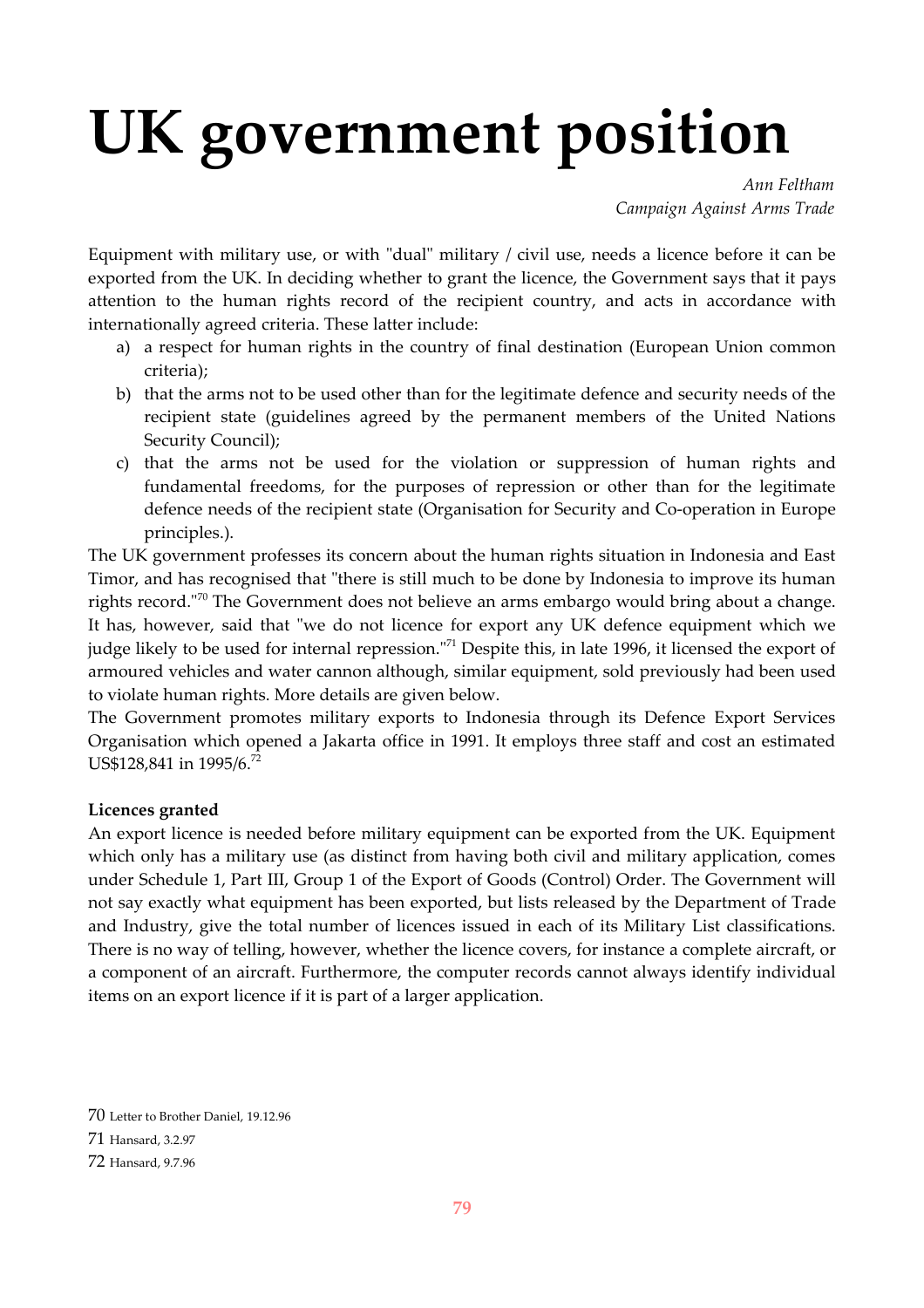# UK government position

*Ann Feltham*
*Campaign Against Arms Trade*

Equipment with military use, or with "dual" military / civil use, needs a licence before it can be exported from the UK. In deciding whether to grant the licence, the Government says that it pays attention to the human rights record of the recipient country, and acts in accordance with internationally agreed criteria. These latter include:

a) a respect for human rights in the country of final destination (European Union common criteria);
b) that the arms not to be used other than for the legitimate defence and security needs of the recipient state (guidelines agreed by the permanent members of the United Nations Security Council);
c) that the arms not be used for the violation or suppression of human rights and fundamental freedoms, for the purposes of repression or other than for the legitimate defence needs of the recipient state (Organisation for Security and Co-operation in Europe principles.).

The UK government professes its concern about the human rights situation in Indonesia and East Timor, and has recognised that "there is still much to be done by Indonesia to improve its human rights record."[70] The Government does not believe an arms embargo would bring about a change. It has, however, said that "we do not licence for export any UK defence equipment which we judge likely to be used for internal repression."[71] Despite this, in late 1996, it licensed the export of armoured vehicles and water cannon although, similar equipment, sold previously had been used to violate human rights. More details are given below.

The Government promotes military exports to Indonesia through its Defence Export Services Organisation which opened a Jakarta office in 1991. It employs three staff and cost an estimated US$128,841 in 1995/6.[72]

**Licences granted**

An export licence is needed before military equipment can be exported from the UK. Equipment which only has a military use (as distinct from having both civil and military application, comes under Schedule 1, Part III, Group 1 of the Export of Goods (Control) Order. The Government will not say exactly what equipment has been exported, but lists released by the Department of Trade and Industry, give the total number of licences issued in each of its Military List classifications. There is no way of telling, however, whether the licence covers, for instance a complete aircraft, or a component of an aircraft. Furthermore, the computer records cannot always identify individual items on an export licence if it is part of a larger application.

70 Letter to Brother Daniel, 19.12.96

71 Hansard, 3.2.97

72 Hansard, 9.7.96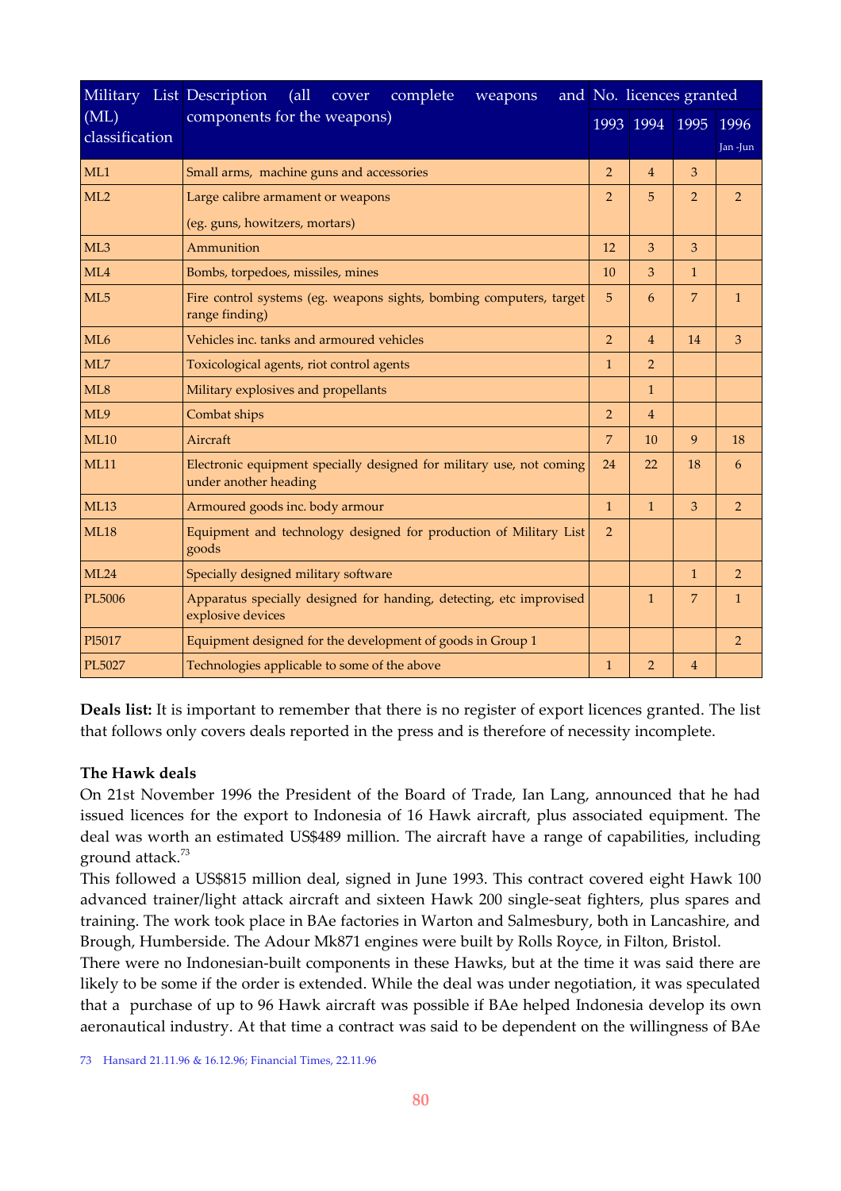| Military List (ML) classification | Description (all cover complete weapons and components for the weapons) | No. licences granted | | | |
|---|---|---|---|---|---|
| | | 1993 | 1994 | 1995 | 1996 Jan -Jun |
| ML1 | Small arms, machine guns and accessories | 2 | 4 | 3 | |
| ML2 | Large calibre armament or weapons (eg. guns, howitzers, mortars) | 2 | 5 | 2 | 2 |
| ML3 | Ammunition | 12 | 3 | 3 | |
| ML4 | Bombs, torpedoes, missiles, mines | 10 | 3 | 1 | |
| ML5 | Fire control systems (eg. weapons sights, bombing computers, target range finding) | 5 | 6 | 7 | 1 |
| ML6 | Vehicles inc. tanks and armoured vehicles | 2 | 4 | 14 | 3 |
| ML7 | Toxicological agents, riot control agents | 1 | 2 | | |
| ML8 | Military explosives and propellants | | 1 | | |
| ML9 | Combat ships | 2 | 4 | | |
| ML10 | Aircraft | 7 | 10 | 9 | 18 |
| ML11 | Electronic equipment specially designed for military use, not coming under another heading | 24 | 22 | 18 | 6 |
| ML13 | Armoured goods inc. body armour | 1 | 1 | 3 | 2 |
| ML18 | Equipment and technology designed for production of Military List goods | 2 | | | |
| ML24 | Specially designed military software | | | 1 | 2 |
| PL5006 | Apparatus specially designed for handing, detecting, etc improvised explosive devices | | 1 | 7 | 1 |
| Pl5017 | Equipment designed for the development of goods in Group 1 | | | | 2 |
| PL5027 | Technologies applicable to some of the above | 1 | 2 | 4 | |

**Deals list:** It is important to remember that there is no register of export licences granted. The list that follows only covers deals reported in the press and is therefore of necessity incomplete.

**The Hawk deals**

On 21st November 1996 the President of the Board of Trade, Ian Lang, announced that he had issued licences for the export to Indonesia of 16 Hawk aircraft, plus associated equipment. The deal was worth an estimated US$489 million. The aircraft have a range of capabilities, including ground attack.[73]

This followed a US$815 million deal, signed in June 1993. This contract covered eight Hawk 100 advanced trainer/light attack aircraft and sixteen Hawk 200 single-seat fighters, plus spares and training. The work took place in BAe factories in Warton and Salmesbury, both in Lancashire, and Brough, Humberside. The Adour Mk871 engines were built by Rolls Royce, in Filton, Bristol.

There were no Indonesian-built components in these Hawks, but at the time it was said there are likely to be some if the order is extended. While the deal was under negotiation, it was speculated that a purchase of up to 96 Hawk aircraft was possible if BAe helped Indonesia develop its own aeronautical industry. At that time a contract was said to be dependent on the willingness of BAe

73 Hansard 21.11.96 & 16.12.96; Financial Times, 22.11.96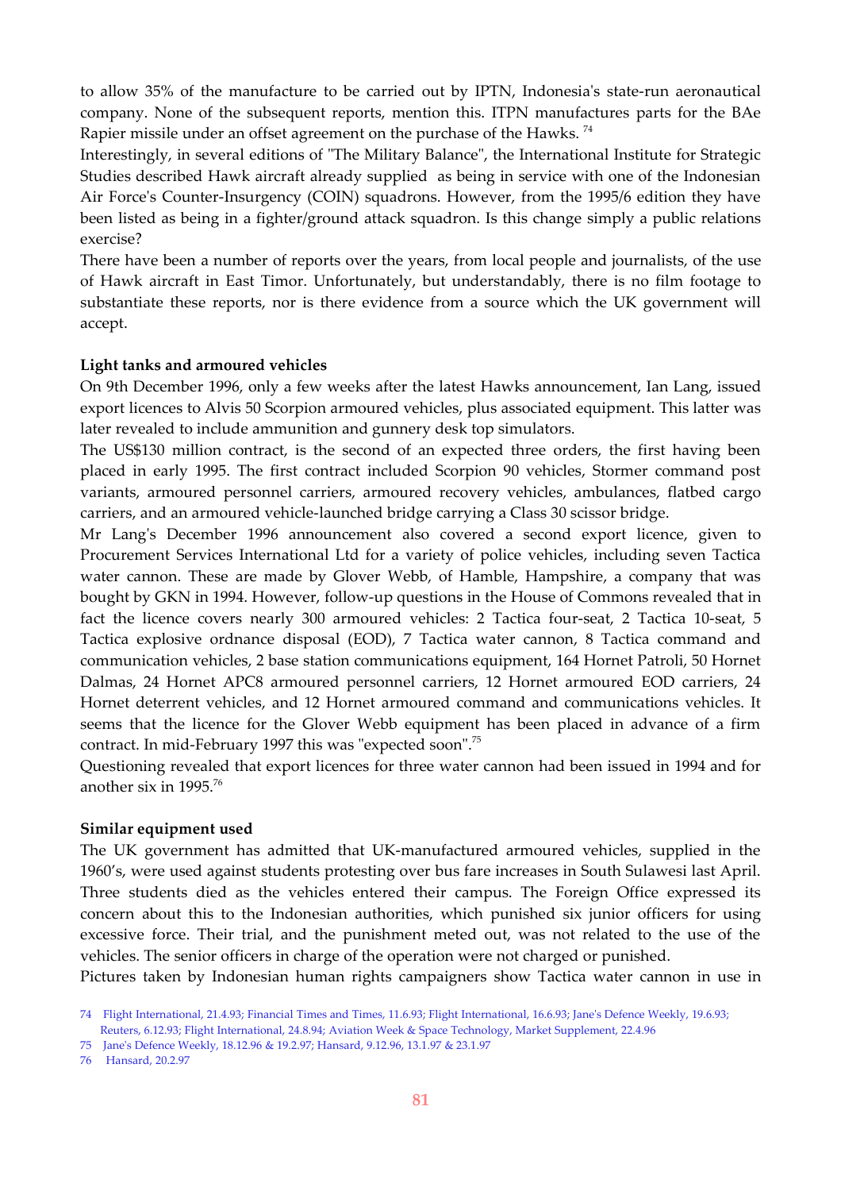to allow 35% of the manufacture to be carried out by IPTN, Indonesia's state-run aeronautical company. None of the subsequent reports, mention this. ITPN manufactures parts for the BAe Rapier missile under an offset agreement on the purchase of the Hawks. [74]

Interestingly, in several editions of "The Military Balance", the International Institute for Strategic Studies described Hawk aircraft already supplied as being in service with one of the Indonesian Air Force's Counter-Insurgency (COIN) squadrons. However, from the 1995/6 edition they have been listed as being in a fighter/ground attack squadron. Is this change simply a public relations exercise?

There have been a number of reports over the years, from local people and journalists, of the use of Hawk aircraft in East Timor. Unfortunately, but understandably, there is no film footage to substantiate these reports, nor is there evidence from a source which the UK government will accept.

**Light tanks and armoured vehicles**

On 9th December 1996, only a few weeks after the latest Hawks announcement, Ian Lang, issued export licences to Alvis 50 Scorpion armoured vehicles, plus associated equipment. This latter was later revealed to include ammunition and gunnery desk top simulators.

The US$130 million contract, is the second of an expected three orders, the first having been placed in early 1995. The first contract included Scorpion 90 vehicles, Stormer command post variants, armoured personnel carriers, armoured recovery vehicles, ambulances, flatbed cargo carriers, and an armoured vehicle-launched bridge carrying a Class 30 scissor bridge.

Mr Lang's December 1996 announcement also covered a second export licence, given to Procurement Services International Ltd for a variety of police vehicles, including seven Tactica water cannon. These are made by Glover Webb, of Hamble, Hampshire, a company that was bought by GKN in 1994. However, follow-up questions in the House of Commons revealed that in fact the licence covers nearly 300 armoured vehicles: 2 Tactica four-seat, 2 Tactica 10-seat, 5 Tactica explosive ordnance disposal (EOD), 7 Tactica water cannon, 8 Tactica command and communication vehicles, 2 base station communications equipment, 164 Hornet Patroli, 50 Hornet Dalmas, 24 Hornet APC8 armoured personnel carriers, 12 Hornet armoured EOD carriers, 24 Hornet deterrent vehicles, and 12 Hornet armoured command and communications vehicles. It seems that the licence for the Glover Webb equipment has been placed in advance of a firm contract. In mid-February 1997 this was "expected soon".[75]

Questioning revealed that export licences for three water cannon had been issued in 1994 and for another six in 1995.[76]

**Similar equipment used**

The UK government has admitted that UK-manufactured armoured vehicles, supplied in the 1960's, were used against students protesting over bus fare increases in South Sulawesi last April. Three students died as the vehicles entered their campus. The Foreign Office expressed its concern about this to the Indonesian authorities, which punished six junior officers for using excessive force. Their trial, and the punishment meted out, was not related to the use of the vehicles. The senior officers in charge of the operation were not charged or punished.

Pictures taken by Indonesian human rights campaigners show Tactica water cannon in use in

---

74 Flight International, 21.4.93; Financial Times and Times, 11.6.93; Flight International, 16.6.93; Jane's Defence Weekly, 19.6.93; Reuters, 6.12.93; Flight International, 24.8.94; Aviation Week & Space Technology, Market Supplement, 22.4.96

75 Jane's Defence Weekly, 18.12.96 & 19.2.97; Hansard, 9.12.96, 13.1.97 & 23.1.97

76 Hansard, 20.2.97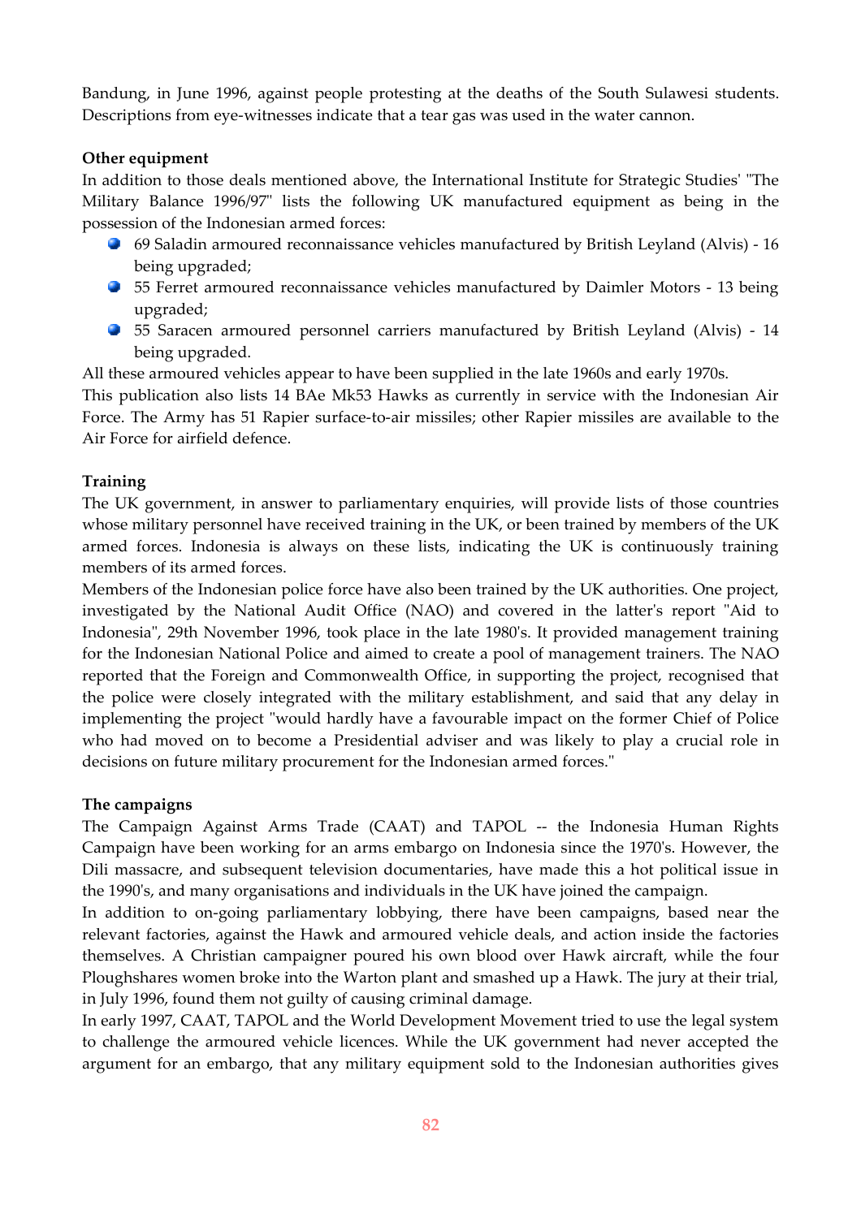Bandung, in June 1996, against people protesting at the deaths of the South Sulawesi students. Descriptions from eye-witnesses indicate that a tear gas was used in the water cannon.

**Other equipment**

In addition to those deals mentioned above, the International Institute for Strategic Studies' "The Military Balance 1996/97" lists the following UK manufactured equipment as being in the possession of the Indonesian armed forces:

- 69 Saladin armoured reconnaissance vehicles manufactured by British Leyland (Alvis) - 16 being upgraded;
- 55 Ferret armoured reconnaissance vehicles manufactured by Daimler Motors - 13 being upgraded;
- 55 Saracen armoured personnel carriers manufactured by British Leyland (Alvis) - 14 being upgraded.

All these armoured vehicles appear to have been supplied in the late 1960s and early 1970s.

This publication also lists 14 BAe Mk53 Hawks as currently in service with the Indonesian Air Force. The Army has 51 Rapier surface-to-air missiles; other Rapier missiles are available to the Air Force for airfield defence.

**Training**

The UK government, in answer to parliamentary enquiries, will provide lists of those countries whose military personnel have received training in the UK, or been trained by members of the UK armed forces. Indonesia is always on these lists, indicating the UK is continuously training members of its armed forces.

Members of the Indonesian police force have also been trained by the UK authorities. One project, investigated by the National Audit Office (NAO) and covered in the latter's report "Aid to Indonesia", 29th November 1996, took place in the late 1980's. It provided management training for the Indonesian National Police and aimed to create a pool of management trainers. The NAO reported that the Foreign and Commonwealth Office, in supporting the project, recognised that the police were closely integrated with the military establishment, and said that any delay in implementing the project "would hardly have a favourable impact on the former Chief of Police who had moved on to become a Presidential adviser and was likely to play a crucial role in decisions on future military procurement for the Indonesian armed forces."

**The campaigns**

The Campaign Against Arms Trade (CAAT) and TAPOL -- the Indonesia Human Rights Campaign have been working for an arms embargo on Indonesia since the 1970's. However, the Dili massacre, and subsequent television documentaries, have made this a hot political issue in the 1990's, and many organisations and individuals in the UK have joined the campaign.

In addition to on-going parliamentary lobbying, there have been campaigns, based near the relevant factories, against the Hawk and armoured vehicle deals, and action inside the factories themselves. A Christian campaigner poured his own blood over Hawk aircraft, while the four Ploughshares women broke into the Warton plant and smashed up a Hawk. The jury at their trial, in July 1996, found them not guilty of causing criminal damage.

In early 1997, CAAT, TAPOL and the World Development Movement tried to use the legal system to challenge the armoured vehicle licences. While the UK government had never accepted the argument for an embargo, that any military equipment sold to the Indonesian authorities gives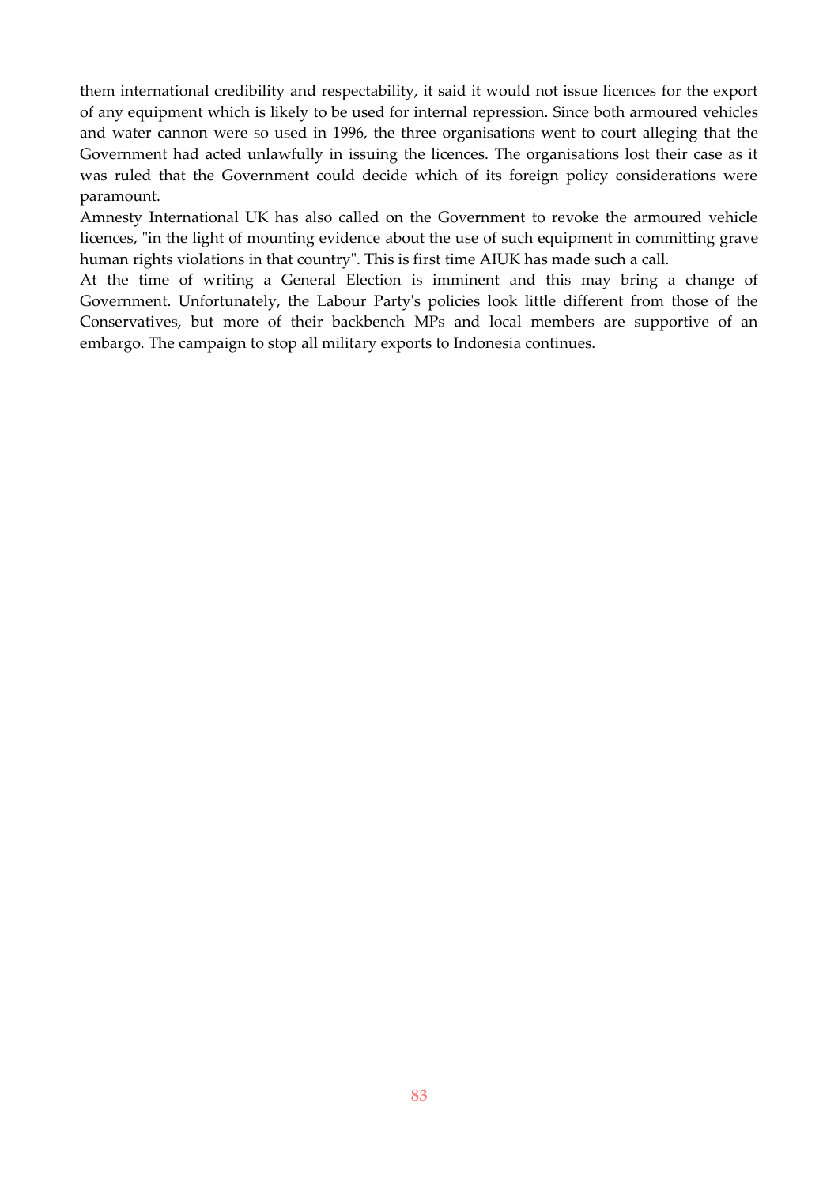them international credibility and respectability, it said it would not issue licences for the export of any equipment which is likely to be used for internal repression. Since both armoured vehicles and water cannon were so used in 1996, the three organisations went to court alleging that the Government had acted unlawfully in issuing the licences. The organisations lost their case as it was ruled that the Government could decide which of its foreign policy considerations were paramount.

Amnesty International UK has also called on the Government to revoke the armoured vehicle licences, "in the light of mounting evidence about the use of such equipment in committing grave human rights violations in that country". This is first time AIUK has made such a call.

At the time of writing a General Election is imminent and this may bring a change of Government. Unfortunately, the Labour Party's policies look little different from those of the Conservatives, but more of their backbench MPs and local members are supportive of an embargo. The campaign to stop all military exports to Indonesia continues.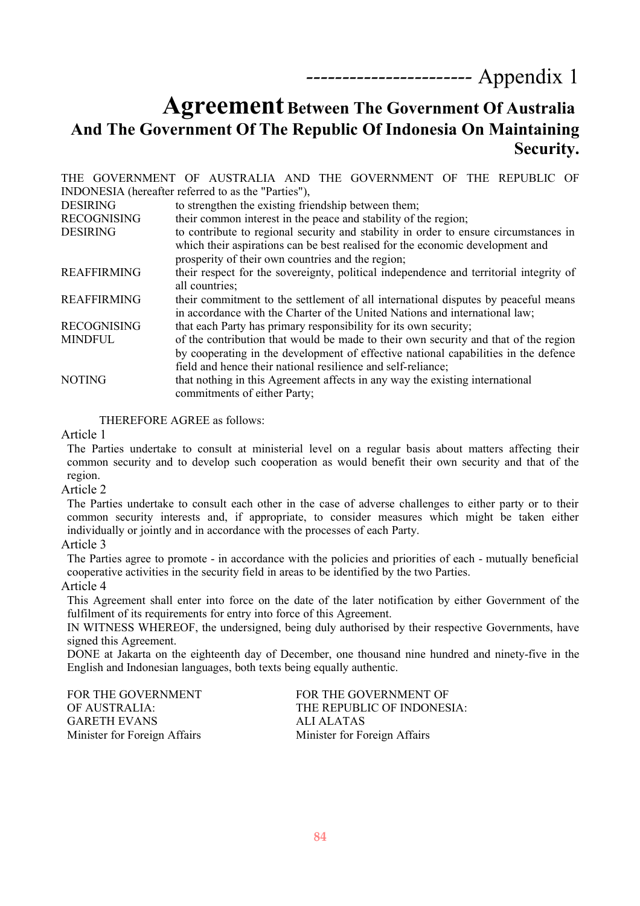----------------------- Appendix 1

# Agreement Between The Government Of Australia And The Government Of The Republic Of Indonesia On Maintaining Security.

THE GOVERNMENT OF AUSTRALIA AND THE GOVERNMENT OF THE REPUBLIC OF INDONESIA (hereafter referred to as the "Parties"),

| | |
|---|---|
| DESIRING | to strengthen the existing friendship between them; |
| RECOGNISING | their common interest in the peace and stability of the region; |
| DESIRING | to contribute to regional security and stability in order to ensure circumstances in which their aspirations can be best realised for the economic development and prosperity of their own countries and the region; |
| REAFFIRMING | their respect for the sovereignty, political independence and territorial integrity of all countries; |
| REAFFIRMING | their commitment to the settlement of all international disputes by peaceful means in accordance with the Charter of the United Nations and international law; |
| RECOGNISING | that each Party has primary responsibility for its own security; |
| MINDFUL | of the contribution that would be made to their own security and that of the region by cooperating in the development of effective national capabilities in the defence field and hence their national resilience and self-reliance; |
| NOTING | that nothing in this Agreement affects in any way the existing international commitments of either Party; |

THEREFORE AGREE as follows:

Article 1

The Parties undertake to consult at ministerial level on a regular basis about matters affecting their common security and to develop such cooperation as would benefit their own security and that of the region.

Article 2

The Parties undertake to consult each other in the case of adverse challenges to either party or to their common security interests and, if appropriate, to consider measures which might be taken either individually or jointly and in accordance with the processes of each Party.

Article 3

The Parties agree to promote - in accordance with the policies and priorities of each - mutually beneficial cooperative activities in the security field in areas to be identified by the two Parties.

Article 4

This Agreement shall enter into force on the date of the later notification by either Government of the fulfilment of its requirements for entry into force of this Agreement.

IN WITNESS WHEREOF, the undersigned, being duly authorised by their respective Governments, have signed this Agreement.

DONE at Jakarta on the eighteenth day of December, one thousand nine hundred and ninety-five in the English and Indonesian languages, both texts being equally authentic.

FOR THE GOVERNMENT OF AUSTRALIA:
GARETH EVANS
Minister for Foreign Affairs

FOR THE GOVERNMENT OF THE REPUBLIC OF INDONESIA:
ALI ALATAS
Minister for Foreign Affairs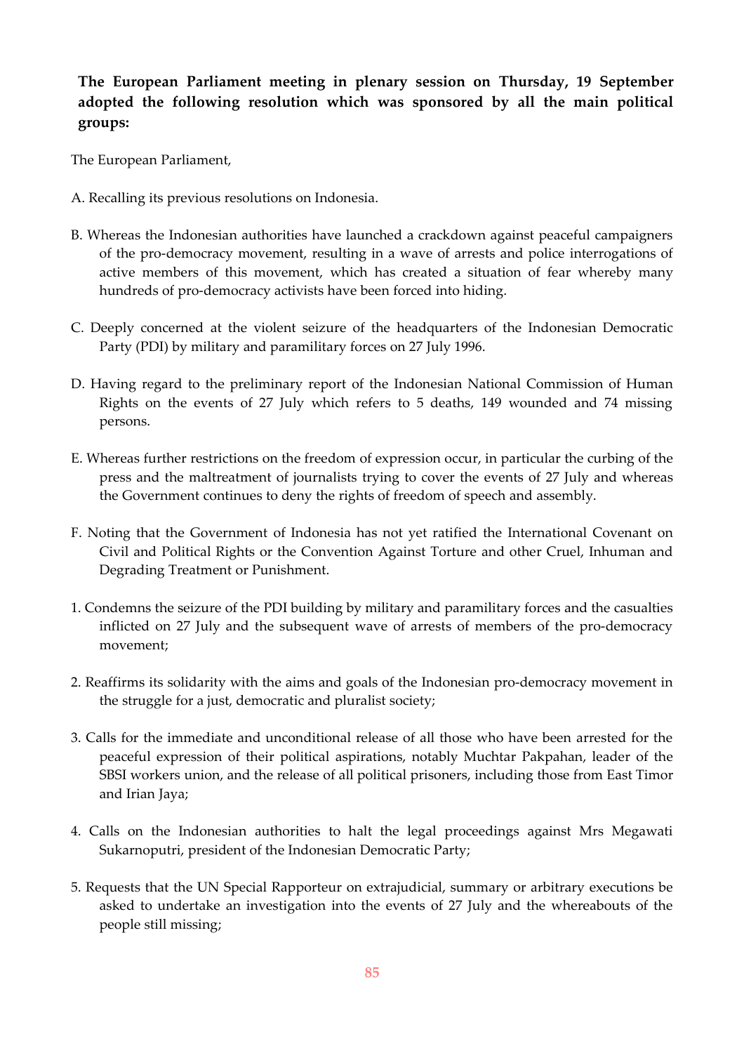**The European Parliament meeting in plenary session on Thursday, 19 September adopted the following resolution which was sponsored by all the main political groups:**

The European Parliament,

A. Recalling its previous resolutions on Indonesia.

B. Whereas the Indonesian authorities have launched a crackdown against peaceful campaigners of the pro-democracy movement, resulting in a wave of arrests and police interrogations of active members of this movement, which has created a situation of fear whereby many hundreds of pro-democracy activists have been forced into hiding.

C. Deeply concerned at the violent seizure of the headquarters of the Indonesian Democratic Party (PDI) by military and paramilitary forces on 27 July 1996.

D. Having regard to the preliminary report of the Indonesian National Commission of Human Rights on the events of 27 July which refers to 5 deaths, 149 wounded and 74 missing persons.

E. Whereas further restrictions on the freedom of expression occur, in particular the curbing of the press and the maltreatment of journalists trying to cover the events of 27 July and whereas the Government continues to deny the rights of freedom of speech and assembly.

F. Noting that the Government of Indonesia has not yet ratified the International Covenant on Civil and Political Rights or the Convention Against Torture and other Cruel, Inhuman and Degrading Treatment or Punishment.

1. Condemns the seizure of the PDI building by military and paramilitary forces and the casualties inflicted on 27 July and the subsequent wave of arrests of members of the pro-democracy movement;

2. Reaffirms its solidarity with the aims and goals of the Indonesian pro-democracy movement in the struggle for a just, democratic and pluralist society;

3. Calls for the immediate and unconditional release of all those who have been arrested for the peaceful expression of their political aspirations, notably Muchtar Pakpahan, leader of the SBSI workers union, and the release of all political prisoners, including those from East Timor and Irian Jaya;

4. Calls on the Indonesian authorities to halt the legal proceedings against Mrs Megawati Sukarnoputri, president of the Indonesian Democratic Party;

5. Requests that the UN Special Rapporteur on extrajudicial, summary or arbitrary executions be asked to undertake an investigation into the events of 27 July and the whereabouts of the people still missing;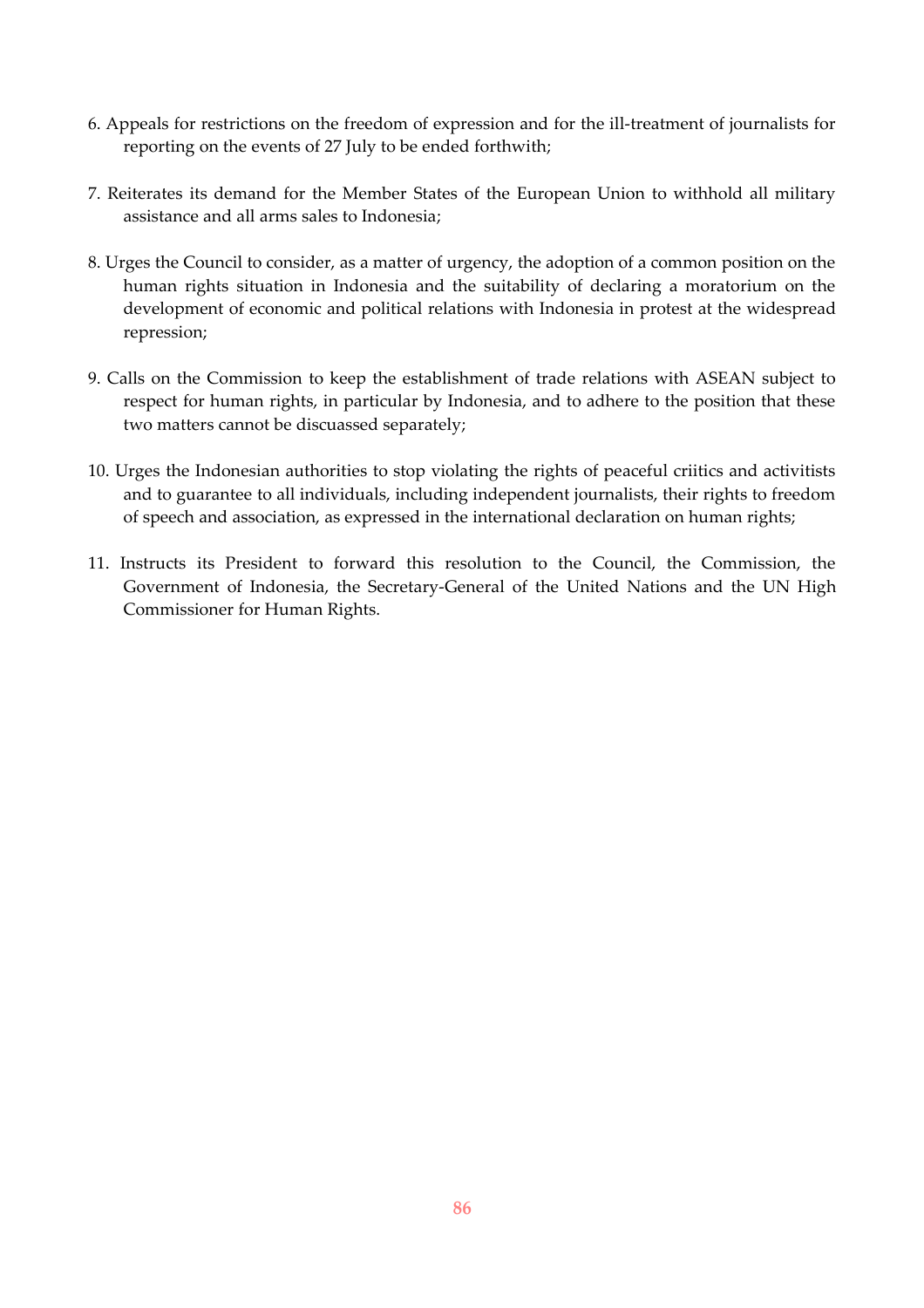6. Appeals for restrictions on the freedom of expression and for the ill-treatment of journalists for reporting on the events of 27 July to be ended forthwith;

7. Reiterates its demand for the Member States of the European Union to withhold all military assistance and all arms sales to Indonesia;

8. Urges the Council to consider, as a matter of urgency, the adoption of a common position on the human rights situation in Indonesia and the suitability of declaring a moratorium on the development of economic and political relations with Indonesia in protest at the widespread repression;

9. Calls on the Commission to keep the establishment of trade relations with ASEAN subject to respect for human rights, in particular by Indonesia, and to adhere to the position that these two matters cannot be discuassed separately;

10. Urges the Indonesian authorities to stop violating the rights of peaceful criitics and activitists and to guarantee to all individuals, including independent journalists, their rights to freedom of speech and association, as expressed in the international declaration on human rights;

11. Instructs its President to forward this resolution to the Council, the Commission, the Government of Indonesia, the Secretary-General of the United Nations and the UN High Commissioner for Human Rights.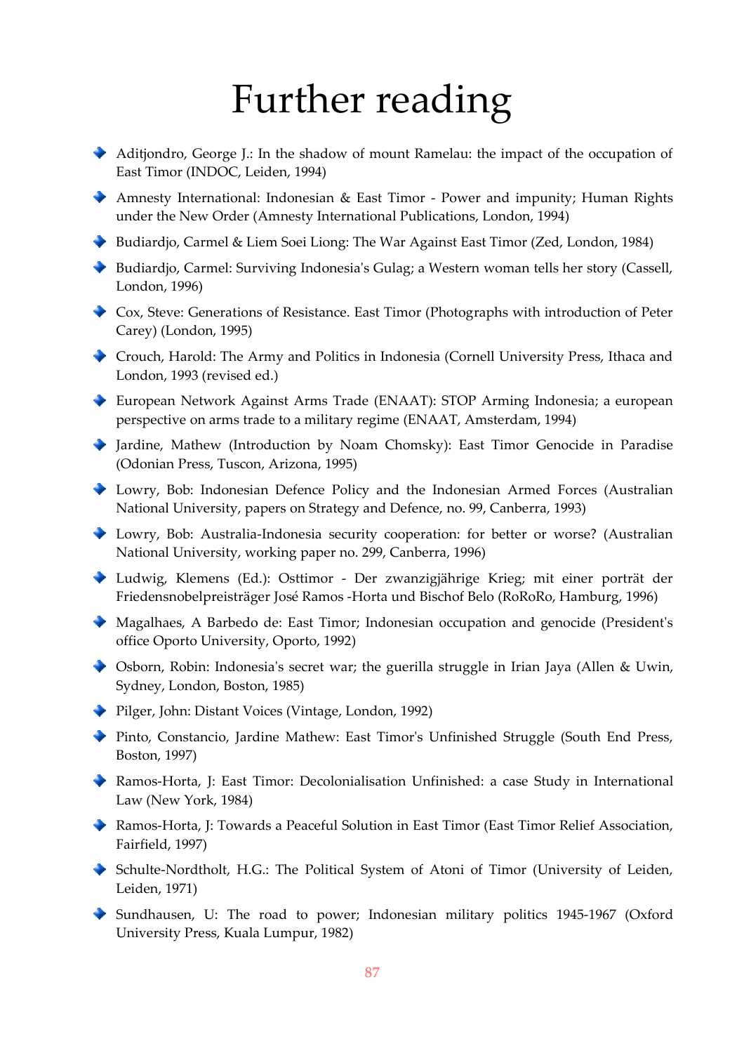# Further reading

- Aditjondro, George J.: In the shadow of mount Ramelau: the impact of the occupation of East Timor (INDOC, Leiden, 1994)
- Amnesty International: Indonesian & East Timor - Power and impunity; Human Rights under the New Order (Amnesty International Publications, London, 1994)
- Budiardjo, Carmel & Liem Soei Liong: The War Against East Timor (Zed, London, 1984)
- Budiardjo, Carmel: Surviving Indonesia's Gulag; a Western woman tells her story (Cassell, London, 1996)
- Cox, Steve: Generations of Resistance. East Timor (Photographs with introduction of Peter Carey) (London, 1995)
- Crouch, Harold: The Army and Politics in Indonesia (Cornell University Press, Ithaca and London, 1993 (revised ed.)
- European Network Against Arms Trade (ENAAT): STOP Arming Indonesia; a european perspective on arms trade to a military regime (ENAAT, Amsterdam, 1994)
- Jardine, Mathew (Introduction by Noam Chomsky): East Timor Genocide in Paradise (Odonian Press, Tuscon, Arizona, 1995)
- Lowry, Bob: Indonesian Defence Policy and the Indonesian Armed Forces (Australian National University, papers on Strategy and Defence, no. 99, Canberra, 1993)
- Lowry, Bob: Australia-Indonesia security cooperation: for better or worse? (Australian National University, working paper no. 299, Canberra, 1996)
- Ludwig, Klemens (Ed.): Osttimor - Der zwanzigjährige Krieg; mit einer porträt der Friedensnobelpreisträger José Ramos -Horta und Bischof Belo (RoRoRo, Hamburg, 1996)
- Magalhaes, A Barbedo de: East Timor; Indonesian occupation and genocide (President's office Oporto University, Oporto, 1992)
- Osborn, Robin: Indonesia's secret war; the guerilla struggle in Irian Jaya (Allen & Uwin, Sydney, London, Boston, 1985)
- Pilger, John: Distant Voices (Vintage, London, 1992)
- Pinto, Constancio, Jardine Mathew: East Timor's Unfinished Struggle (South End Press, Boston, 1997)
- Ramos-Horta, J: East Timor: Decolonialisation Unfinished: a case Study in International Law (New York, 1984)
- Ramos-Horta, J: Towards a Peaceful Solution in East Timor (East Timor Relief Association, Fairfield, 1997)
- Schulte-Nordtholt, H.G.: The Political System of Atoni of Timor (University of Leiden, Leiden, 1971)
- Sundhausen, U: The road to power; Indonesian military politics 1945-1967 (Oxford University Press, Kuala Lumpur, 1982)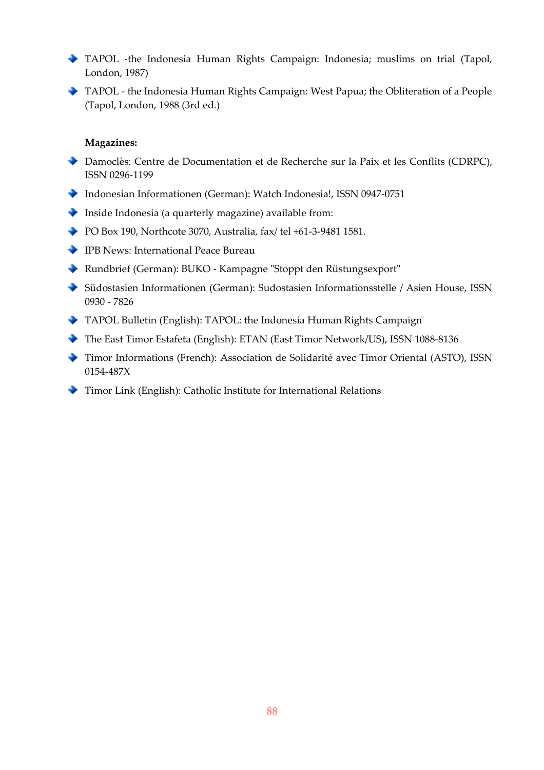- TAPOL -the Indonesia Human Rights Campaign: Indonesia; muslims on trial (Tapol, London, 1987)
- TAPOL - the Indonesia Human Rights Campaign: West Papua; the Obliteration of a People (Tapol, London, 1988 (3rd ed.)

**Magazines:**

- Damoclès: Centre de Documentation et de Recherche sur la Paix et les Conflits (CDRPC), ISSN 0296-1199
- Indonesian Informationen (German): Watch Indonesia!, ISSN 0947-0751
- Inside Indonesia (a quarterly magazine) available from:
- PO Box 190, Northcote 3070, Australia, fax/ tel +61-3-9481 1581.
- IPB News: International Peace Bureau
- Rundbrief (German): BUKO - Kampagne "Stoppt den Rüstungsexport"
- Südostasien Informationen (German): Sudostasien Informationsstelle / Asien House, ISSN 0930 - 7826
- TAPOL Bulletin (English): TAPOL: the Indonesia Human Rights Campaign
- The East Timor Estafeta (English): ETAN (East Timor Network/US), ISSN 1088-8136
- Timor Informations (French): Association de Solidarité avec Timor Oriental (ASTO), ISSN 0154-487X
- Timor Link (English): Catholic Institute for International Relations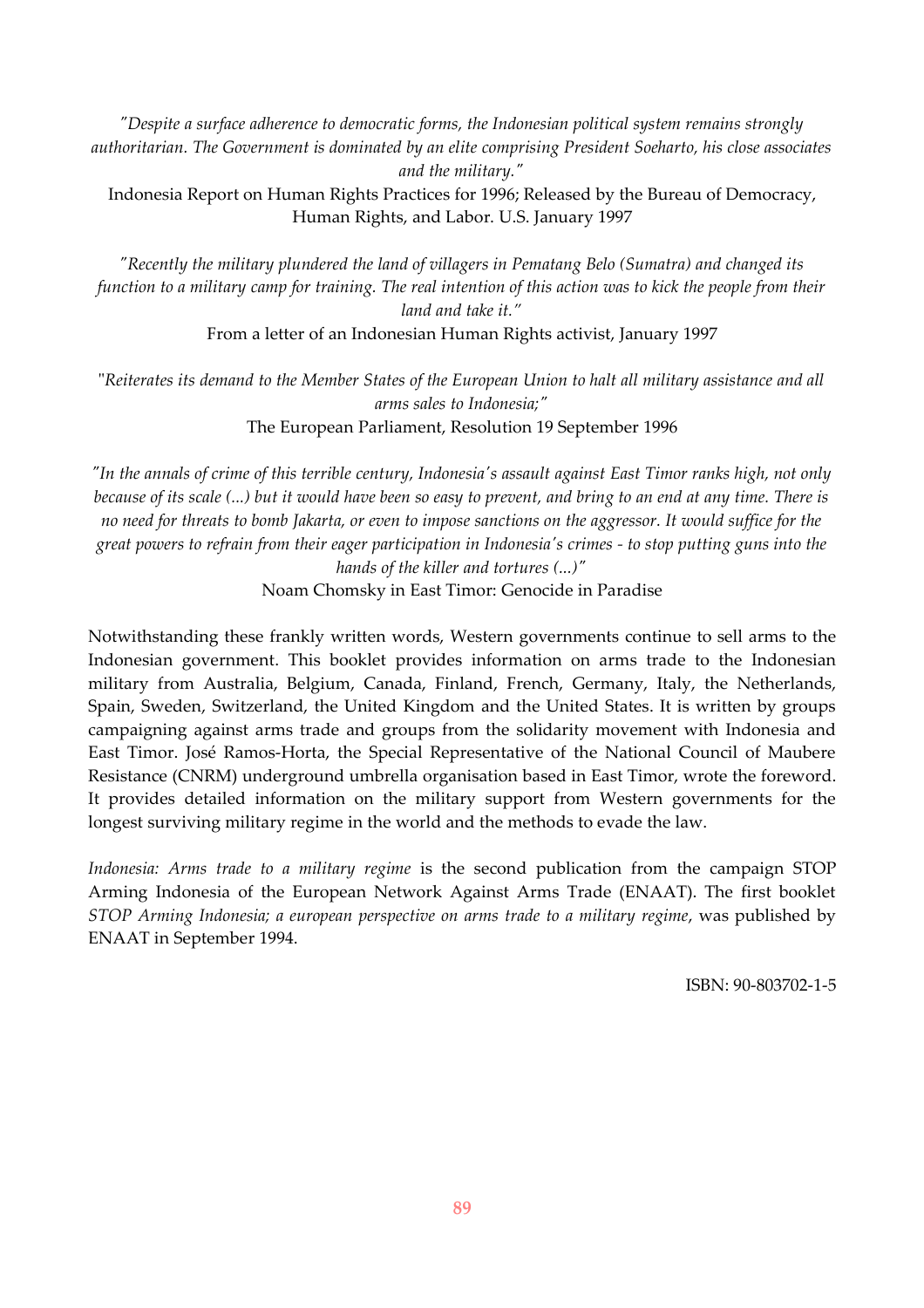*"Despite a surface adherence to democratic forms, the Indonesian political system remains strongly authoritarian. The Government is dominated by an elite comprising President Soeharto, his close associates and the military."*

Indonesia Report on Human Rights Practices for 1996; Released by the Bureau of Democracy, Human Rights, and Labor. U.S. January 1997

*"Recently the military plundered the land of villagers in Pematang Belo (Sumatra) and changed its function to a military camp for training. The real intention of this action was to kick the people from their land and take it."*

From a letter of an Indonesian Human Rights activist, January 1997

*"Reiterates its demand to the Member States of the European Union to halt all military assistance and all arms sales to Indonesia;"*

The European Parliament, Resolution 19 September 1996

*"In the annals of crime of this terrible century, Indonesia's assault against East Timor ranks high, not only because of its scale (...) but it would have been so easy to prevent, and bring to an end at any time. There is no need for threats to bomb Jakarta, or even to impose sanctions on the aggressor. It would suffice for the great powers to refrain from their eager participation in Indonesia's crimes - to stop putting guns into the hands of the killer and tortures (...)"*

Noam Chomsky in East Timor: Genocide in Paradise

Notwithstanding these frankly written words, Western governments continue to sell arms to the Indonesian government. This booklet provides information on arms trade to the Indonesian military from Australia, Belgium, Canada, Finland, French, Germany, Italy, the Netherlands, Spain, Sweden, Switzerland, the United Kingdom and the United States. It is written by groups campaigning against arms trade and groups from the solidarity movement with Indonesia and East Timor. José Ramos-Horta, the Special Representative of the National Council of Maubere Resistance (CNRM) underground umbrella organisation based in East Timor, wrote the foreword. It provides detailed information on the military support from Western governments for the longest surviving military regime in the world and the methods to evade the law.

*Indonesia: Arms trade to a military regime* is the second publication from the campaign STOP Arming Indonesia of the European Network Against Arms Trade (ENAAT). The first booklet *STOP Arming Indonesia; a european perspective on arms trade to a military regime*, was published by ENAAT in September 1994.

ISBN: 90-803702-1-5